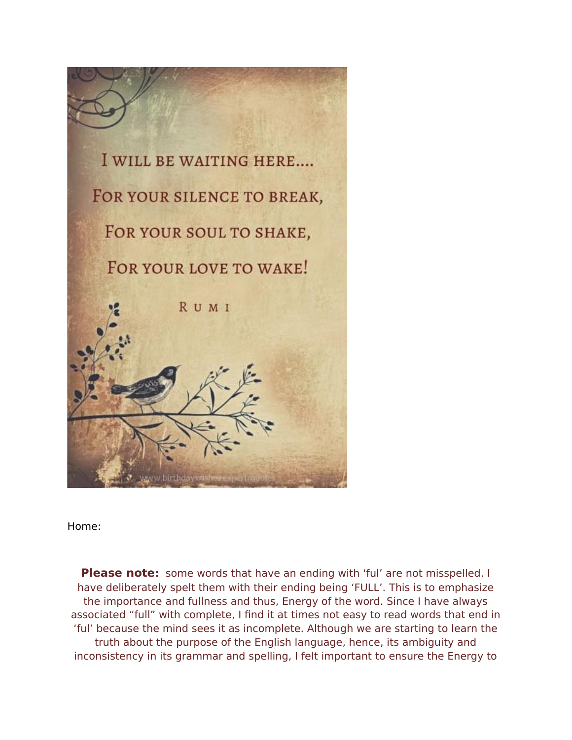I WILL BE WAITING HERE....

FOR YOUR SILENCE TO BREAK,

FOR YOUR SOUL TO SHAKE,

FOR YOUR LOVE TO WAKE!

RUMI

Home:

**Please note:** some words that have an ending with 'ful' are not misspelled. I have deliberately spelt them with their ending being 'FULL'. This is to emphasize the importance and fullness and thus, Energy of the word. Since I have always associated "full" with complete, I find it at times not easy to read words that end in 'ful' because the mind sees it as incomplete. Although we are starting to learn the truth about the purpose of the English language, hence, its ambiguity and inconsistency in its grammar and spelling, I felt important to ensure the Energy to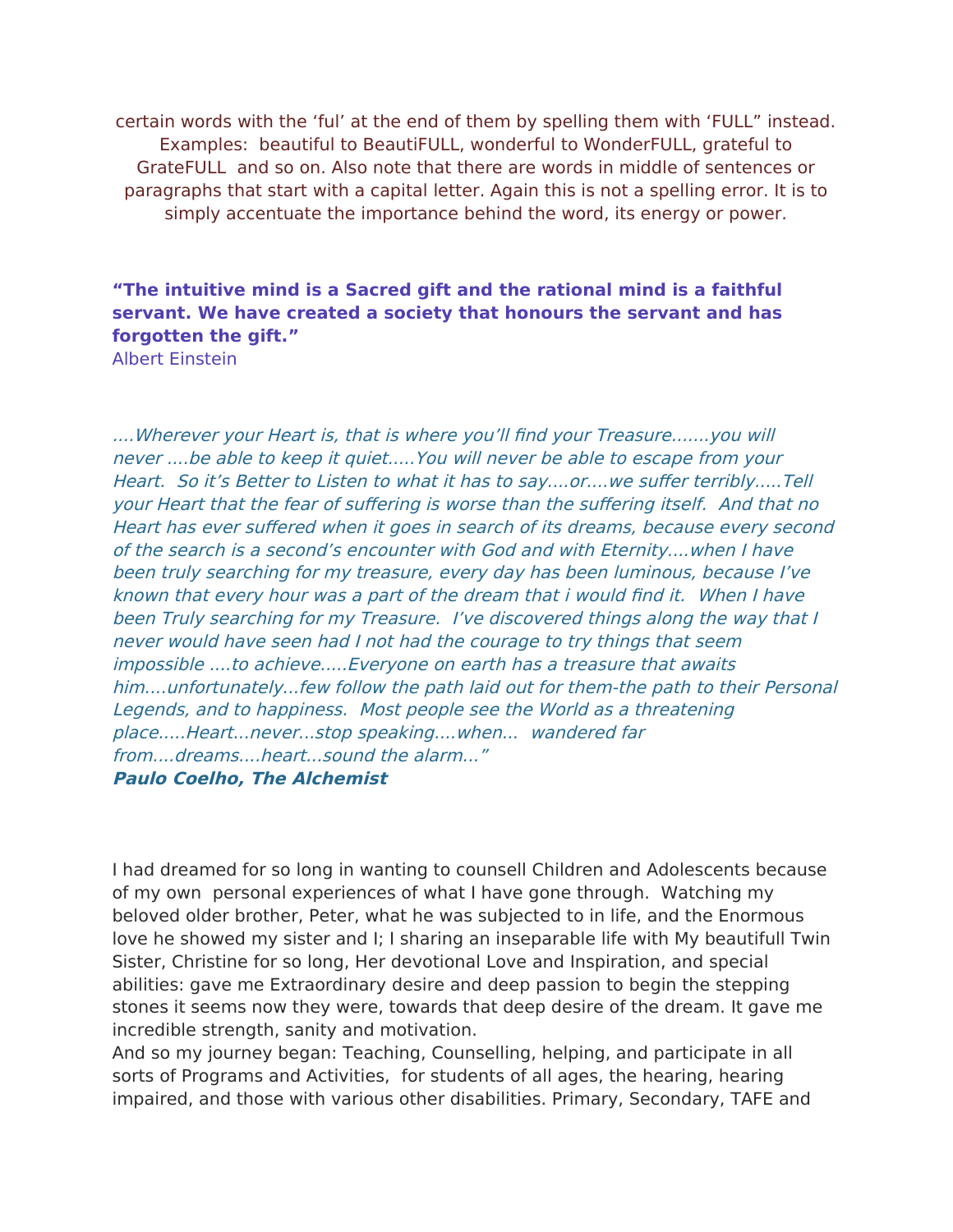certain words with the 'ful' at the end of them by spelling them with 'FULL" instead. Examples: beautiful to BeautiFULL, wonderful to WonderFULL, grateful to GrateFULL and so on. Also note that there are words in middle of sentences or paragraphs that start with a capital letter. Again this is not a spelling error. It is to simply accentuate the importance behind the word, its energy or power.

**"The intuitive mind is a Sacred gift and the rational mind is a faithful servant. We have created a society that honours the servant and has forgotten the gift."**
Albert Einstein

*....Wherever your Heart is, that is where you'll find your Treasure.......you will never ....be able to keep it quiet.....You will never be able to escape from your Heart. So it's Better to Listen to what it has to say....or....we suffer terribly.....Tell your Heart that the fear of suffering is worse than the suffering itself. And that no Heart has ever suffered when it goes in search of its dreams, because every second of the search is a second's encounter with God and with Eternity....when I have been truly searching for my treasure, every day has been luminous, because I've known that every hour was a part of the dream that i would find it. When I have been Truly searching for my Treasure. I've discovered things along the way that I never would have seen had I not had the courage to try things that seem impossible ....to achieve.....Everyone on earth has a treasure that awaits him....unfortunately...few follow the path laid out for them-the path to their Personal Legends, and to happiness. Most people see the World as a threatening place.....Heart...never...stop speaking....when... wandered far from....dreams....heart...sound the alarm..."*
***Paulo Coelho, The Alchemist***

I had dreamed for so long in wanting to counsell Children and Adolescents because of my own personal experiences of what I have gone through. Watching my beloved older brother, Peter, what he was subjected to in life, and the Enormous love he showed my sister and I; I sharing an inseparable life with My beautifull Twin Sister, Christine for so long, Her devotional Love and Inspiration, and special abilities: gave me Extraordinary desire and deep passion to begin the stepping stones it seems now they were, towards that deep desire of the dream. It gave me incredible strength, sanity and motivation.
And so my journey began: Teaching, Counselling, helping, and participate in all sorts of Programs and Activities, for students of all ages, the hearing, hearing impaired, and those with various other disabilities. Primary, Secondary, TAFE and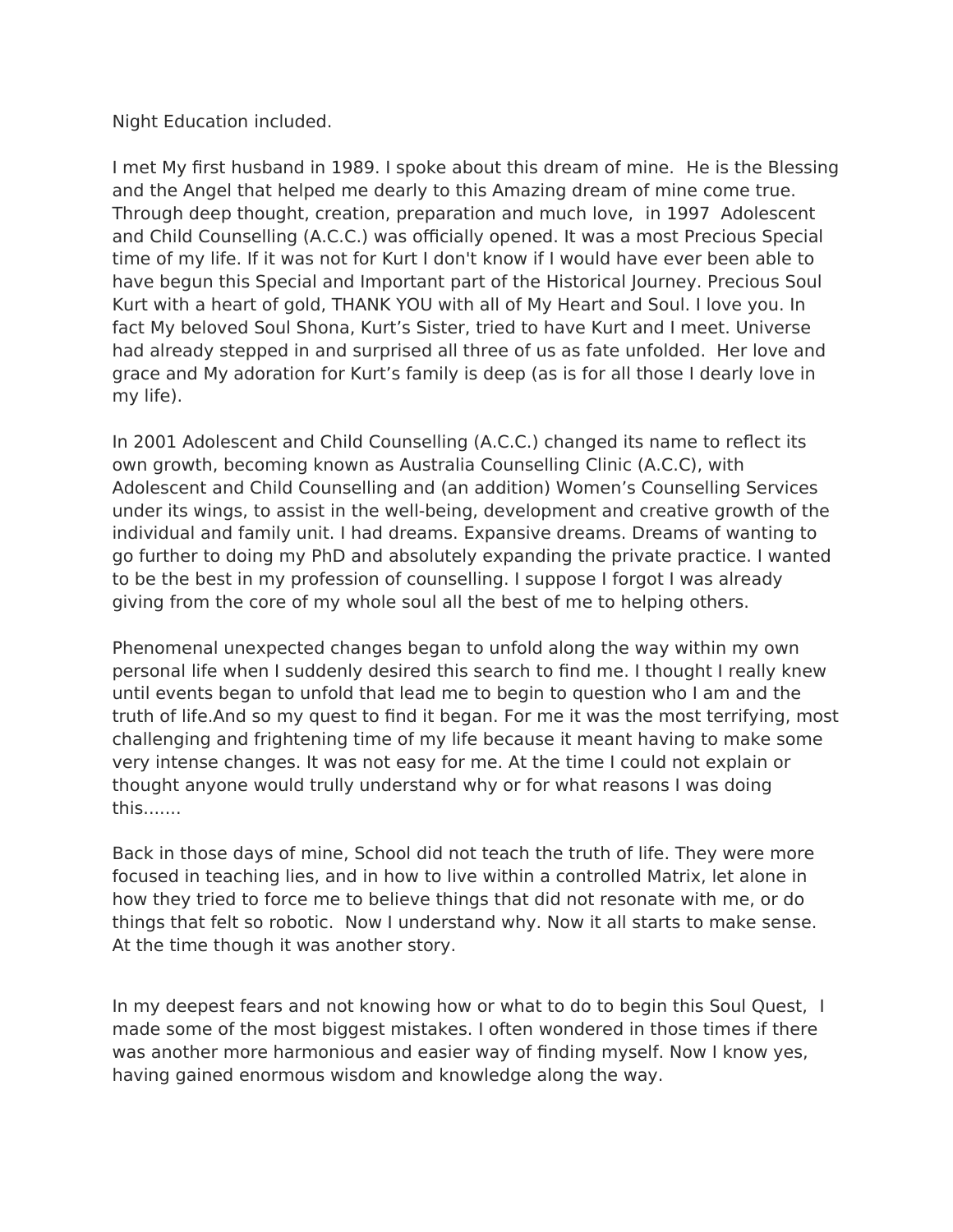Night Education included.

I met My first husband in 1989. I spoke about this dream of mine.  He is the Blessing and the Angel that helped me dearly to this Amazing dream of mine come true. Through deep thought, creation, preparation and much love,  in 1997  Adolescent and Child Counselling (A.C.C.) was officially opened. It was a most Precious Special time of my life. If it was not for Kurt I don't know if I would have ever been able to have begun this Special and Important part of the Historical Journey. Precious Soul Kurt with a heart of gold, THANK YOU with all of My Heart and Soul. I love you. In fact My beloved Soul Shona, Kurt's Sister, tried to have Kurt and I meet. Universe had already stepped in and surprised all three of us as fate unfolded.  Her love and grace and My adoration for Kurt's family is deep (as is for all those I dearly love in my life).

In 2001 Adolescent and Child Counselling (A.C.C.) changed its name to reflect its own growth, becoming known as Australia Counselling Clinic (A.C.C), with Adolescent and Child Counselling and (an addition) Women's Counselling Services under its wings, to assist in the well-being, development and creative growth of the individual and family unit. I had dreams. Expansive dreams. Dreams of wanting to go further to doing my PhD and absolutely expanding the private practice. I wanted to be the best in my profession of counselling. I suppose I forgot I was already giving from the core of my whole soul all the best of me to helping others.

Phenomenal unexpected changes began to unfold along the way within my own personal life when I suddenly desired this search to find me. I thought I really knew until events began to unfold that lead me to begin to question who I am and the truth of life.And so my quest to find it began. For me it was the most terrifying, most challenging and frightening time of my life because it meant having to make some very intense changes. It was not easy for me. At the time I could not explain or thought anyone would trully understand why or for what reasons I was doing this.......

Back in those days of mine, School did not teach the truth of life. They were more focused in teaching lies, and in how to live within a controlled Matrix, let alone in how they tried to force me to believe things that did not resonate with me, or do things that felt so robotic.  Now I understand why. Now it all starts to make sense. At the time though it was another story.

In my deepest fears and not knowing how or what to do to begin this Soul Quest,  I made some of the most biggest mistakes. I often wondered in those times if there was another more harmonious and easier way of finding myself. Now I know yes, having gained enormous wisdom and knowledge along the way.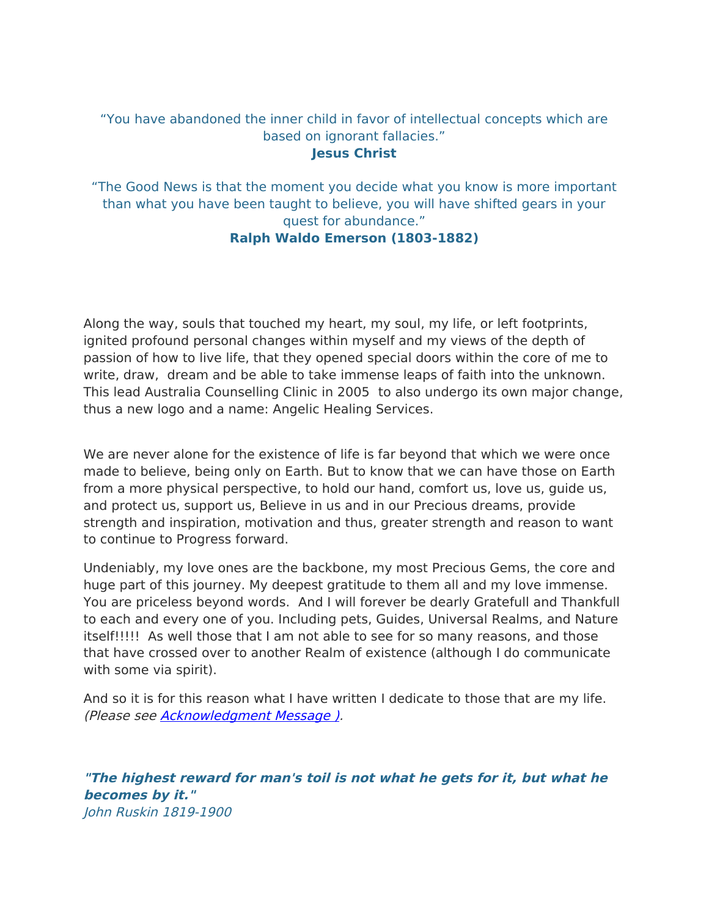"You have abandoned the inner child in favor of intellectual concepts which are based on ignorant fallacies."
**Jesus Christ**

"The Good News is that the moment you decide what you know is more important than what you have been taught to believe, you will have shifted gears in your quest for abundance."
**Ralph Waldo Emerson (1803-1882)**

Along the way, souls that touched my heart, my soul, my life, or left footprints, ignited profound personal changes within myself and my views of the depth of passion of how to live life, that they opened special doors within the core of me to write, draw, dream and be able to take immense leaps of faith into the unknown. This lead Australia Counselling Clinic in 2005 to also undergo its own major change, thus a new logo and a name: Angelic Healing Services.

We are never alone for the existence of life is far beyond that which we were once made to believe, being only on Earth. But to know that we can have those on Earth from a more physical perspective, to hold our hand, comfort us, love us, guide us, and protect us, support us, Believe in us and in our Precious dreams, provide strength and inspiration, motivation and thus, greater strength and reason to want to continue to Progress forward.

Undeniably, my love ones are the backbone, my most Precious Gems, the core and huge part of this journey. My deepest gratitude to them all and my love immense. You are priceless beyond words. And I will forever be dearly Gratefull and Thankfull to each and every one of you. Including pets, Guides, Universal Realms, and Nature itself!!!!! As well those that I am not able to see for so many reasons, and those that have crossed over to another Realm of existence (although I do communicate with some via spirit).

And so it is for this reason what I have written I dedicate to those that are my life. *(Please see Acknowledgment Message ).*

***"The highest reward for man's toil is not what he gets for it, but what he becomes by it."***
*John Ruskin 1819-1900*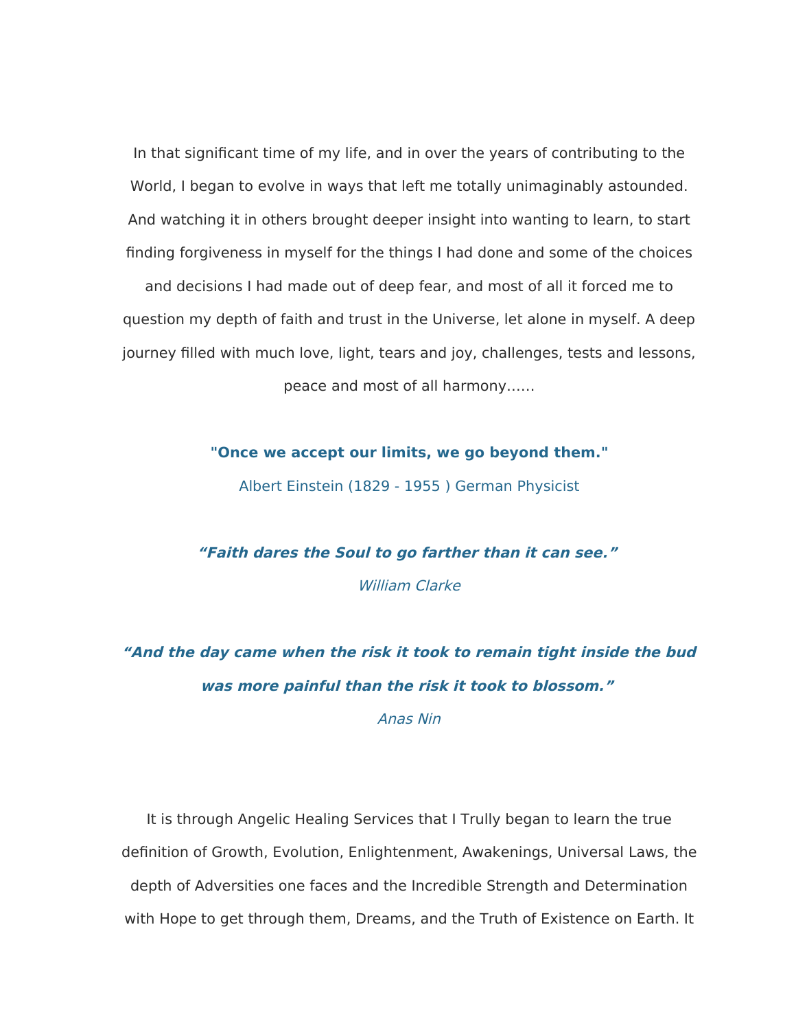In that significant time of my life, and in over the years of contributing to the World, I began to evolve in ways that left me totally unimaginably astounded. And watching it in others brought deeper insight into wanting to learn, to start finding forgiveness in myself for the things I had done and some of the choices and decisions I had made out of deep fear, and most of all it forced me to question my depth of faith and trust in the Universe, let alone in myself. A deep journey filled with much love, light, tears and joy, challenges, tests and lessons, peace and most of all harmony……

**"Once we accept our limits, we go beyond them."**

Albert Einstein (1829 - 1955 ) German Physicist

***“Faith dares the Soul to go farther than it can see.”***

*William Clarke*

***“And the day came when the risk it took to remain tight inside the bud was more painful than the risk it took to blossom.”***

*Anas Nin*

It is through Angelic Healing Services that I Trully began to learn the true definition of Growth, Evolution, Enlightenment, Awakenings, Universal Laws, the depth of Adversities one faces and the Incredible Strength and Determination with Hope to get through them, Dreams, and the Truth of Existence on Earth. It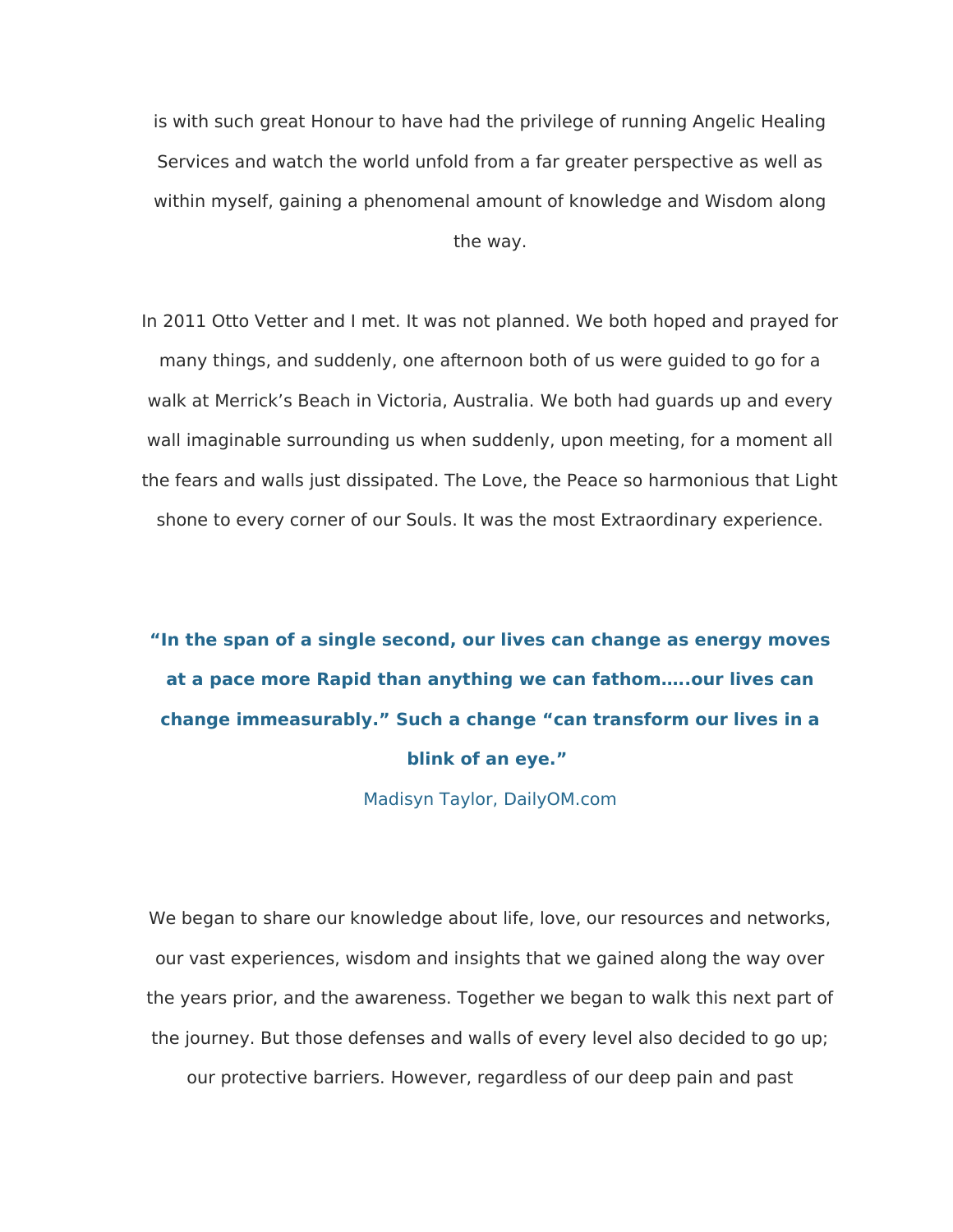is with such great Honour to have had the privilege of running Angelic Healing Services and watch the world unfold from a far greater perspective as well as within myself, gaining a phenomenal amount of knowledge and Wisdom along the way.

In 2011 Otto Vetter and I met. It was not planned. We both hoped and prayed for many things, and suddenly, one afternoon both of us were guided to go for a walk at Merrick's Beach in Victoria, Australia. We both had guards up and every wall imaginable surrounding us when suddenly, upon meeting, for a moment all the fears and walls just dissipated. The Love, the Peace so harmonious that Light shone to every corner of our Souls. It was the most Extraordinary experience.

**"In the span of a single second, our lives can change as energy moves at a pace more Rapid than anything we can fathom…..our lives can change immeasurably." Such a change "can transform our lives in a blink of an eye."**

Madisyn Taylor, DailyOM.com

We began to share our knowledge about life, love, our resources and networks, our vast experiences, wisdom and insights that we gained along the way over the years prior, and the awareness. Together we began to walk this next part of the journey. But those defenses and walls of every level also decided to go up; our protective barriers. However, regardless of our deep pain and past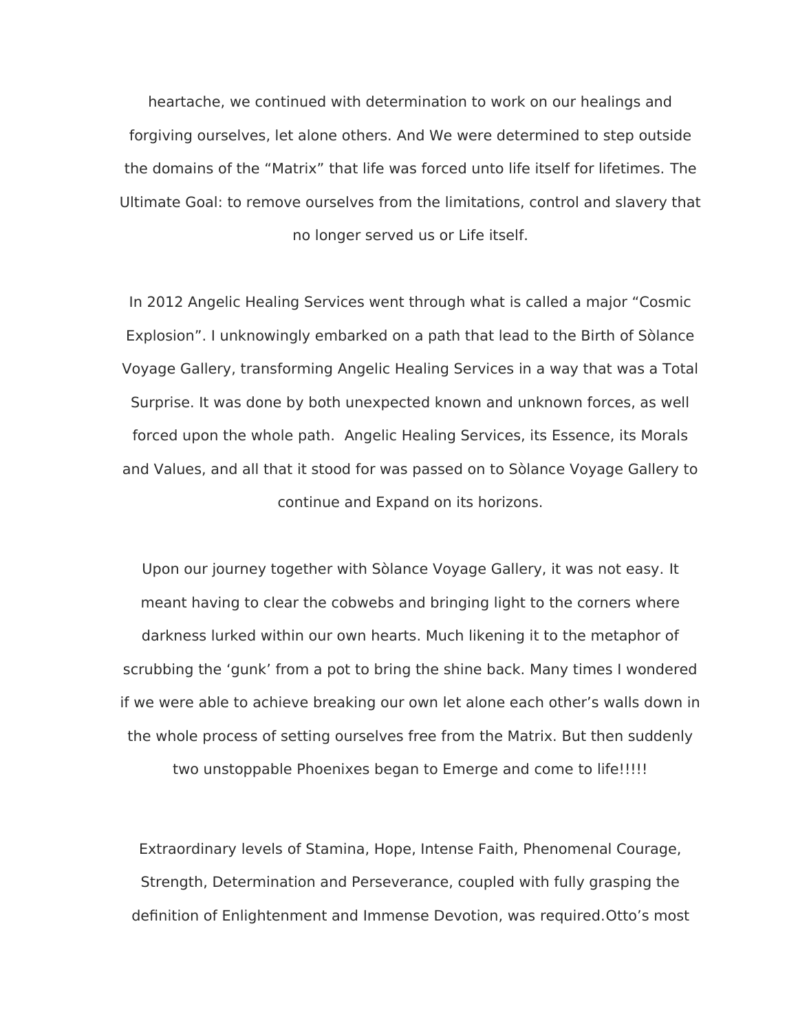heartache, we continued with determination to work on our healings and forgiving ourselves, let alone others. And We were determined to step outside the domains of the “Matrix” that life was forced unto life itself for lifetimes. The Ultimate Goal: to remove ourselves from the limitations, control and slavery that no longer served us or Life itself.

In 2012 Angelic Healing Services went through what is called a major “Cosmic Explosion”. I unknowingly embarked on a path that lead to the Birth of Sòlance Voyage Gallery, transforming Angelic Healing Services in a way that was a Total Surprise. It was done by both unexpected known and unknown forces, as well forced upon the whole path.  Angelic Healing Services, its Essence, its Morals and Values, and all that it stood for was passed on to Sòlance Voyage Gallery to continue and Expand on its horizons.

Upon our journey together with Sòlance Voyage Gallery, it was not easy. It meant having to clear the cobwebs and bringing light to the corners where darkness lurked within our own hearts. Much likening it to the metaphor of scrubbing the ‘gunk’ from a pot to bring the shine back. Many times I wondered if we were able to achieve breaking our own let alone each other’s walls down in the whole process of setting ourselves free from the Matrix. But then suddenly two unstoppable Phoenixes began to Emerge and come to life!!!!!

Extraordinary levels of Stamina, Hope, Intense Faith, Phenomenal Courage, Strength, Determination and Perseverance, coupled with fully grasping the definition of Enlightenment and Immense Devotion, was required.Otto’s most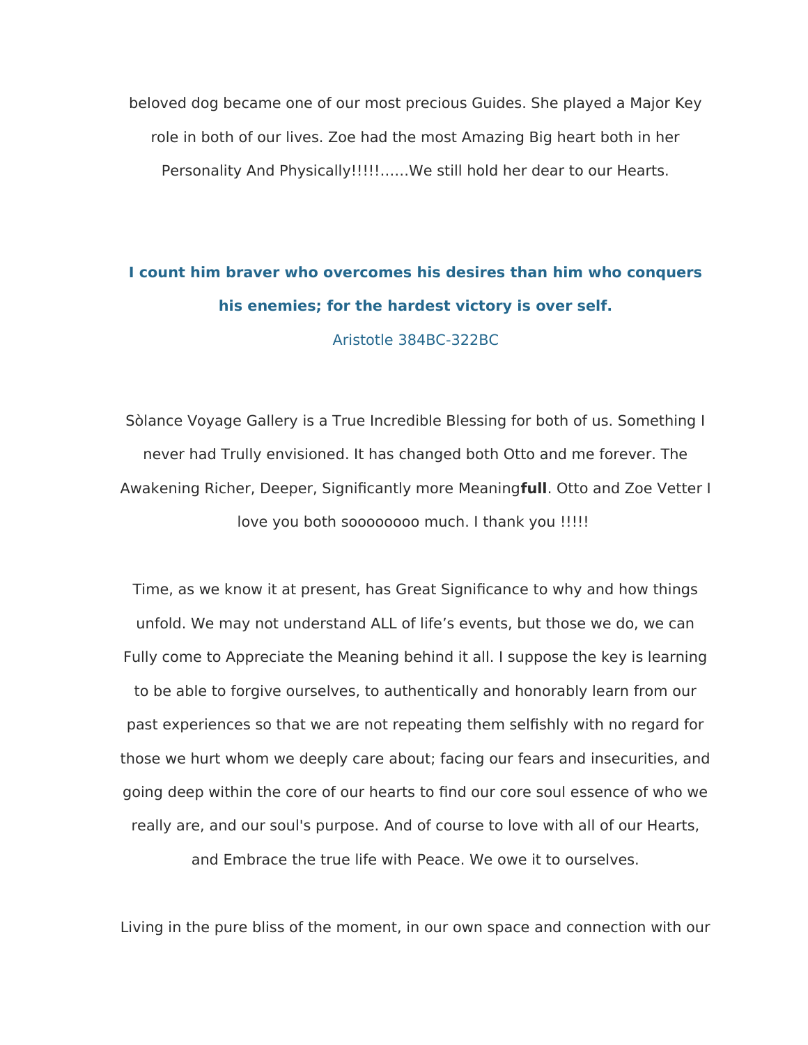beloved dog became one of our most precious Guides. She played a Major Key role in both of our lives. Zoe had the most Amazing Big heart both in her Personality And Physically!!!!!……We still hold her dear to our Hearts.

**I count him braver who overcomes his desires than him who conquers his enemies; for the hardest victory is over self.**

Aristotle 384BC-322BC

Sòlance Voyage Gallery is a True Incredible Blessing for both of us. Something I never had Trully envisioned. It has changed both Otto and me forever. The Awakening Richer, Deeper, Significantly more Meaning**full**. Otto and Zoe Vetter I love you both soooooooo much. I thank you !!!!!

Time, as we know it at present, has Great Significance to why and how things unfold. We may not understand ALL of life's events, but those we do, we can Fully come to Appreciate the Meaning behind it all. I suppose the key is learning to be able to forgive ourselves, to authentically and honorably learn from our past experiences so that we are not repeating them selfishly with no regard for those we hurt whom we deeply care about; facing our fears and insecurities, and going deep within the core of our hearts to find our core soul essence of who we really are, and our soul's purpose. And of course to love with all of our Hearts, and Embrace the true life with Peace. We owe it to ourselves.

Living in the pure bliss of the moment, in our own space and connection with our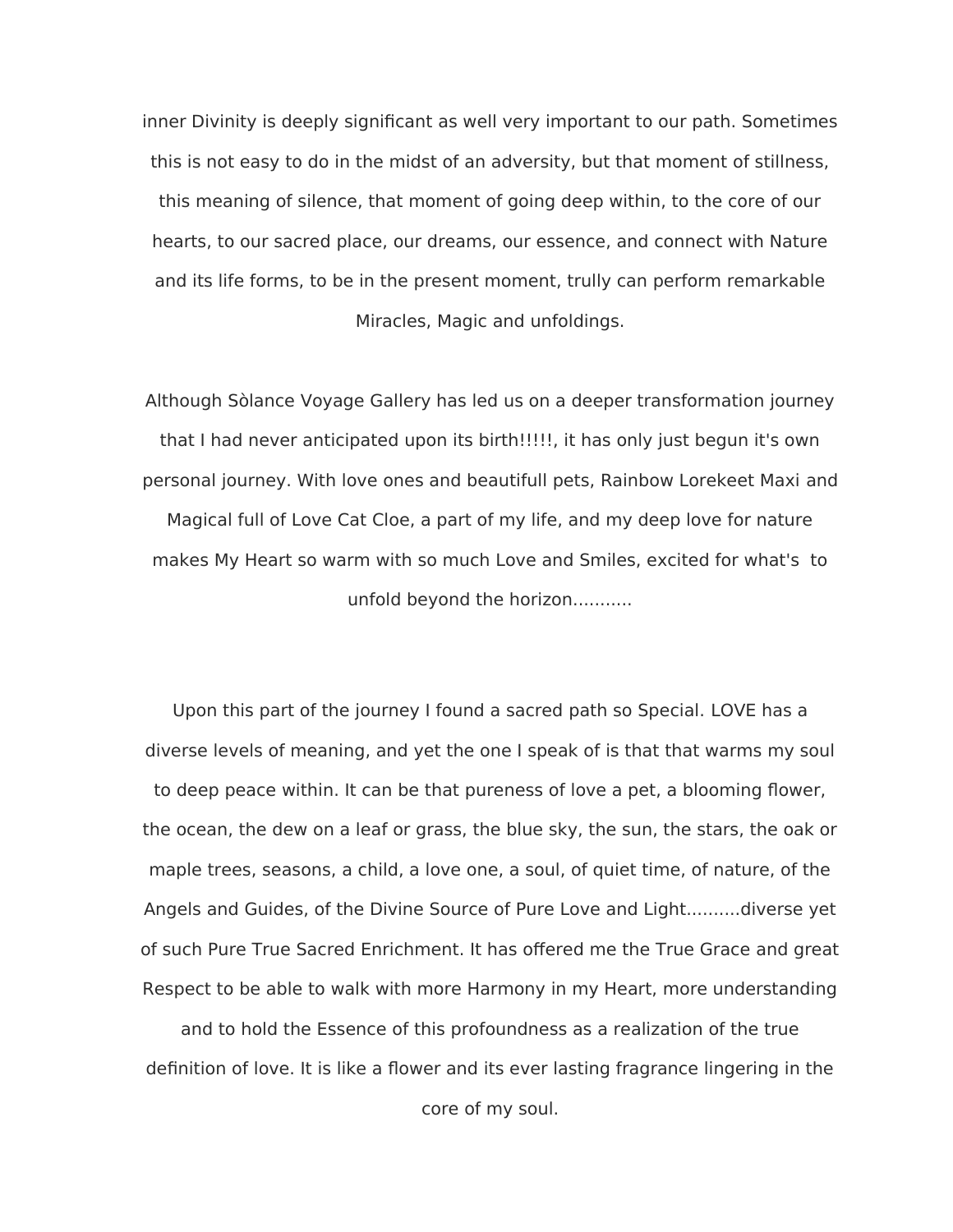inner Divinity is deeply significant as well very important to our path. Sometimes this is not easy to do in the midst of an adversity, but that moment of stillness, this meaning of silence, that moment of going deep within, to the core of our hearts, to our sacred place, our dreams, our essence, and connect with Nature and its life forms, to be in the present moment, trully can perform remarkable Miracles, Magic and unfoldings.

Although Sòlance Voyage Gallery has led us on a deeper transformation journey that I had never anticipated upon its birth!!!!!, it has only just begun it's own personal journey. With love ones and beautifull pets, Rainbow Lorekeet Maxi and Magical full of Love Cat Cloe, a part of my life, and my deep love for nature makes My Heart so warm with so much Love and Smiles, excited for what's  to unfold beyond the horizon...........

Upon this part of the journey I found a sacred path so Special. LOVE has a diverse levels of meaning, and yet the one I speak of is that that warms my soul to deep peace within. It can be that pureness of love a pet, a blooming flower, the ocean, the dew on a leaf or grass, the blue sky, the sun, the stars, the oak or maple trees, seasons, a child, a love one, a soul, of quiet time, of nature, of the Angels and Guides, of the Divine Source of Pure Love and Light..........diverse yet of such Pure True Sacred Enrichment. It has offered me the True Grace and great Respect to be able to walk with more Harmony in my Heart, more understanding and to hold the Essence of this profoundness as a realization of the true definition of love. It is like a flower and its ever lasting fragrance lingering in the core of my soul.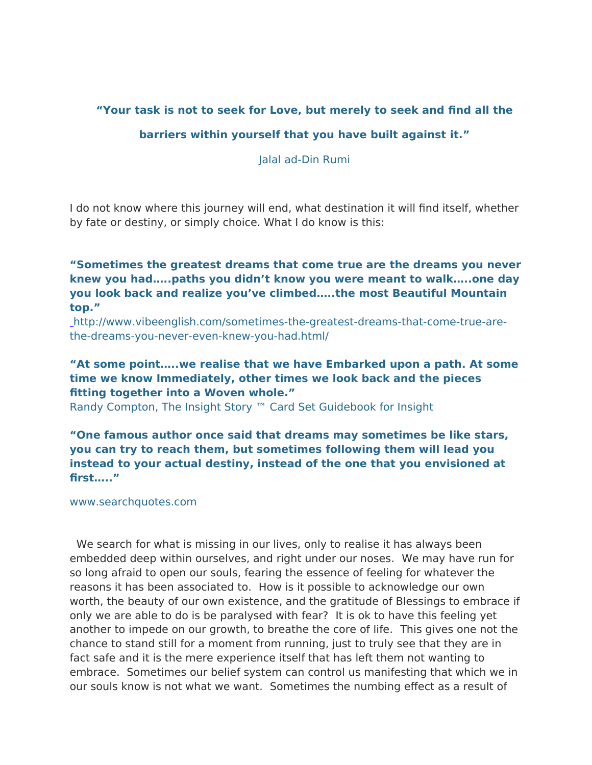**“Your task is not to seek for Love, but merely to seek and find all the barriers within yourself that you have built against it.”**

Jalal ad-Din Rumi

I do not know where this journey will end, what destination it will find itself, whether by fate or destiny, or simply choice. What I do know is this:

**“Sometimes the greatest dreams that come true are the dreams you never knew you had…..paths you didn’t know you were meant to walk…..one day you look back and realize you’ve climbed…..the most Beautiful Mountain top.”**

http://www.vibeenglish.com/sometimes-the-greatest-dreams-that-come-true-are-the-dreams-you-never-even-knew-you-had.html/

**“At some point…..we realise that we have Embarked upon a path. At some time we know Immediately, other times we look back and the pieces fitting together into a Woven whole.”**

Randy Compton, The Insight Story ™ Card Set Guidebook for Insight

**“One famous author once said that dreams may sometimes be like stars, you can try to reach them, but sometimes following them will lead you instead to your actual destiny, instead of the one that you envisioned at first…..”**

www.searchquotes.com

We search for what is missing in our lives, only to realise it has always been embedded deep within ourselves, and right under our noses. We may have run for so long afraid to open our souls, fearing the essence of feeling for whatever the reasons it has been associated to. How is it possible to acknowledge our own worth, the beauty of our own existence, and the gratitude of Blessings to embrace if only we are able to do is be paralysed with fear? It is ok to have this feeling yet another to impede on our growth, to breathe the core of life. This gives one not the chance to stand still for a moment from running, just to truly see that they are in fact safe and it is the mere experience itself that has left them not wanting to embrace. Sometimes our belief system can control us manifesting that which we in our souls know is not what we want. Sometimes the numbing effect as a result of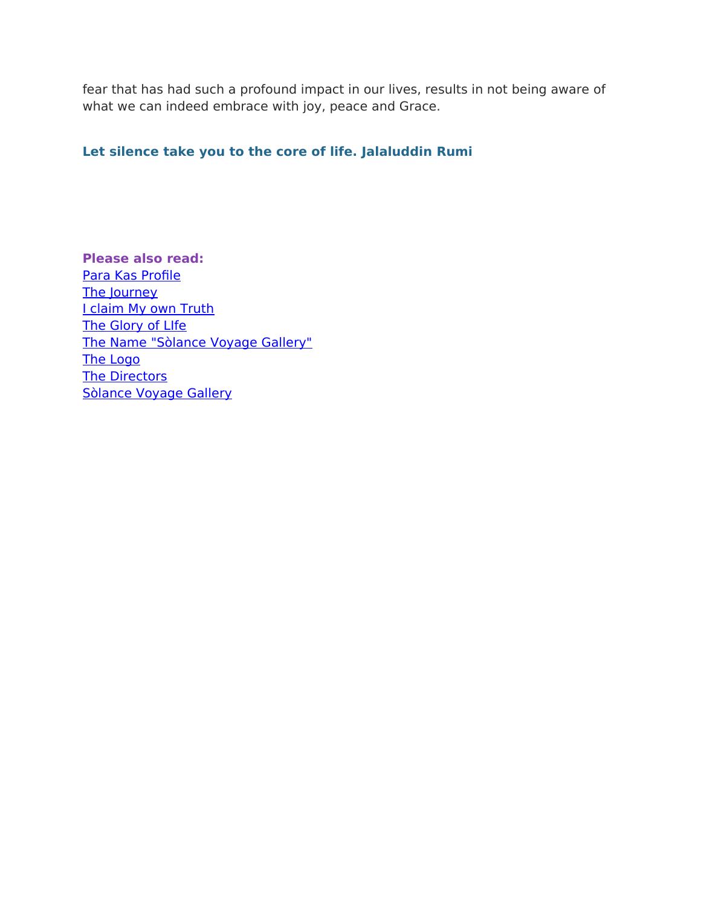fear that has had such a profound impact in our lives, results in not being aware of what we can indeed embrace with joy, peace and Grace.

**Let silence take you to the core of life. Jalaluddin Rumi**

**Please also read:**

Para Kas Profile
The Journey
I claim My own Truth
The Glory of LIfe
The Name "Sòlance Voyage Gallery"
The Logo
The Directors
Sòlance Voyage Gallery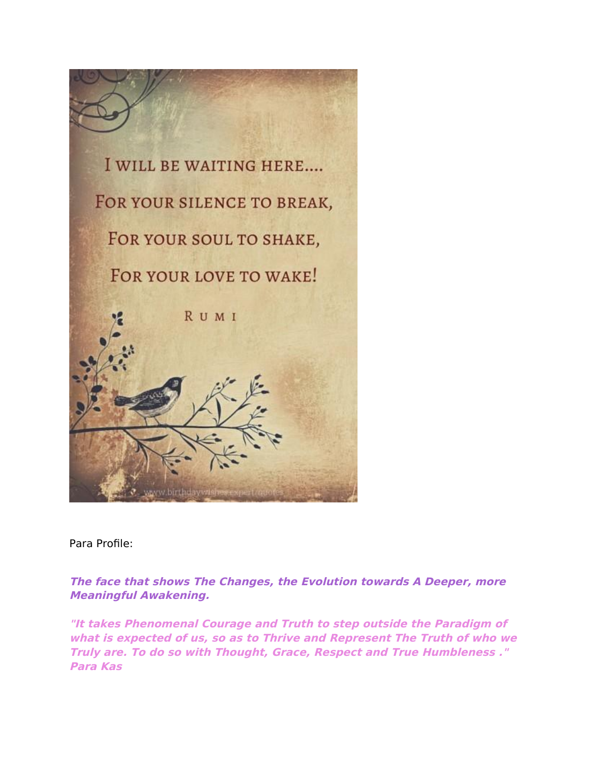I WILL BE WAITING HERE....

FOR YOUR SILENCE TO BREAK,

FOR YOUR SOUL TO SHAKE,

FOR YOUR LOVE TO WAKE!

RUMI

www.birthdaywishes.expert/quotes

Para Profile:

***The face that shows The Changes, the Evolution towards A Deeper, more Meaningful Awakening.***

***"It takes Phenomenal Courage and Truth to step outside the Paradigm of what is expected of us, so as to Thrive and Represent The Truth of who we Truly are. To do so with Thought, Grace, Respect and True Humbleness ." Para Kas***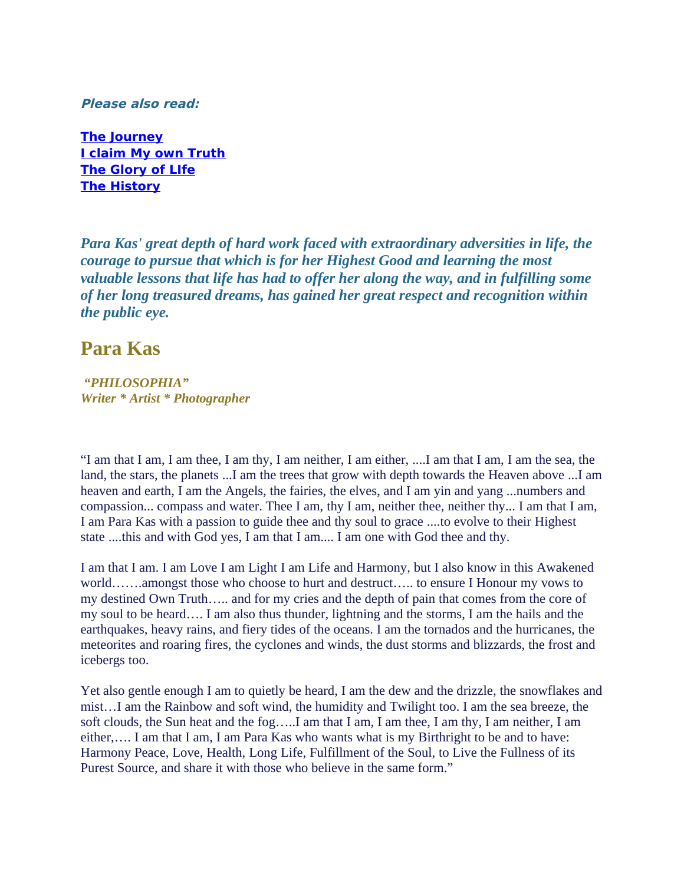***Please also read:***

**[The Journey]()**
**[I claim My own Truth]()**
**[The Glory of LIfe]()**
**[The History]()**

***Para Kas' great depth of hard work faced with extraordinary adversities in life, the courage to pursue that which is for her Highest Good and learning the most valuable lessons that life has had to offer her along the way, and in fulfilling some of her long treasured dreams, has gained her great respect and recognition within the public eye.***

## Para Kas

***"PHILOSOPHIA"***
***Writer * Artist * Photographer***

"I am that I am, I am thee, I am thy, I am neither, I am either, ....I am that I am, I am the sea, the land, the stars, the planets ...I am the trees that grow with depth towards the Heaven above ...I am heaven and earth, I am the Angels, the fairies, the elves, and I am yin and yang ...numbers and compassion... compass and water. Thee I am, thy I am, neither thee, neither thy... I am that I am, I am Para Kas with a passion to guide thee and thy soul to grace ....to evolve to their Highest state ....this and with God yes, I am that I am.... I am one with God thee and thy.

I am that I am. I am Love I am Light I am Life and Harmony, but I also know in this Awakened world…….amongst those who choose to hurt and destruct….. to ensure I Honour my vows to my destined Own Truth….. and for my cries and the depth of pain that comes from the core of my soul to be heard…. I am also thus thunder, lightning and the storms, I am the hails and the earthquakes, heavy rains, and fiery tides of the oceans. I am the tornados and the hurricanes, the meteorites and roaring fires, the cyclones and winds, the dust storms and blizzards, the frost and icebergs too.

Yet also gentle enough I am to quietly be heard, I am the dew and the drizzle, the snowflakes and mist…I am the Rainbow and soft wind, the humidity and Twilight too. I am the sea breeze, the soft clouds, the Sun heat and the fog…..I am that I am, I am thee, I am thy, I am neither, I am either,…. I am that I am, I am Para Kas who wants what is my Birthright to be and to have: Harmony Peace, Love, Health, Long Life, Fulfillment of the Soul, to Live the Fullness of its Purest Source, and share it with those who believe in the same form."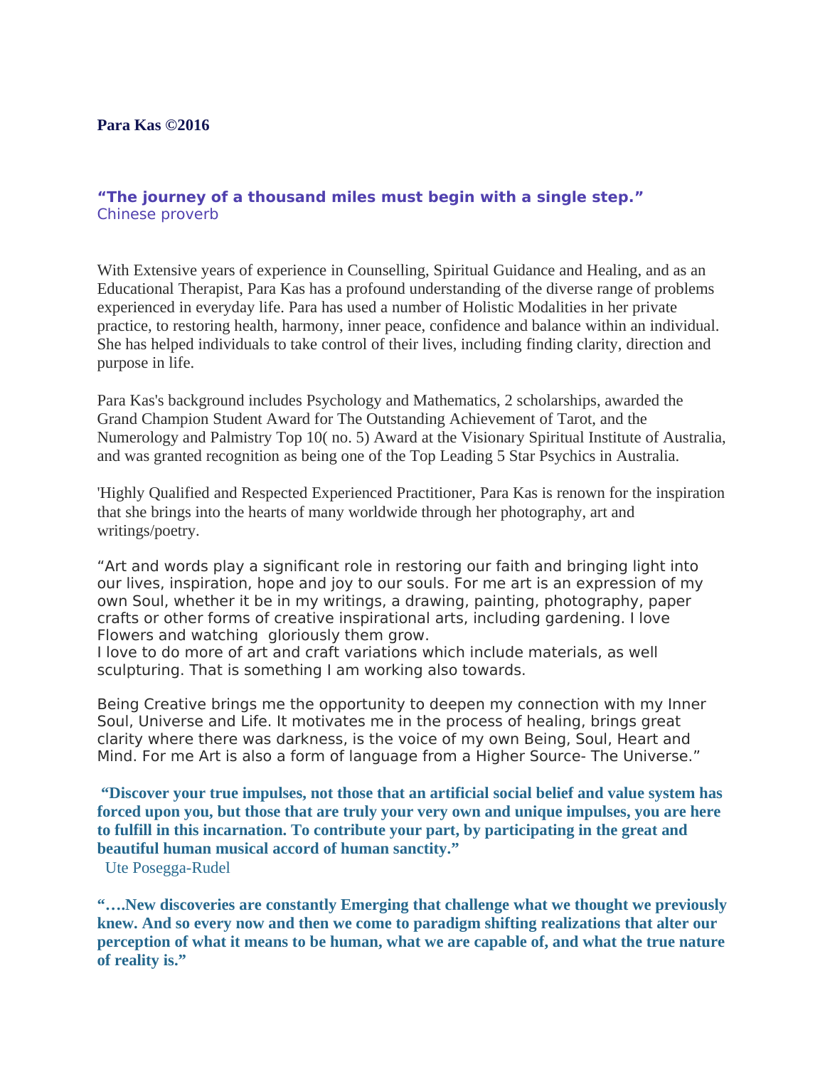**Para Kas ©2016**

**"The journey of a thousand miles must begin with a single step."**
Chinese proverb

With Extensive years of experience in Counselling, Spiritual Guidance and Healing, and as an Educational Therapist, Para Kas has a profound understanding of the diverse range of problems experienced in everyday life. Para has used a number of Holistic Modalities in her private practice, to restoring health, harmony, inner peace, confidence and balance within an individual. She has helped individuals to take control of their lives, including finding clarity, direction and purpose in life.

Para Kas's background includes Psychology and Mathematics, 2 scholarships, awarded the Grand Champion Student Award for The Outstanding Achievement of Tarot, and the Numerology and Palmistry Top 10( no. 5) Award at the Visionary Spiritual Institute of Australia, and was granted recognition as being one of the Top Leading 5 Star Psychics in Australia.

'Highly Qualified and Respected Experienced Practitioner, Para Kas is renown for the inspiration that she brings into the hearts of many worldwide through her photography, art and writings/poetry.

"Art and words play a significant role in restoring our faith and bringing light into our lives, inspiration, hope and joy to our souls. For me art is an expression of my own Soul, whether it be in my writings, a drawing, painting, photography, paper crafts or other forms of creative inspirational arts, including gardening. I love Flowers and watching gloriously them grow.
I love to do more of art and craft variations which include materials, as well sculpturing. That is something I am working also towards.

Being Creative brings me the opportunity to deepen my connection with my Inner Soul, Universe and Life. It motivates me in the process of healing, brings great clarity where there was darkness, is the voice of my own Being, Soul, Heart and Mind. For me Art is also a form of language from a Higher Source- The Universe."

**"Discover your true impulses, not those that an artificial social belief and value system has forced upon you, but those that are truly your very own and unique impulses, you are here to fulfill in this incarnation. To contribute your part, by participating in the great and beautiful human musical accord of human sanctity."**
Ute Posegga-Rudel

**"….New discoveries are constantly Emerging that challenge what we thought we previously knew. And so every now and then we come to paradigm shifting realizations that alter our perception of what it means to be human, what we are capable of, and what the true nature of reality is."**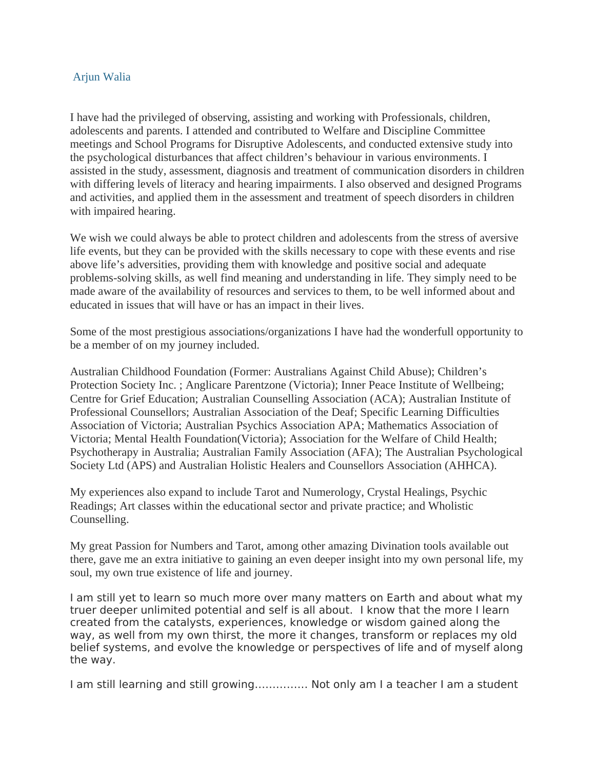Arjun Walia

I have had the privileged of observing, assisting and working with Professionals, children, adolescents and parents. I attended and contributed to Welfare and Discipline Committee meetings and School Programs for Disruptive Adolescents, and conducted extensive study into the psychological disturbances that affect children's behaviour in various environments. I assisted in the study, assessment, diagnosis and treatment of communication disorders in children with differing levels of literacy and hearing impairments. I also observed and designed Programs and activities, and applied them in the assessment and treatment of speech disorders in children with impaired hearing.

We wish we could always be able to protect children and adolescents from the stress of aversive life events, but they can be provided with the skills necessary to cope with these events and rise above life's adversities, providing them with knowledge and positive social and adequate problems-solving skills, as well find meaning and understanding in life. They simply need to be made aware of the availability of resources and services to them, to be well informed about and educated in issues that will have or has an impact in their lives.

Some of the most prestigious associations/organizations I have had the wonderfull opportunity to be a member of on my journey included.

Australian Childhood Foundation (Former: Australians Against Child Abuse); Children's Protection Society Inc. ; Anglicare Parentzone (Victoria); Inner Peace Institute of Wellbeing; Centre for Grief Education; Australian Counselling Association (ACA); Australian Institute of Professional Counsellors; Australian Association of the Deaf; Specific Learning Difficulties Association of Victoria; Australian Psychics Association APA; Mathematics Association of Victoria; Mental Health Foundation(Victoria); Association for the Welfare of Child Health; Psychotherapy in Australia; Australian Family Association (AFA); The Australian Psychological Society Ltd (APS) and Australian Holistic Healers and Counsellors Association (AHHCA).

My experiences also expand to include Tarot and Numerology, Crystal Healings, Psychic Readings; Art classes within the educational sector and private practice; and Wholistic Counselling.

My great Passion for Numbers and Tarot, among other amazing Divination tools available out there, gave me an extra initiative to gaining an even deeper insight into my own personal life, my soul, my own true existence of life and journey.

I am still yet to learn so much more over many matters on Earth and about what my truer deeper unlimited potential and self is all about. I know that the more I learn created from the catalysts, experiences, knowledge or wisdom gained along the way, as well from my own thirst, the more it changes, transform or replaces my old belief systems, and evolve the knowledge or perspectives of life and of myself along the way.

I am still learning and still growing............... Not only am I a teacher I am a student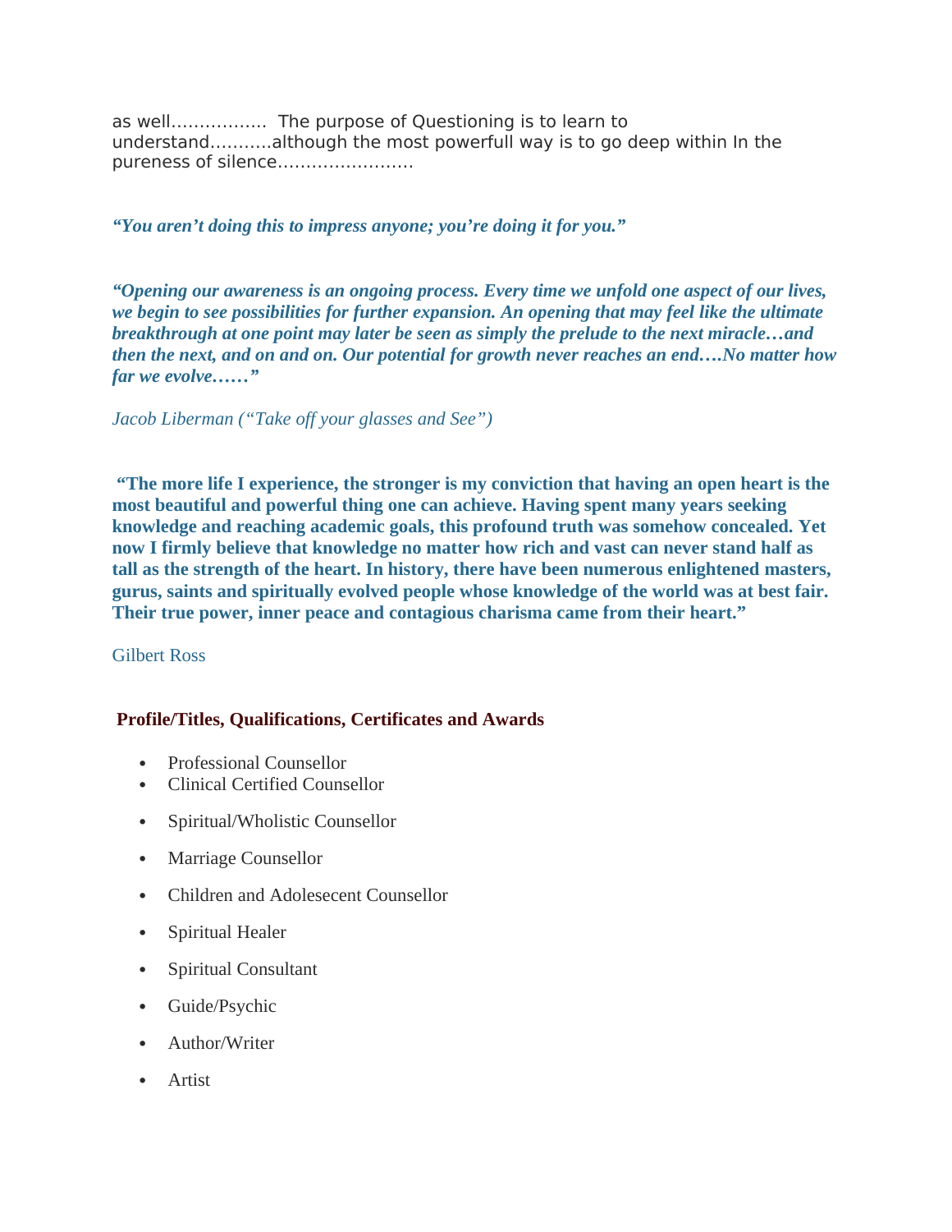as well…………….. The purpose of Questioning is to learn to understand……….although the most powerfull way is to go deep within In the pureness of silence……………………

***“You aren’t doing this to impress anyone; you’re doing it for you.”***

***“Opening our awareness is an ongoing process. Every time we unfold one aspect of our lives, we begin to see possibilities for further expansion. An opening that may feel like the ultimate breakthrough at one point may later be seen as simply the prelude to the next miracle…and then the next, and on and on. Our potential for growth never reaches an end….No matter how far we evolve……”***

*Jacob Liberman (“Take off your glasses and See”)*

**“The more life I experience, the stronger is my conviction that having an open heart is the most beautiful and powerful thing one can achieve. Having spent many years seeking knowledge and reaching academic goals, this profound truth was somehow concealed. Yet now I firmly believe that knowledge no matter how rich and vast can never stand half as tall as the strength of the heart. In history, there have been numerous enlightened masters, gurus, saints and spiritually evolved people whose knowledge of the world was at best fair. Their true power, inner peace and contagious charisma came from their heart.”**

Gilbert Ross

**Profile/Titles, Qualifications, Certificates and Awards**

- Professional Counsellor
- Clinical Certified Counsellor
- Spiritual/Wholistic Counsellor
- Marriage Counsellor
- Children and Adolesecent Counsellor
- Spiritual Healer
- Spiritual Consultant
- Guide/Psychic
- Author/Writer
- Artist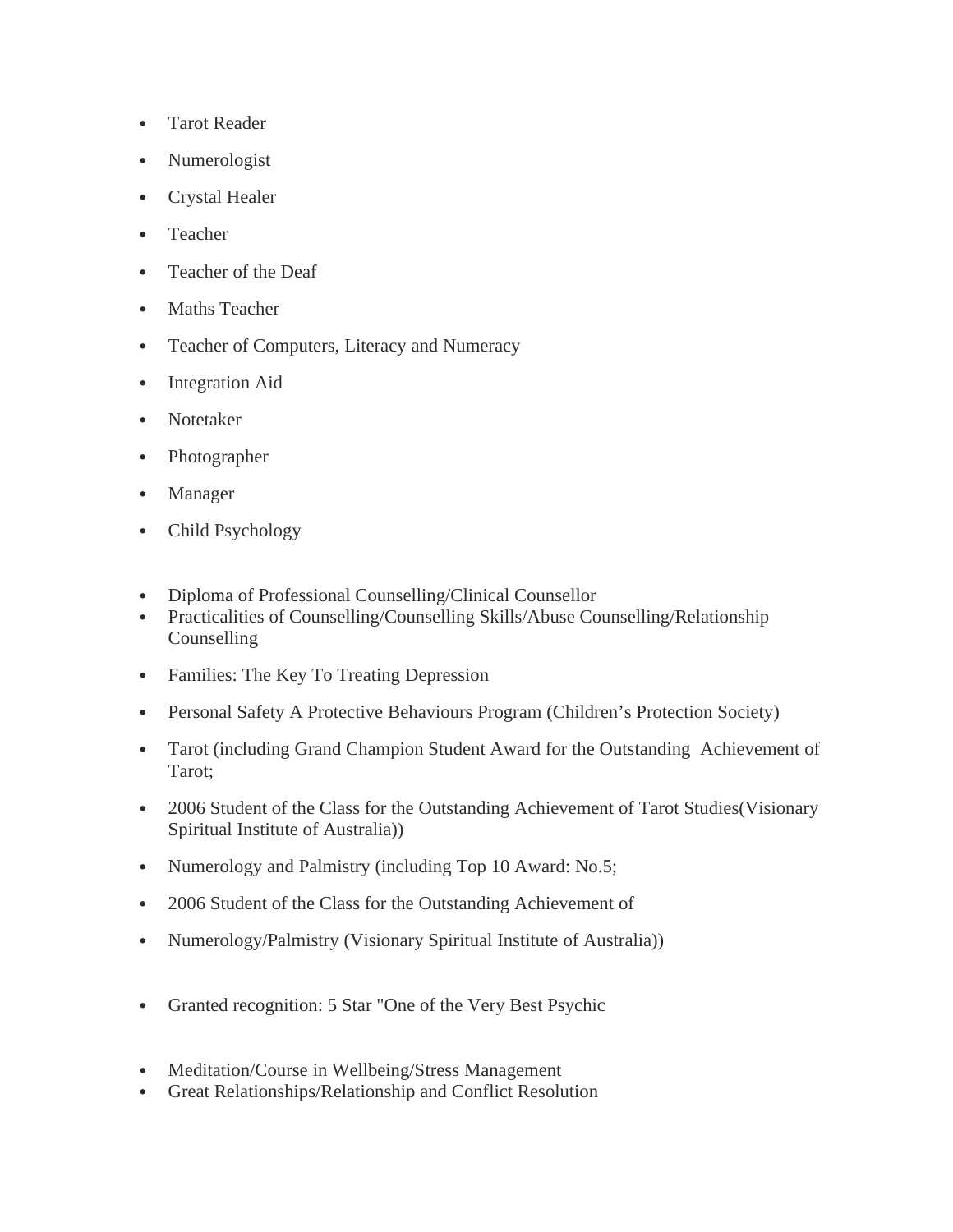- Tarot Reader
- Numerologist
- Crystal Healer
- Teacher
- Teacher of the Deaf
- Maths Teacher
- Teacher of Computers, Literacy and Numeracy
- Integration Aid
- Notetaker
- Photographer
- Manager
- Child Psychology

- Diploma of Professional Counselling/Clinical Counsellor
- Practicalities of Counselling/Counselling Skills/Abuse Counselling/Relationship Counselling
- Families: The Key To Treating Depression
- Personal Safety A Protective Behaviours Program (Children's Protection Society)
- Tarot (including Grand Champion Student Award for the Outstanding  Achievement of Tarot;
- 2006 Student of the Class for the Outstanding Achievement of Tarot Studies(Visionary Spiritual Institute of Australia))
- Numerology and Palmistry (including Top 10 Award: No.5;
- 2006 Student of the Class for the Outstanding Achievement of
- Numerology/Palmistry (Visionary Spiritual Institute of Australia))

- Granted recognition: 5 Star "One of the Very Best Psychic

- Meditation/Course in Wellbeing/Stress Management
- Great Relationships/Relationship and Conflict Resolution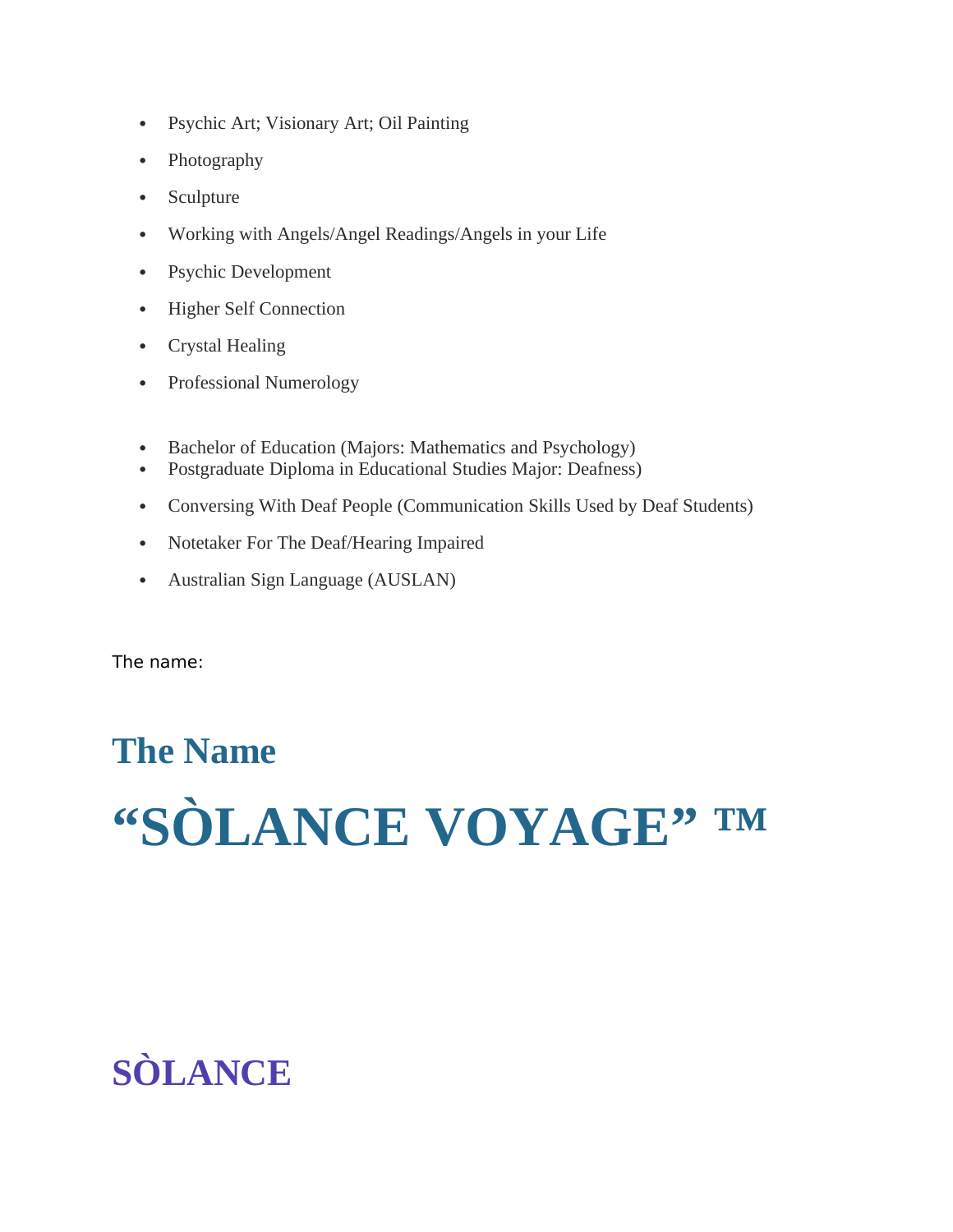- Psychic Art; Visionary Art; Oil Painting
- Photography
- Sculpture
- Working with Angels/Angel Readings/Angels in your Life
- Psychic Development
- Higher Self Connection
- Crystal Healing
- Professional Numerology

- Bachelor of Education (Majors: Mathematics and Psychology)
- Postgraduate Diploma in Educational Studies Major: Deafness)
- Conversing With Deaf People (Communication Skills Used by Deaf Students)
- Notetaker For The Deaf/Hearing Impaired
- Australian Sign Language (AUSLAN)

The name:

## The Name

# “SÒLANCE VOYAGE” ™

## SÒLANCE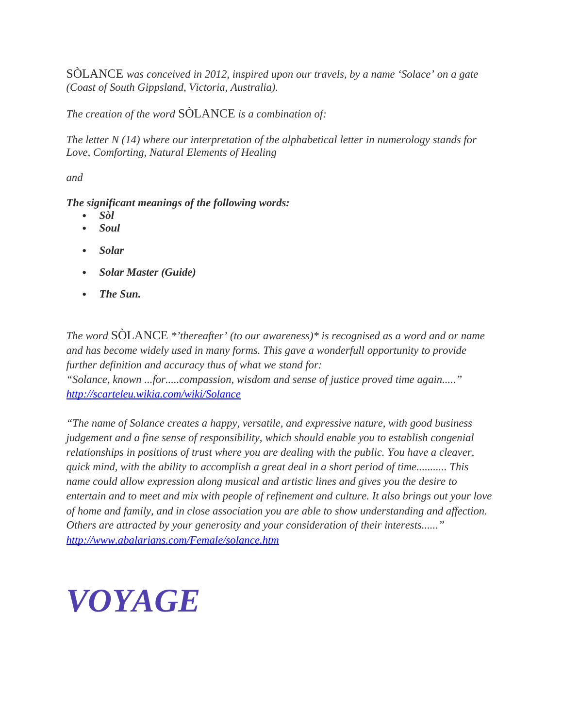SÒLANCE *was conceived in 2012, inspired upon our travels, by a name 'Solace' on a gate (Coast of South Gippsland, Victoria, Australia).*

*The creation of the word* SÒLANCE *is a combination of:*

*The letter N (14) where our interpretation of the alphabetical letter in numerology stands for Love, Comforting, Natural Elements of Healing*

*and*

***The significant meanings of the following words:***

- ***Sòl***
- ***Soul***
- ***Solar***
- ***Solar Master (Guide)***
- ***The Sun.***

*The word* SÒLANCE *'thereafter' (to our awareness)* *is recognised as a word and or name and has become widely used in many forms. This gave a wonderfull opportunity to provide further definition and accuracy thus of what we stand for:*
*"Solance, known ...for.....compassion, wisdom and sense of justice proved time again....."*
[*http://scarteleu.wikia.com/wiki/Solance*](http://scarteleu.wikia.com/wiki/Solance)

*"The name of Solance creates a happy, versatile, and expressive nature, with good business judgement and a fine sense of responsibility, which should enable you to establish congenial relationships in positions of trust where you are dealing with the public. You have a cleaver, quick mind, with the ability to accomplish a great deal in a short period of time........... This name could allow expression along musical and artistic lines and gives you the desire to entertain and to meet and mix with people of refinement and culture. It also brings out your love of home and family, and in close association you are able to show understanding and affection. Others are attracted by your generosity and your consideration of their interests......"*
[*http://www.abalarians.com/Female/solance.htm*](http://www.abalarians.com/Female/solance.htm)

# *VOYAGE*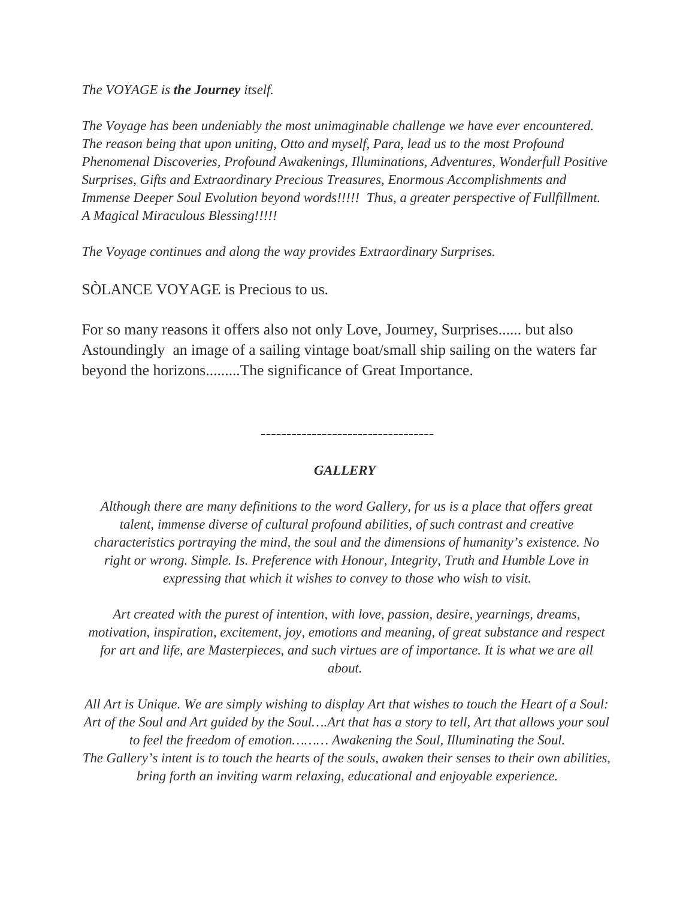*The VOYAGE is* ***the Journey*** *itself.*

*The Voyage has been undeniably the most unimaginable challenge we have ever encountered. The reason being that upon uniting, Otto and myself, Para, lead us to the most Profound Phenomenal Discoveries, Profound Awakenings, Illuminations, Adventures, Wonderfull Positive Surprises, Gifts and Extraordinary Precious Treasures, Enormous Accomplishments and Immense Deeper Soul Evolution beyond words!!!!! Thus, a greater perspective of Fullfillment. A Magical Miraculous Blessing!!!!!*

*The Voyage continues and along the way provides Extraordinary Surprises.*

SÒLANCE VOYAGE is Precious to us.

For so many reasons it offers also not only Love, Journey, Surprises...... but also Astoundingly an image of a sailing vintage boat/small ship sailing on the waters far beyond the horizons.........The significance of Great Importance.

---------------------------------

***GALLERY***

*Although there are many definitions to the word Gallery, for us is a place that offers great talent, immense diverse of cultural profound abilities, of such contrast and creative characteristics portraying the mind, the soul and the dimensions of humanity's existence. No right or wrong. Simple. Is. Preference with Honour, Integrity, Truth and Humble Love in expressing that which it wishes to convey to those who wish to visit.*

*Art created with the purest of intention, with love, passion, desire, yearnings, dreams, motivation, inspiration, excitement, joy, emotions and meaning, of great substance and respect for art and life, are Masterpieces, and such virtues are of importance. It is what we are all about.*

*All Art is Unique. We are simply wishing to display Art that wishes to touch the Heart of a Soul: Art of the Soul and Art guided by the Soul….Art that has a story to tell, Art that allows your soul to feel the freedom of emotion……… Awakening the Soul, Illuminating the Soul.*
*The Gallery's intent is to touch the hearts of the souls, awaken their senses to their own abilities, bring forth an inviting warm relaxing, educational and enjoyable experience.*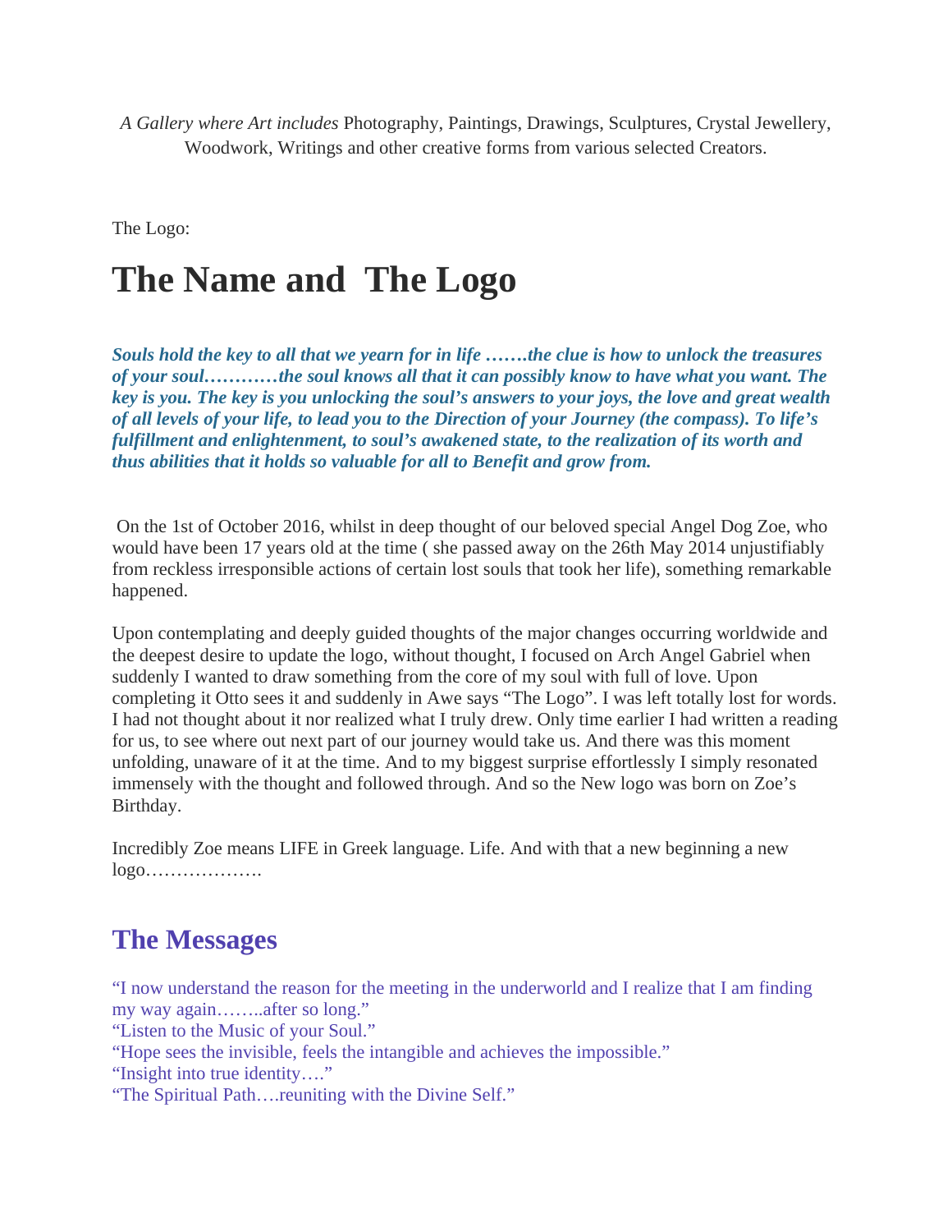*A Gallery where Art includes* Photography, Paintings, Drawings, Sculptures, Crystal Jewellery, Woodwork, Writings and other creative forms from various selected Creators.

The Logo:

# The Name and The Logo

***Souls hold the key to all that we yearn for in life …….the clue is how to unlock the treasures of your soul…………the soul knows all that it can possibly know to have what you want. The key is you. The key is you unlocking the soul's answers to your joys, the love and great wealth of all levels of your life, to lead you to the Direction of your Journey (the compass). To life's fulfillment and enlightenment, to soul's awakened state, to the realization of its worth and thus abilities that it holds so valuable for all to Benefit and grow from.***

On the 1st of October 2016, whilst in deep thought of our beloved special Angel Dog Zoe, who would have been 17 years old at the time ( she passed away on the 26th May 2014 unjustifiably from reckless irresponsible actions of certain lost souls that took her life), something remarkable happened.

Upon contemplating and deeply guided thoughts of the major changes occurring worldwide and the deepest desire to update the logo, without thought, I focused on Arch Angel Gabriel when suddenly I wanted to draw something from the core of my soul with full of love. Upon completing it Otto sees it and suddenly in Awe says "The Logo". I was left totally lost for words. I had not thought about it nor realized what I truly drew. Only time earlier I had written a reading for us, to see where out next part of our journey would take us. And there was this moment unfolding, unaware of it at the time. And to my biggest surprise effortlessly I simply resonated immensely with the thought and followed through. And so the New logo was born on Zoe's Birthday.

Incredibly Zoe means LIFE in Greek language. Life. And with that a new beginning a new logo……………….

## The Messages

"I now understand the reason for the meeting in the underworld and I realize that I am finding my way again……..after so long."
"Listen to the Music of your Soul."
"Hope sees the invisible, feels the intangible and achieves the impossible."
"Insight into true identity…."
"The Spiritual Path….reuniting with the Divine Self."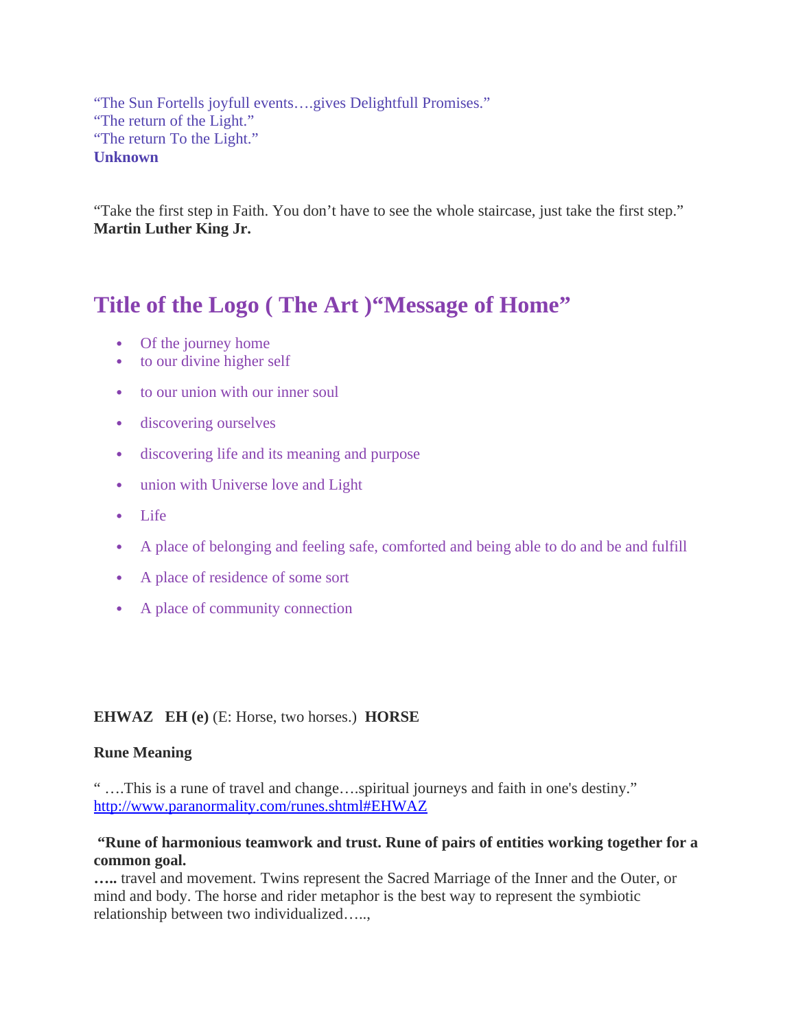“The Sun Fortells joyfull events….gives Delightfull Promises.”
“The return of the Light.”
“The return To the Light.”
**Unknown**

“Take the first step in Faith. You don’t have to see the whole staircase, just take the first step.”
**Martin Luther King Jr.**

## Title of the Logo ( The Art )“Message of Home”

- Of the journey home
- to our divine higher self
- to our union with our inner soul
- discovering ourselves
- discovering life and its meaning and purpose
- union with Universe love and Light
- Life
- A place of belonging and feeling safe, comforted and being able to do and be and fulfill
- A place of residence of some sort
- A place of community connection

**EHWAZ EH (e)** (E: Horse, two horses.) **HORSE**

**Rune Meaning**

“ ….This is a rune of travel and change….spiritual journeys and faith in one's destiny.”
http://www.paranormality.com/runes.shtml#EHWAZ

**“Rune of harmonious teamwork and trust. Rune of pairs of entities working together for a common goal.**
**…..** travel and movement. Twins represent the Sacred Marriage of the Inner and the Outer, or mind and body. The horse and rider metaphor is the best way to represent the symbiotic relationship between two individualized…..,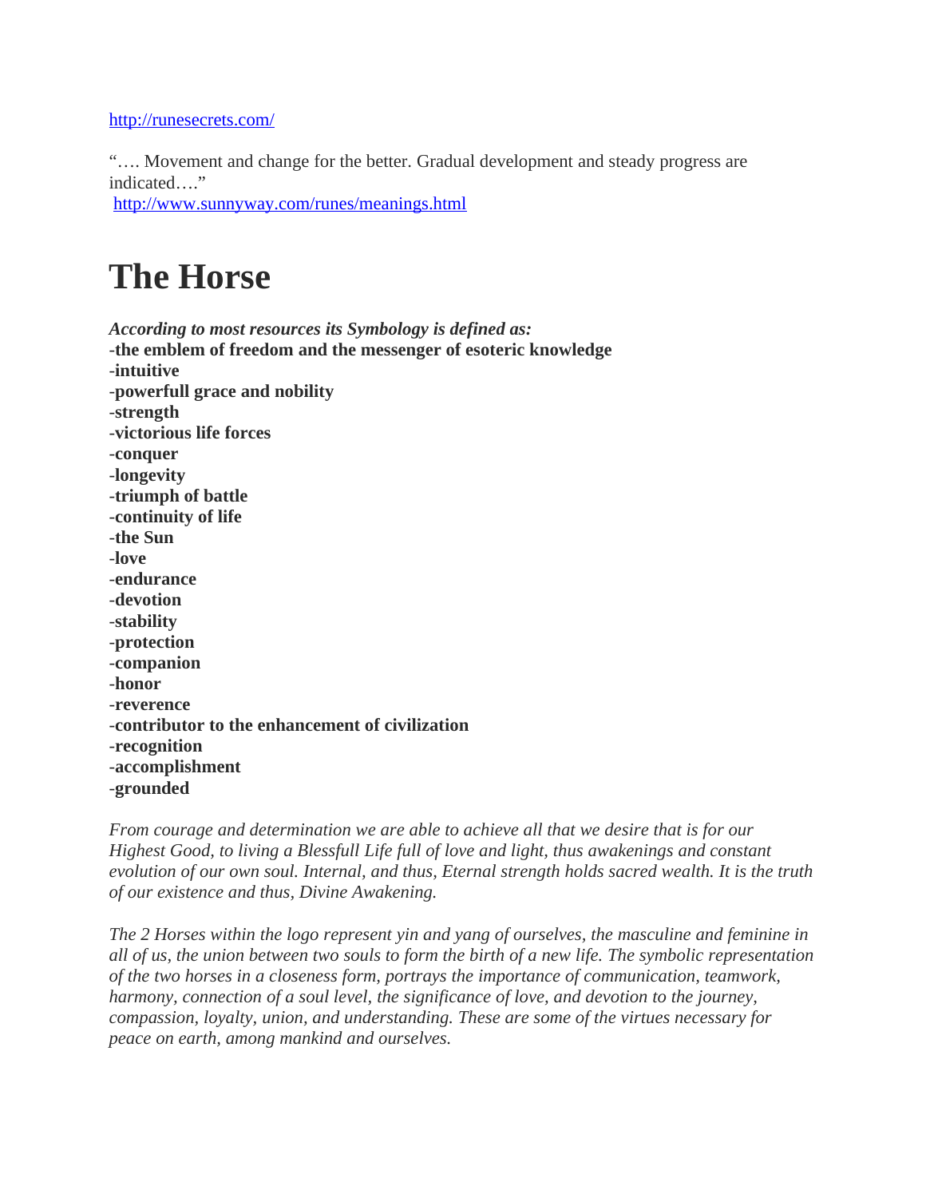http://runesecrets.com/

"…. Movement and change for the better. Gradual development and steady progress are indicated…."
http://www.sunnyway.com/runes/meanings.html

# The Horse

***According to most resources its Symbology is defined as:***
-**the emblem of freedom and the messenger of esoteric knowledge**
-**intuitive**
-**powerfull grace and nobility**
-**strength**
-**victorious life forces**
-**conquer**
-**longevity**
-**triumph of battle**
-**continuity of life**
-**the Sun**
-**love**
-**endurance**
-**devotion**
-**stability**
-**protection**
-**companion**
-**honor**
-**reverence**
-**contributor to the enhancement of civilization**
-**recognition**
-**accomplishment**
-**grounded**

*From courage and determination we are able to achieve all that we desire that is for our Highest Good, to living a Blessfull Life full of love and light, thus awakenings and constant evolution of our own soul. Internal, and thus, Eternal strength holds sacred wealth. It is the truth of our existence and thus, Divine Awakening.*

*The 2 Horses within the logo represent yin and yang of ourselves, the masculine and feminine in all of us, the union between two souls to form the birth of a new life. The symbolic representation of the two horses in a closeness form, portrays the importance of communication, teamwork, harmony, connection of a soul level, the significance of love, and devotion to the journey, compassion, loyalty, union, and understanding. These are some of the virtues necessary for peace on earth, among mankind and ourselves.*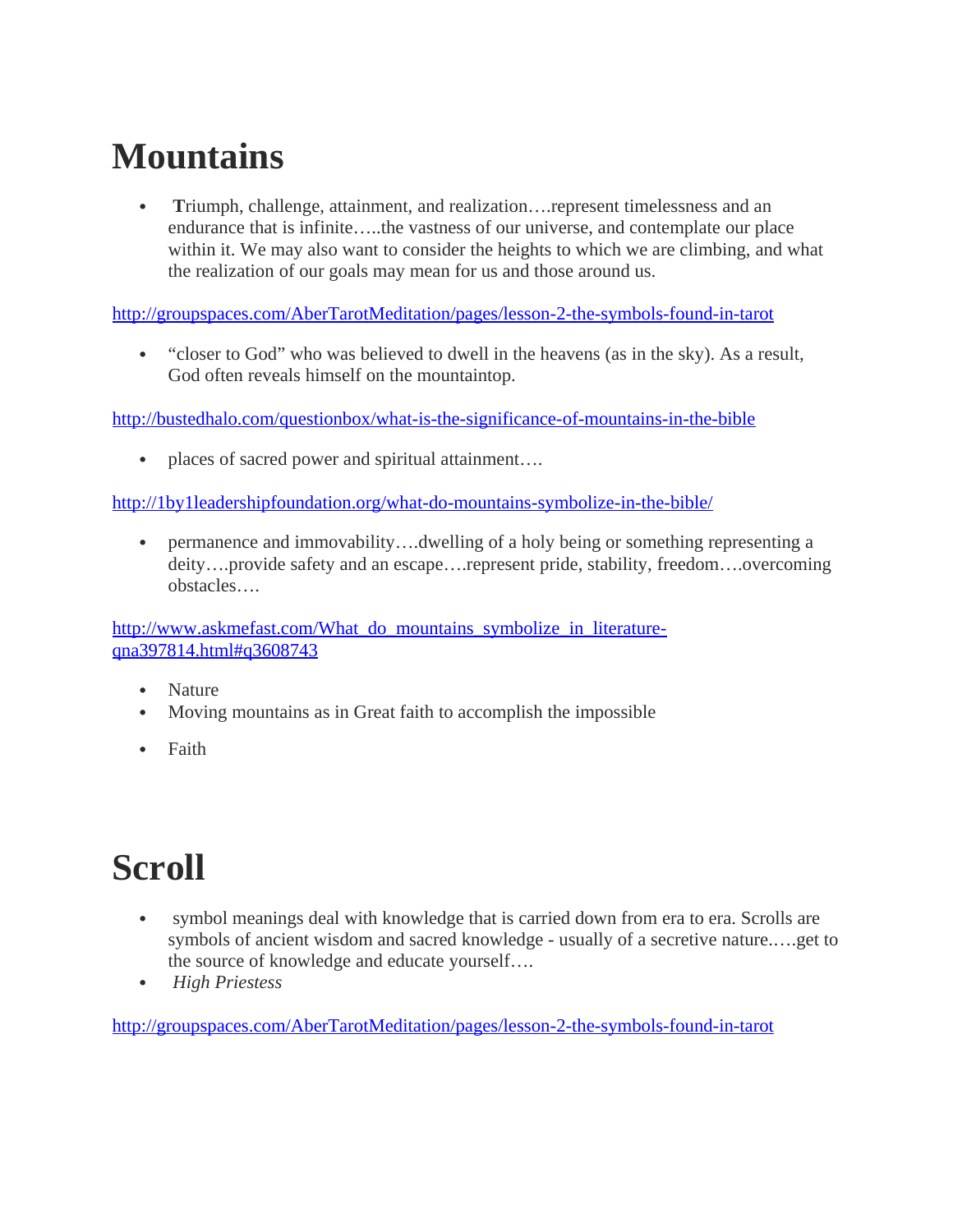# Mountains

- **T**riumph, challenge, attainment, and realization….represent timelessness and an endurance that is infinite…..the vastness of our universe, and contemplate our place within it. We may also want to consider the heights to which we are climbing, and what the realization of our goals may mean for us and those around us.

http://groupspaces.com/AberTarotMeditation/pages/lesson-2-the-symbols-found-in-tarot

- "closer to God" who was believed to dwell in the heavens (as in the sky). As a result, God often reveals himself on the mountaintop.

http://bustedhalo.com/questionbox/what-is-the-significance-of-mountains-in-the-bible

- places of sacred power and spiritual attainment….

http://1by1leadershipfoundation.org/what-do-mountains-symbolize-in-the-bible/

- permanence and immovability….dwelling of a holy being or something representing a deity….provide safety and an escape….represent pride, stability, freedom….overcoming obstacles….

http://www.askmefast.com/What_do_mountains_symbolize_in_literature-qna397814.html#q3608743

- Nature
- Moving mountains as in Great faith to accomplish the impossible
- Faith

# Scroll

- symbol meanings deal with knowledge that is carried down from era to era. Scrolls are symbols of ancient wisdom and sacred knowledge - usually of a secretive nature.….get to the source of knowledge and educate yourself….
- *High Priestess*

http://groupspaces.com/AberTarotMeditation/pages/lesson-2-the-symbols-found-in-tarot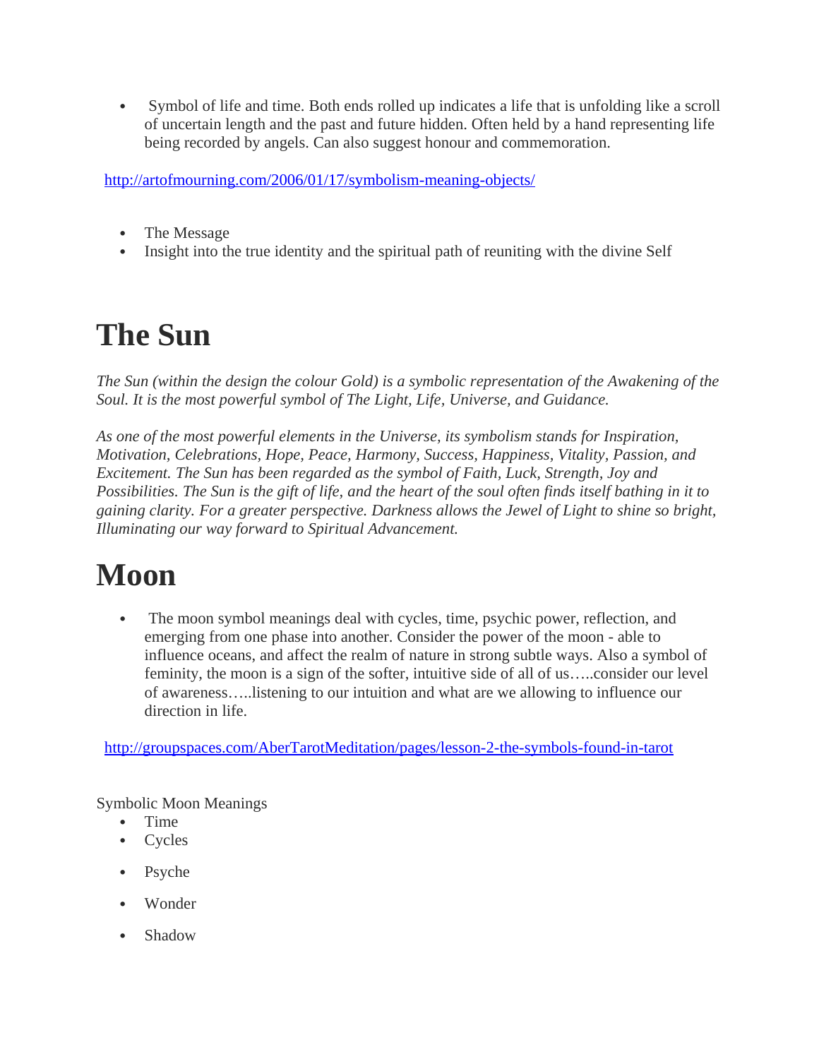- Symbol of life and time. Both ends rolled up indicates a life that is unfolding like a scroll of uncertain length and the past and future hidden. Often held by a hand representing life being recorded by angels. Can also suggest honour and commemoration.

http://artofmourning.com/2006/01/17/symbolism-meaning-objects/

- The Message
- Insight into the true identity and the spiritual path of reuniting with the divine Self

# The Sun

*The Sun (within the design the colour Gold) is a symbolic representation of the Awakening of the Soul. It is the most powerful symbol of The Light, Life, Universe, and Guidance.*

*As one of the most powerful elements in the Universe, its symbolism stands for Inspiration, Motivation, Celebrations, Hope, Peace, Harmony, Success, Happiness, Vitality, Passion, and Excitement. The Sun has been regarded as the symbol of Faith, Luck, Strength, Joy and Possibilities. The Sun is the gift of life, and the heart of the soul often finds itself bathing in it to gaining clarity. For a greater perspective. Darkness allows the Jewel of Light to shine so bright, Illuminating our way forward to Spiritual Advancement.*

# Moon

- The moon symbol meanings deal with cycles, time, psychic power, reflection, and emerging from one phase into another. Consider the power of the moon - able to influence oceans, and affect the realm of nature in strong subtle ways. Also a symbol of feminity, the moon is a sign of the softer, intuitive side of all of us…..consider our level of awareness…..listening to our intuition and what are we allowing to influence our direction in life.

http://groupspaces.com/AberTarotMeditation/pages/lesson-2-the-symbols-found-in-tarot

Symbolic Moon Meanings

- Time
- Cycles
- Psyche
- Wonder
- Shadow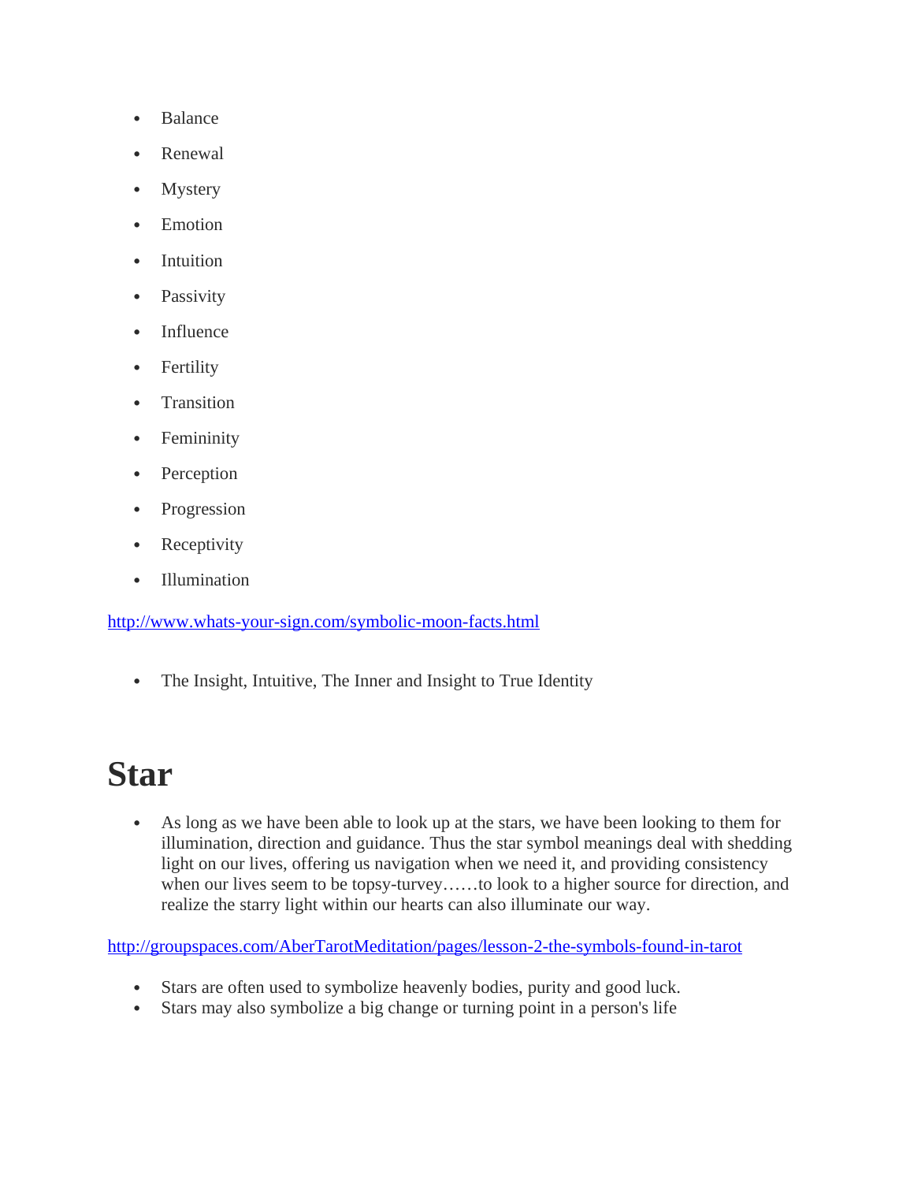- Balance
- Renewal
- Mystery
- Emotion
- Intuition
- Passivity
- Influence
- Fertility
- Transition
- Femininity
- Perception
- Progression
- Receptivity
- Illumination

http://www.whats-your-sign.com/symbolic-moon-facts.html

- The Insight, Intuitive, The Inner and Insight to True Identity

# Star

- As long as we have been able to look up at the stars, we have been looking to them for illumination, direction and guidance. Thus the star symbol meanings deal with shedding light on our lives, offering us navigation when we need it, and providing consistency when our lives seem to be topsy-turvey……to look to a higher source for direction, and realize the starry light within our hearts can also illuminate our way.

http://groupspaces.com/AberTarotMeditation/pages/lesson-2-the-symbols-found-in-tarot

- Stars are often used to symbolize heavenly bodies, purity and good luck.
- Stars may also symbolize a big change or turning point in a person's life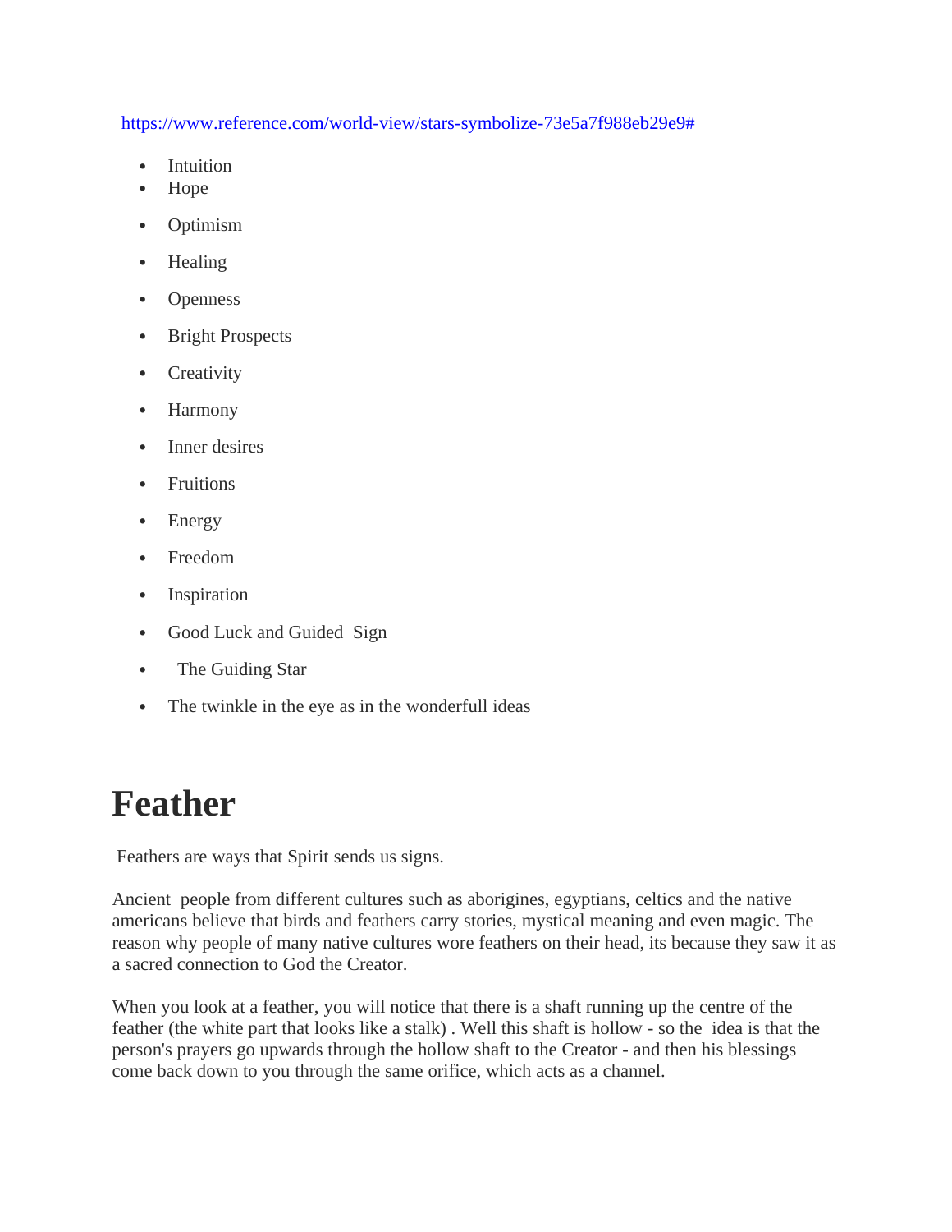https://www.reference.com/world-view/stars-symbolize-73e5a7f988eb29e9#

- Intuition
- Hope
- Optimism
- Healing
- Openness
- Bright Prospects
- Creativity
- Harmony
- Inner desires
- Fruitions
- Energy
- Freedom
- Inspiration
- Good Luck and Guided Sign
- The Guiding Star
- The twinkle in the eye as in the wonderfull ideas

# Feather

Feathers are ways that Spirit sends us signs.

Ancient people from different cultures such as aborigines, egyptians, celtics and the native americans believe that birds and feathers carry stories, mystical meaning and even magic. The reason why people of many native cultures wore feathers on their head, its because they saw it as a sacred connection to God the Creator.

When you look at a feather, you will notice that there is a shaft running up the centre of the feather (the white part that looks like a stalk) . Well this shaft is hollow - so the idea is that the person's prayers go upwards through the hollow shaft to the Creator - and then his blessings come back down to you through the same orifice, which acts as a channel.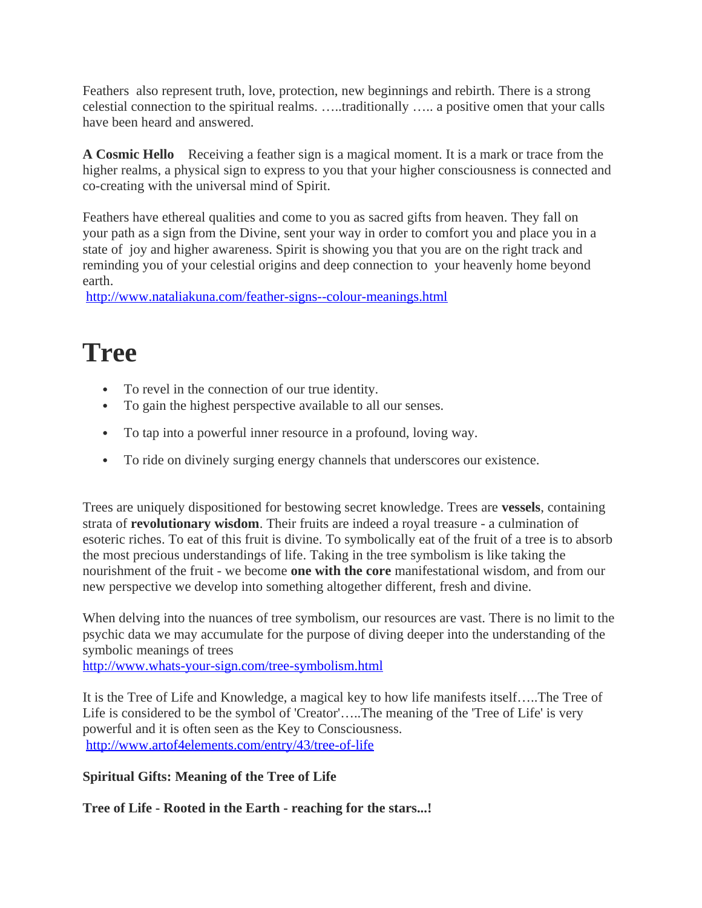Feathers also represent truth, love, protection, new beginnings and rebirth. There is a strong celestial connection to the spiritual realms. …..traditionally ….. a positive omen that your calls have been heard and answered.

**A Cosmic Hello** Receiving a feather sign is a magical moment. It is a mark or trace from the higher realms, a physical sign to express to you that your higher consciousness is connected and co-creating with the universal mind of Spirit.

Feathers have ethereal qualities and come to you as sacred gifts from heaven. They fall on your path as a sign from the Divine, sent your way in order to comfort you and place you in a state of joy and higher awareness. Spirit is showing you that you are on the right track and reminding you of your celestial origins and deep connection to your heavenly home beyond earth.
http://www.nataliakuna.com/feather-signs--colour-meanings.html

# Tree

- To revel in the connection of our true identity.
- To gain the highest perspective available to all our senses.
- To tap into a powerful inner resource in a profound, loving way.
- To ride on divinely surging energy channels that underscores our existence.

Trees are uniquely dispositioned for bestowing secret knowledge. Trees are **vessels**, containing strata of **revolutionary wisdom**. Their fruits are indeed a royal treasure - a culmination of esoteric riches. To eat of this fruit is divine. To symbolically eat of the fruit of a tree is to absorb the most precious understandings of life. Taking in the tree symbolism is like taking the nourishment of the fruit - we become **one with the core** manifestational wisdom, and from our new perspective we develop into something altogether different, fresh and divine.

When delving into the nuances of tree symbolism, our resources are vast. There is no limit to the psychic data we may accumulate for the purpose of diving deeper into the understanding of the symbolic meanings of trees
http://www.whats-your-sign.com/tree-symbolism.html

It is the Tree of Life and Knowledge, a magical key to how life manifests itself…..The Tree of Life is considered to be the symbol of 'Creator'…..The meaning of the 'Tree of Life' is very powerful and it is often seen as the Key to Consciousness.
http://www.artof4elements.com/entry/43/tree-of-life

**Spiritual Gifts: Meaning of the Tree of Life**

**Tree of Life - Rooted in the Earth - reaching for the stars...!**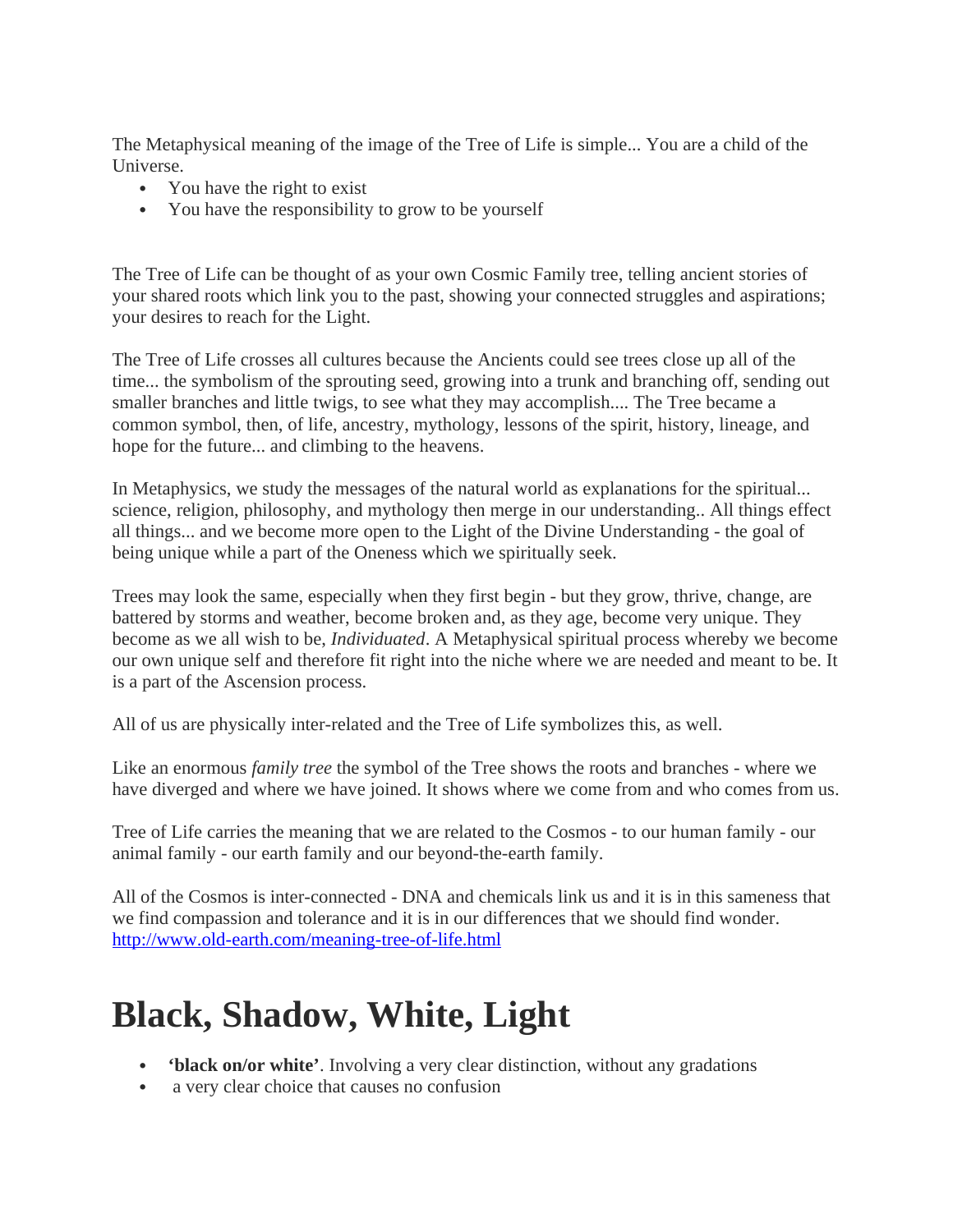The Metaphysical meaning of the image of the Tree of Life is simple... You are a child of the Universe.

- You have the right to exist
- You have the responsibility to grow to be yourself

The Tree of Life can be thought of as your own Cosmic Family tree, telling ancient stories of your shared roots which link you to the past, showing your connected struggles and aspirations; your desires to reach for the Light.

The Tree of Life crosses all cultures because the Ancients could see trees close up all of the time... the symbolism of the sprouting seed, growing into a trunk and branching off, sending out smaller branches and little twigs, to see what they may accomplish.... The Tree became a common symbol, then, of life, ancestry, mythology, lessons of the spirit, history, lineage, and hope for the future... and climbing to the heavens.

In Metaphysics, we study the messages of the natural world as explanations for the spiritual... science, religion, philosophy, and mythology then merge in our understanding.. All things effect all things... and we become more open to the Light of the Divine Understanding - the goal of being unique while a part of the Oneness which we spiritually seek.

Trees may look the same, especially when they first begin - but they grow, thrive, change, are battered by storms and weather, become broken and, as they age, become very unique. They become as we all wish to be, *Individuated*. A Metaphysical spiritual process whereby we become our own unique self and therefore fit right into the niche where we are needed and meant to be. It is a part of the Ascension process.

All of us are physically inter-related and the Tree of Life symbolizes this, as well.

Like an enormous *family tree* the symbol of the Tree shows the roots and branches - where we have diverged and where we have joined. It shows where we come from and who comes from us.

Tree of Life carries the meaning that we are related to the Cosmos - to our human family - our animal family - our earth family and our beyond-the-earth family.

All of the Cosmos is inter-connected - DNA and chemicals link us and it is in this sameness that we find compassion and tolerance and it is in our differences that we should find wonder.
http://www.old-earth.com/meaning-tree-of-life.html

# Black, Shadow, White, Light

- **'black on/or white'**. Involving a very clear distinction, without any gradations
- a very clear choice that causes no confusion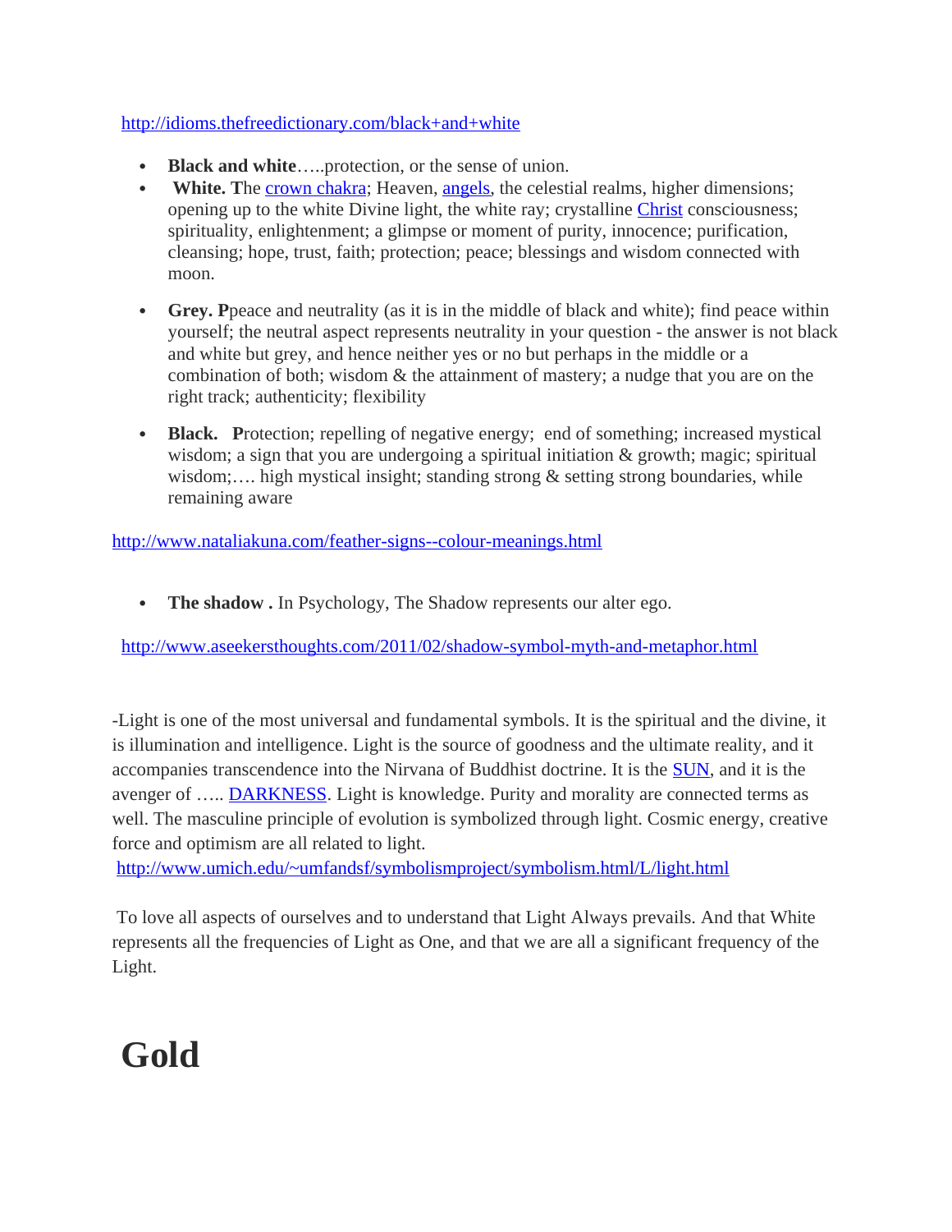http://idioms.thefreedictionary.com/black+and+white

- **Black and white**…..protection, or the sense of union.
- **White. T**he crown chakra; Heaven, angels, the celestial realms, higher dimensions; opening up to the white Divine light, the white ray; crystalline Christ consciousness; spirituality, enlightenment; a glimpse or moment of purity, innocence; purification, cleansing; hope, trust, faith; protection; peace; blessings and wisdom connected with moon.
- **Grey. P**peace and neutrality (as it is in the middle of black and white); find peace within yourself; the neutral aspect represents neutrality in your question - the answer is not black and white but grey, and hence neither yes or no but perhaps in the middle or a combination of both; wisdom & the attainment of mastery; a nudge that you are on the right track; authenticity; flexibility
- **Black. P**rotection; repelling of negative energy; end of something; increased mystical wisdom; a sign that you are undergoing a spiritual initiation & growth; magic; spiritual wisdom;…. high mystical insight; standing strong & setting strong boundaries, while remaining aware

http://www.nataliakuna.com/feather-signs--colour-meanings.html

- **The shadow .** In Psychology, The Shadow represents our alter ego.

http://www.aseekersthoughts.com/2011/02/shadow-symbol-myth-and-metaphor.html

-Light is one of the most universal and fundamental symbols. It is the spiritual and the divine, it is illumination and intelligence. Light is the source of goodness and the ultimate reality, and it accompanies transcendence into the Nirvana of Buddhist doctrine. It is the SUN, and it is the avenger of ….. DARKNESS. Light is knowledge. Purity and morality are connected terms as well. The masculine principle of evolution is symbolized through light. Cosmic energy, creative force and optimism are all related to light.
http://www.umich.edu/~umfandsf/symbolismproject/symbolism.html/L/light.html

To love all aspects of ourselves and to understand that Light Always prevails. And that White represents all the frequencies of Light as One, and that we are all a significant frequency of the Light.

# Gold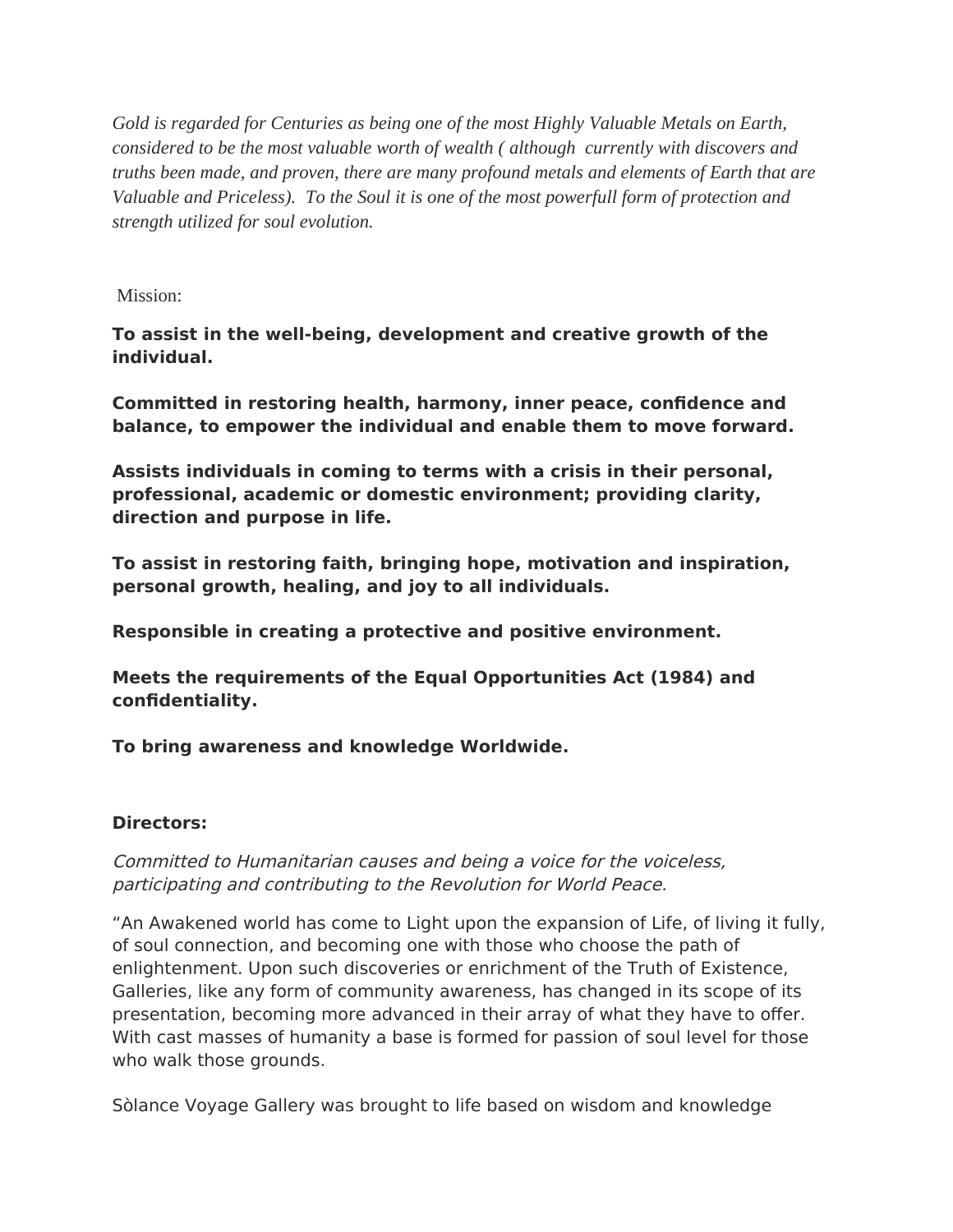*Gold is regarded for Centuries as being one of the most Highly Valuable Metals on Earth, considered to be the most valuable worth of wealth ( although  currently with discovers and truths been made, and proven, there are many profound metals and elements of Earth that are Valuable and Priceless).  To the Soul it is one of the most powerfull form of protection and strength utilized for soul evolution.*

Mission:

**To assist in the well-being, development and creative growth of the individual.**

**Committed in restoring health, harmony, inner peace, confidence and balance, to empower the individual and enable them to move forward.**

**Assists individuals in coming to terms with a crisis in their personal, professional, academic or domestic environment; providing clarity, direction and purpose in life.**

**To assist in restoring faith, bringing hope, motivation and inspiration, personal growth, healing, and joy to all individuals.**

**Responsible in creating a protective and positive environment.**

**Meets the requirements of the Equal Opportunities Act (1984) and confidentiality.**

**To bring awareness and knowledge Worldwide.**

**Directors:**

*Committed to Humanitarian causes and being a voice for the voiceless, participating and contributing to the Revolution for World Peace.*

“An Awakened world has come to Light upon the expansion of Life, of living it fully, of soul connection, and becoming one with those who choose the path of enlightenment. Upon such discoveries or enrichment of the Truth of Existence, Galleries, like any form of community awareness, has changed in its scope of its presentation, becoming more advanced in their array of what they have to offer. With cast masses of humanity a base is formed for passion of soul level for those who walk those grounds.

Sòlance Voyage Gallery was brought to life based on wisdom and knowledge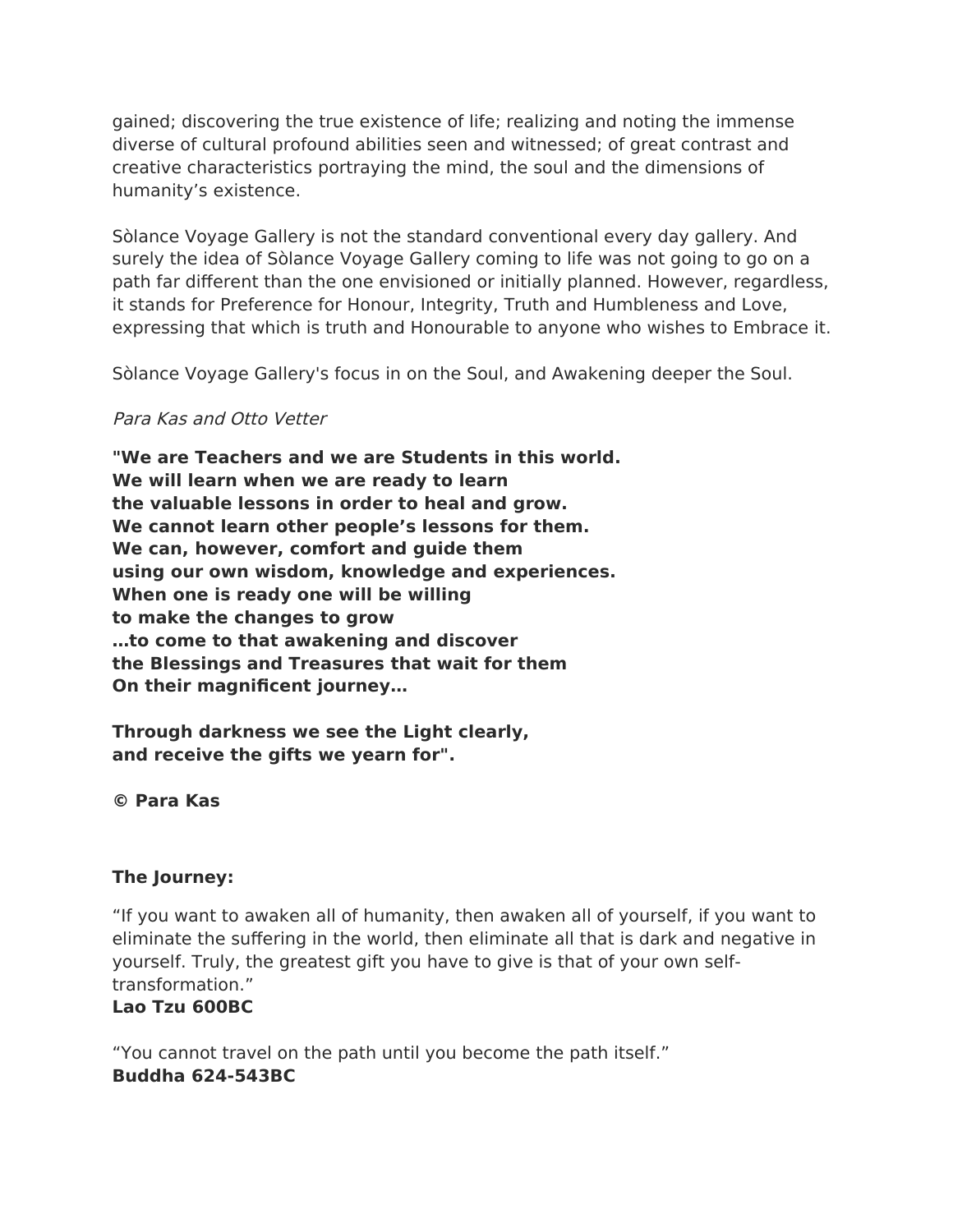gained; discovering the true existence of life; realizing and noting the immense diverse of cultural profound abilities seen and witnessed; of great contrast and creative characteristics portraying the mind, the soul and the dimensions of humanity's existence.

Sòlance Voyage Gallery is not the standard conventional every day gallery. And surely the idea of Sòlance Voyage Gallery coming to life was not going to go on a path far different than the one envisioned or initially planned. However, regardless, it stands for Preference for Honour, Integrity, Truth and Humbleness and Love, expressing that which is truth and Honourable to anyone who wishes to Embrace it.

Sòlance Voyage Gallery's focus in on the Soul, and Awakening deeper the Soul.

*Para Kas and Otto Vetter*

**"We are Teachers and we are Students in this world.
We will learn when we are ready to learn
the valuable lessons in order to heal and grow.
We cannot learn other people's lessons for them.
We can, however, comfort and guide them
using our own wisdom, knowledge and experiences.
When one is ready one will be willing
to make the changes to grow
…to come to that awakening and discover
the Blessings and Treasures that wait for them
On their magnificent journey…**

**Through darkness we see the Light clearly,
and receive the gifts we yearn for".**

**© Para Kas**

**The Journey:**

"If you want to awaken all of humanity, then awaken all of yourself, if you want to eliminate the suffering in the world, then eliminate all that is dark and negative in yourself. Truly, the greatest gift you have to give is that of your own self-transformation."
**Lao Tzu 600BC**

"You cannot travel on the path until you become the path itself."
**Buddha 624-543BC**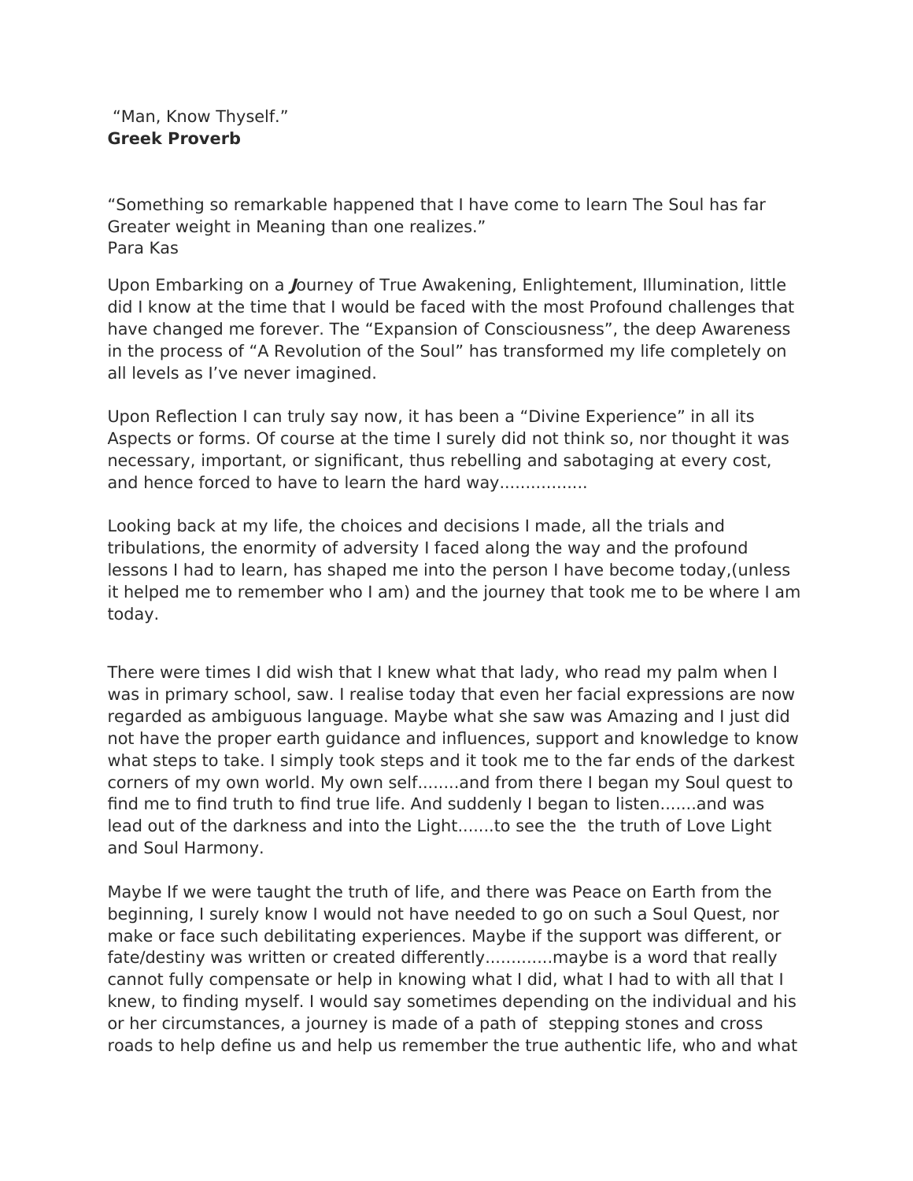"Man, Know Thyself."
**Greek Proverb**

"Something so remarkable happened that I have come to learn The Soul has far Greater weight in Meaning than one realizes."
Para Kas

Upon Embarking on a ***J***ourney of True Awakening, Enlightement, Illumination, little did I know at the time that I would be faced with the most Profound challenges that have changed me forever. The "Expansion of Consciousness", the deep Awareness in the process of "A Revolution of the Soul" has transformed my life completely on all levels as I've never imagined.

Upon Reflection I can truly say now, it has been a "Divine Experience" in all its Aspects or forms. Of course at the time I surely did not think so, nor thought it was necessary, important, or significant, thus rebelling and sabotaging at every cost, and hence forced to have to learn the hard way.................

Looking back at my life, the choices and decisions I made, all the trials and tribulations, the enormity of adversity I faced along the way and the profound lessons I had to learn, has shaped me into the person I have become today,(unless it helped me to remember who I am) and the journey that took me to be where I am today.

There were times I did wish that I knew what that lady, who read my palm when I was in primary school, saw. I realise today that even her facial expressions are now regarded as ambiguous language. Maybe what she saw was Amazing and I just did not have the proper earth guidance and influences, support and knowledge to know what steps to take. I simply took steps and it took me to the far ends of the darkest corners of my own world. My own self........and from there I began my Soul quest to find me to find truth to find true life. And suddenly I began to listen.......and was lead out of the darkness and into the Light.......to see the  the truth of Love Light and Soul Harmony.

Maybe If we were taught the truth of life, and there was Peace on Earth from the beginning, I surely know I would not have needed to go on such a Soul Quest, nor make or face such debilitating experiences. Maybe if the support was different, or fate/destiny was written or created differently.............maybe is a word that really cannot fully compensate or help in knowing what I did, what I had to with all that I knew, to finding myself. I would say sometimes depending on the individual and his or her circumstances, a journey is made of a path of  stepping stones and cross roads to help define us and help us remember the true authentic life, who and what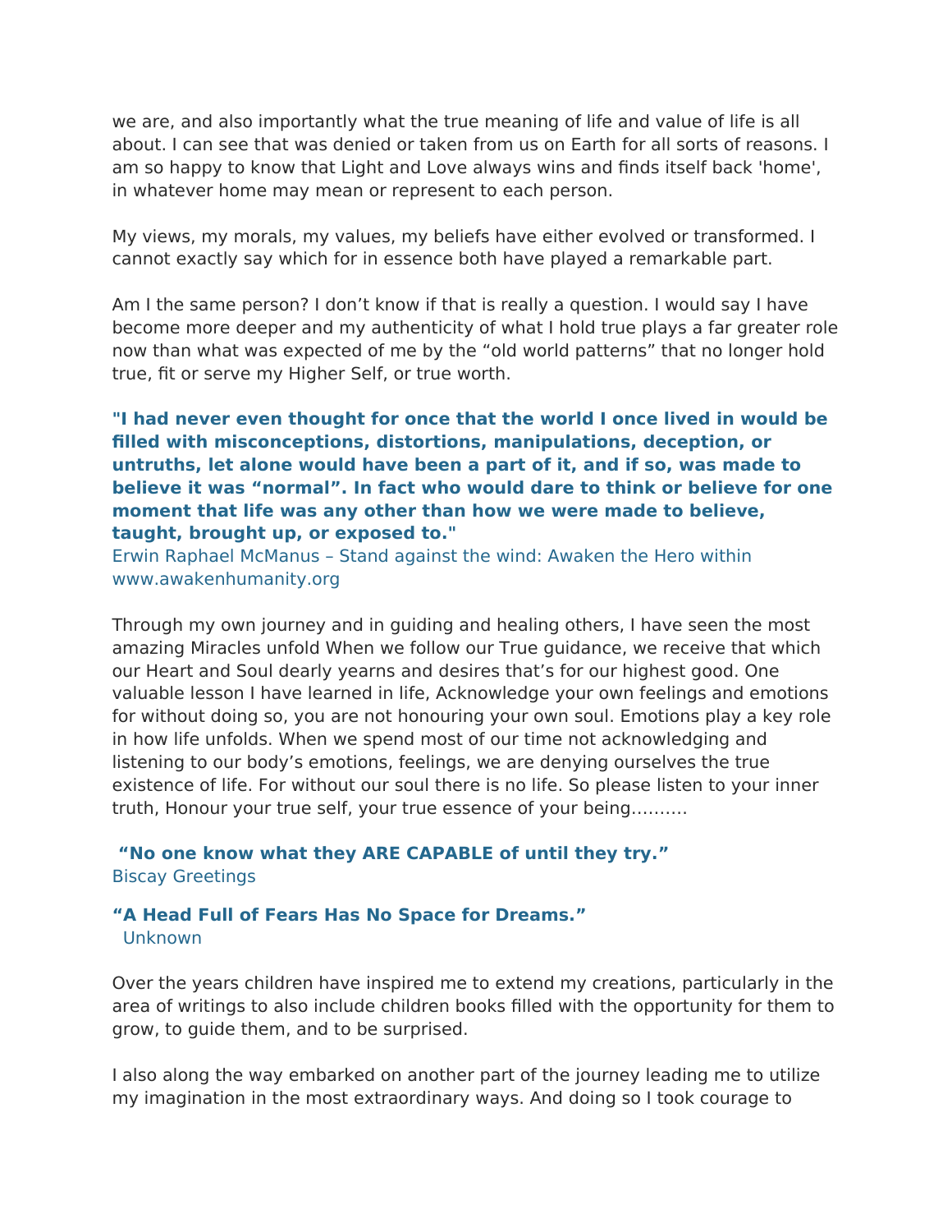we are, and also importantly what the true meaning of life and value of life is all about. I can see that was denied or taken from us on Earth for all sorts of reasons. I am so happy to know that Light and Love always wins and finds itself back 'home', in whatever home may mean or represent to each person.

My views, my morals, my values, my beliefs have either evolved or transformed. I cannot exactly say which for in essence both have played a remarkable part.

Am I the same person? I don't know if that is really a question. I would say I have become more deeper and my authenticity of what I hold true plays a far greater role now than what was expected of me by the "old world patterns" that no longer hold true, fit or serve my Higher Self, or true worth.

**"I had never even thought for once that the world I once lived in would be filled with misconceptions, distortions, manipulations, deception, or untruths, let alone would have been a part of it, and if so, was made to believe it was "normal". In fact who would dare to think or believe for one moment that life was any other than how we were made to believe, taught, brought up, or exposed to."**
Erwin Raphael McManus – Stand against the wind: Awaken the Hero within
www.awakenhumanity.org

Through my own journey and in guiding and healing others, I have seen the most amazing Miracles unfold When we follow our True guidance, we receive that which our Heart and Soul dearly yearns and desires that's for our highest good. One valuable lesson I have learned in life, Acknowledge your own feelings and emotions for without doing so, you are not honouring your own soul. Emotions play a key role in how life unfolds. When we spend most of our time not acknowledging and listening to our body's emotions, feelings, we are denying ourselves the true existence of life. For without our soul there is no life. So please listen to your inner truth, Honour your true self, your true essence of your being……….

**"No one know what they ARE CAPABLE of until they try."**
Biscay Greetings

**"A Head Full of Fears Has No Space for Dreams."**
Unknown

Over the years children have inspired me to extend my creations, particularly in the area of writings to also include children books filled with the opportunity for them to grow, to guide them, and to be surprised.

I also along the way embarked on another part of the journey leading me to utilize my imagination in the most extraordinary ways. And doing so I took courage to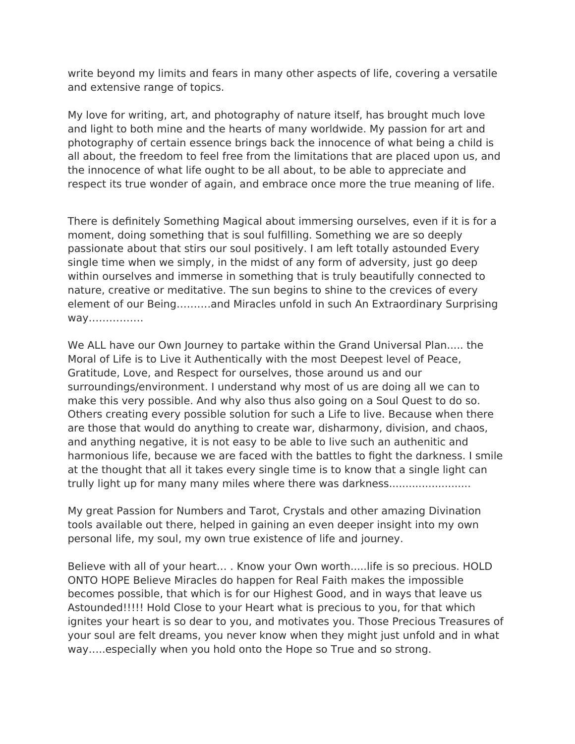write beyond my limits and fears in many other aspects of life, covering a versatile and extensive range of topics.

My love for writing, art, and photography of nature itself, has brought much love and light to both mine and the hearts of many worldwide. My passion for art and photography of certain essence brings back the innocence of what being a child is all about, the freedom to feel free from the limitations that are placed upon us, and the innocence of what life ought to be all about, to be able to appreciate and respect its true wonder of again, and embrace once more the true meaning of life.

There is definitely Something Magical about immersing ourselves, even if it is for a moment, doing something that is soul fulfilling. Something we are so deeply passionate about that stirs our soul positively. I am left totally astounded Every single time when we simply, in the midst of any form of adversity, just go deep within ourselves and immerse in something that is truly beautifully connected to nature, creative or meditative. The sun begins to shine to the crevices of every element of our Being..........and Miracles unfold in such An Extraordinary Surprising way................

We ALL have our Own Journey to partake within the Grand Universal Plan..... the Moral of Life is to Live it Authentically with the most Deepest level of Peace, Gratitude, Love, and Respect for ourselves, those around us and our surroundings/environment. I understand why most of us are doing all we can to make this very possible. And why also thus also going on a Soul Quest to do so. Others creating every possible solution for such a Life to live. Because when there are those that would do anything to create war, disharmony, division, and chaos, and anything negative, it is not easy to be able to live such an authenitic and harmonious life, because we are faced with the battles to fight the darkness. I smile at the thought that all it takes every single time is to know that a single light can trully light up for many many miles where there was darkness.........................

My great Passion for Numbers and Tarot, Crystals and other amazing Divination tools available out there, helped in gaining an even deeper insight into my own personal life, my soul, my own true existence of life and journey.

Believe with all of your heart... . Know your Own worth.....life is so precious. HOLD ONTO HOPE Believe Miracles do happen for Real Faith makes the impossible becomes possible, that which is for our Highest Good, and in ways that leave us Astounded!!!!! Hold Close to your Heart what is precious to you, for that which ignites your heart is so dear to you, and motivates you. Those Precious Treasures of your soul are felt dreams, you never know when they might just unfold and in what way.....especially when you hold onto the Hope so True and so strong.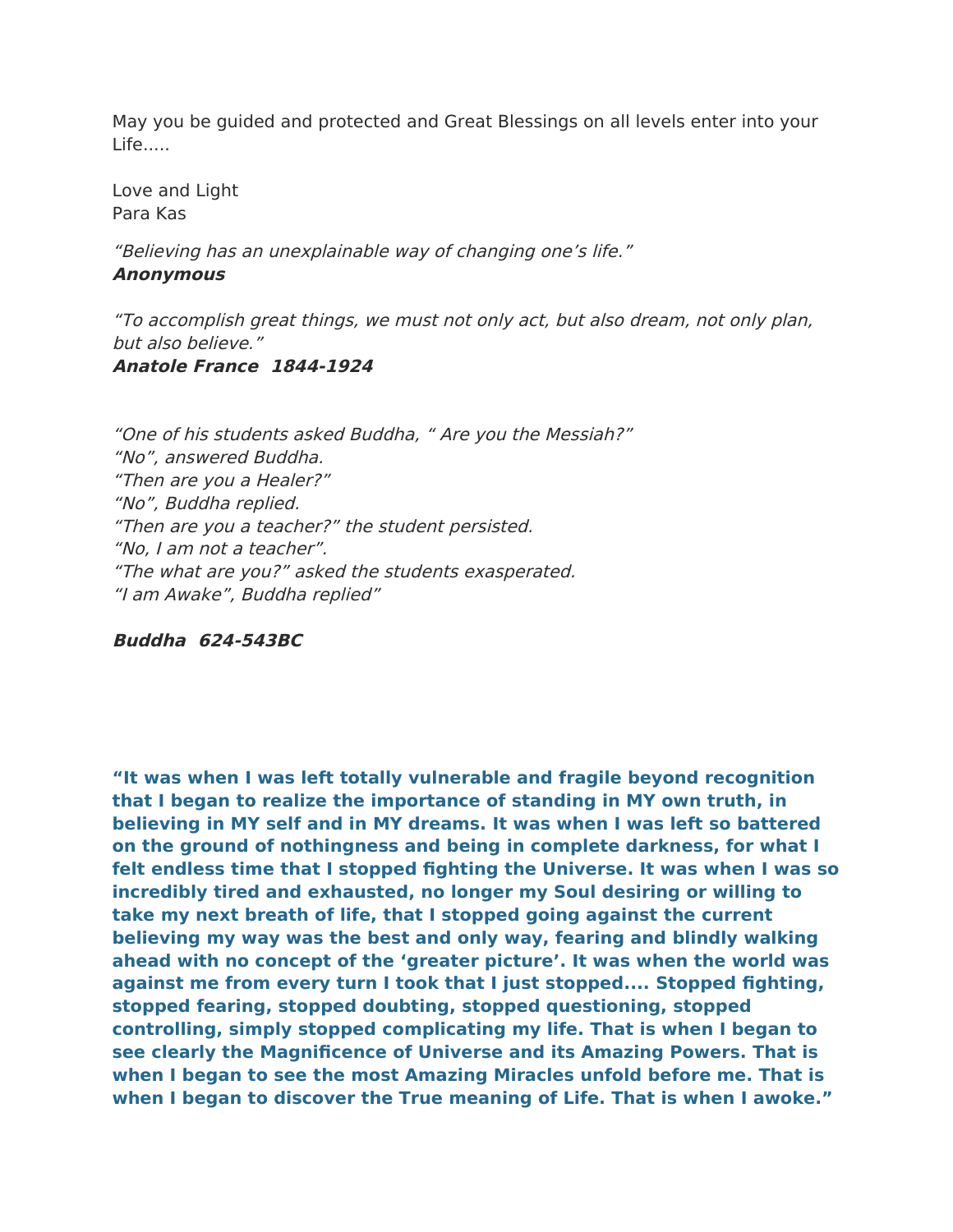May you be guided and protected and Great Blessings on all levels enter into your Life.....

Love and Light
Para Kas

*“Believing has an unexplainable way of changing one’s life.”*
***Anonymous***

*“To accomplish great things, we must not only act, but also dream, not only plan, but also believe.”*
***Anatole France 1844-1924***

*“One of his students asked Buddha, “ Are you the Messiah?”*
*“No”, answered Buddha.*
*“Then are you a Healer?”*
*“No”, Buddha replied.*
*“Then are you a teacher?” the student persisted.*
*“No, I am not a teacher”.*
*“The what are you?” asked the students exasperated.*
*“I am Awake”, Buddha replied”*

***Buddha 624-543BC***

**“It was when I was left totally vulnerable and fragile beyond recognition that I began to realize the importance of standing in MY own truth, in believing in MY self and in MY dreams. It was when I was left so battered on the ground of nothingness and being in complete darkness, for what I felt endless time that I stopped fighting the Universe. It was when I was so incredibly tired and exhausted, no longer my Soul desiring or willing to take my next breath of life, that I stopped going against the current believing my way was the best and only way, fearing and blindly walking ahead with no concept of the ‘greater picture’. It was when the world was against me from every turn I took that I just stopped.... Stopped fighting, stopped fearing, stopped doubting, stopped questioning, stopped controlling, simply stopped complicating my life. That is when I began to see clearly the Magnificence of Universe and its Amazing Powers. That is when I began to see the most Amazing Miracles unfold before me. That is when I began to discover the True meaning of Life. That is when I awoke.”**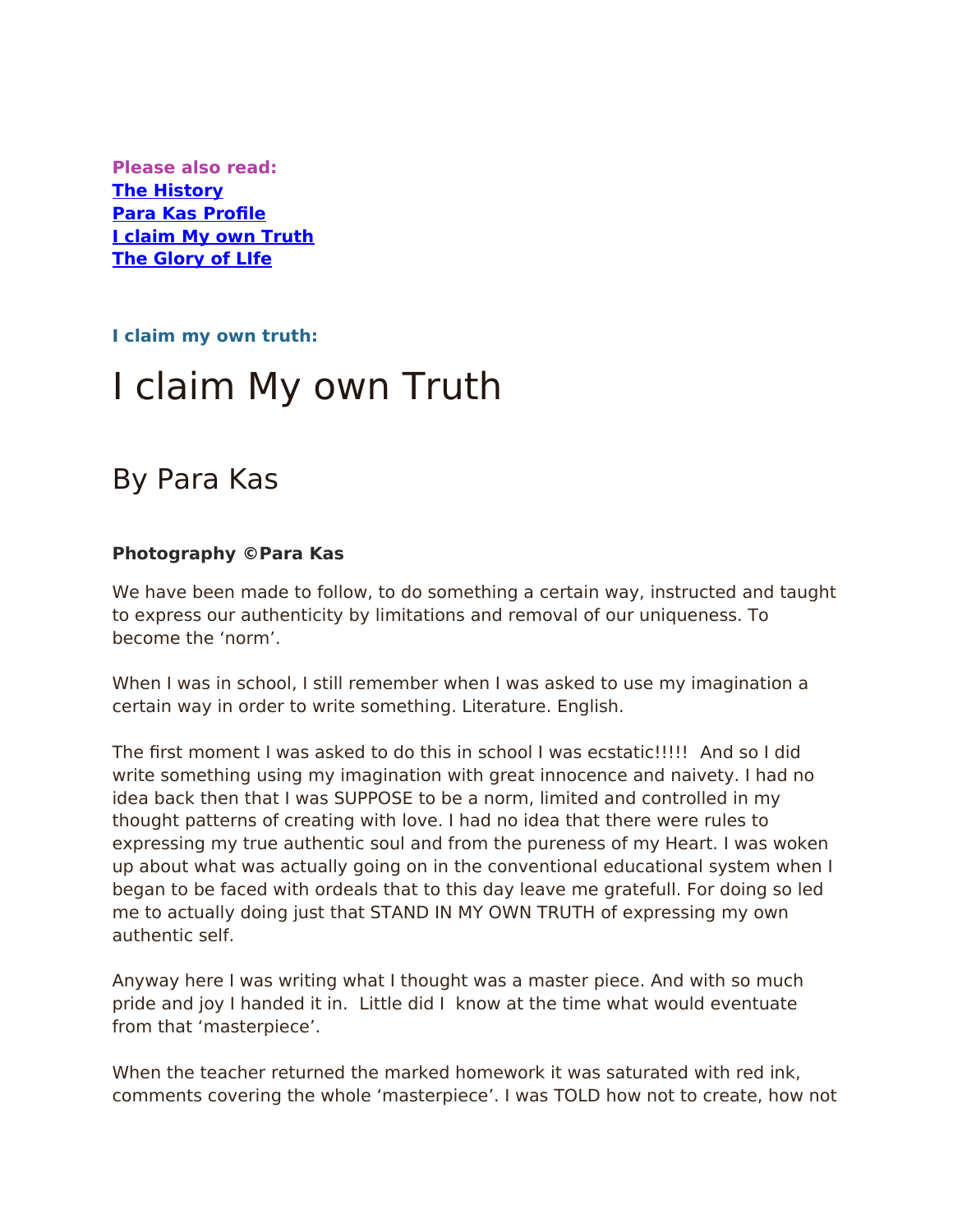**Please also read:**
**[The History]**
**[Para Kas Profile]**
**[I claim My own Truth]**
**[The Glory of LIfe]**

**I claim my own truth:**

# I claim My own Truth

## By Para Kas

**Photography ©Para Kas**

We have been made to follow, to do something a certain way, instructed and taught to express our authenticity by limitations and removal of our uniqueness. To become the 'norm'.

When I was in school, I still remember when I was asked to use my imagination a certain way in order to write something. Literature. English.

The first moment I was asked to do this in school I was ecstatic!!!!! And so I did write something using my imagination with great innocence and naivety. I had no idea back then that I was SUPPOSE to be a norm, limited and controlled in my thought patterns of creating with love. I had no idea that there were rules to expressing my true authentic soul and from the pureness of my Heart. I was woken up about what was actually going on in the conventional educational system when I began to be faced with ordeals that to this day leave me gratefull. For doing so led me to actually doing just that STAND IN MY OWN TRUTH of expressing my own authentic self.

Anyway here I was writing what I thought was a master piece. And with so much pride and joy I handed it in. Little did I know at the time what would eventuate from that 'masterpiece'.

When the teacher returned the marked homework it was saturated with red ink, comments covering the whole 'masterpiece'. I was TOLD how not to create, how not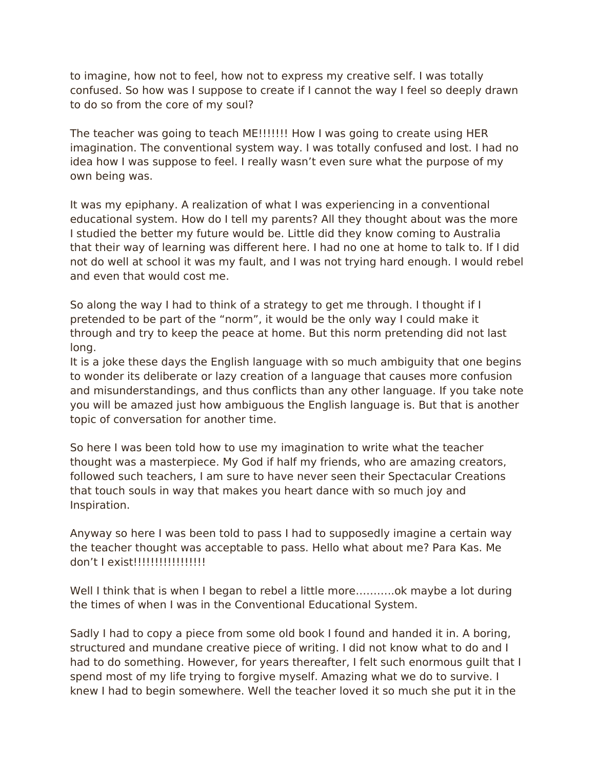to imagine, how not to feel, how not to express my creative self. I was totally confused. So how was I suppose to create if I cannot the way I feel so deeply drawn to do so from the core of my soul?

The teacher was going to teach ME!!!!!!! How I was going to create using HER imagination. The conventional system way. I was totally confused and lost. I had no idea how I was suppose to feel. I really wasn't even sure what the purpose of my own being was.

It was my epiphany. A realization of what I was experiencing in a conventional educational system. How do I tell my parents? All they thought about was the more I studied the better my future would be. Little did they know coming to Australia that their way of learning was different here. I had no one at home to talk to. If I did not do well at school it was my fault, and I was not trying hard enough. I would rebel and even that would cost me.

So along the way I had to think of a strategy to get me through. I thought if I pretended to be part of the "norm", it would be the only way I could make it through and try to keep the peace at home. But this norm pretending did not last long.
It is a joke these days the English language with so much ambiguity that one begins to wonder its deliberate or lazy creation of a language that causes more confusion and misunderstandings, and thus conflicts than any other language. If you take note you will be amazed just how ambiguous the English language is. But that is another topic of conversation for another time.

So here I was been told how to use my imagination to write what the teacher thought was a masterpiece. My God if half my friends, who are amazing creators, followed such teachers, I am sure to have never seen their Spectacular Creations that touch souls in way that makes you heart dance with so much joy and Inspiration.

Anyway so here I was been told to pass I had to supposedly imagine a certain way the teacher thought was acceptable to pass. Hello what about me? Para Kas. Me don't I exist!!!!!!!!!!!!!!!!

Well I think that is when I began to rebel a little more………..ok maybe a lot during the times of when I was in the Conventional Educational System.

Sadly I had to copy a piece from some old book I found and handed it in. A boring, structured and mundane creative piece of writing. I did not know what to do and I had to do something. However, for years thereafter, I felt such enormous guilt that I spend most of my life trying to forgive myself. Amazing what we do to survive. I knew I had to begin somewhere. Well the teacher loved it so much she put it in the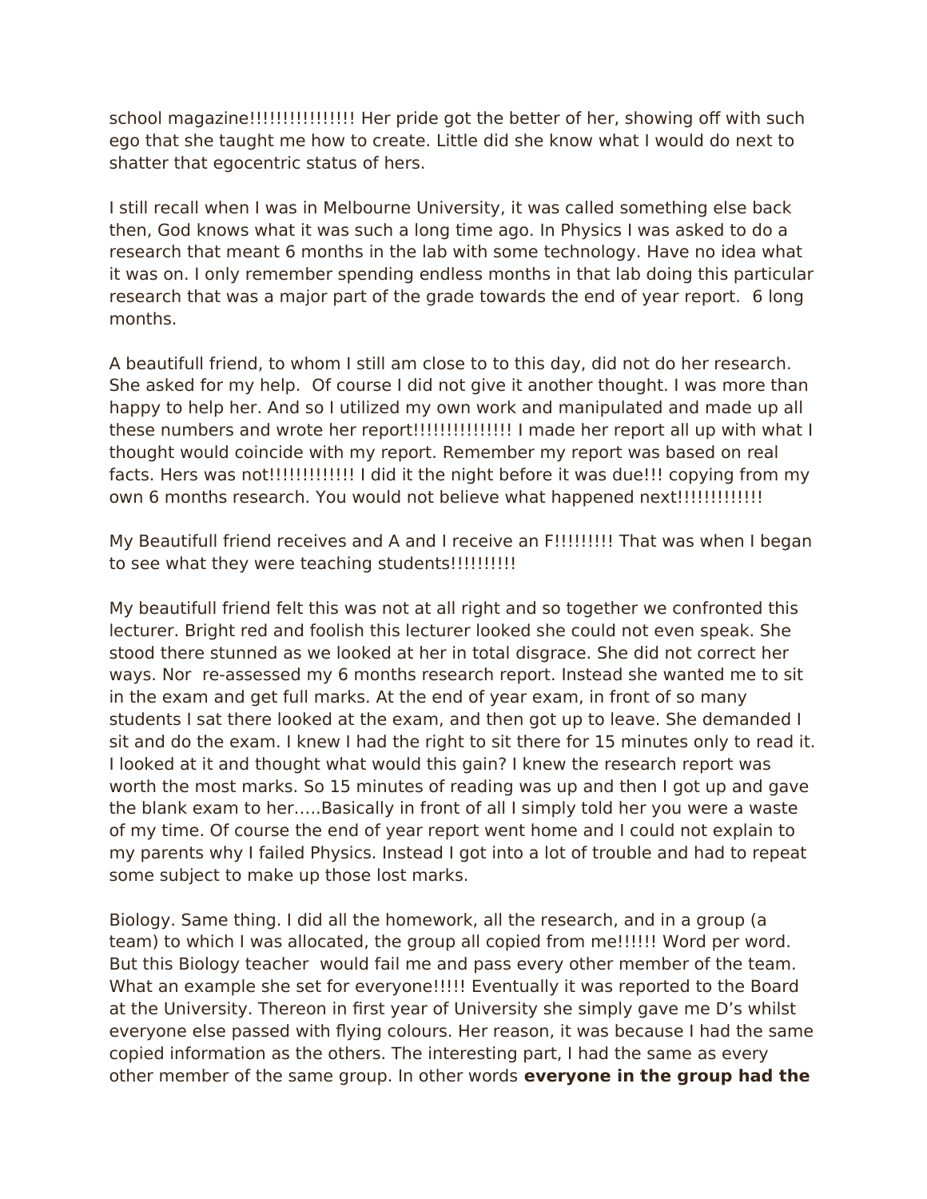school magazine!!!!!!!!!!!!!!! Her pride got the better of her, showing off with such ego that she taught me how to create. Little did she know what I would do next to shatter that egocentric status of hers.

I still recall when I was in Melbourne University, it was called something else back then, God knows what it was such a long time ago. In Physics I was asked to do a research that meant 6 months in the lab with some technology. Have no idea what it was on. I only remember spending endless months in that lab doing this particular research that was a major part of the grade towards the end of year report.  6 long months.

A beautifull friend, to whom I still am close to to this day, did not do her research. She asked for my help.  Of course I did not give it another thought. I was more than happy to help her. And so I utilized my own work and manipulated and made up all these numbers and wrote her report!!!!!!!!!!!!!!! I made her report all up with what I thought would coincide with my report. Remember my report was based on real facts. Hers was not!!!!!!!!!!!!! I did it the night before it was due!!! copying from my own 6 months research. You would not believe what happened next!!!!!!!!!!!!

My Beautifull friend receives and A and I receive an F!!!!!!!!! That was when I began to see what they were teaching students!!!!!!!!!!

My beautifull friend felt this was not at all right and so together we confronted this lecturer. Bright red and foolish this lecturer looked she could not even speak. She stood there stunned as we looked at her in total disgrace. She did not correct her ways. Nor  re-assessed my 6 months research report. Instead she wanted me to sit in the exam and get full marks. At the end of year exam, in front of so many students I sat there looked at the exam, and then got up to leave. She demanded I sit and do the exam. I knew I had the right to sit there for 15 minutes only to read it. I looked at it and thought what would this gain? I knew the research report was worth the most marks. So 15 minutes of reading was up and then I got up and gave the blank exam to her.....Basically in front of all I simply told her you were a waste of my time. Of course the end of year report went home and I could not explain to my parents why I failed Physics. Instead I got into a lot of trouble and had to repeat some subject to make up those lost marks.

Biology. Same thing. I did all the homework, all the research, and in a group (a team) to which I was allocated, the group all copied from me!!!!!! Word per word. But this Biology teacher  would fail me and pass every other member of the team. What an example she set for everyone!!!!! Eventually it was reported to the Board at the University. Thereon in first year of University she simply gave me D's whilst everyone else passed with flying colours. Her reason, it was because I had the same copied information as the others. The interesting part, I had the same as every other member of the same group. In other words **everyone in the group had the**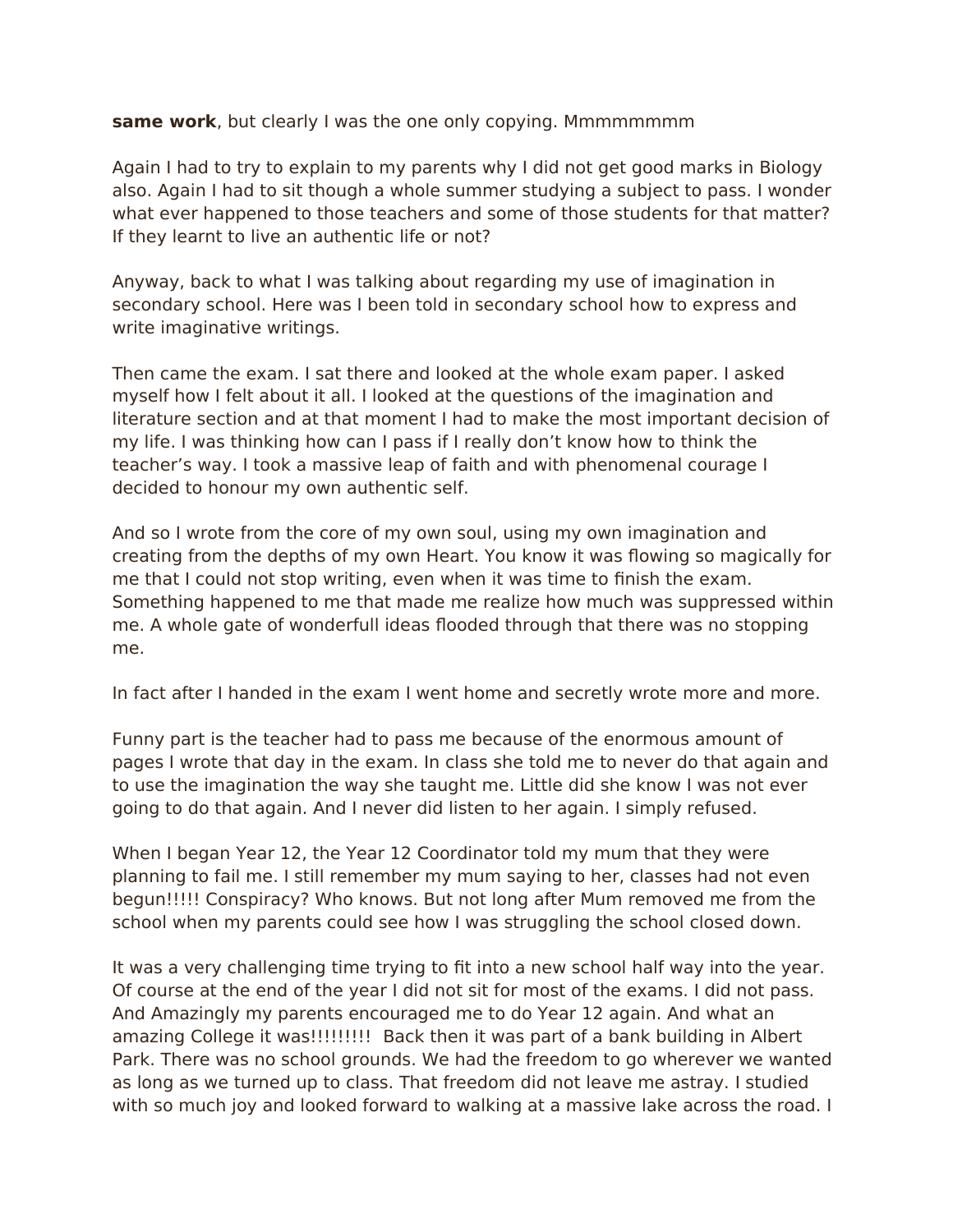**same work**, but clearly I was the one only copying. Mmmmmmmm

Again I had to try to explain to my parents why I did not get good marks in Biology also. Again I had to sit though a whole summer studying a subject to pass. I wonder what ever happened to those teachers and some of those students for that matter? If they learnt to live an authentic life or not?

Anyway, back to what I was talking about regarding my use of imagination in secondary school. Here was I been told in secondary school how to express and write imaginative writings.

Then came the exam. I sat there and looked at the whole exam paper. I asked myself how I felt about it all. I looked at the questions of the imagination and literature section and at that moment I had to make the most important decision of my life. I was thinking how can I pass if I really don't know how to think the teacher's way. I took a massive leap of faith and with phenomenal courage I decided to honour my own authentic self.

And so I wrote from the core of my own soul, using my own imagination and creating from the depths of my own Heart. You know it was flowing so magically for me that I could not stop writing, even when it was time to finish the exam. Something happened to me that made me realize how much was suppressed within me. A whole gate of wonderfull ideas flooded through that there was no stopping me.

In fact after I handed in the exam I went home and secretly wrote more and more.

Funny part is the teacher had to pass me because of the enormous amount of pages I wrote that day in the exam. In class she told me to never do that again and to use the imagination the way she taught me. Little did she know I was not ever going to do that again. And I never did listen to her again. I simply refused.

When I began Year 12, the Year 12 Coordinator told my mum that they were planning to fail me. I still remember my mum saying to her, classes had not even begun!!!!! Conspiracy? Who knows. But not long after Mum removed me from the school when my parents could see how I was struggling the school closed down.

It was a very challenging time trying to fit into a new school half way into the year. Of course at the end of the year I did not sit for most of the exams. I did not pass. And Amazingly my parents encouraged me to do Year 12 again. And what an amazing College it was!!!!!!!!!  Back then it was part of a bank building in Albert Park. There was no school grounds. We had the freedom to go wherever we wanted as long as we turned up to class. That freedom did not leave me astray. I studied with so much joy and looked forward to walking at a massive lake across the road. I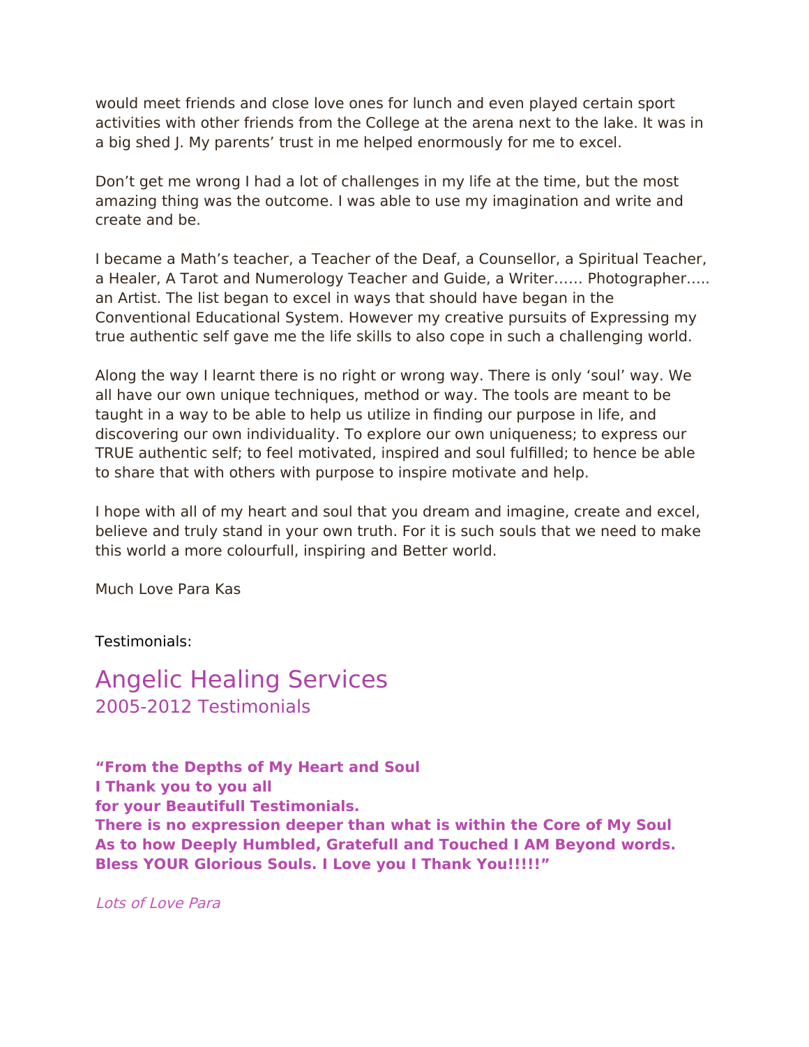would meet friends and close love ones for lunch and even played certain sport activities with other friends from the College at the arena next to the lake. It was in a big shed J. My parents' trust in me helped enormously for me to excel.

Don't get me wrong I had a lot of challenges in my life at the time, but the most amazing thing was the outcome. I was able to use my imagination and write and create and be.

I became a Math's teacher, a Teacher of the Deaf, a Counsellor, a Spiritual Teacher, a Healer, A Tarot and Numerology Teacher and Guide, a Writer…… Photographer….. an Artist. The list began to excel in ways that should have began in the Conventional Educational System. However my creative pursuits of Expressing my true authentic self gave me the life skills to also cope in such a challenging world.

Along the way I learnt there is no right or wrong way. There is only 'soul' way. We all have our own unique techniques, method or way. The tools are meant to be taught in a way to be able to help us utilize in finding our purpose in life, and discovering our own individuality. To explore our own uniqueness; to express our TRUE authentic self; to feel motivated, inspired and soul fulfilled; to hence be able to share that with others with purpose to inspire motivate and help.

I hope with all of my heart and soul that you dream and imagine, create and excel, believe and truly stand in your own truth. For it is such souls that we need to make this world a more colourfull, inspiring and Better world.

Much Love Para Kas

Testimonials:

# Angelic Healing Services
## 2005-2012 Testimonials

**"From the Depths of My Heart and Soul**
**I Thank you to you all**
**for your Beautifull Testimonials.**
**There is no expression deeper than what is within the Core of My Soul**
**As to how Deeply Humbled, Gratefull and Touched I AM Beyond words.**
**Bless YOUR Glorious Souls. I Love you I Thank You!!!!!"**

*Lots of Love Para*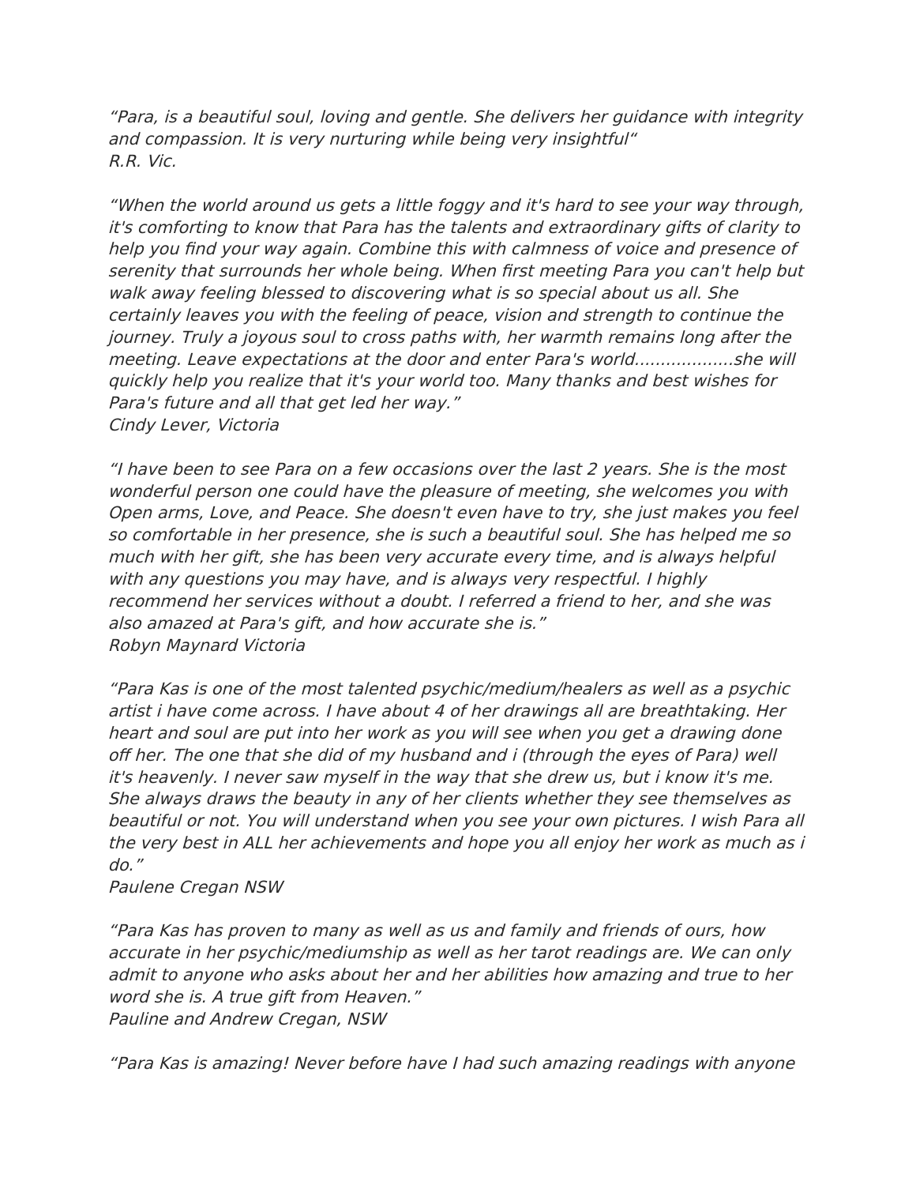*"Para, is a beautiful soul, loving and gentle. She delivers her guidance with integrity and compassion. It is very nurturing while being very insightful"*
*R.R. Vic.*

*"When the world around us gets a little foggy and it's hard to see your way through, it's comforting to know that Para has the talents and extraordinary gifts of clarity to help you find your way again. Combine this with calmness of voice and presence of serenity that surrounds her whole being. When first meeting Para you can't help but walk away feeling blessed to discovering what is so special about us all. She certainly leaves you with the feeling of peace, vision and strength to continue the journey. Truly a joyous soul to cross paths with, her warmth remains long after the meeting. Leave expectations at the door and enter Para's world...................she will quickly help you realize that it's your world too. Many thanks and best wishes for Para's future and all that get led her way."*
*Cindy Lever, Victoria*

*"I have been to see Para on a few occasions over the last 2 years. She is the most wonderful person one could have the pleasure of meeting, she welcomes you with Open arms, Love, and Peace. She doesn't even have to try, she just makes you feel so comfortable in her presence, she is such a beautiful soul. She has helped me so much with her gift, she has been very accurate every time, and is always helpful with any questions you may have, and is always very respectful. I highly recommend her services without a doubt. I referred a friend to her, and she was also amazed at Para's gift, and how accurate she is."*
*Robyn Maynard Victoria*

*"Para Kas is one of the most talented psychic/medium/healers as well as a psychic artist i have come across. I have about 4 of her drawings all are breathtaking. Her heart and soul are put into her work as you will see when you get a drawing done off her. The one that she did of my husband and i (through the eyes of Para) well it's heavenly. I never saw myself in the way that she drew us, but i know it's me. She always draws the beauty in any of her clients whether they see themselves as beautiful or not. You will understand when you see your own pictures. I wish Para all the very best in ALL her achievements and hope you all enjoy her work as much as i do."*
*Paulene Cregan NSW*

*"Para Kas has proven to many as well as us and family and friends of ours, how accurate in her psychic/mediumship as well as her tarot readings are. We can only admit to anyone who asks about her and her abilities how amazing and true to her word she is. A true gift from Heaven."*
*Pauline and Andrew Cregan, NSW*

*"Para Kas is amazing! Never before have I had such amazing readings with anyone*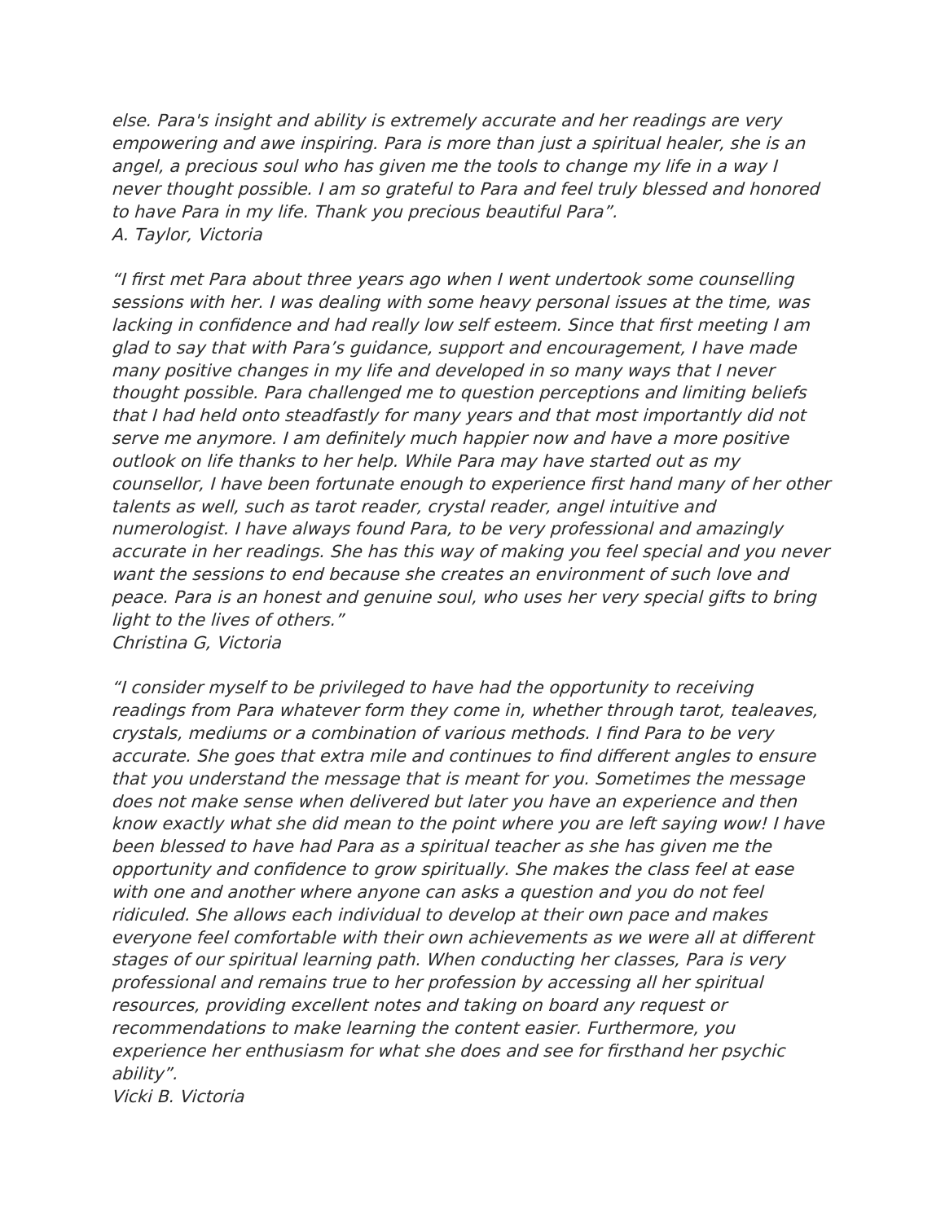*else. Para's insight and ability is extremely accurate and her readings are very empowering and awe inspiring. Para is more than just a spiritual healer, she is an angel, a precious soul who has given me the tools to change my life in a way I never thought possible. I am so grateful to Para and feel truly blessed and honored to have Para in my life. Thank you precious beautiful Para".*
*A. Taylor, Victoria*

*"I first met Para about three years ago when I went undertook some counselling sessions with her. I was dealing with some heavy personal issues at the time, was lacking in confidence and had really low self esteem. Since that first meeting I am glad to say that with Para's guidance, support and encouragement, I have made many positive changes in my life and developed in so many ways that I never thought possible. Para challenged me to question perceptions and limiting beliefs that I had held onto steadfastly for many years and that most importantly did not serve me anymore. I am definitely much happier now and have a more positive outlook on life thanks to her help. While Para may have started out as my counsellor, I have been fortunate enough to experience first hand many of her other talents as well, such as tarot reader, crystal reader, angel intuitive and numerologist. I have always found Para, to be very professional and amazingly accurate in her readings. She has this way of making you feel special and you never want the sessions to end because she creates an environment of such love and peace. Para is an honest and genuine soul, who uses her very special gifts to bring light to the lives of others."*
*Christina G, Victoria*

*"I consider myself to be privileged to have had the opportunity to receiving readings from Para whatever form they come in, whether through tarot, tealeaves, crystals, mediums or a combination of various methods. I find Para to be very accurate. She goes that extra mile and continues to find different angles to ensure that you understand the message that is meant for you. Sometimes the message does not make sense when delivered but later you have an experience and then know exactly what she did mean to the point where you are left saying wow! I have been blessed to have had Para as a spiritual teacher as she has given me the opportunity and confidence to grow spiritually. She makes the class feel at ease with one and another where anyone can asks a question and you do not feel ridiculed. She allows each individual to develop at their own pace and makes everyone feel comfortable with their own achievements as we were all at different stages of our spiritual learning path. When conducting her classes, Para is very professional and remains true to her profession by accessing all her spiritual resources, providing excellent notes and taking on board any request or recommendations to make learning the content easier. Furthermore, you experience her enthusiasm for what she does and see for firsthand her psychic ability".*
*Vicki B. Victoria*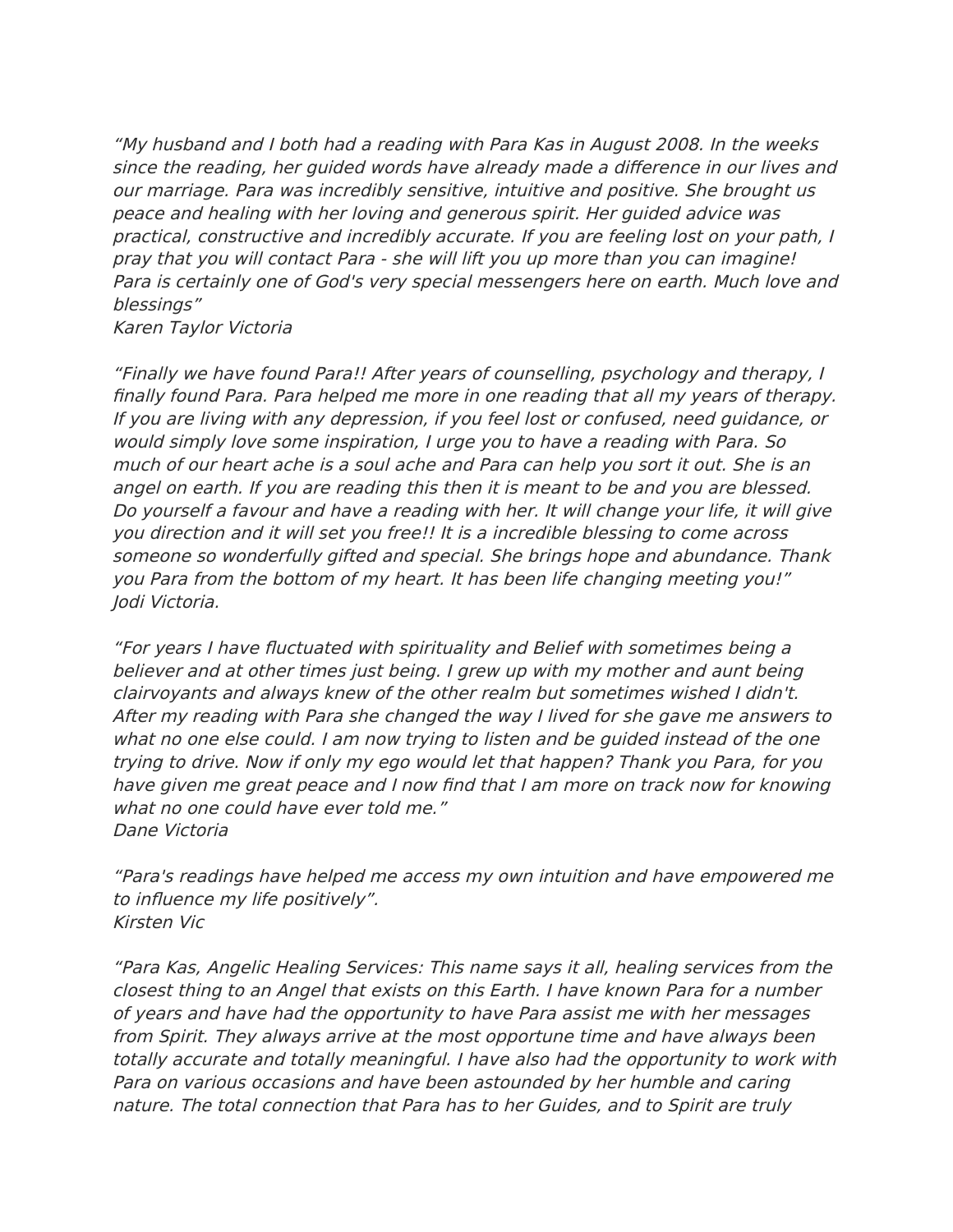*"My husband and I both had a reading with Para Kas in August 2008. In the weeks since the reading, her guided words have already made a difference in our lives and our marriage. Para was incredibly sensitive, intuitive and positive. She brought us peace and healing with her loving and generous spirit. Her guided advice was practical, constructive and incredibly accurate. If you are feeling lost on your path, I pray that you will contact Para - she will lift you up more than you can imagine! Para is certainly one of God's very special messengers here on earth. Much love and blessings"*
*Karen Taylor Victoria*

*"Finally we have found Para!! After years of counselling, psychology and therapy, I finally found Para. Para helped me more in one reading that all my years of therapy. If you are living with any depression, if you feel lost or confused, need guidance, or would simply love some inspiration, I urge you to have a reading with Para. So much of our heart ache is a soul ache and Para can help you sort it out. She is an angel on earth. If you are reading this then it is meant to be and you are blessed. Do yourself a favour and have a reading with her. It will change your life, it will give you direction and it will set you free!! It is a incredible blessing to come across someone so wonderfully gifted and special. She brings hope and abundance. Thank you Para from the bottom of my heart. It has been life changing meeting you!"*
*Jodi Victoria.*

*"For years I have fluctuated with spirituality and Belief with sometimes being a believer and at other times just being. I grew up with my mother and aunt being clairvoyants and always knew of the other realm but sometimes wished I didn't. After my reading with Para she changed the way I lived for she gave me answers to what no one else could. I am now trying to listen and be guided instead of the one trying to drive. Now if only my ego would let that happen? Thank you Para, for you have given me great peace and I now find that I am more on track now for knowing what no one could have ever told me."*
*Dane Victoria*

*"Para's readings have helped me access my own intuition and have empowered me to influence my life positively".*
*Kirsten Vic*

*"Para Kas, Angelic Healing Services: This name says it all, healing services from the closest thing to an Angel that exists on this Earth. I have known Para for a number of years and have had the opportunity to have Para assist me with her messages from Spirit. They always arrive at the most opportune time and have always been totally accurate and totally meaningful. I have also had the opportunity to work with Para on various occasions and have been astounded by her humble and caring nature. The total connection that Para has to her Guides, and to Spirit are truly*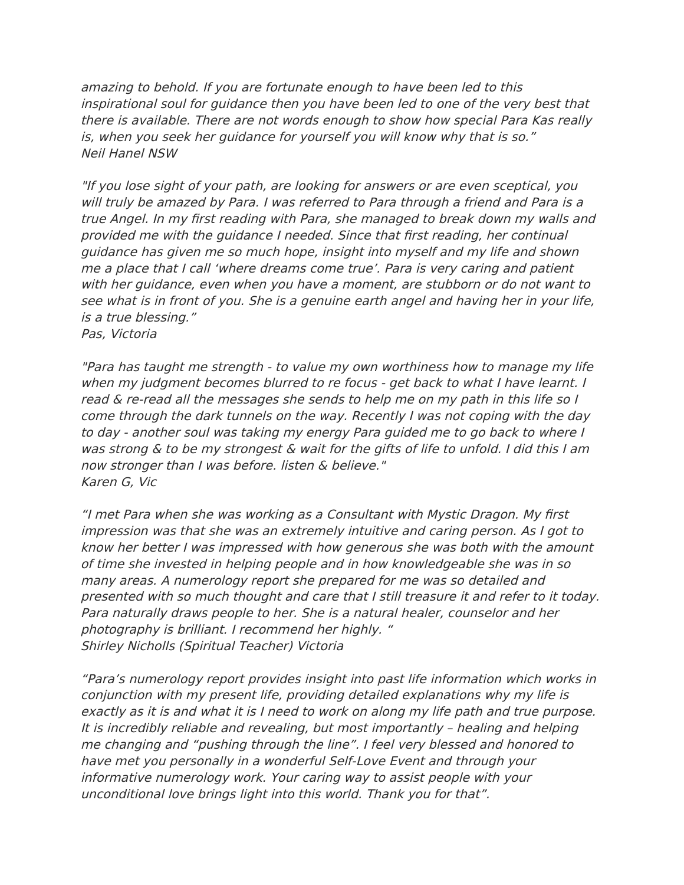*amazing to behold. If you are fortunate enough to have been led to this inspirational soul for guidance then you have been led to one of the very best that there is available. There are not words enough to show how special Para Kas really is, when you seek her guidance for yourself you will know why that is so."*
*Neil Hanel NSW*

*"If you lose sight of your path, are looking for answers or are even sceptical, you will truly be amazed by Para. I was referred to Para through a friend and Para is a true Angel. In my first reading with Para, she managed to break down my walls and provided me with the guidance I needed. Since that first reading, her continual guidance has given me so much hope, insight into myself and my life and shown me a place that I call 'where dreams come true'. Para is very caring and patient with her guidance, even when you have a moment, are stubborn or do not want to see what is in front of you. She is a genuine earth angel and having her in your life, is a true blessing."*
*Pas, Victoria*

*"Para has taught me strength - to value my own worthiness how to manage my life when my judgment becomes blurred to re focus - get back to what I have learnt. I read & re-read all the messages she sends to help me on my path in this life so I come through the dark tunnels on the way. Recently I was not coping with the day to day - another soul was taking my energy Para guided me to go back to where I was strong & to be my strongest & wait for the gifts of life to unfold. I did this I am now stronger than I was before. listen & believe."*
*Karen G, Vic*

*"I met Para when she was working as a Consultant with Mystic Dragon. My first impression was that she was an extremely intuitive and caring person. As I got to know her better I was impressed with how generous she was both with the amount of time she invested in helping people and in how knowledgeable she was in so many areas. A numerology report she prepared for me was so detailed and presented with so much thought and care that I still treasure it and refer to it today. Para naturally draws people to her. She is a natural healer, counselor and her photography is brilliant. I recommend her highly. "*
*Shirley Nicholls (Spiritual Teacher) Victoria*

*"Para's numerology report provides insight into past life information which works in conjunction with my present life, providing detailed explanations why my life is exactly as it is and what it is I need to work on along my life path and true purpose. It is incredibly reliable and revealing, but most importantly – healing and helping me changing and "pushing through the line". I feel very blessed and honored to have met you personally in a wonderful Self-Love Event and through your informative numerology work. Your caring way to assist people with your unconditional love brings light into this world. Thank you for that".*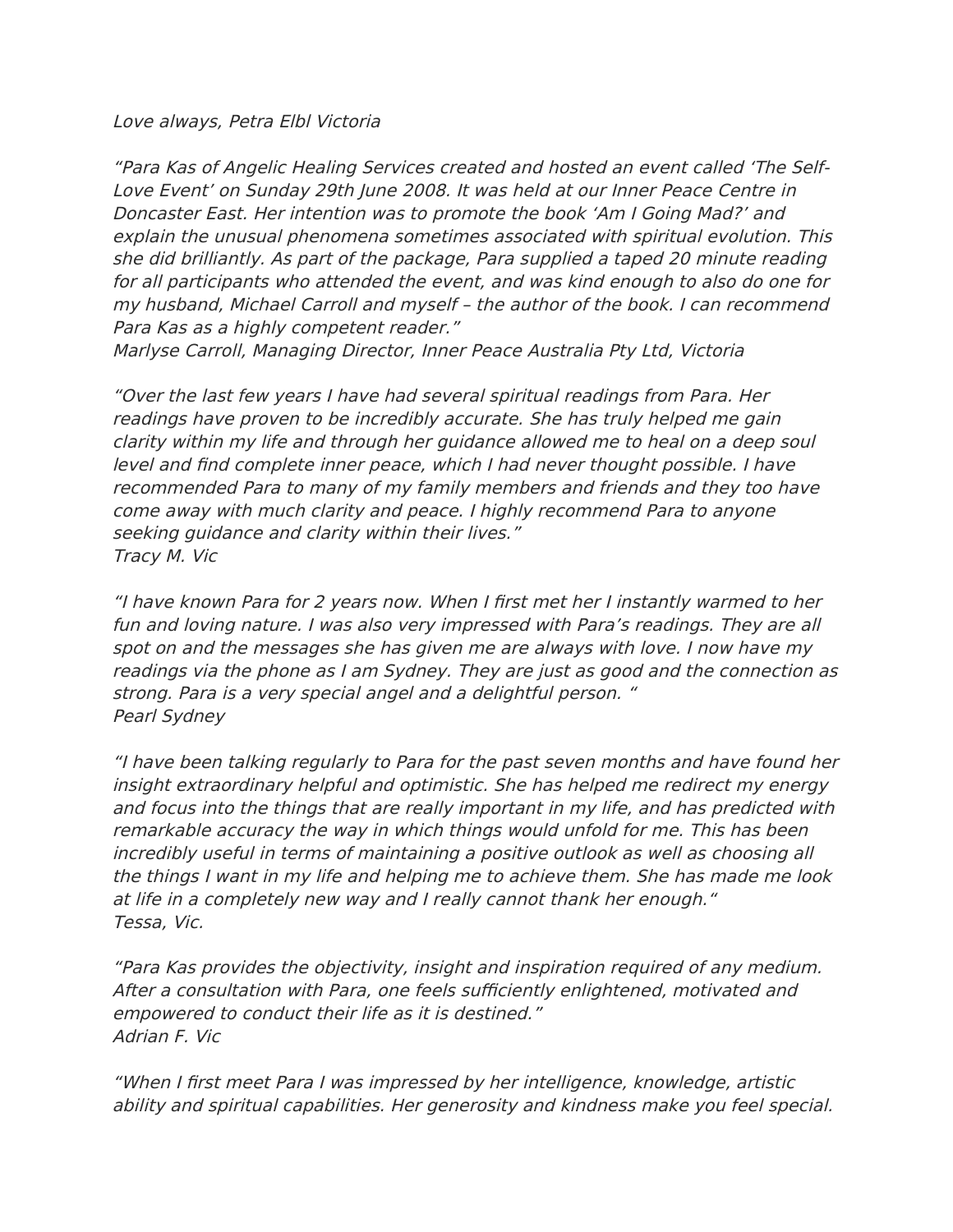*Love always, Petra Elbl Victoria*

*"Para Kas of Angelic Healing Services created and hosted an event called 'The Self-Love Event' on Sunday 29th June 2008. It was held at our Inner Peace Centre in Doncaster East. Her intention was to promote the book 'Am I Going Mad?' and explain the unusual phenomena sometimes associated with spiritual evolution. This she did brilliantly. As part of the package, Para supplied a taped 20 minute reading for all participants who attended the event, and was kind enough to also do one for my husband, Michael Carroll and myself – the author of the book. I can recommend Para Kas as a highly competent reader."*
*Marlyse Carroll, Managing Director, Inner Peace Australia Pty Ltd, Victoria*

*"Over the last few years I have had several spiritual readings from Para. Her readings have proven to be incredibly accurate. She has truly helped me gain clarity within my life and through her guidance allowed me to heal on a deep soul level and find complete inner peace, which I had never thought possible. I have recommended Para to many of my family members and friends and they too have come away with much clarity and peace. I highly recommend Para to anyone seeking guidance and clarity within their lives."*
*Tracy M. Vic*

*"I have known Para for 2 years now. When I first met her I instantly warmed to her fun and loving nature. I was also very impressed with Para's readings. They are all spot on and the messages she has given me are always with love. I now have my readings via the phone as I am Sydney. They are just as good and the connection as strong. Para is a very special angel and a delightful person. "*
*Pearl Sydney*

*"I have been talking regularly to Para for the past seven months and have found her insight extraordinary helpful and optimistic. She has helped me redirect my energy and focus into the things that are really important in my life, and has predicted with remarkable accuracy the way in which things would unfold for me. This has been incredibly useful in terms of maintaining a positive outlook as well as choosing all the things I want in my life and helping me to achieve them. She has made me look at life in a completely new way and I really cannot thank her enough."*
*Tessa, Vic.*

*"Para Kas provides the objectivity, insight and inspiration required of any medium. After a consultation with Para, one feels sufficiently enlightened, motivated and empowered to conduct their life as it is destined."*
*Adrian F. Vic*

*"When I first meet Para I was impressed by her intelligence, knowledge, artistic ability and spiritual capabilities. Her generosity and kindness make you feel special.*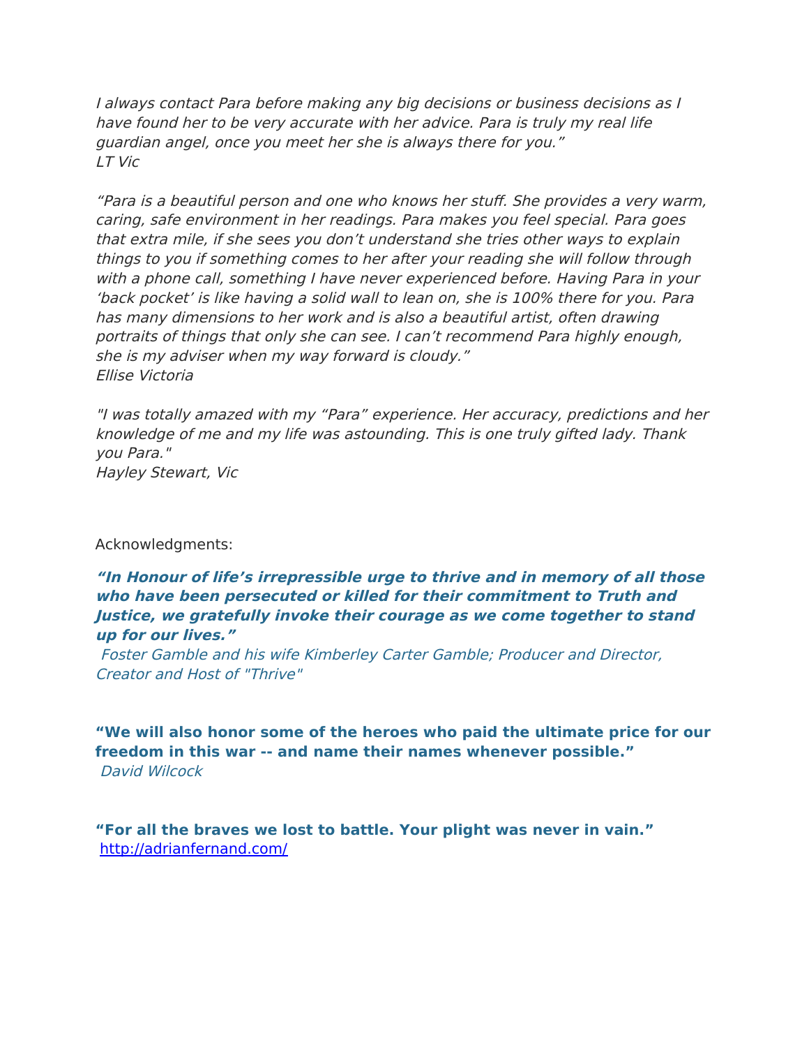*I always contact Para before making any big decisions or business decisions as I have found her to be very accurate with her advice. Para is truly my real life guardian angel, once you meet her she is always there for you."*
*LT Vic*

*"Para is a beautiful person and one who knows her stuff. She provides a very warm, caring, safe environment in her readings. Para makes you feel special. Para goes that extra mile, if she sees you don't understand she tries other ways to explain things to you if something comes to her after your reading she will follow through with a phone call, something I have never experienced before. Having Para in your 'back pocket' is like having a solid wall to lean on, she is 100% there for you. Para has many dimensions to her work and is also a beautiful artist, often drawing portraits of things that only she can see. I can't recommend Para highly enough, she is my adviser when my way forward is cloudy."*
*Ellise Victoria*

*"I was totally amazed with my "Para" experience. Her accuracy, predictions and her knowledge of me and my life was astounding. This is one truly gifted lady. Thank you Para."*
*Hayley Stewart, Vic*

Acknowledgments:

***"In Honour of life's irrepressible urge to thrive and in memory of all those who have been persecuted or killed for their commitment to Truth and Justice, we gratefully invoke their courage as we come together to stand up for our lives."***
*Foster Gamble and his wife Kimberley Carter Gamble; Producer and Director, Creator and Host of "Thrive"*

**"We will also honor some of the heroes who paid the ultimate price for our freedom in this war -- and name their names whenever possible."**
*David Wilcock*

**"For all the braves we lost to battle. Your plight was never in vain."**
http://adrianfernand.com/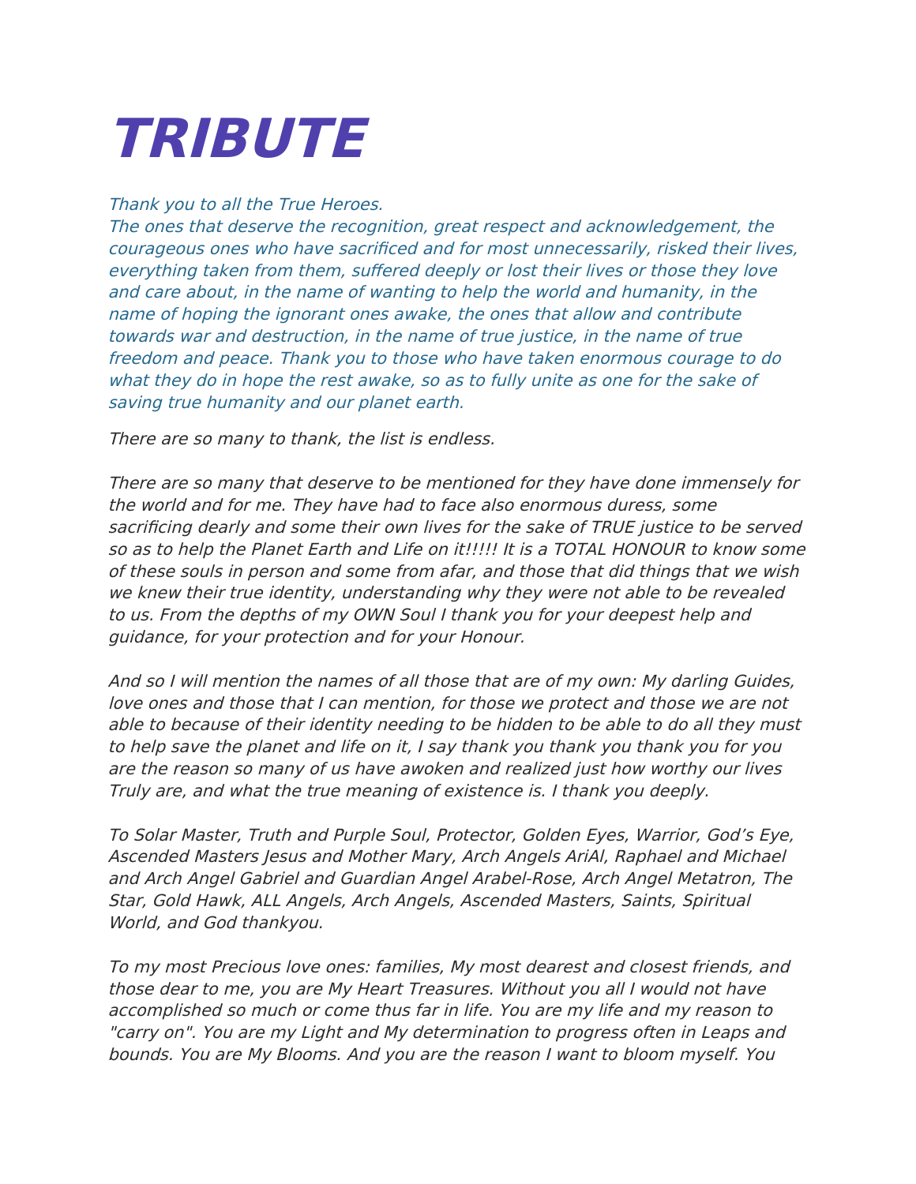# *TRIBUTE*

*Thank you to all the True Heroes.*
*The ones that deserve the recognition, great respect and acknowledgement, the courageous ones who have sacrificed and for most unnecessarily, risked their lives, everything taken from them, suffered deeply or lost their lives or those they love and care about, in the name of wanting to help the world and humanity, in the name of hoping the ignorant ones awake, the ones that allow and contribute towards war and destruction, in the name of true justice, in the name of true freedom and peace. Thank you to those who have taken enormous courage to do what they do in hope the rest awake, so as to fully unite as one for the sake of saving true humanity and our planet earth.*

*There are so many to thank, the list is endless.*

*There are so many that deserve to be mentioned for they have done immensely for the world and for me. They have had to face also enormous duress, some sacrificing dearly and some their own lives for the sake of TRUE justice to be served so as to help the Planet Earth and Life on it!!!!! It is a TOTAL HONOUR to know some of these souls in person and some from afar, and those that did things that we wish we knew their true identity, understanding why they were not able to be revealed to us. From the depths of my OWN Soul I thank you for your deepest help and guidance, for your protection and for your Honour.*

*And so I will mention the names of all those that are of my own: My darling Guides, love ones and those that I can mention, for those we protect and those we are not able to because of their identity needing to be hidden to be able to do all they must to help save the planet and life on it, I say thank you thank you thank you for you are the reason so many of us have awoken and realized just how worthy our lives Truly are, and what the true meaning of existence is. I thank you deeply.*

*To Solar Master, Truth and Purple Soul, Protector, Golden Eyes, Warrior, God's Eye, Ascended Masters Jesus and Mother Mary, Arch Angels AriAl, Raphael and Michael and Arch Angel Gabriel and Guardian Angel Arabel-Rose, Arch Angel Metatron, The Star, Gold Hawk, ALL Angels, Arch Angels, Ascended Masters, Saints, Spiritual World, and God thankyou.*

*To my most Precious love ones: families, My most dearest and closest friends, and those dear to me, you are My Heart Treasures. Without you all I would not have accomplished so much or come thus far in life. You are my life and my reason to "carry on". You are my Light and My determination to progress often in Leaps and bounds. You are My Blooms. And you are the reason I want to bloom myself. You*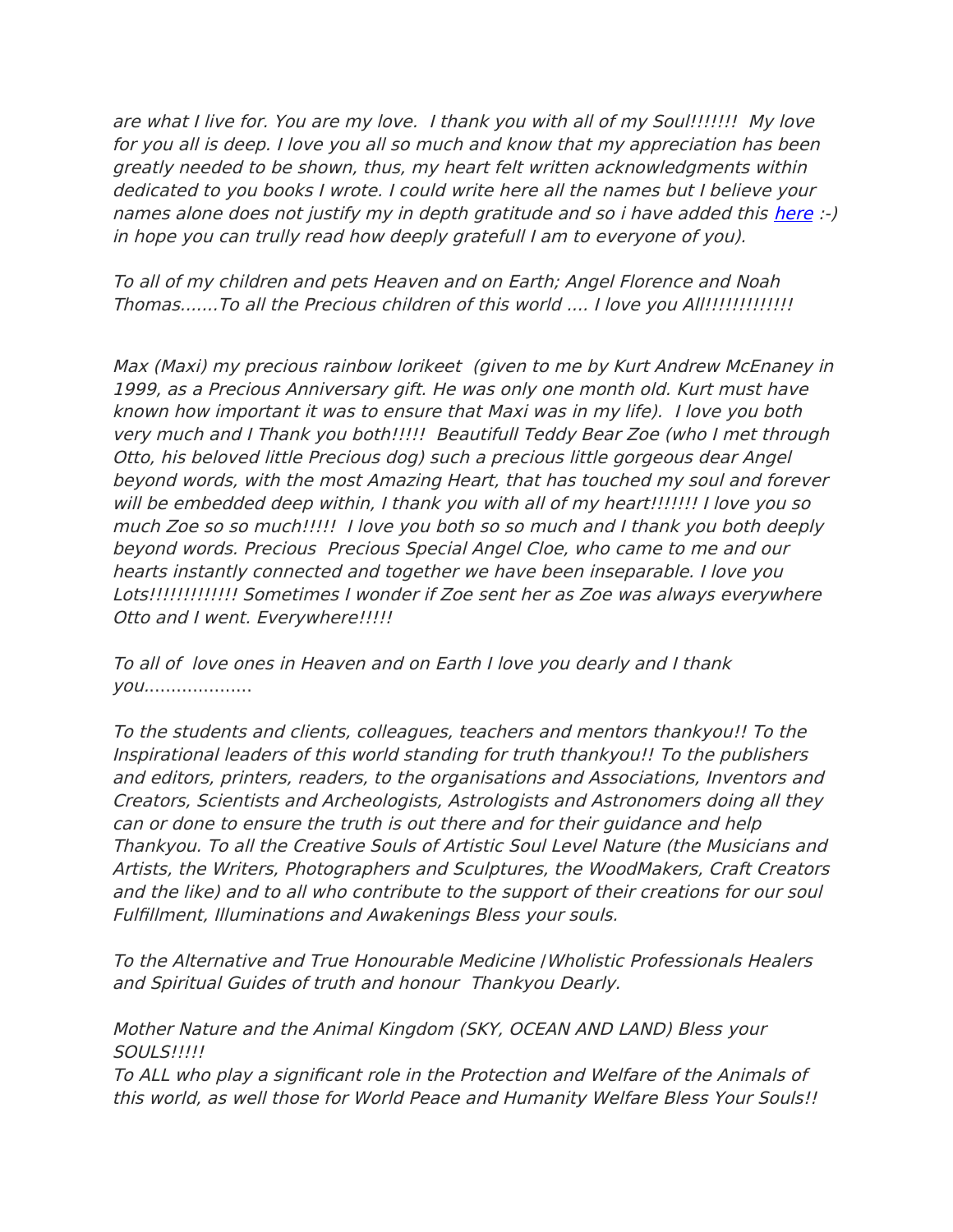*are what I live for. You are my love.  I thank you with all of my Soul!!!!!!!  My love for you all is deep. I love you all so much and know that my appreciation has been greatly needed to be shown, thus, my heart felt written acknowledgments within dedicated to you books I wrote. I could write here all the names but I believe your names alone does not justify my in depth gratitude and so i have added this [here](#) :-) in hope you can trully read how deeply gratefull I am to everyone of you).*

*To all of my children and pets Heaven and on Earth; Angel Florence and Noah Thomas.......To all the Precious children of this world .... I love you All!!!!!!!!!!!!!*

*Max (Maxi) my precious rainbow lorikeet  (given to me by Kurt Andrew McEnaney in 1999, as a Precious Anniversary gift. He was only one month old. Kurt must have known how important it was to ensure that Maxi was in my life).  I love you both very much and I Thank you both!!!!!  Beautifull Teddy Bear Zoe (who I met through Otto, his beloved little Precious dog) such a precious little gorgeous dear Angel beyond words, with the most Amazing Heart, that has touched my soul and forever will be embedded deep within, I thank you with all of my heart!!!!!!! I love you so much Zoe so so much!!!!!  I love you both so so much and I thank you both deeply beyond words. Precious  Precious Special Angel Cloe, who came to me and our hearts instantly connected and together we have been inseparable. I love you Lots!!!!!!!!!!!!! Sometimes I wonder if Zoe sent her as Zoe was always everywhere Otto and I went. Everywhere!!!!!*

*To all of  love ones in Heaven and on Earth I love you dearly and I thank you....................*

*To the students and clients, colleagues, teachers and mentors thankyou!! To the Inspirational leaders of this world standing for truth thankyou!! To the publishers and editors, printers, readers, to the organisations and Associations, Inventors and Creators, Scientists and Archeologists, Astrologists and Astronomers doing all they can or done to ensure the truth is out there and for their guidance and help Thankyou. To all the Creative Souls of Artistic Soul Level Nature (the Musicians and Artists, the Writers, Photographers and Sculptures, the WoodMakers, Craft Creators and the like) and to all who contribute to the support of their creations for our soul Fulfillment, Illuminations and Awakenings Bless your souls.*

*To the Alternative and True Honourable Medicine |Wholistic Professionals Healers and Spiritual Guides of truth and honour  Thankyou Dearly.*

*Mother Nature and the Animal Kingdom (SKY, OCEAN AND LAND) Bless your SOULS!!!!!*
*To ALL who play a significant role in the Protection and Welfare of the Animals of this world, as well those for World Peace and Humanity Welfare Bless Your Souls!!*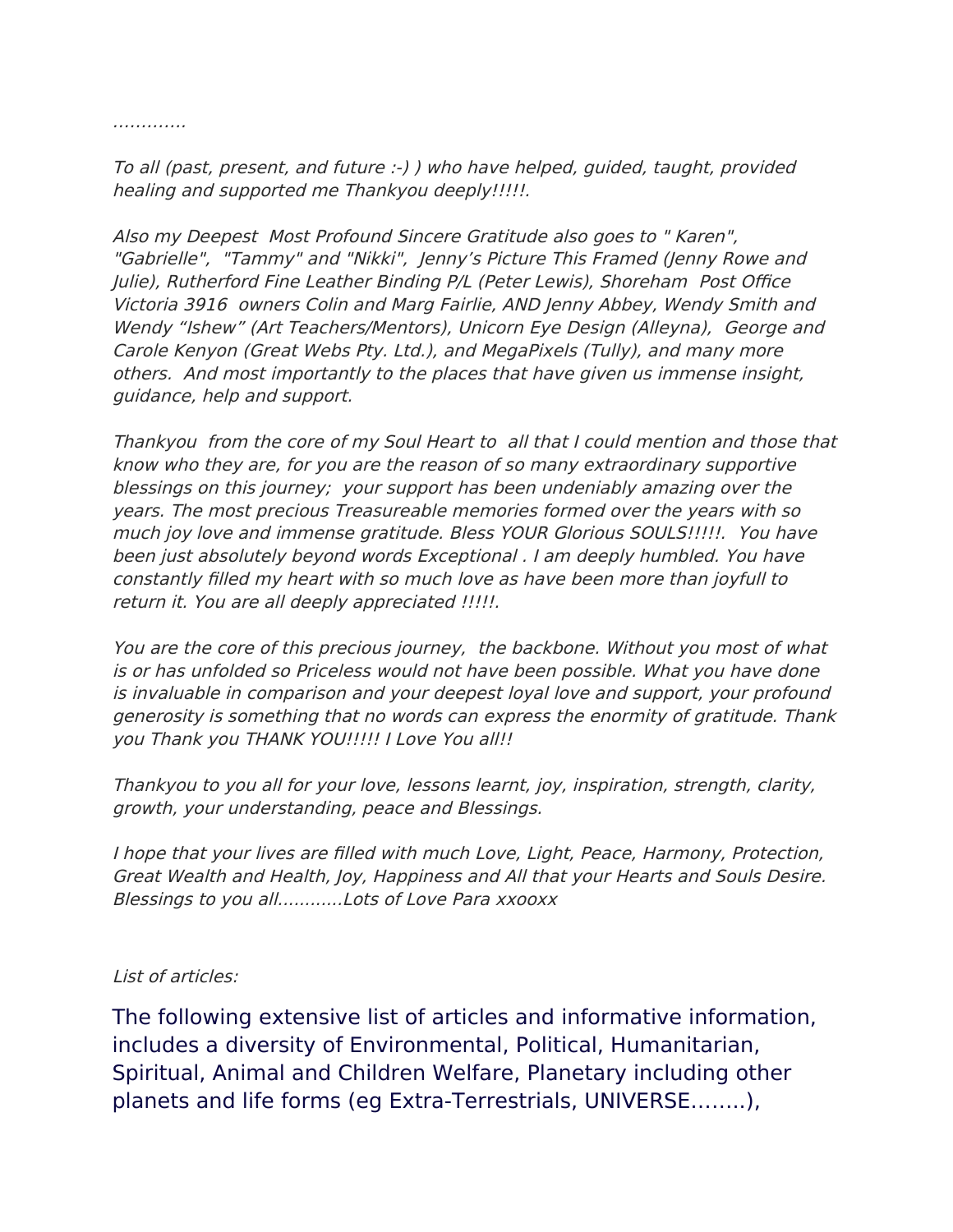*………….*

*To all (past, present, and future :-) ) who have helped, guided, taught, provided healing and supported me Thankyou deeply!!!!!.*

*Also my Deepest  Most Profound Sincere Gratitude also goes to " Karen", "Gabrielle",  "Tammy" and "Nikki",  Jenny's Picture This Framed (Jenny Rowe and Julie), Rutherford Fine Leather Binding P/L (Peter Lewis), Shoreham  Post Office Victoria 3916  owners Colin and Marg Fairlie, AND Jenny Abbey, Wendy Smith and Wendy "Ishew" (Art Teachers/Mentors), Unicorn Eye Design (Alleyna),  George and Carole Kenyon (Great Webs Pty. Ltd.), and MegaPixels (Tully), and many more others.  And most importantly to the places that have given us immense insight, guidance, help and support.*

*Thankyou  from the core of my Soul Heart to  all that I could mention and those that know who they are, for you are the reason of so many extraordinary supportive blessings on this journey;  your support has been undeniably amazing over the years. The most precious Treasureable memories formed over the years with so much joy love and immense gratitude. Bless YOUR Glorious SOULS!!!!!.  You have been just absolutely beyond words Exceptional . I am deeply humbled. You have constantly filled my heart with so much love as have been more than joyfull to return it. You are all deeply appreciated !!!!!.*

*You are the core of this precious journey,  the backbone. Without you most of what is or has unfolded so Priceless would not have been possible. What you have done is invaluable in comparison and your deepest loyal love and support, your profound generosity is something that no words can express the enormity of gratitude. Thank you Thank you THANK YOU!!!!! I Love You all!!*

*Thankyou to you all for your love, lessons learnt, joy, inspiration, strength, clarity, growth, your understanding, peace and Blessings.*

*I hope that your lives are filled with much Love, Light, Peace, Harmony, Protection, Great Wealth and Health, Joy, Happiness and All that your Hearts and Souls Desire. Blessings to you all…………Lots of Love Para xxooxx*

*List of articles:*

The following extensive list of articles and informative information, includes a diversity of Environmental, Political, Humanitarian, Spiritual, Animal and Children Welfare, Planetary including other planets and life forms (eg Extra-Terrestrials, UNIVERSE……..),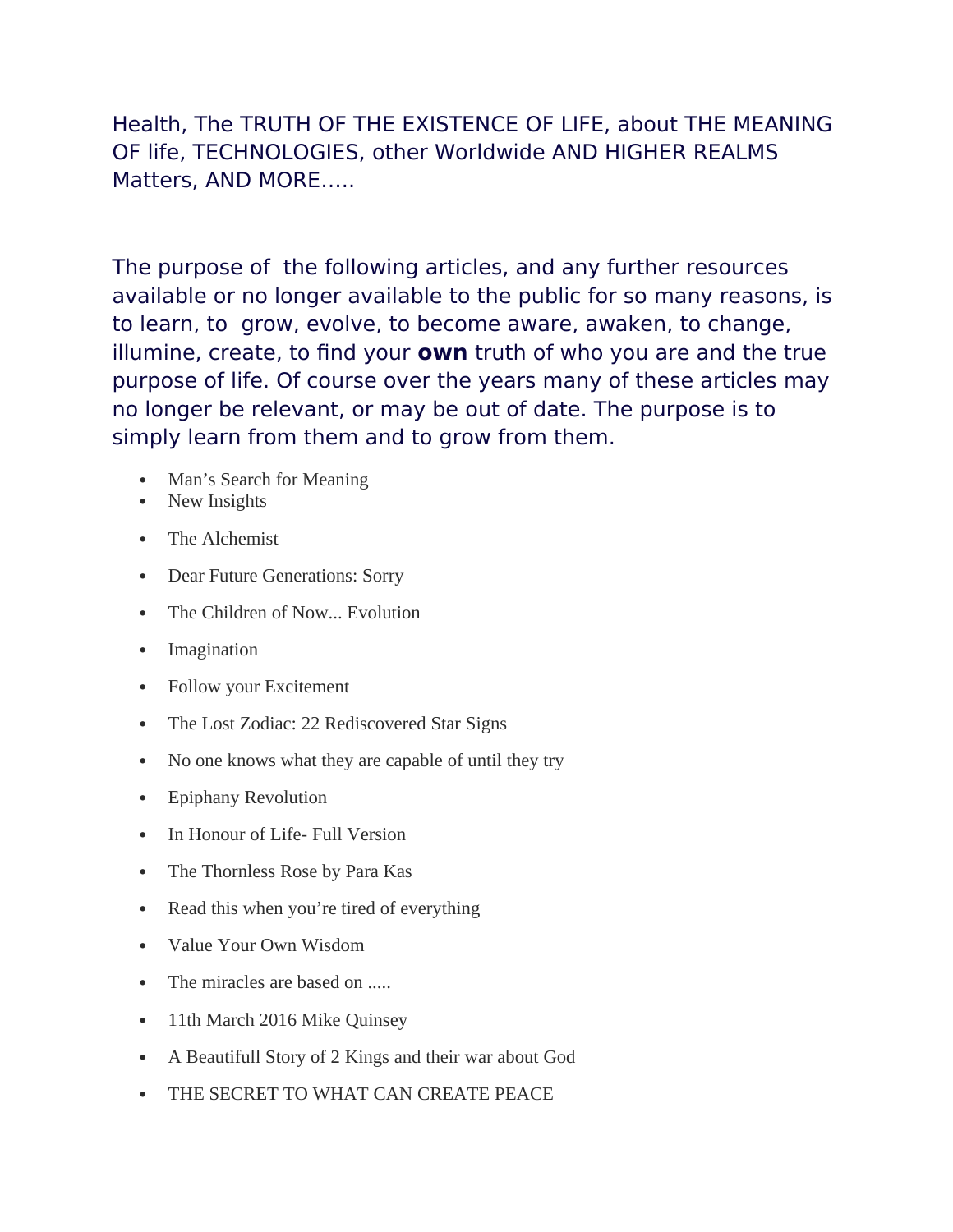Health, The TRUTH OF THE EXISTENCE OF LIFE, about THE MEANING OF life, TECHNOLOGIES, other Worldwide AND HIGHER REALMS Matters, AND MORE…..

The purpose of the following articles, and any further resources available or no longer available to the public for so many reasons, is to learn, to grow, evolve, to become aware, awaken, to change, illumine, create, to find your **own** truth of who you are and the true purpose of life. Of course over the years many of these articles may no longer be relevant, or may be out of date. The purpose is to simply learn from them and to grow from them.

- Man’s Search for Meaning
- New Insights
- The Alchemist
- Dear Future Generations: Sorry
- The Children of Now... Evolution
- Imagination
- Follow your Excitement
- The Lost Zodiac: 22 Rediscovered Star Signs
- No one knows what they are capable of until they try
- Epiphany Revolution
- In Honour of Life- Full Version
- The Thornless Rose by Para Kas
- Read this when you’re tired of everything
- Value Your Own Wisdom
- The miracles are based on .....
- 11th March 2016 Mike Quinsey
- A Beautifull Story of 2 Kings and their war about God
- THE SECRET TO WHAT CAN CREATE PEACE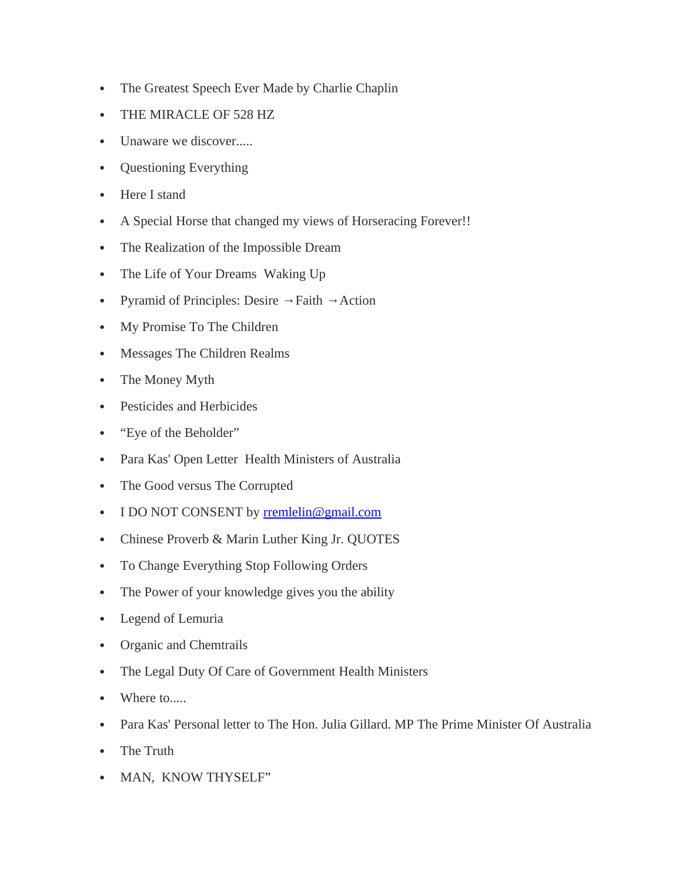- The Greatest Speech Ever Made by Charlie Chaplin
- THE MIRACLE OF 528 HZ
- Unaware we discover.....
- Questioning Everything
- Here I stand
- A Special Horse that changed my views of Horseracing Forever!!
- The Realization of the Impossible Dream
- The Life of Your Dreams  Waking Up
- Pyramid of Principles: Desire →Faith →Action
- My Promise To The Children
- Messages The Children Realms
- The Money Myth
- Pesticides and Herbicides
- “Eye of the Beholder”
- Para Kas' Open Letter  Health Ministers of Australia
- The Good versus The Corrupted
- I DO NOT CONSENT by rremlelin@gmail.com
- Chinese Proverb & Marin Luther King Jr. QUOTES
- To Change Everything Stop Following Orders
- The Power of your knowledge gives you the ability
- Legend of Lemuria
- Organic and Chemtrails
- The Legal Duty Of Care of Government Health Ministers
- Where to.....
- Para Kas' Personal letter to The Hon. Julia Gillard. MP The Prime Minister Of Australia
- The Truth
- MAN,  KNOW THYSELF”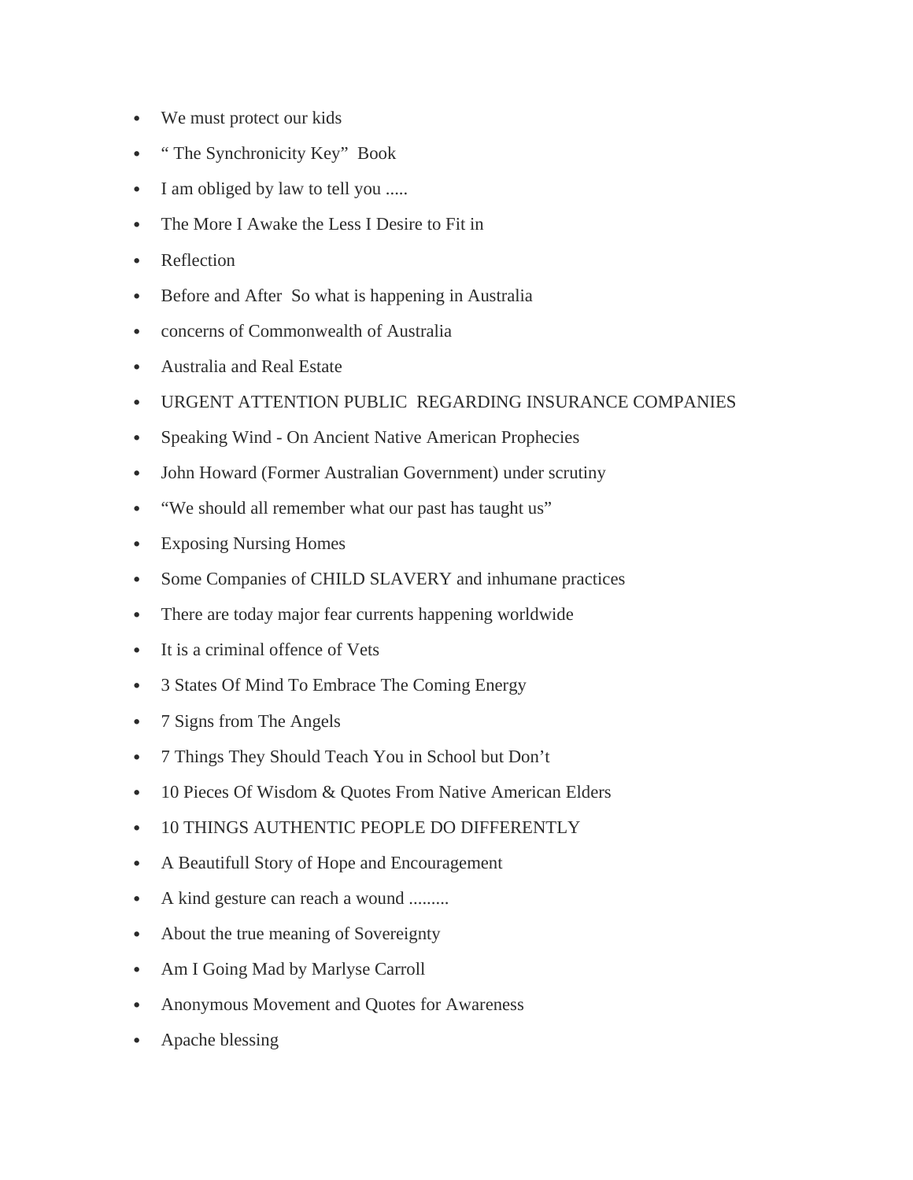- We must protect our kids
- “ The Synchronicity Key”  Book
- I am obliged by law to tell you .....
- The More I Awake the Less I Desire to Fit in
- Reflection
- Before and After  So what is happening in Australia
- concerns of Commonwealth of Australia
- Australia and Real Estate
- URGENT ATTENTION PUBLIC  REGARDING INSURANCE COMPANIES
- Speaking Wind - On Ancient Native American Prophecies
- John Howard (Former Australian Government) under scrutiny
- “We should all remember what our past has taught us”
- Exposing Nursing Homes
- Some Companies of CHILD SLAVERY and inhumane practices
- There are today major fear currents happening worldwide
- It is a criminal offence of Vets
- 3 States Of Mind To Embrace The Coming Energy
- 7 Signs from The Angels
- 7 Things They Should Teach You in School but Don’t
- 10 Pieces Of Wisdom & Quotes From Native American Elders
- 10 THINGS AUTHENTIC PEOPLE DO DIFFERENTLY
- A Beautifull Story of Hope and Encouragement
- A kind gesture can reach a wound .........
- About the true meaning of Sovereignty
- Am I Going Mad by Marlyse Carroll
- Anonymous Movement and Quotes for Awareness
- Apache blessing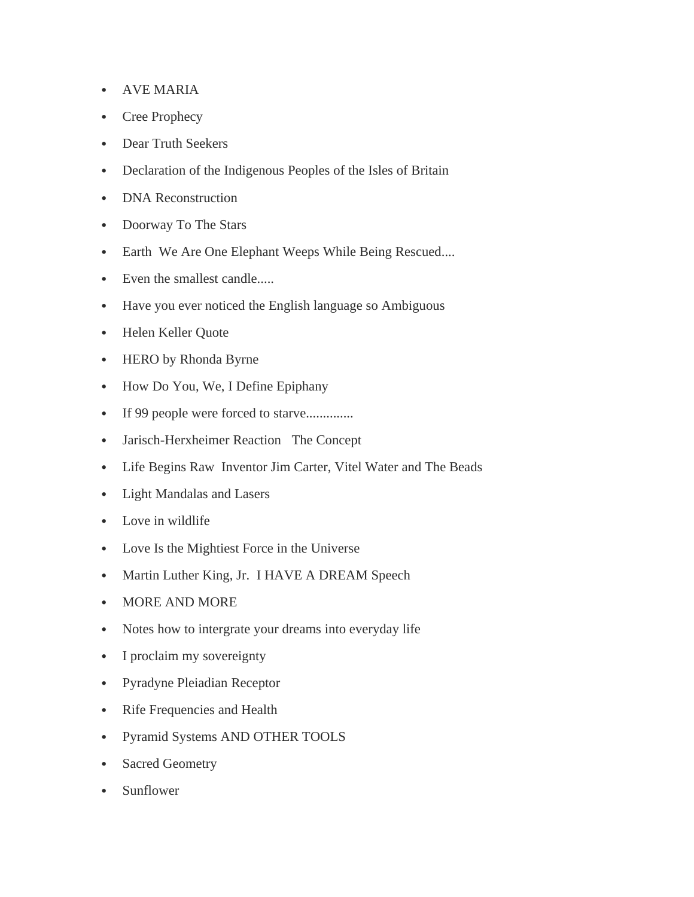- AVE MARIA
- Cree Prophecy
- Dear Truth Seekers
- Declaration of the Indigenous Peoples of the Isles of Britain
- DNA Reconstruction
- Doorway To The Stars
- Earth We Are One Elephant Weeps While Being Rescued....
- Even the smallest candle.....
- Have you ever noticed the English language so Ambiguous
- Helen Keller Quote
- HERO by Rhonda Byrne
- How Do You, We, I Define Epiphany
- If 99 people were forced to starve..............
- Jarisch-Herxheimer Reaction The Concept
- Life Begins Raw Inventor Jim Carter, Vitel Water and The Beads
- Light Mandalas and Lasers
- Love in wildlife
- Love Is the Mightiest Force in the Universe
- Martin Luther King, Jr. I HAVE A DREAM Speech
- MORE AND MORE
- Notes how to intergrate your dreams into everyday life
- I proclaim my sovereignty
- Pyradyne Pleiadian Receptor
- Rife Frequencies and Health
- Pyramid Systems AND OTHER TOOLS
- Sacred Geometry
- Sunflower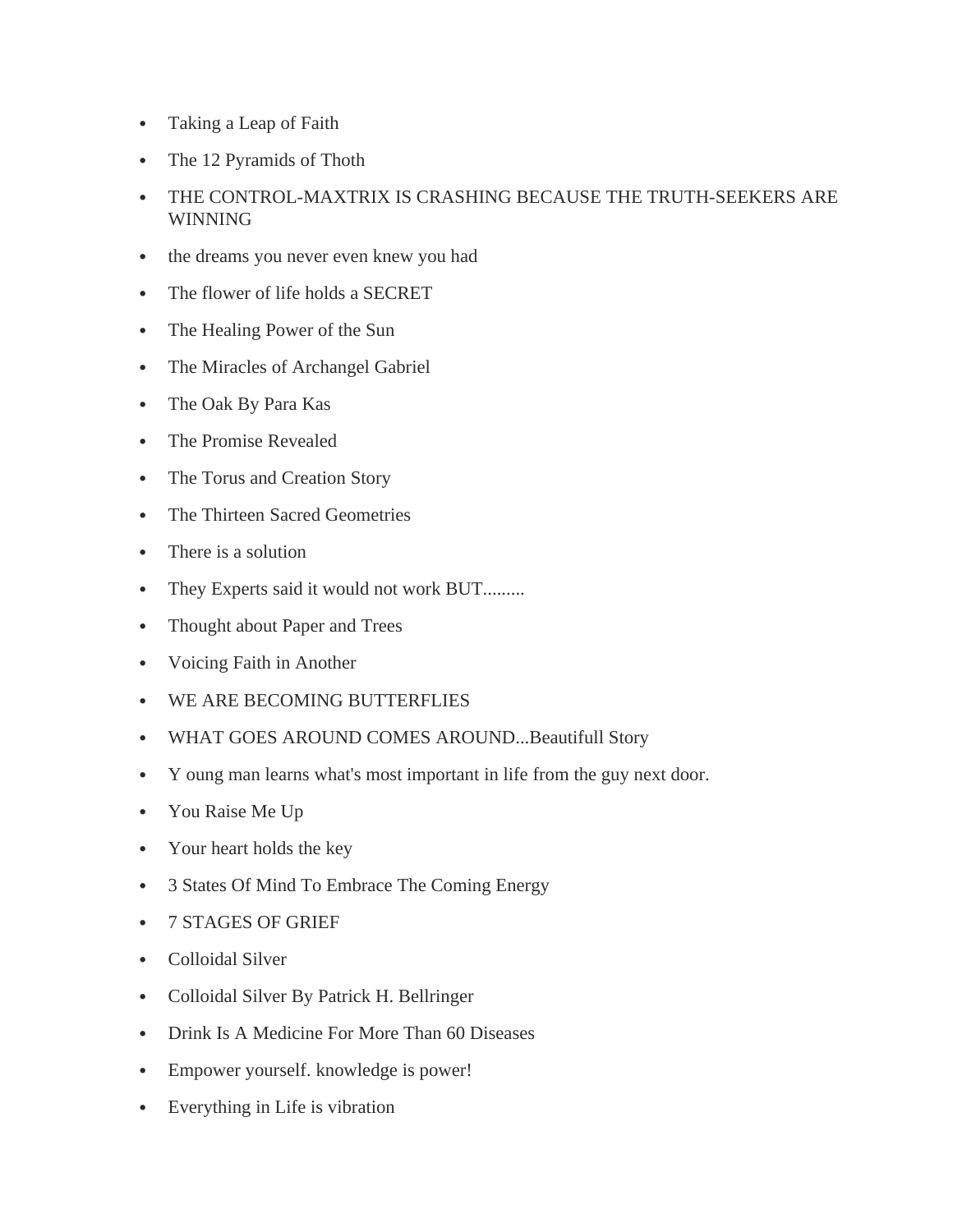- Taking a Leap of Faith
- The 12 Pyramids of Thoth
- THE CONTROL-MAXTRIX IS CRASHING BECAUSE THE TRUTH-SEEKERS ARE WINNING
- the dreams you never even knew you had
- The flower of life holds a SECRET
- The Healing Power of the Sun
- The Miracles of Archangel Gabriel
- The Oak By Para Kas
- The Promise Revealed
- The Torus and Creation Story
- The Thirteen Sacred Geometries
- There is a solution
- They Experts said it would not work BUT.........
- Thought about Paper and Trees
- Voicing Faith in Another
- WE ARE BECOMING BUTTERFLIES
- WHAT GOES AROUND COMES AROUND...Beautifull Story
- Y oung man learns what's most important in life from the guy next door.
- You Raise Me Up
- Your heart holds the key
- 3 States Of Mind To Embrace The Coming Energy
- 7 STAGES OF GRIEF
- Colloidal Silver
- Colloidal Silver By Patrick H. Bellringer
- Drink Is A Medicine For More Than 60 Diseases
- Empower yourself. knowledge is power!
- Everything in Life is vibration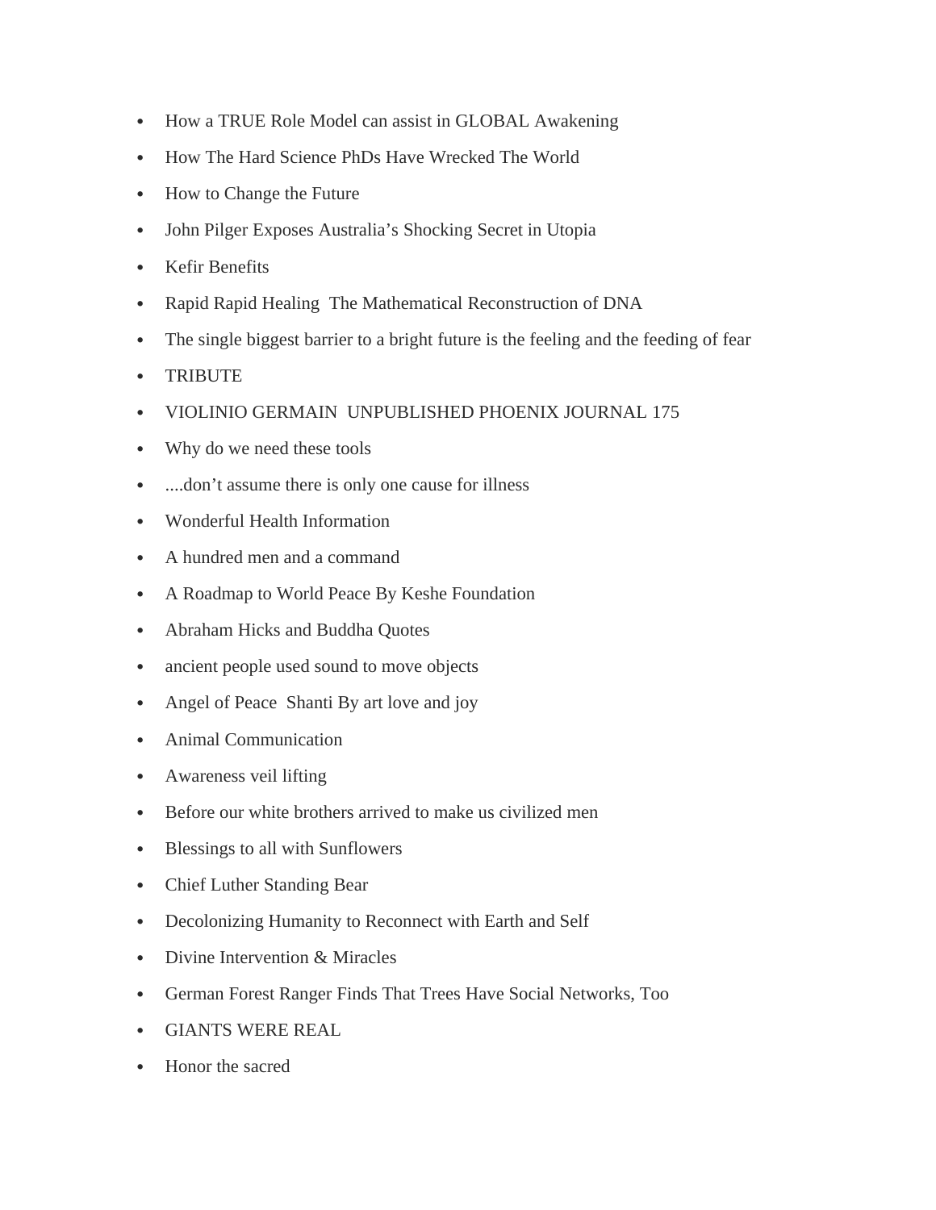- How a TRUE Role Model can assist in GLOBAL Awakening
- How The Hard Science PhDs Have Wrecked The World
- How to Change the Future
- John Pilger Exposes Australia’s Shocking Secret in Utopia
- Kefir Benefits
- Rapid Rapid Healing  The Mathematical Reconstruction of DNA
- The single biggest barrier to a bright future is the feeling and the feeding of fear
- TRIBUTE
- VIOLINIO GERMAIN  UNPUBLISHED PHOENIX JOURNAL 175
- Why do we need these tools
- ....don’t assume there is only one cause for illness
- Wonderful Health Information
- A hundred men and a command
- A Roadmap to World Peace By Keshe Foundation
- Abraham Hicks and Buddha Quotes
- ancient people used sound to move objects
- Angel of Peace  Shanti By art love and joy
- Animal Communication
- Awareness veil lifting
- Before our white brothers arrived to make us civilized men
- Blessings to all with Sunflowers
- Chief Luther Standing Bear
- Decolonizing Humanity to Reconnect with Earth and Self
- Divine Intervention & Miracles
- German Forest Ranger Finds That Trees Have Social Networks, Too
- GIANTS WERE REAL
- Honor the sacred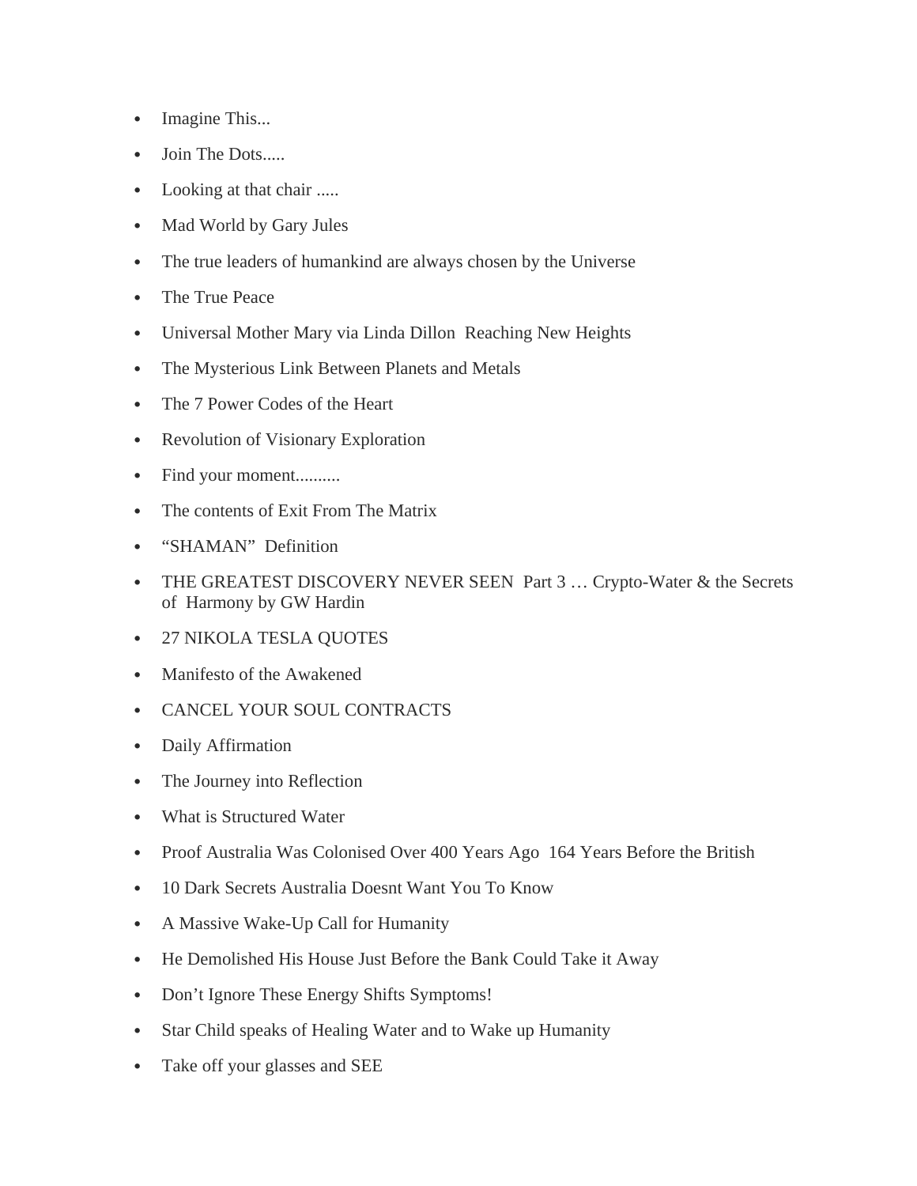- Imagine This...
- Join The Dots.....
- Looking at that chair .....
- Mad World by Gary Jules
- The true leaders of humankind are always chosen by the Universe
- The True Peace
- Universal Mother Mary via Linda Dillon  Reaching New Heights
- The Mysterious Link Between Planets and Metals
- The 7 Power Codes of the Heart
- Revolution of Visionary Exploration
- Find your moment..........
- The contents of Exit From The Matrix
- “SHAMAN”  Definition
- THE GREATEST DISCOVERY NEVER SEEN  Part 3 … Crypto-Water & the Secrets of  Harmony by GW Hardin
- 27 NIKOLA TESLA QUOTES
- Manifesto of the Awakened
- CANCEL YOUR SOUL CONTRACTS
- Daily Affirmation
- The Journey into Reflection
- What is Structured Water
- Proof Australia Was Colonised Over 400 Years Ago  164 Years Before the British
- 10 Dark Secrets Australia Doesnt Want You To Know
- A Massive Wake-Up Call for Humanity
- He Demolished His House Just Before the Bank Could Take it Away
- Don’t Ignore These Energy Shifts Symptoms!
- Star Child speaks of Healing Water and to Wake up Humanity
- Take off your glasses and SEE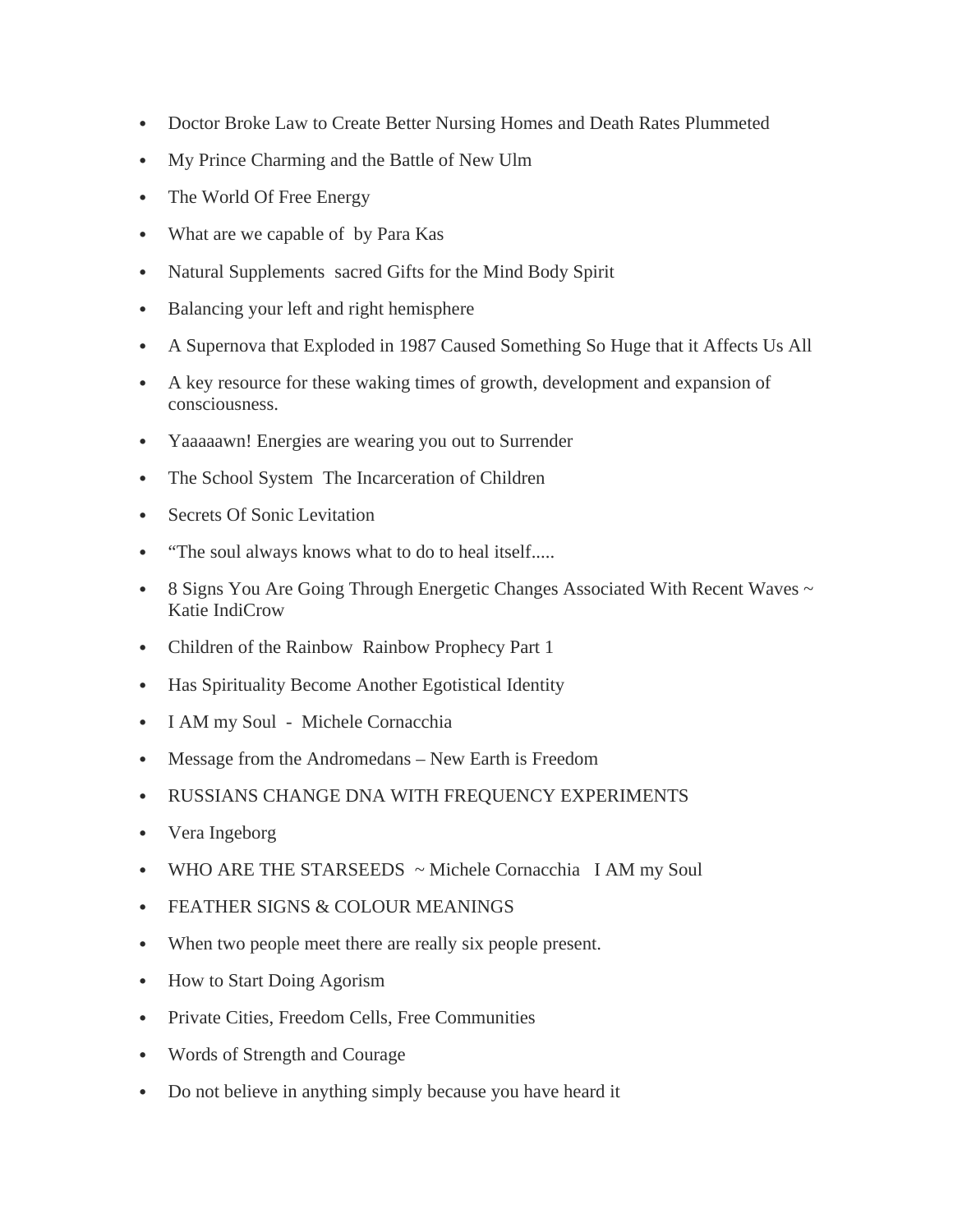- Doctor Broke Law to Create Better Nursing Homes and Death Rates Plummeted
- My Prince Charming and the Battle of New Ulm
- The World Of Free Energy
- What are we capable of  by Para Kas
- Natural Supplements  sacred Gifts for the Mind Body Spirit
- Balancing your left and right hemisphere
- A Supernova that Exploded in 1987 Caused Something So Huge that it Affects Us All
- A key resource for these waking times of growth, development and expansion of consciousness.
- Yaaaaawn! Energies are wearing you out to Surrender
- The School System  The Incarceration of Children
- Secrets Of Sonic Levitation
- "The soul always knows what to do to heal itself.....
- 8 Signs You Are Going Through Energetic Changes Associated With Recent Waves ~ Katie IndiCrow
- Children of the Rainbow  Rainbow Prophecy Part 1
- Has Spirituality Become Another Egotistical Identity
- I AM my Soul  -  Michele Cornacchia
- Message from the Andromedans – New Earth is Freedom
- RUSSIANS CHANGE DNA WITH FREQUENCY EXPERIMENTS
- Vera Ingeborg
- WHO ARE THE STARSEEDS  ~ Michele Cornacchia   I AM my Soul
- FEATHER SIGNS & COLOUR MEANINGS
- When two people meet there are really six people present.
- How to Start Doing Agorism
- Private Cities, Freedom Cells, Free Communities
- Words of Strength and Courage
- Do not believe in anything simply because you have heard it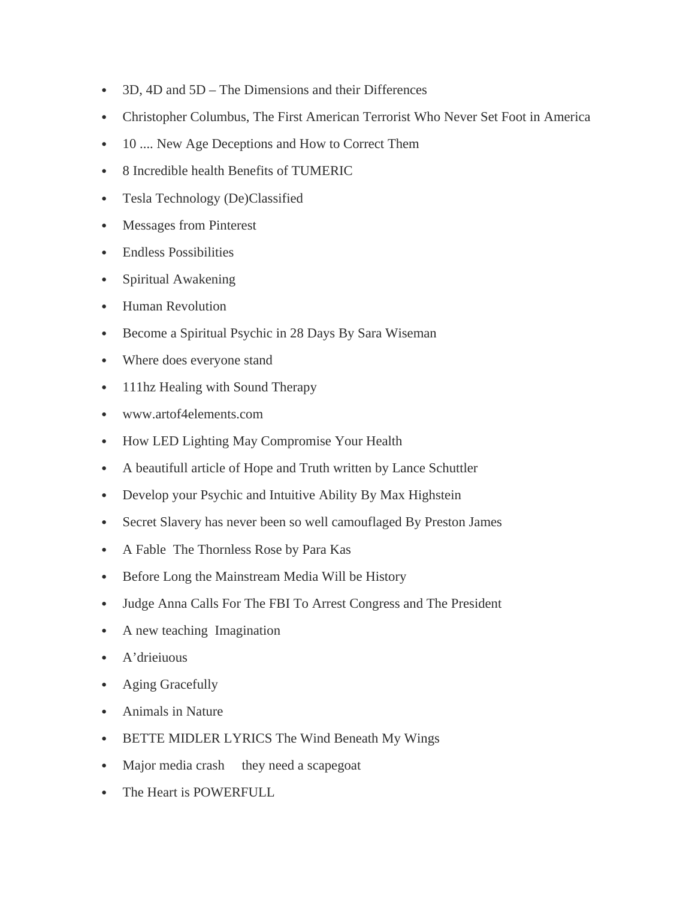- 3D, 4D and 5D – The Dimensions and their Differences
- Christopher Columbus, The First American Terrorist Who Never Set Foot in America
- 10 .... New Age Deceptions and How to Correct Them
- 8 Incredible health Benefits of TUMERIC
- Tesla Technology (De)Classified
- Messages from Pinterest
- Endless Possibilities
- Spiritual Awakening
- Human Revolution
- Become a Spiritual Psychic in 28 Days By Sara Wiseman
- Where does everyone stand
- 111hz Healing with Sound Therapy
- www.artof4elements.com
- How LED Lighting May Compromise Your Health
- A beautifull article of Hope and Truth written by Lance Schuttler
- Develop your Psychic and Intuitive Ability By Max Highstein
- Secret Slavery has never been so well camouflaged By Preston James
- A Fable  The Thornless Rose by Para Kas
- Before Long the Mainstream Media Will be History
- Judge Anna Calls For The FBI To Arrest Congress and The President
- A new teaching  Imagination
- A'drieiuous
- Aging Gracefully
- Animals in Nature
- BETTE MIDLER LYRICS The Wind Beneath My Wings
- Major media crash    they need a scapegoat
- The Heart is POWERFULL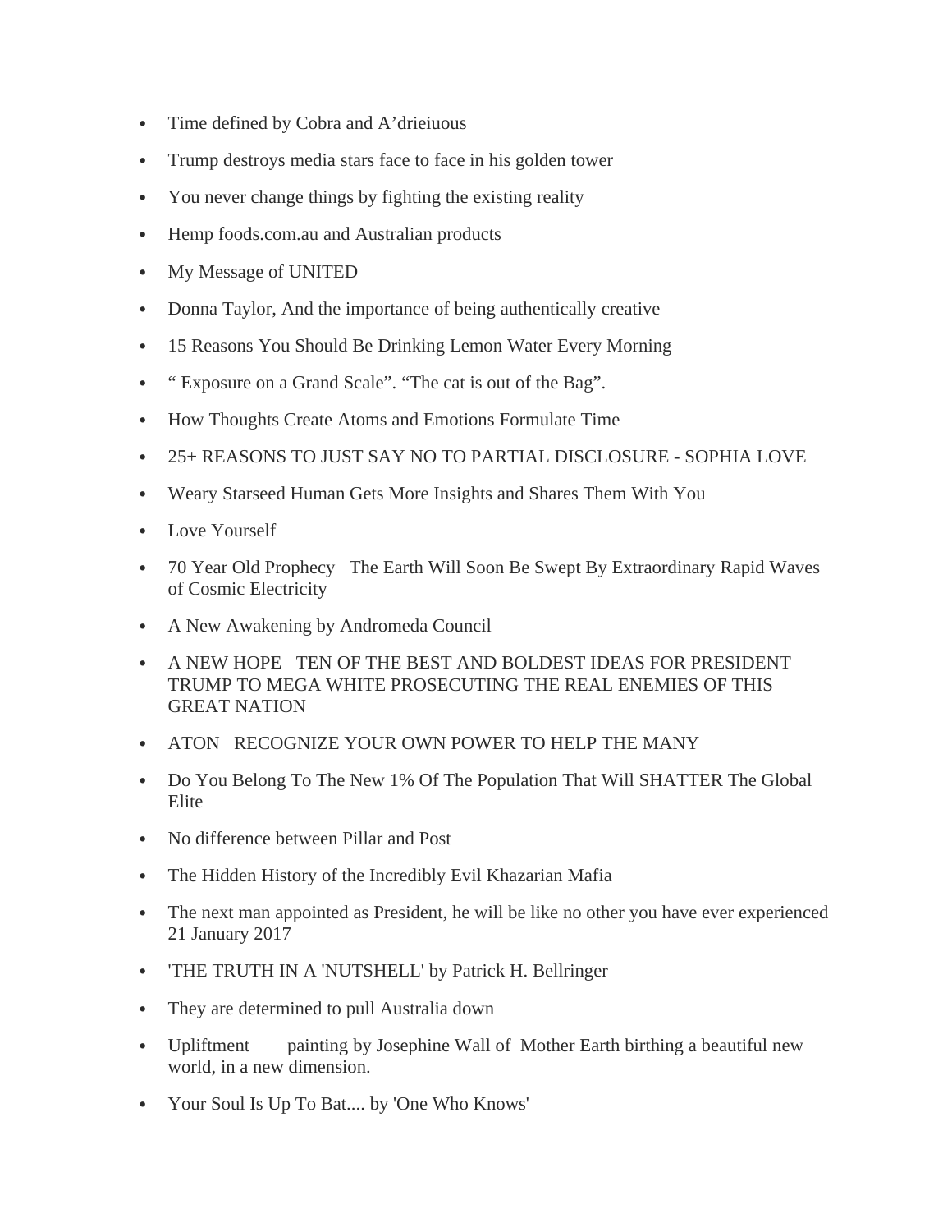- Time defined by Cobra and A'drieiuous
- Trump destroys media stars face to face in his golden tower
- You never change things by fighting the existing reality
- Hemp foods.com.au and Australian products
- My Message of UNITED
- Donna Taylor, And the importance of being authentically creative
- 15 Reasons You Should Be Drinking Lemon Water Every Morning
- " Exposure on a Grand Scale". "The cat is out of the Bag".
- How Thoughts Create Atoms and Emotions Formulate Time
- 25+ REASONS TO JUST SAY NO TO PARTIAL DISCLOSURE - SOPHIA LOVE
- Weary Starseed Human Gets More Insights and Shares Them With You
- Love Yourself
- 70 Year Old Prophecy The Earth Will Soon Be Swept By Extraordinary Rapid Waves of Cosmic Electricity
- A New Awakening by Andromeda Council
- A NEW HOPE TEN OF THE BEST AND BOLDEST IDEAS FOR PRESIDENT TRUMP TO MEGA WHITE PROSECUTING THE REAL ENEMIES OF THIS GREAT NATION
- ATON RECOGNIZE YOUR OWN POWER TO HELP THE MANY
- Do You Belong To The New 1% Of The Population That Will SHATTER The Global Elite
- No difference between Pillar and Post
- The Hidden History of the Incredibly Evil Khazarian Mafia
- The next man appointed as President, he will be like no other you have ever experienced 21 January 2017
- 'THE TRUTH IN A 'NUTSHELL' by Patrick H. Bellringer
- They are determined to pull Australia down
- Upliftment painting by Josephine Wall of Mother Earth birthing a beautiful new world, in a new dimension.
- Your Soul Is Up To Bat.... by 'One Who Knows'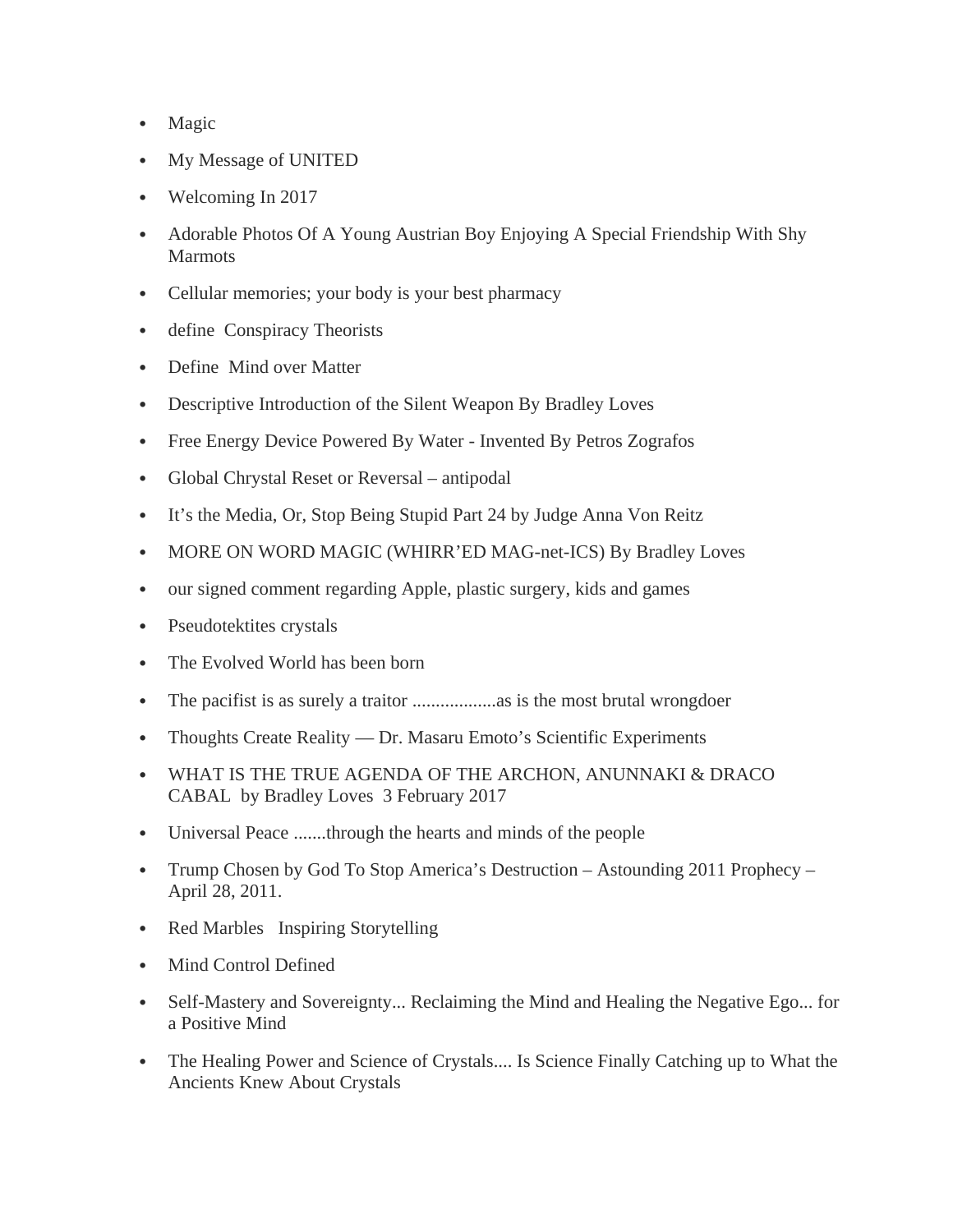- Magic
- My Message of UNITED
- Welcoming In 2017
- Adorable Photos Of A Young Austrian Boy Enjoying A Special Friendship With Shy Marmots
- Cellular memories; your body is your best pharmacy
- define  Conspiracy Theorists
- Define  Mind over Matter
- Descriptive Introduction of the Silent Weapon By Bradley Loves
- Free Energy Device Powered By Water - Invented By Petros Zografos
- Global Chrystal Reset or Reversal – antipodal
- It's the Media, Or, Stop Being Stupid Part 24 by Judge Anna Von Reitz
- MORE ON WORD MAGIC (WHIRR'ED MAG-net-ICS) By Bradley Loves
- our signed comment regarding Apple, plastic surgery, kids and games
- Pseudotektites crystals
- The Evolved World has been born
- The pacifist is as surely a traitor ..................as is the most brutal wrongdoer
- Thoughts Create Reality — Dr. Masaru Emoto's Scientific Experiments
- WHAT IS THE TRUE AGENDA OF THE ARCHON, ANUNNAKI & DRACO CABAL  by Bradley Loves  3 February 2017
- Universal Peace .......through the hearts and minds of the people
- Trump Chosen by God To Stop America's Destruction – Astounding 2011 Prophecy – April 28, 2011.
- Red Marbles   Inspiring Storytelling
- Mind Control Defined
- Self-Mastery and Sovereignty... Reclaiming the Mind and Healing the Negative Ego... for a Positive Mind
- The Healing Power and Science of Crystals.... Is Science Finally Catching up to What the Ancients Knew About Crystals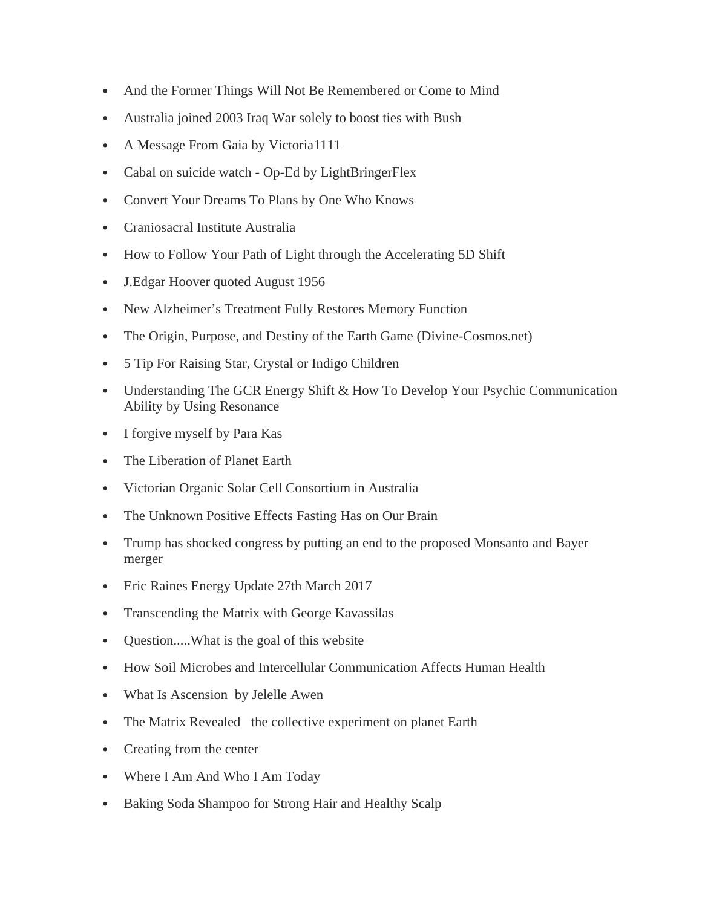- And the Former Things Will Not Be Remembered or Come to Mind
- Australia joined 2003 Iraq War solely to boost ties with Bush
- A Message From Gaia by Victoria1111
- Cabal on suicide watch - Op-Ed by LightBringerFlex
- Convert Your Dreams To Plans by One Who Knows
- Craniosacral Institute Australia
- How to Follow Your Path of Light through the Accelerating 5D Shift
- J.Edgar Hoover quoted August 1956
- New Alzheimer's Treatment Fully Restores Memory Function
- The Origin, Purpose, and Destiny of the Earth Game (Divine-Cosmos.net)
- 5 Tip For Raising Star, Crystal or Indigo Children
- Understanding The GCR Energy Shift & How To Develop Your Psychic Communication Ability by Using Resonance
- I forgive myself by Para Kas
- The Liberation of Planet Earth
- Victorian Organic Solar Cell Consortium in Australia
- The Unknown Positive Effects Fasting Has on Our Brain
- Trump has shocked congress by putting an end to the proposed Monsanto and Bayer merger
- Eric Raines Energy Update 27th March 2017
- Transcending the Matrix with George Kavassilas
- Question.....What is the goal of this website
- How Soil Microbes and Intercellular Communication Affects Human Health
- What Is Ascension by Jelelle Awen
- The Matrix Revealed the collective experiment on planet Earth
- Creating from the center
- Where I Am And Who I Am Today
- Baking Soda Shampoo for Strong Hair and Healthy Scalp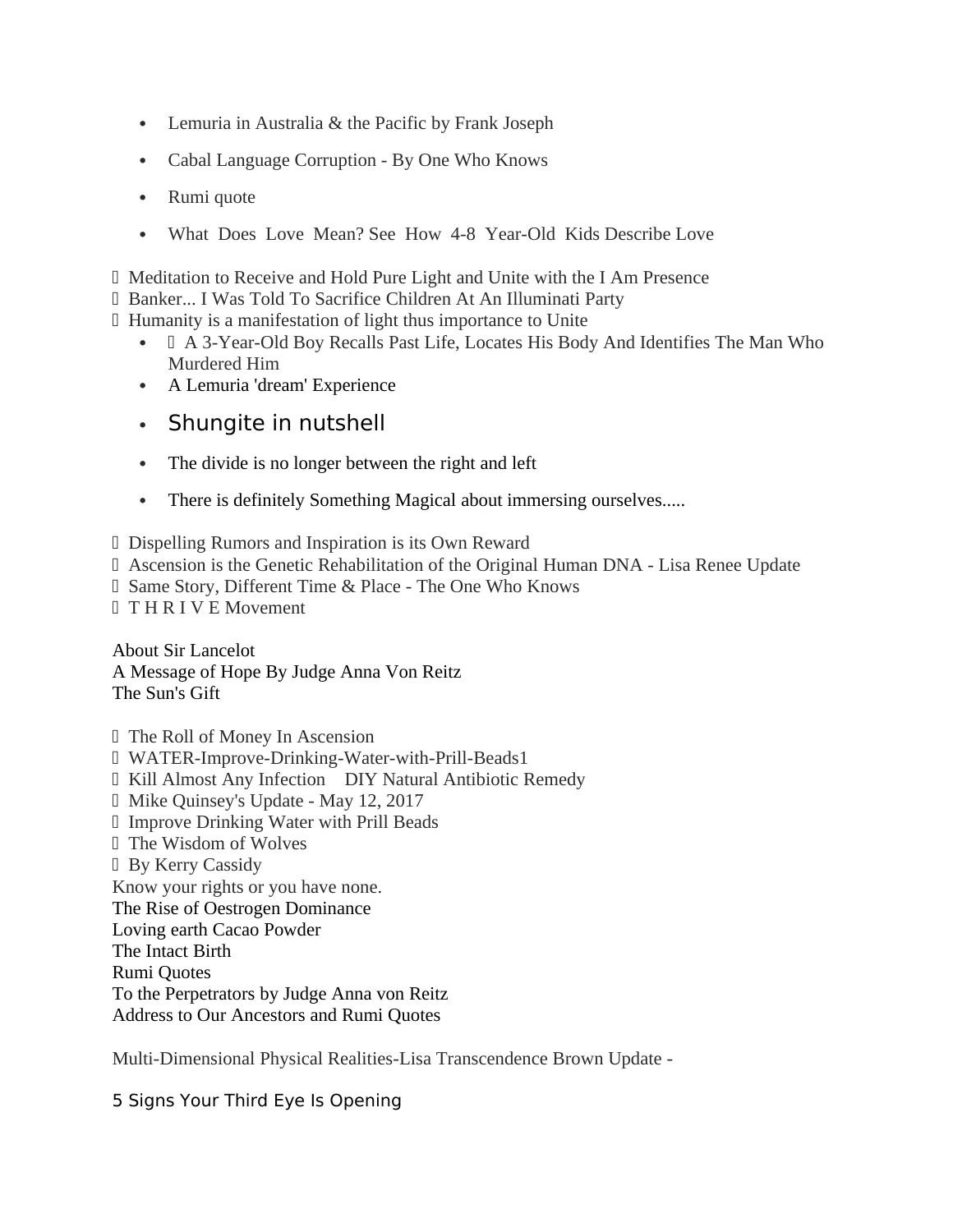- Lemuria in Australia & the Pacific by Frank Joseph
- Cabal Language Corruption - By One Who Knows
- Rumi quote
- What Does Love Mean? See How 4-8 Year-Old Kids Describe Love

- Meditation to Receive and Hold Pure Light and Unite with the I Am Presence
- Banker... I Was Told To Sacrifice Children At An Illuminati Party
- Humanity is a manifestation of light thus importance to Unite
  - A 3-Year-Old Boy Recalls Past Life, Locates His Body And Identifies The Man Who Murdered Him
  - A Lemuria 'dream' Experience
  - Shungite in nutshell
  - The divide is no longer between the right and left
  - There is definitely Something Magical about immersing ourselves.....

- Dispelling Rumors and Inspiration is its Own Reward
- Ascension is the Genetic Rehabilitation of the Original Human DNA - Lisa Renee Update
- Same Story, Different Time & Place - The One Who Knows
- T H R I V E Movement

About Sir Lancelot
A Message of Hope By Judge Anna Von Reitz
The Sun's Gift

- The Roll of Money In Ascension
- WATER-Improve-Drinking-Water-with-Prill-Beads1
- Kill Almost Any Infection DIY Natural Antibiotic Remedy
- Mike Quinsey's Update - May 12, 2017
- Improve Drinking Water with Prill Beads
- The Wisdom of Wolves
- By Kerry Cassidy

Know your rights or you have none.
The Rise of Oestrogen Dominance
Loving earth Cacao Powder
The Intact Birth
Rumi Quotes
To the Perpetrators by Judge Anna von Reitz
Address to Our Ancestors and Rumi Quotes

Multi-Dimensional Physical Realities-Lisa Transcendence Brown Update -

5 Signs Your Third Eye Is Opening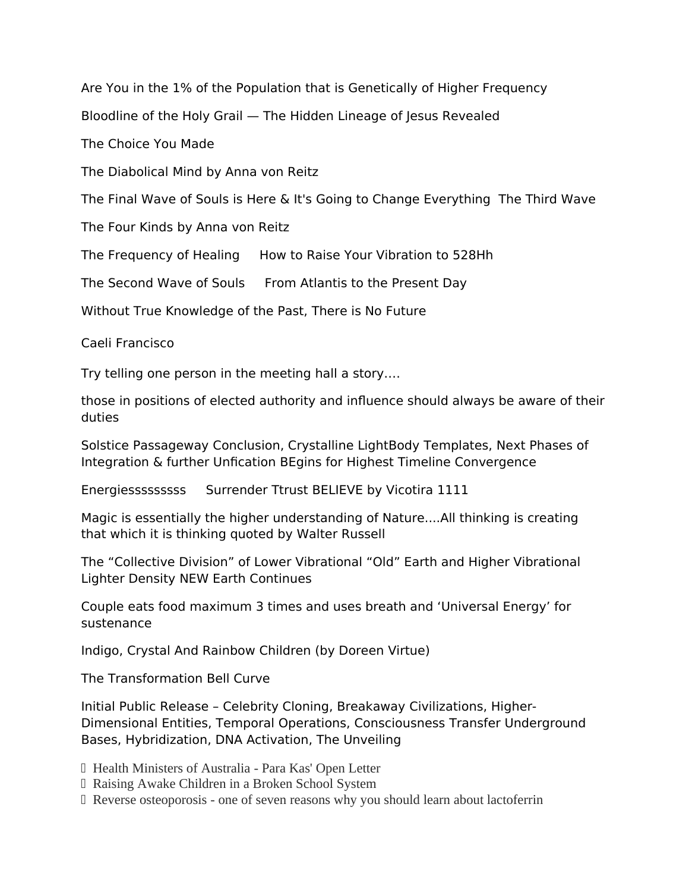Are You in the 1% of the Population that is Genetically of Higher Frequency

Bloodline of the Holy Grail — The Hidden Lineage of Jesus Revealed

The Choice You Made

The Diabolical Mind by Anna von Reitz

The Final Wave of Souls is Here & It's Going to Change Everything  The Third Wave

The Four Kinds by Anna von Reitz

The Frequency of Healing     How to Raise Your Vibration to 528Hh

The Second Wave of Souls     From Atlantis to the Present Day

Without True Knowledge of the Past, There is No Future

Caeli Francisco

Try telling one person in the meeting hall a story….

those in positions of elected authority and influence should always be aware of their duties

Solstice Passageway Conclusion, Crystalline LightBody Templates, Next Phases of Integration & further Unfication BEgins for Highest Timeline Convergence

Energiessssssss     Surrender Ttrust BELIEVE by Vicotira 1111

Magic is essentially the higher understanding of Nature….All thinking is creating that which it is thinking quoted by Walter Russell

The “Collective Division” of Lower Vibrational “Old” Earth and Higher Vibrational Lighter Density NEW Earth Continues

Couple eats food maximum 3 times and uses breath and ‘Universal Energy’ for sustenance

Indigo, Crystal And Rainbow Children (by Doreen Virtue)

The Transformation Bell Curve

Initial Public Release – Celebrity Cloning, Breakaway Civilizations, Higher-Dimensional Entities, Temporal Operations, Consciousness Transfer Underground Bases, Hybridization, DNA Activation, The Unveiling

- Health Ministers of Australia - Para Kas' Open Letter
- Raising Awake Children in a Broken School System
- Reverse osteoporosis - one of seven reasons why you should learn about lactoferrin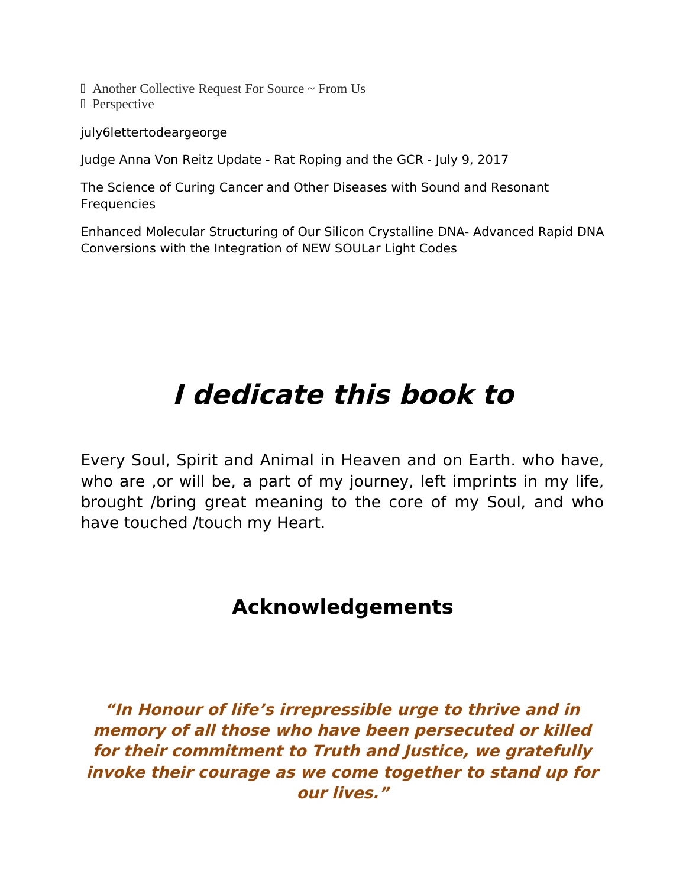Another Collective Request For Source ~ From Us
 Perspective

july6lettertodeargeorge

Judge Anna Von Reitz Update - Rat Roping and the GCR - July 9, 2017

The Science of Curing Cancer and Other Diseases with Sound and Resonant Frequencies

Enhanced Molecular Structuring of Our Silicon Crystalline DNA- Advanced Rapid DNA Conversions with the Integration of NEW SOULar Light Codes

# *I dedicate this book to*

Every Soul, Spirit and Animal in Heaven and on Earth. who have, who are ,or will be, a part of my journey, left imprints in my life, brought /bring great meaning to the core of my Soul, and who have touched /touch my Heart.

## Acknowledgements

***"In Honour of life's irrepressible urge to thrive and in memory of all those who have been persecuted or killed for their commitment to Truth and Justice, we gratefully invoke their courage as we come together to stand up for our lives."***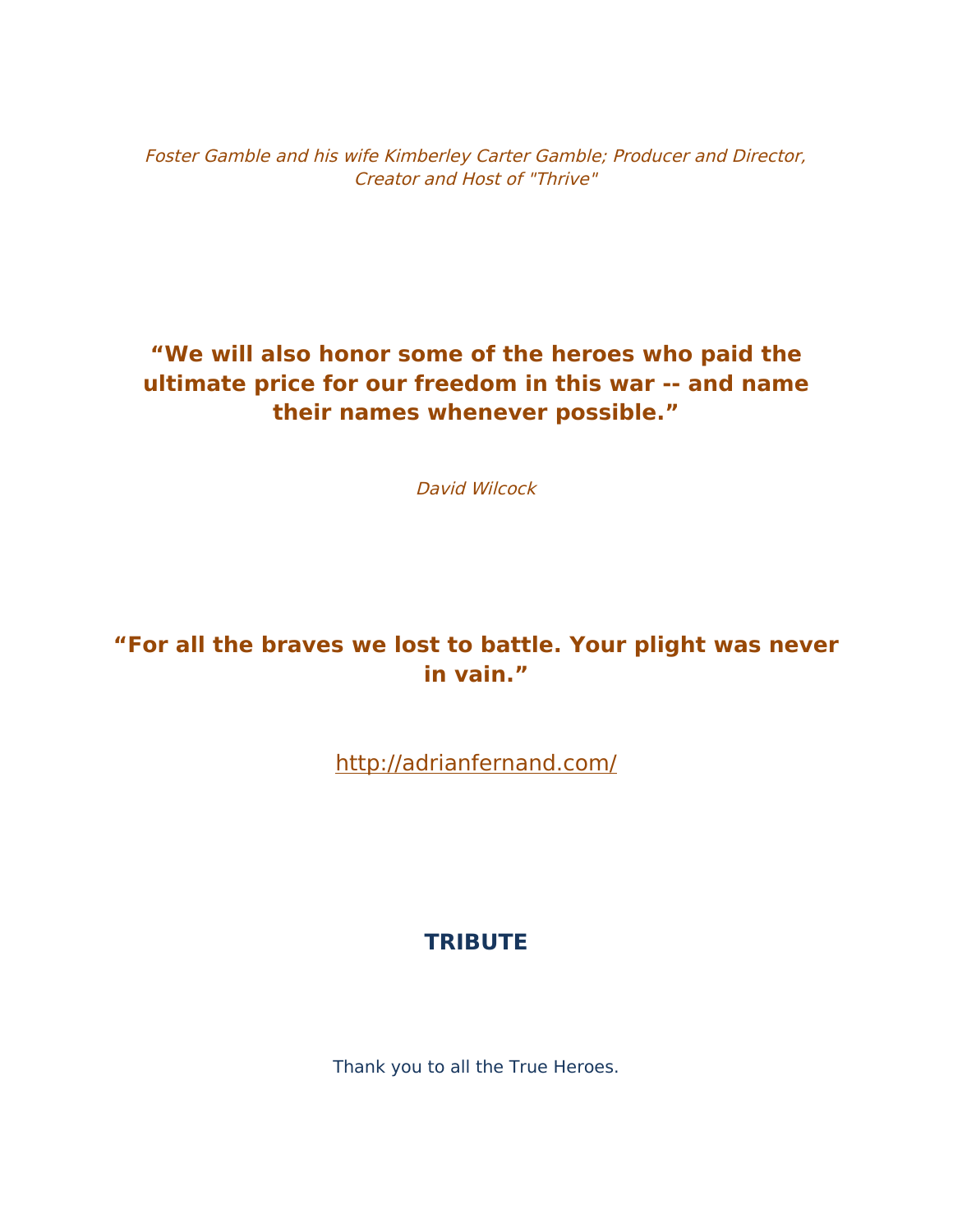*Foster Gamble and his wife Kimberley Carter Gamble; Producer and Director, Creator and Host of "Thrive"*

**“We will also honor some of the heroes who paid the ultimate price for our freedom in this war -- and name their names whenever possible.”**

*David Wilcock*

**“For all the braves we lost to battle. Your plight was never in vain.”**

http://adrianfernand.com/

## TRIBUTE

Thank you to all the True Heroes.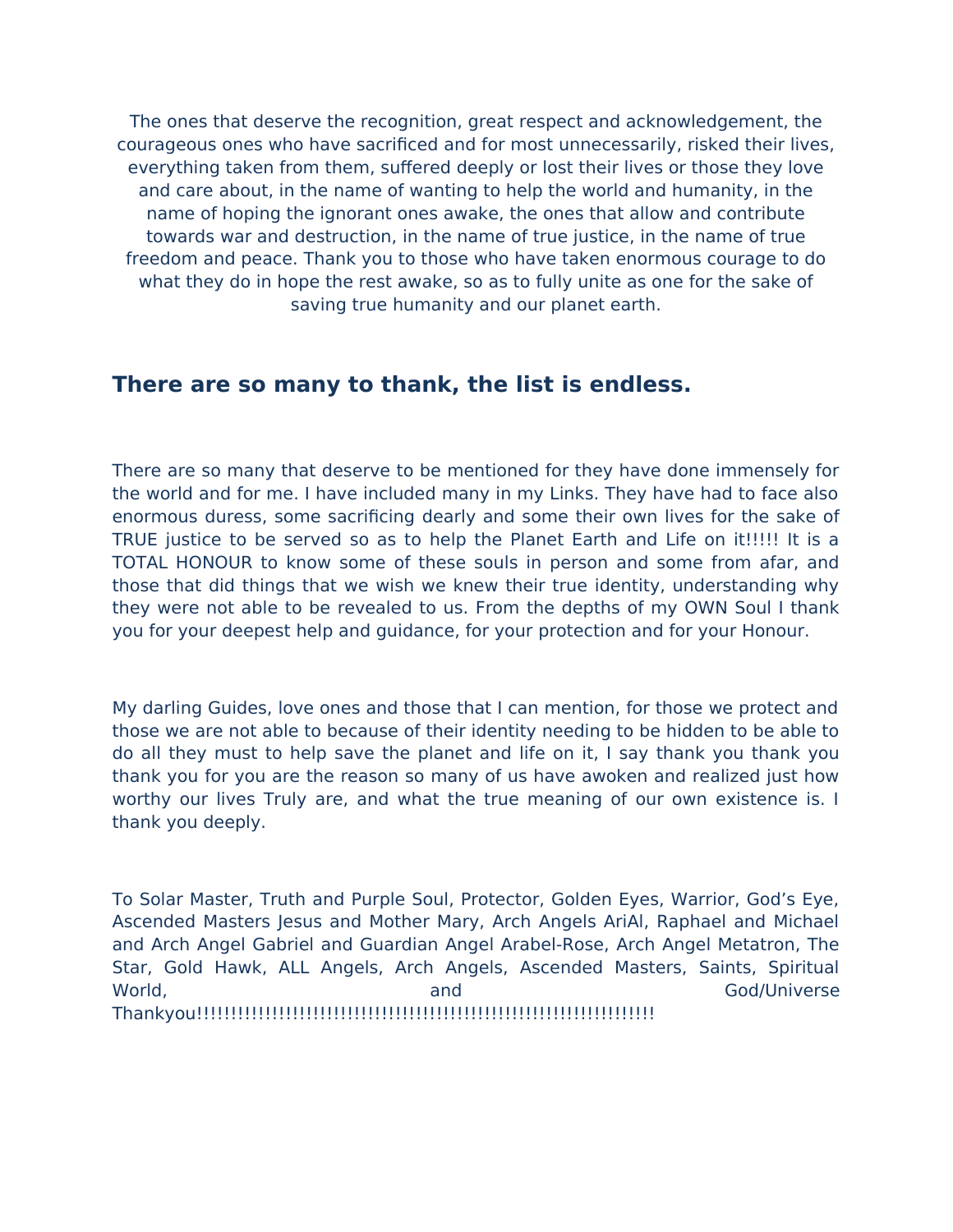The ones that deserve the recognition, great respect and acknowledgement, the courageous ones who have sacrificed and for most unnecessarily, risked their lives, everything taken from them, suffered deeply or lost their lives or those they love and care about, in the name of wanting to help the world and humanity, in the name of hoping the ignorant ones awake, the ones that allow and contribute towards war and destruction, in the name of true justice, in the name of true freedom and peace. Thank you to those who have taken enormous courage to do what they do in hope the rest awake, so as to fully unite as one for the sake of saving true humanity and our planet earth.

## There are so many to thank, the list is endless.

There are so many that deserve to be mentioned for they have done immensely for the world and for me. I have included many in my Links. They have had to face also enormous duress, some sacrificing dearly and some their own lives for the sake of TRUE justice to be served so as to help the Planet Earth and Life on it!!!!! It is a TOTAL HONOUR to know some of these souls in person and some from afar, and those that did things that we wish we knew their true identity, understanding why they were not able to be revealed to us. From the depths of my OWN Soul I thank you for your deepest help and guidance, for your protection and for your Honour.

My darling Guides, love ones and those that I can mention, for those we protect and those we are not able to because of their identity needing to be hidden to be able to do all they must to help save the planet and life on it, I say thank you thank you thank you for you are the reason so many of us have awoken and realized just how worthy our lives Truly are, and what the true meaning of our own existence is. I thank you deeply.

To Solar Master, Truth and Purple Soul, Protector, Golden Eyes, Warrior, God's Eye, Ascended Masters Jesus and Mother Mary, Arch Angels AriAl, Raphael and Michael and Arch Angel Gabriel and Guardian Angel Arabel-Rose, Arch Angel Metatron, The Star, Gold Hawk, ALL Angels, Arch Angels, Ascended Masters, Saints, Spiritual World, and God/Universe Thankyou!!!!!!!!!!!!!!!!!!!!!!!!!!!!!!!!!!!!!!!!!!!!!!!!!!!!!!!!!!!!!!!!!!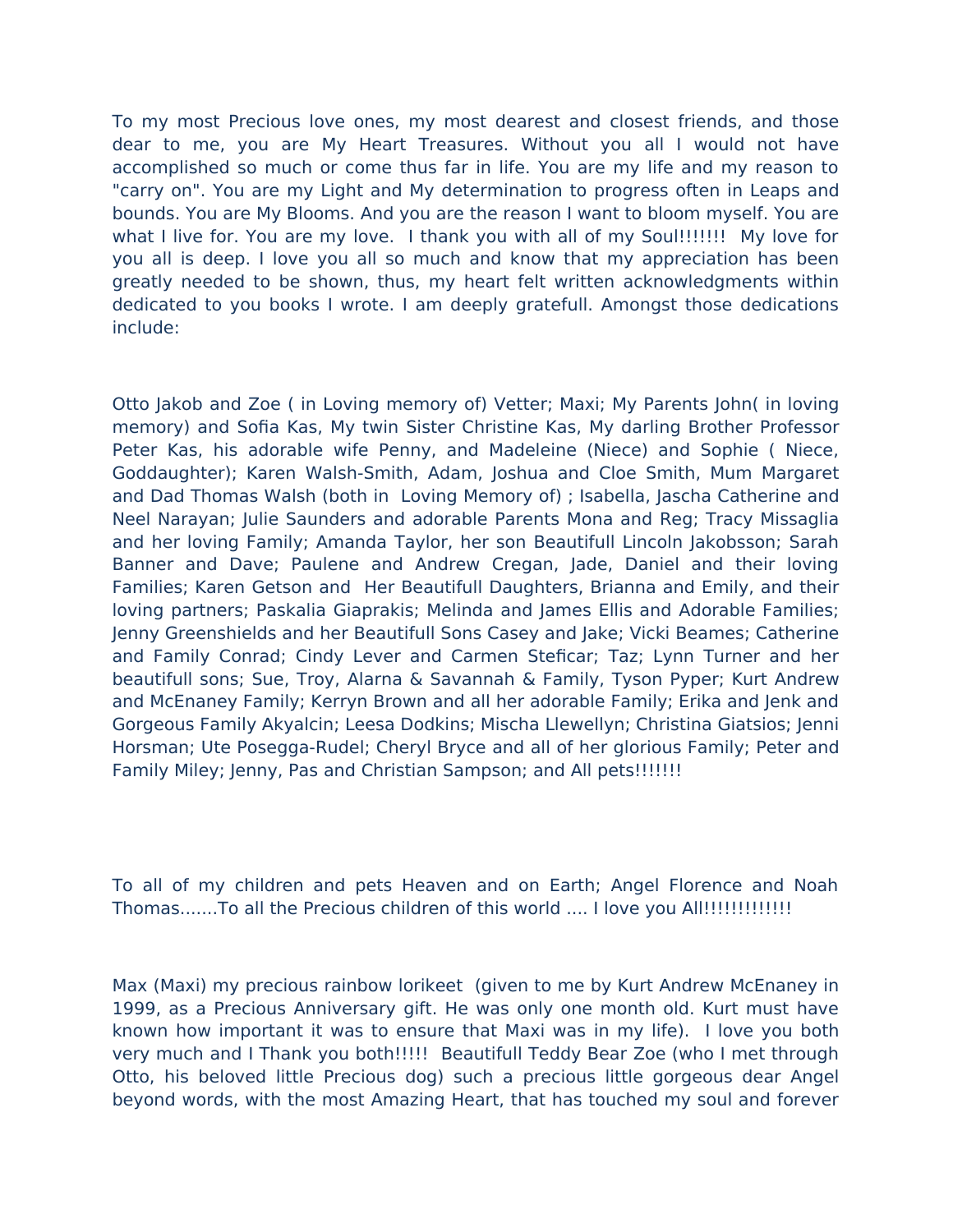To my most Precious love ones, my most dearest and closest friends, and those dear to me, you are My Heart Treasures. Without you all I would not have accomplished so much or come thus far in life. You are my life and my reason to "carry on". You are my Light and My determination to progress often in Leaps and bounds. You are My Blooms. And you are the reason I want to bloom myself. You are what I live for. You are my love.  I thank you with all of my Soul!!!!!!!  My love for you all is deep. I love you all so much and know that my appreciation has been greatly needed to be shown, thus, my heart felt written acknowledgments within dedicated to you books I wrote. I am deeply gratefull. Amongst those dedications include:

Otto Jakob and Zoe ( in Loving memory of) Vetter; Maxi; My Parents John( in loving memory) and Sofia Kas, My twin Sister Christine Kas, My darling Brother Professor Peter Kas, his adorable wife Penny, and Madeleine (Niece) and Sophie ( Niece, Goddaughter); Karen Walsh-Smith, Adam, Joshua and Cloe Smith, Mum Margaret and Dad Thomas Walsh (both in  Loving Memory of) ; Isabella, Jascha Catherine and Neel Narayan; Julie Saunders and adorable Parents Mona and Reg; Tracy Missaglia and her loving Family; Amanda Taylor, her son Beautifull Lincoln Jakobsson; Sarah Banner and Dave; Paulene and Andrew Cregan, Jade, Daniel and their loving Families; Karen Getson and  Her Beautifull Daughters, Brianna and Emily, and their loving partners; Paskalia Giaprakis; Melinda and James Ellis and Adorable Families; Jenny Greenshields and her Beautifull Sons Casey and Jake; Vicki Beames; Catherine and Family Conrad; Cindy Lever and Carmen Steficar; Taz; Lynn Turner and her beautifull sons; Sue, Troy, Alarna & Savannah & Family, Tyson Pyper; Kurt Andrew and McEnaney Family; Kerryn Brown and all her adorable Family; Erika and Jenk and Gorgeous Family Akyalcin; Leesa Dodkins; Mischa Llewellyn; Christina Giatsios; Jenni Horsman; Ute Posegga-Rudel; Cheryl Bryce and all of her glorious Family; Peter and Family Miley; Jenny, Pas and Christian Sampson; and All pets!!!!!!!

To all of my children and pets Heaven and on Earth; Angel Florence and Noah Thomas.......To all the Precious children of this world .... I love you All!!!!!!!!!!!!!

Max (Maxi) my precious rainbow lorikeet  (given to me by Kurt Andrew McEnaney in 1999, as a Precious Anniversary gift. He was only one month old. Kurt must have known how important it was to ensure that Maxi was in my life).  I love you both very much and I Thank you both!!!!!  Beautifull Teddy Bear Zoe (who I met through Otto, his beloved little Precious dog) such a precious little gorgeous dear Angel beyond words, with the most Amazing Heart, that has touched my soul and forever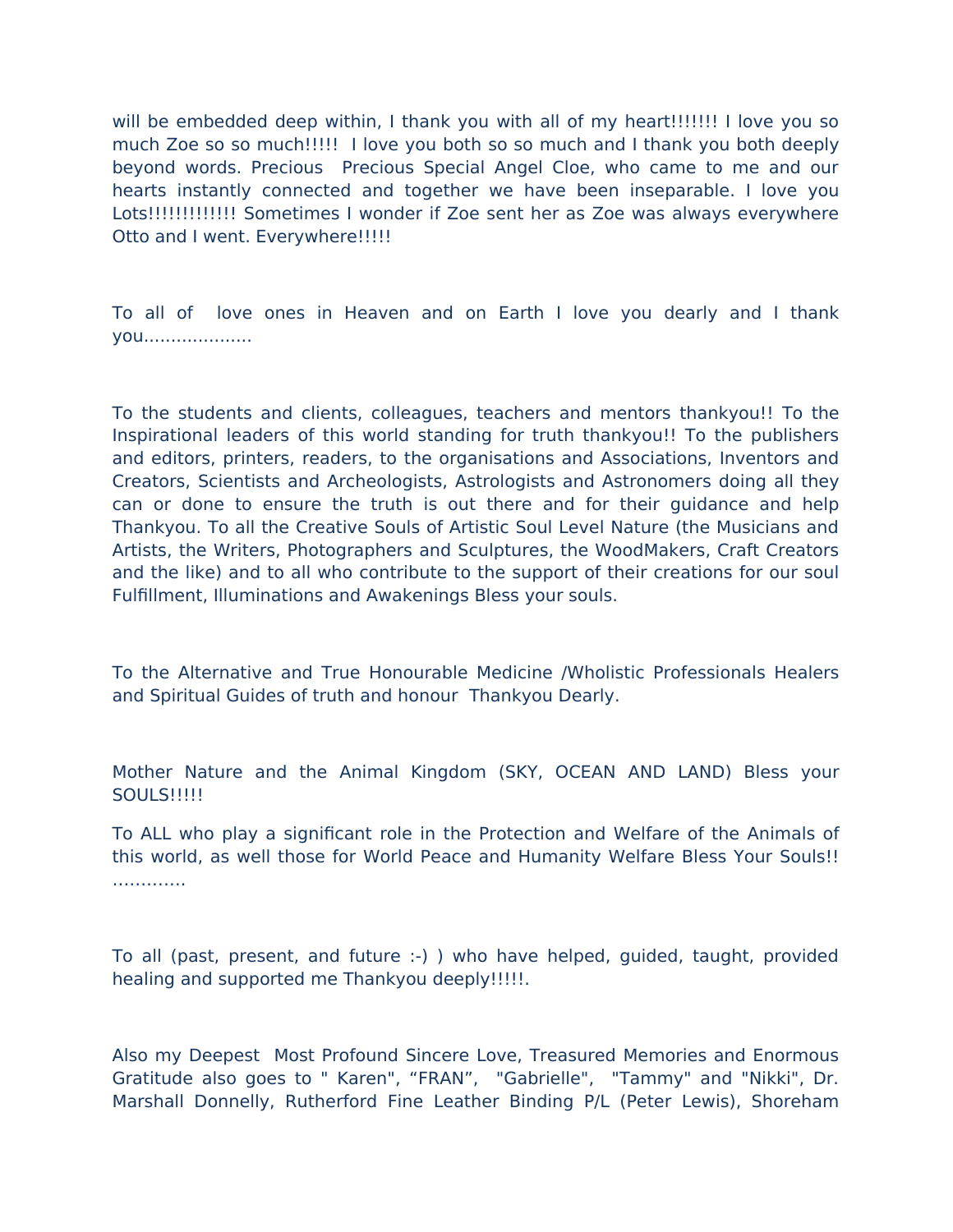will be embedded deep within, I thank you with all of my heart!!!!!!! I love you so much Zoe so so much!!!!!  I love you both so so much and I thank you both deeply beyond words. Precious  Precious Special Angel Cloe, who came to me and our hearts instantly connected and together we have been inseparable. I love you Lots!!!!!!!!!!!!! Sometimes I wonder if Zoe sent her as Zoe was always everywhere Otto and I went. Everywhere!!!!!

To all of  love ones in Heaven and on Earth I love you dearly and I thank you...................

To the students and clients, colleagues, teachers and mentors thankyou!! To the Inspirational leaders of this world standing for truth thankyou!! To the publishers and editors, printers, readers, to the organisations and Associations, Inventors and Creators, Scientists and Archeologists, Astrologists and Astronomers doing all they can or done to ensure the truth is out there and for their guidance and help Thankyou. To all the Creative Souls of Artistic Soul Level Nature (the Musicians and Artists, the Writers, Photographers and Sculptures, the WoodMakers, Craft Creators and the like) and to all who contribute to the support of their creations for our soul Fulfillment, Illuminations and Awakenings Bless your souls.

To the Alternative and True Honourable Medicine /Wholistic Professionals Healers and Spiritual Guides of truth and honour  Thankyou Dearly.

Mother Nature and the Animal Kingdom (SKY, OCEAN AND LAND) Bless your SOULS!!!!!

To ALL who play a significant role in the Protection and Welfare of the Animals of this world, as well those for World Peace and Humanity Welfare Bless Your Souls!! ............

To all (past, present, and future :-) ) who have helped, guided, taught, provided healing and supported me Thankyou deeply!!!!!.

Also my Deepest  Most Profound Sincere Love, Treasured Memories and Enormous Gratitude also goes to " Karen", "FRAN",  "Gabrielle",  "Tammy" and "Nikki", Dr. Marshall Donnelly, Rutherford Fine Leather Binding P/L (Peter Lewis), Shoreham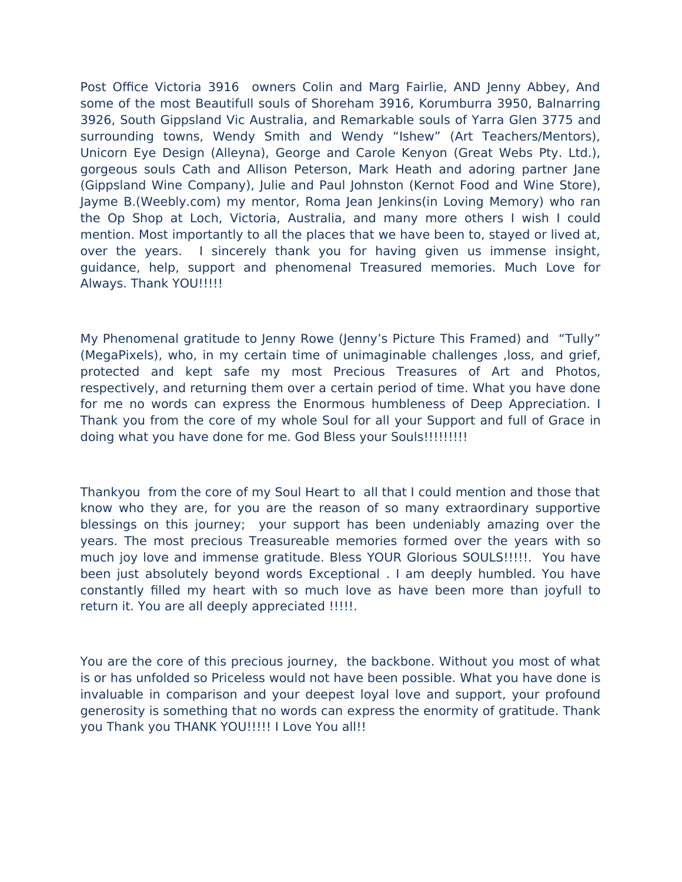Post Office Victoria 3916 owners Colin and Marg Fairlie, AND Jenny Abbey, And some of the most Beautifull souls of Shoreham 3916, Korumburra 3950, Balnarring 3926, South Gippsland Vic Australia, and Remarkable souls of Yarra Glen 3775 and surrounding towns, Wendy Smith and Wendy "Ishew" (Art Teachers/Mentors), Unicorn Eye Design (Alleyna), George and Carole Kenyon (Great Webs Pty. Ltd.), gorgeous souls Cath and Allison Peterson, Mark Heath and adoring partner Jane (Gippsland Wine Company), Julie and Paul Johnston (Kernot Food and Wine Store), Jayme B.(Weebly.com) my mentor, Roma Jean Jenkins(in Loving Memory) who ran the Op Shop at Loch, Victoria, Australia, and many more others I wish I could mention. Most importantly to all the places that we have been to, stayed or lived at, over the years. I sincerely thank you for having given us immense insight, guidance, help, support and phenomenal Treasured memories. Much Love for Always. Thank YOU!!!!!

My Phenomenal gratitude to Jenny Rowe (Jenny's Picture This Framed) and "Tully" (MegaPixels), who, in my certain time of unimaginable challenges ,loss, and grief, protected and kept safe my most Precious Treasures of Art and Photos, respectively, and returning them over a certain period of time. What you have done for me no words can express the Enormous humbleness of Deep Appreciation. I Thank you from the core of my whole Soul for all your Support and full of Grace in doing what you have done for me. God Bless your Souls!!!!!!!!!

Thankyou from the core of my Soul Heart to all that I could mention and those that know who they are, for you are the reason of so many extraordinary supportive blessings on this journey; your support has been undeniably amazing over the years. The most precious Treasureable memories formed over the years with so much joy love and immense gratitude. Bless YOUR Glorious SOULS!!!!!. You have been just absolutely beyond words Exceptional . I am deeply humbled. You have constantly filled my heart with so much love as have been more than joyfull to return it. You are all deeply appreciated !!!!!.

You are the core of this precious journey, the backbone. Without you most of what is or has unfolded so Priceless would not have been possible. What you have done is invaluable in comparison and your deepest loyal love and support, your profound generosity is something that no words can express the enormity of gratitude. Thank you Thank you THANK YOU!!!!! I Love You all!!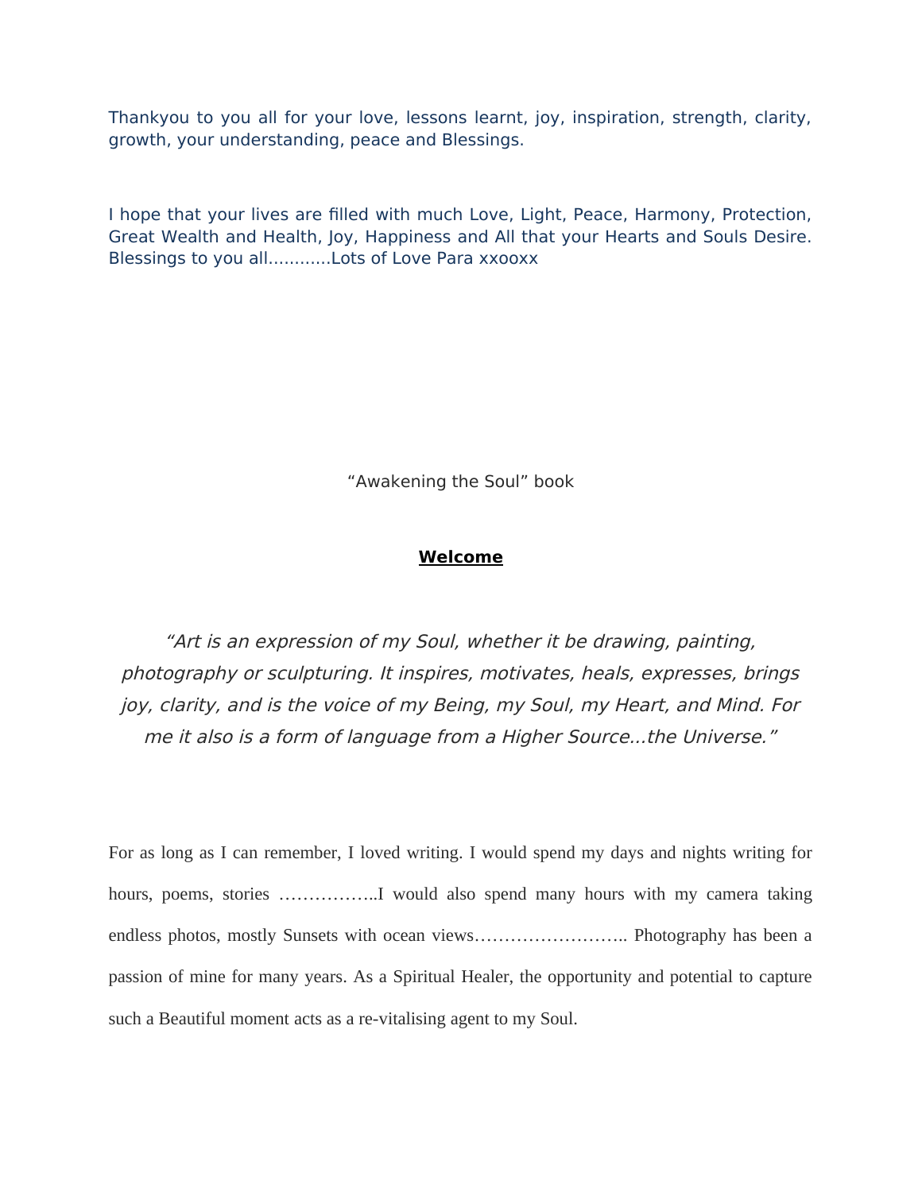Thankyou to you all for your love, lessons learnt, joy, inspiration, strength, clarity, growth, your understanding, peace and Blessings.

I hope that your lives are filled with much Love, Light, Peace, Harmony, Protection, Great Wealth and Health, Joy, Happiness and All that your Hearts and Souls Desire. Blessings to you all…………Lots of Love Para xxooxx

"Awakening the Soul" book

**Welcome**

*"Art is an expression of my Soul, whether it be drawing, painting, photography or sculpturing. It inspires, motivates, heals, expresses, brings joy, clarity, and is the voice of my Being, my Soul, my Heart, and Mind. For me it also is a form of language from a Higher Source...the Universe."*

For as long as I can remember, I loved writing. I would spend my days and nights writing for hours, poems, stories ……………..I would also spend many hours with my camera taking endless photos, mostly Sunsets with ocean views…………………….. Photography has been a passion of mine for many years. As a Spiritual Healer, the opportunity and potential to capture such a Beautiful moment acts as a re-vitalising agent to my Soul.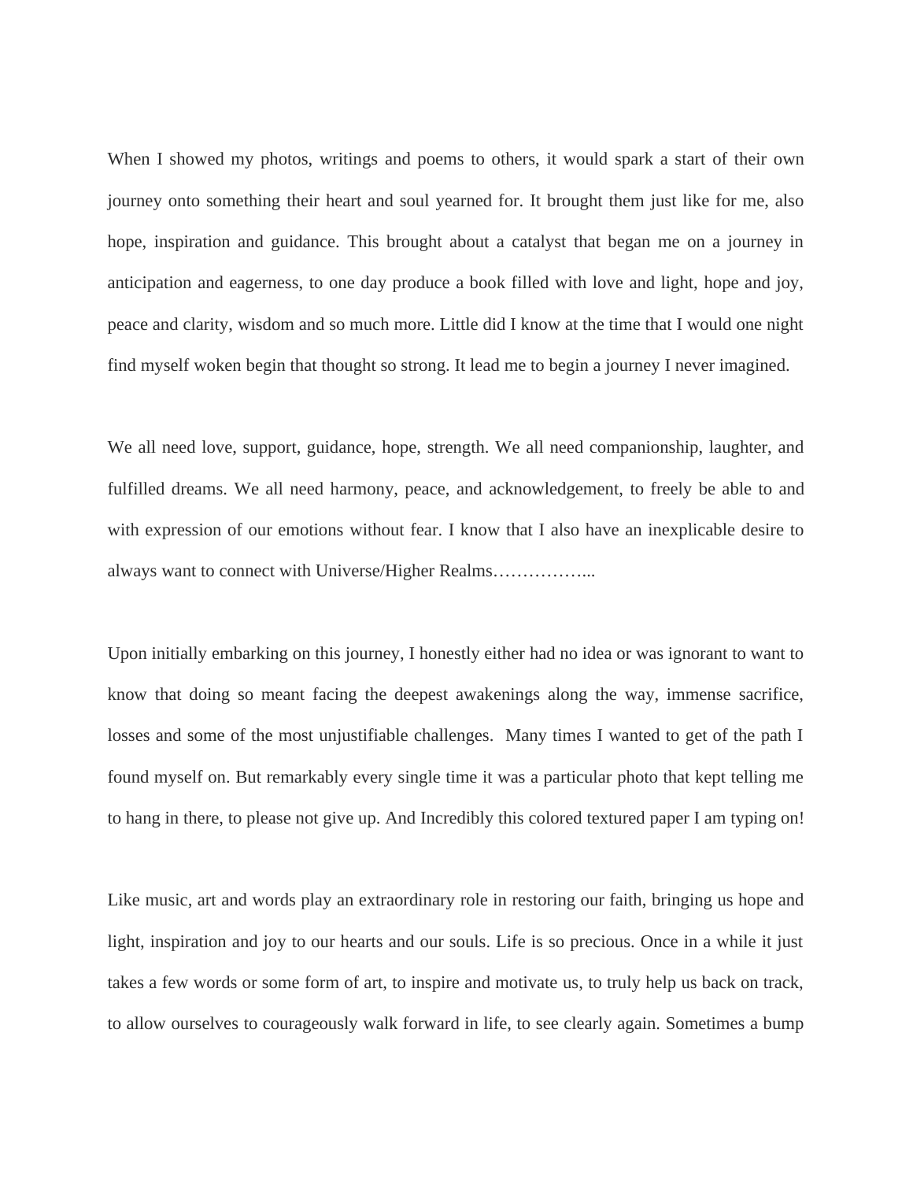When I showed my photos, writings and poems to others, it would spark a start of their own journey onto something their heart and soul yearned for. It brought them just like for me, also hope, inspiration and guidance. This brought about a catalyst that began me on a journey in anticipation and eagerness, to one day produce a book filled with love and light, hope and joy, peace and clarity, wisdom and so much more. Little did I know at the time that I would one night find myself woken begin that thought so strong. It lead me to begin a journey I never imagined.

We all need love, support, guidance, hope, strength. We all need companionship, laughter, and fulfilled dreams. We all need harmony, peace, and acknowledgement, to freely be able to and with expression of our emotions without fear. I know that I also have an inexplicable desire to always want to connect with Universe/Higher Realms……………...

Upon initially embarking on this journey, I honestly either had no idea or was ignorant to want to know that doing so meant facing the deepest awakenings along the way, immense sacrifice, losses and some of the most unjustifiable challenges. Many times I wanted to get of the path I found myself on. But remarkably every single time it was a particular photo that kept telling me to hang in there, to please not give up. And Incredibly this colored textured paper I am typing on!

Like music, art and words play an extraordinary role in restoring our faith, bringing us hope and light, inspiration and joy to our hearts and our souls. Life is so precious. Once in a while it just takes a few words or some form of art, to inspire and motivate us, to truly help us back on track, to allow ourselves to courageously walk forward in life, to see clearly again. Sometimes a bump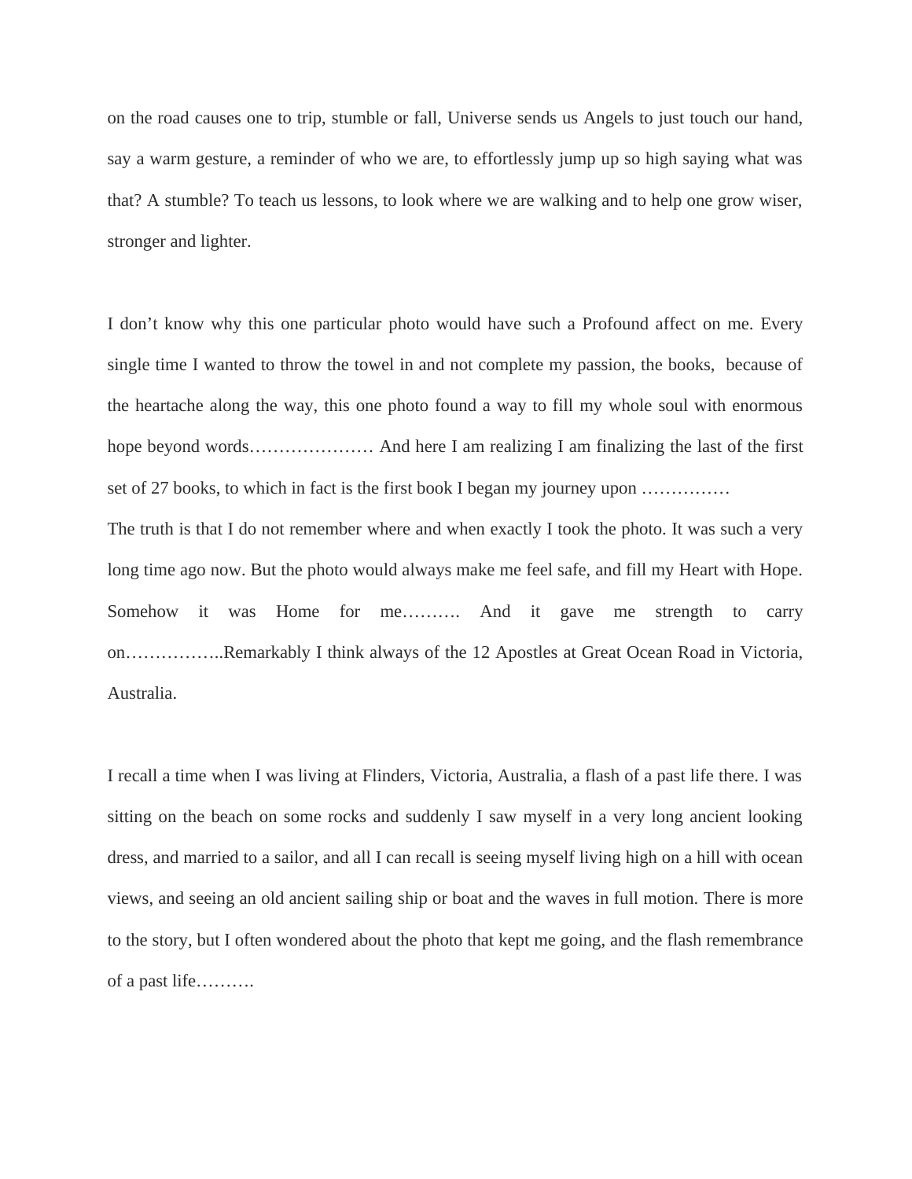on the road causes one to trip, stumble or fall, Universe sends us Angels to just touch our hand, say a warm gesture, a reminder of who we are, to effortlessly jump up so high saying what was that? A stumble? To teach us lessons, to look where we are walking and to help one grow wiser, stronger and lighter.

I don't know why this one particular photo would have such a Profound affect on me. Every single time I wanted to throw the towel in and not complete my passion, the books, because of the heartache along the way, this one photo found a way to fill my whole soul with enormous hope beyond words………………… And here I am realizing I am finalizing the last of the first set of 27 books, to which in fact is the first book I began my journey upon ……………
The truth is that I do not remember where and when exactly I took the photo. It was such a very long time ago now. But the photo would always make me feel safe, and fill my Heart with Hope. Somehow it was Home for me………. And it gave me strength to carry on……………..Remarkably I think always of the 12 Apostles at Great Ocean Road in Victoria, Australia.

I recall a time when I was living at Flinders, Victoria, Australia, a flash of a past life there. I was sitting on the beach on some rocks and suddenly I saw myself in a very long ancient looking dress, and married to a sailor, and all I can recall is seeing myself living high on a hill with ocean views, and seeing an old ancient sailing ship or boat and the waves in full motion. There is more to the story, but I often wondered about the photo that kept me going, and the flash remembrance of a past life……….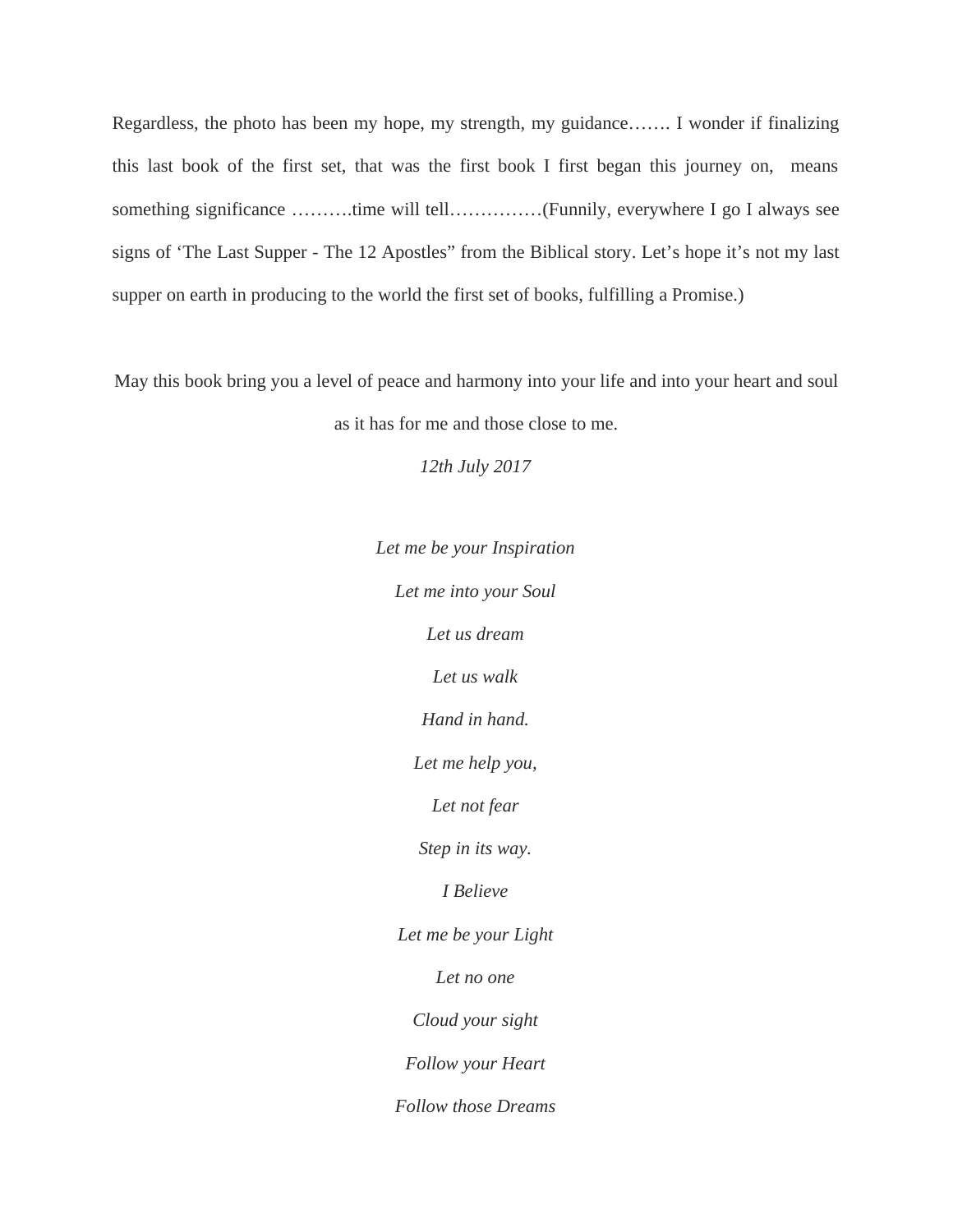Regardless, the photo has been my hope, my strength, my guidance……. I wonder if finalizing this last book of the first set, that was the first book I first began this journey on, means something significance ……….time will tell……………(Funnily, everywhere I go I always see signs of 'The Last Supper - The 12 Apostles" from the Biblical story. Let's hope it's not my last supper on earth in producing to the world the first set of books, fulfilling a Promise.)

May this book bring you a level of peace and harmony into your life and into your heart and soul as it has for me and those close to me.

*12th July 2017*

*Let me be your Inspiration*

*Let me into your Soul*

*Let us dream*

*Let us walk*

*Hand in hand.*

*Let me help you,*

*Let not fear*

*Step in its way.*

*I Believe*

*Let me be your Light*

*Let no one*

*Cloud your sight*

*Follow your Heart*

*Follow those Dreams*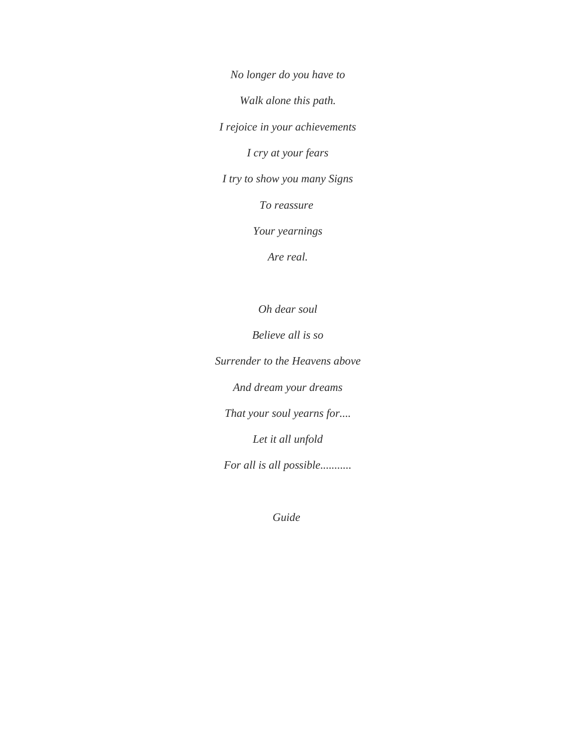*No longer do you have to*

*Walk alone this path.*

*I rejoice in your achievements*

*I cry at your fears*

*I try to show you many Signs*

*To reassure*

*Your yearnings*

*Are real.*

*Oh dear soul*

*Believe all is so*

*Surrender to the Heavens above*

*And dream your dreams*

*That your soul yearns for....*

*Let it all unfold*

*For all is all possible...........*

*Guide*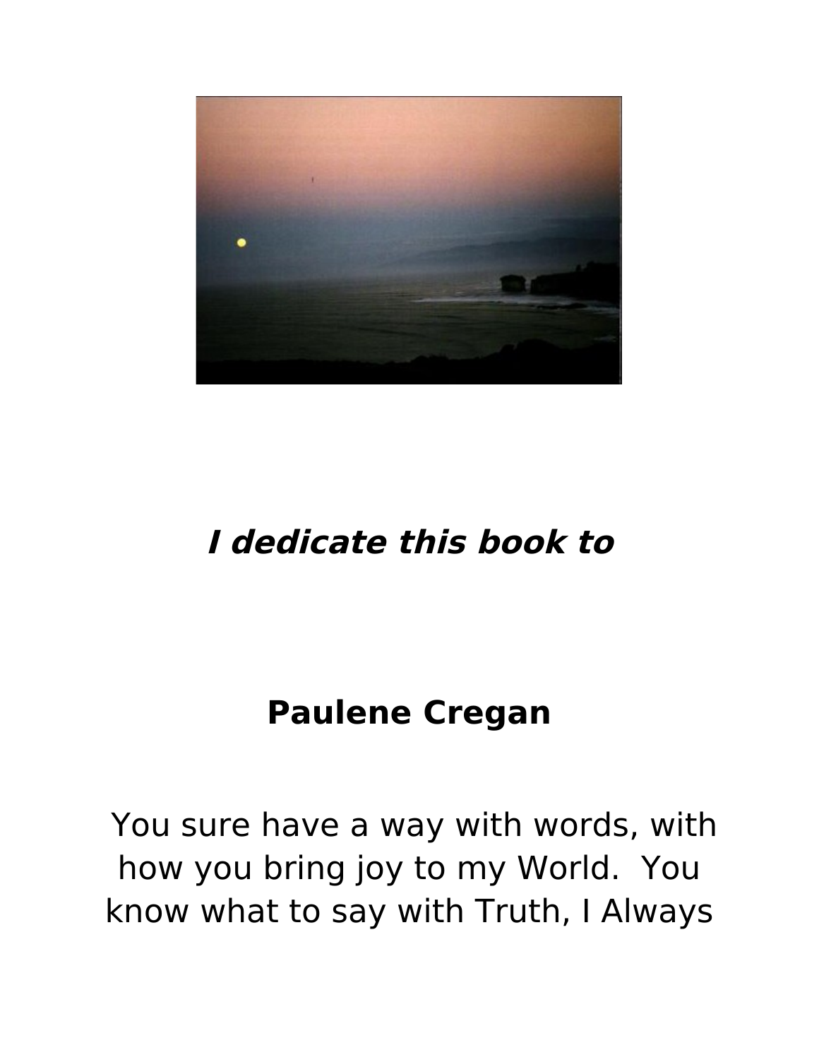***I dedicate this book to***

**Paulene Cregan**

You sure have a way with words, with how you bring joy to my World. You know what to say with Truth, I Always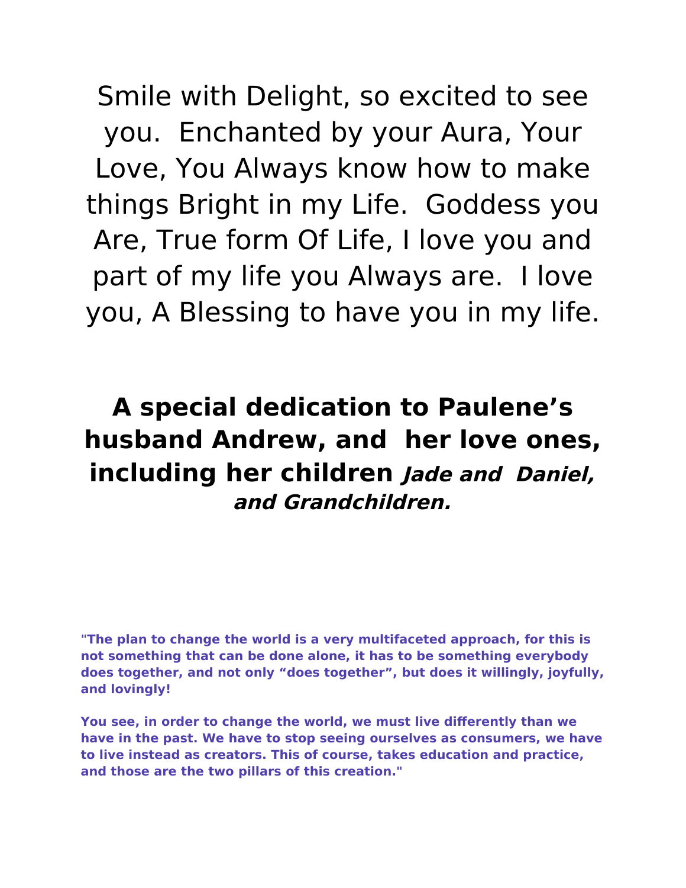Smile with Delight, so excited to see you. Enchanted by your Aura, Your Love, You Always know how to make things Bright in my Life. Goddess you Are, True form Of Life, I love you and part of my life you Always are. I love you, A Blessing to have you in my life.

**A special dedication to Paulene's husband Andrew, and her love ones, including her children *Jade and Daniel, and Grandchildren.***

**"The plan to change the world is a very multifaceted approach, for this is not something that can be done alone, it has to be something everybody does together, and not only "does together", but does it willingly, joyfully, and lovingly!**

**You see, in order to change the world, we must live differently than we have in the past. We have to stop seeing ourselves as consumers, we have to live instead as creators. This of course, takes education and practice, and those are the two pillars of this creation."**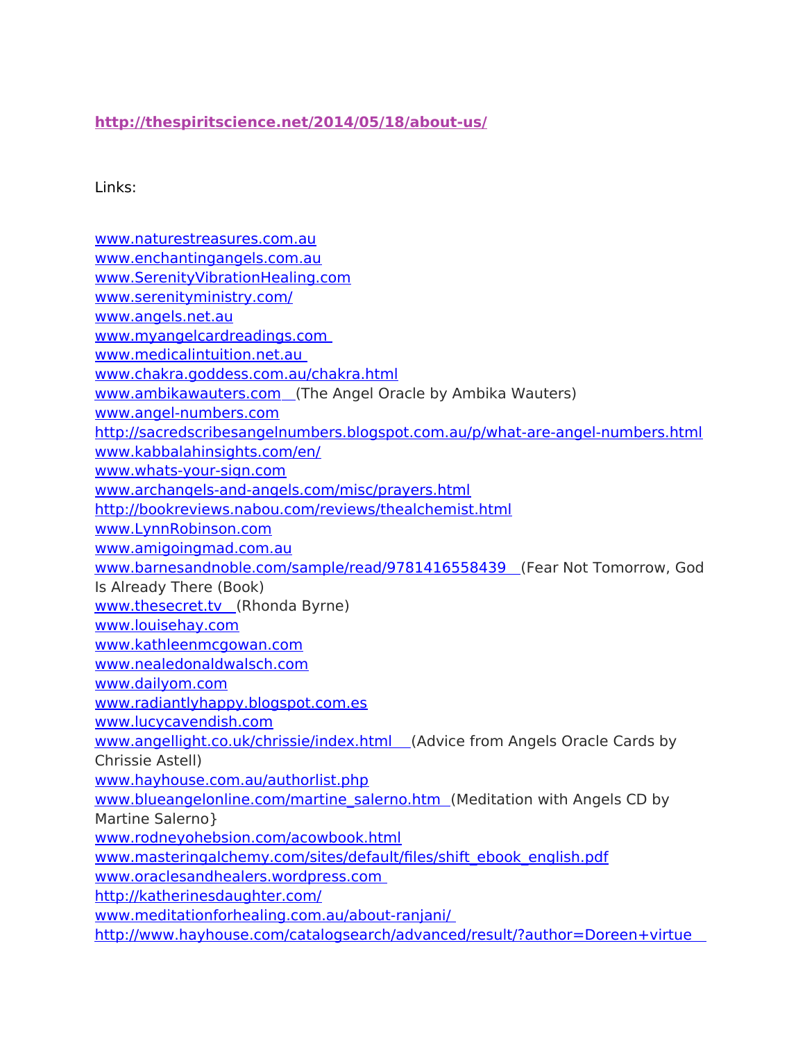**http://thespiritscience.net/2014/05/18/about-us/**

Links:

www.naturestreasures.com.au
www.enchantingangels.com.au
www.SerenityVibrationHealing.com
www.serenityministry.com/
www.angels.net.au
www.myangelcardreadings.com
www.medicalintuition.net.au
www.chakra.goddess.com.au/chakra.html
www.ambikawauters.com (The Angel Oracle by Ambika Wauters)
www.angel-numbers.com
http://sacredscribesangelnumbers.blogspot.com.au/p/what-are-angel-numbers.html
www.kabbalahinsights.com/en/
www.whats-your-sign.com
www.archangels-and-angels.com/misc/prayers.html
http://bookreviews.nabou.com/reviews/thealchemist.html
www.LynnRobinson.com
www.amigoingmad.com.au
www.barnesandnoble.com/sample/read/9781416558439 (Fear Not Tomorrow, God Is Already There (Book)
www.thesecret.tv (Rhonda Byrne)
www.louisehay.com
www.kathleenmcgowan.com
www.nealedonaldwalsch.com
www.dailyom.com
www.radiantlyhappy.blogspot.com.es
www.lucycavendish.com
www.angellight.co.uk/chrissie/index.html (Advice from Angels Oracle Cards by Chrissie Astell)
www.hayhouse.com.au/authorlist.php
www.blueangelonline.com/martine_salerno.htm (Meditation with Angels CD by Martine Salerno}
www.rodneyohebsion.com/acowbook.html
www.masteringalchemy.com/sites/default/files/shift_ebook_english.pdf
www.oraclesandhealers.wordpress.com
http://katherinesdaughter.com/
www.meditationforhealing.com.au/about-ranjani/
http://www.hayhouse.com/catalogsearch/advanced/result/?author=Doreen+virtue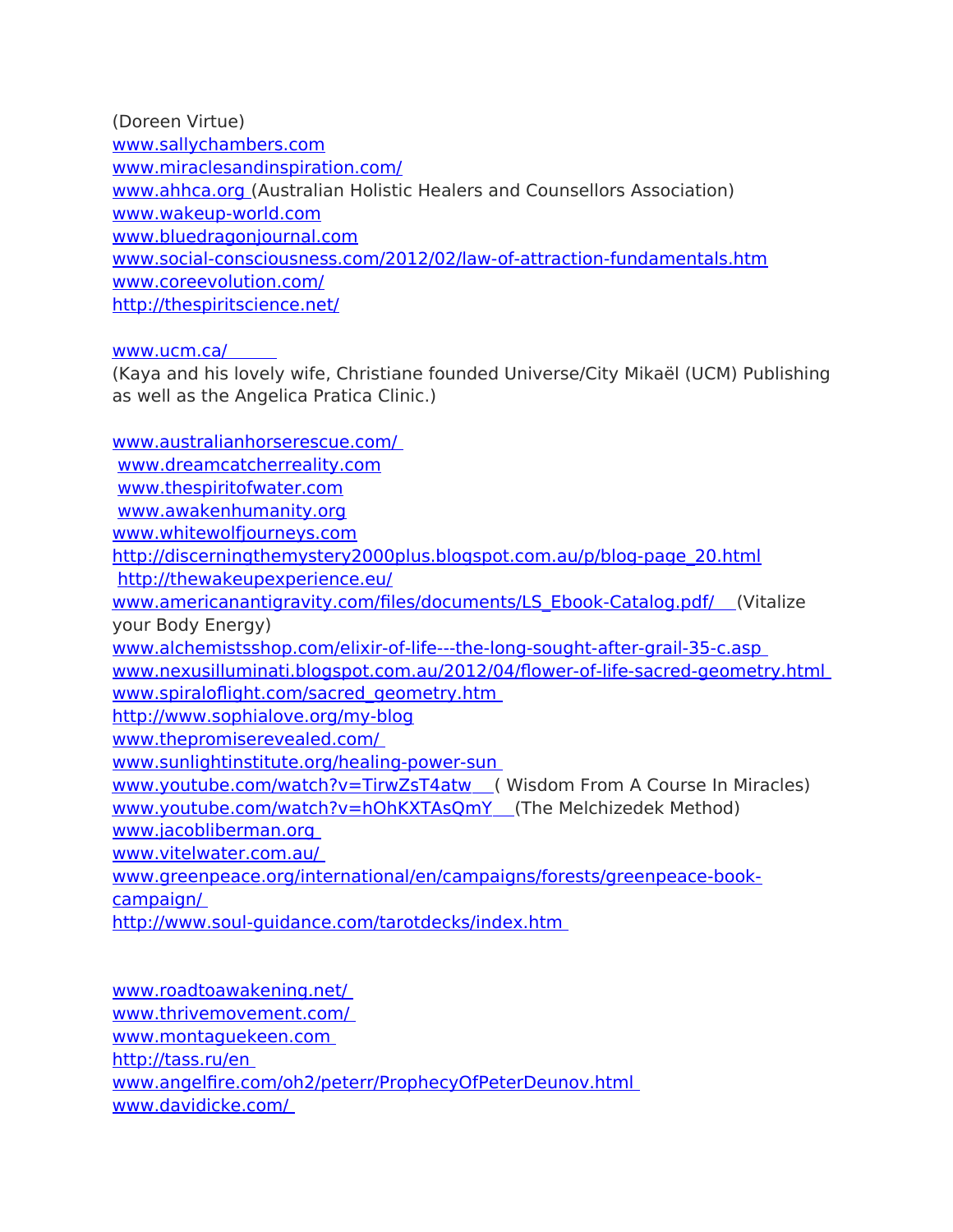(Doreen Virtue)
www.sallychambers.com
www.miraclesandinspiration.com/
www.ahhca.org (Australian Holistic Healers and Counsellors Association)
www.wakeup-world.com
www.bluedragonjournal.com
www.social-consciousness.com/2012/02/law-of-attraction-fundamentals.htm
www.coreevolution.com/
http://thespiritscience.net/

www.ucm.ca/
(Kaya and his lovely wife, Christiane founded Universe/City Mikaël (UCM) Publishing as well as the Angelica Pratica Clinic.)

www.australianhorserescue.com/
www.dreamcatcherreality.com
www.thespiritofwater.com
www.awakenhumanity.org
www.whitewolfjourneys.com
http://discerningthemystery2000plus.blogspot.com.au/p/blog-page_20.html
http://thewakeupexperience.eu/
www.americanantigravity.com/files/documents/LS_Ebook-Catalog.pdf/ (Vitalize your Body Energy)
www.alchemistsshop.com/elixir-of-life---the-long-sought-after-grail-35-c.asp
www.nexusilluminati.blogspot.com.au/2012/04/flower-of-life-sacred-geometry.html
www.spiraloflight.com/sacred_geometry.htm
http://www.sophialove.org/my-blog
www.thepromiserevealed.com/
www.sunlightinstitute.org/healing-power-sun
www.youtube.com/watch?v=TirwZsT4atw ( Wisdom From A Course In Miracles)
www.youtube.com/watch?v=hOhKXTAsQmY (The Melchizedek Method)
www.jacobliberman.org
www.vitelwater.com.au/
www.greenpeace.org/international/en/campaigns/forests/greenpeace-book-campaign/
http://www.soul-guidance.com/tarotdecks/index.htm

www.roadtoawakening.net/
www.thrivemovement.com/
www.montaguekeen.com
http://tass.ru/en
www.angelfire.com/oh2/peterr/ProphecyOfPeterDeunov.html
www.davidicke.com/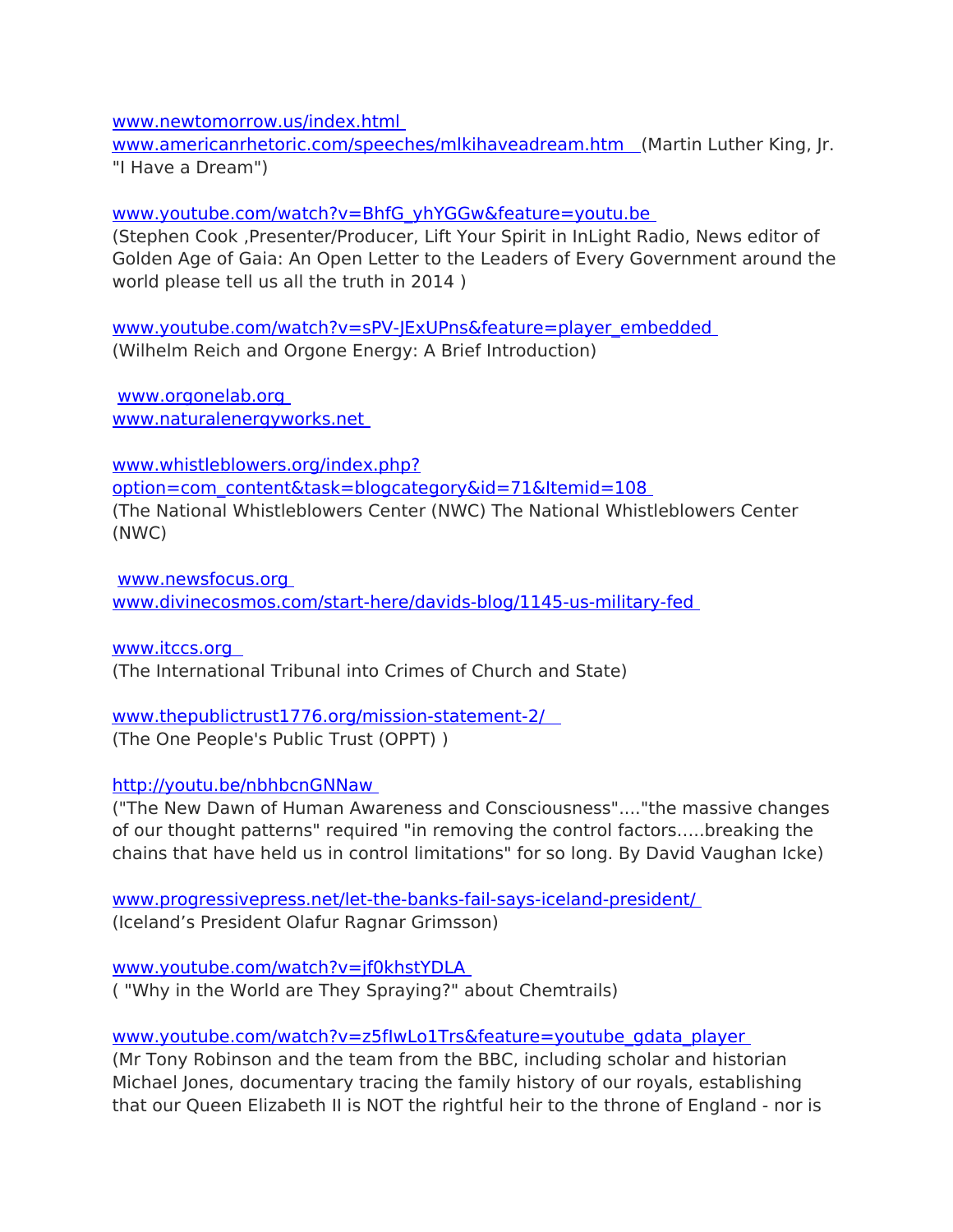www.newtomorrow.us/index.html
www.americanrhetoric.com/speeches/mlkihaveadream.htm (Martin Luther King, Jr. "I Have a Dream")

www.youtube.com/watch?v=BhfG_yhYGGw&feature=youtu.be
(Stephen Cook ,Presenter/Producer, Lift Your Spirit in InLight Radio, News editor of Golden Age of Gaia: An Open Letter to the Leaders of Every Government around the world please tell us all the truth in 2014 )

www.youtube.com/watch?v=sPV-JExUPns&feature=player_embedded
(Wilhelm Reich and Orgone Energy: A Brief Introduction)

www.orgonelab.org
www.naturalenergyworks.net

www.whistleblowers.org/index.php?option=com_content&task=blogcategory&id=71&Itemid=108
(The National Whistleblowers Center (NWC) The National Whistleblowers Center (NWC)

www.newsfocus.org
www.divinecosmos.com/start-here/davids-blog/1145-us-military-fed

www.itccs.org
(The International Tribunal into Crimes of Church and State)

www.thepublictrust1776.org/mission-statement-2/
(The One People's Public Trust (OPPT) )

http://youtu.be/nbhbcnGNNaw
("The New Dawn of Human Awareness and Consciousness"...."the massive changes of our thought patterns" required "in removing the control factors.....breaking the chains that have held us in control limitations" for so long. By David Vaughan Icke)

www.progressivepress.net/let-the-banks-fail-says-iceland-president/
(Iceland's President Olafur Ragnar Grimsson)

www.youtube.com/watch?v=jf0khstYDLA
( "Why in the World are They Spraying?" about Chemtrails)

www.youtube.com/watch?v=z5fIwLo1Trs&feature=youtube_gdata_player
(Mr Tony Robinson and the team from the BBC, including scholar and historian Michael Jones, documentary tracing the family history of our royals, establishing that our Queen Elizabeth II is NOT the rightful heir to the throne of England - nor is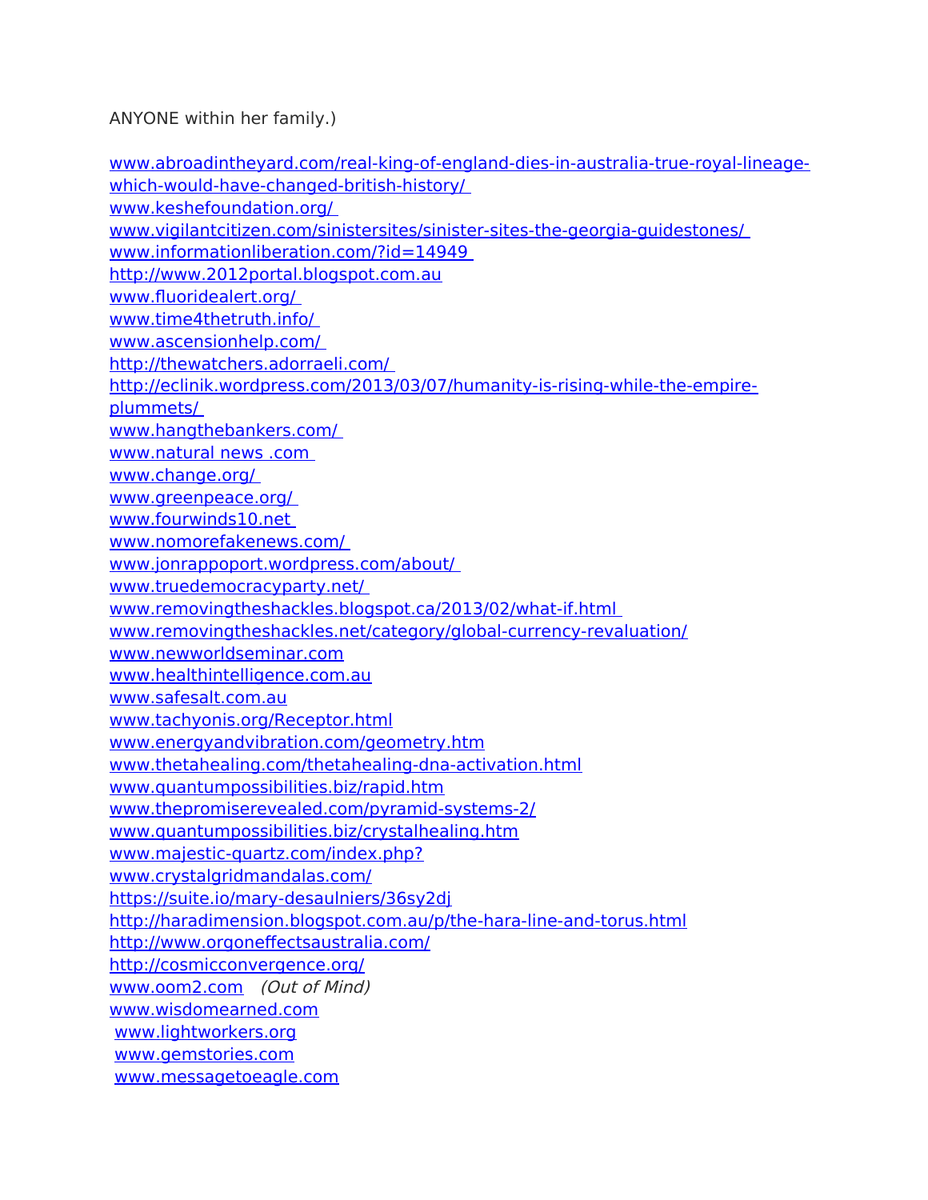ANYONE within her family.)

www.abroadintheyard.com/real-king-of-england-dies-in-australia-true-royal-lineage-which-would-have-changed-british-history/
www.keshefoundation.org/
www.vigilantcitizen.com/sinistersites/sinister-sites-the-georgia-guidestones/
www.informationliberation.com/?id=14949
http://www.2012portal.blogspot.com.au
www.fluoridealert.org/
www.time4thetruth.info/
www.ascensionhelp.com/
http://thewatchers.adorraeli.com/
http://eclinik.wordpress.com/2013/03/07/humanity-is-rising-while-the-empire-plummets/
www.hangthebankers.com/
www.natural news .com
www.change.org/
www.greenpeace.org/
www.fourwinds10.net
www.nomorefakenews.com/
www.jonrappoport.wordpress.com/about/
www.truedemocracyparty.net/
www.removingtheshackles.blogspot.ca/2013/02/what-if.html
www.removingtheshackles.net/category/global-currency-revaluation/
www.newworldseminar.com
www.healthintelligence.com.au
www.safesalt.com.au
www.tachyonis.org/Receptor.html
www.energyandvibration.com/geometry.htm
www.thetahealing.com/thetahealing-dna-activation.html
www.quantumpossibilities.biz/rapid.htm
www.thepromiserevealed.com/pyramid-systems-2/
www.quantumpossibilities.biz/crystalhealing.htm
www.majestic-quartz.com/index.php?
www.crystalgridmandalas.com/
https://suite.io/mary-desaulniers/36sy2dj
http://haradimension.blogspot.com.au/p/the-hara-line-and-torus.html
http://www.orgoneffectsaustralia.com/
http://cosmicconvergence.org/
www.oom2.com *(Out of Mind)*
www.wisdomearned.com
www.lightworkers.org
www.gemstories.com
www.messagetoeagle.com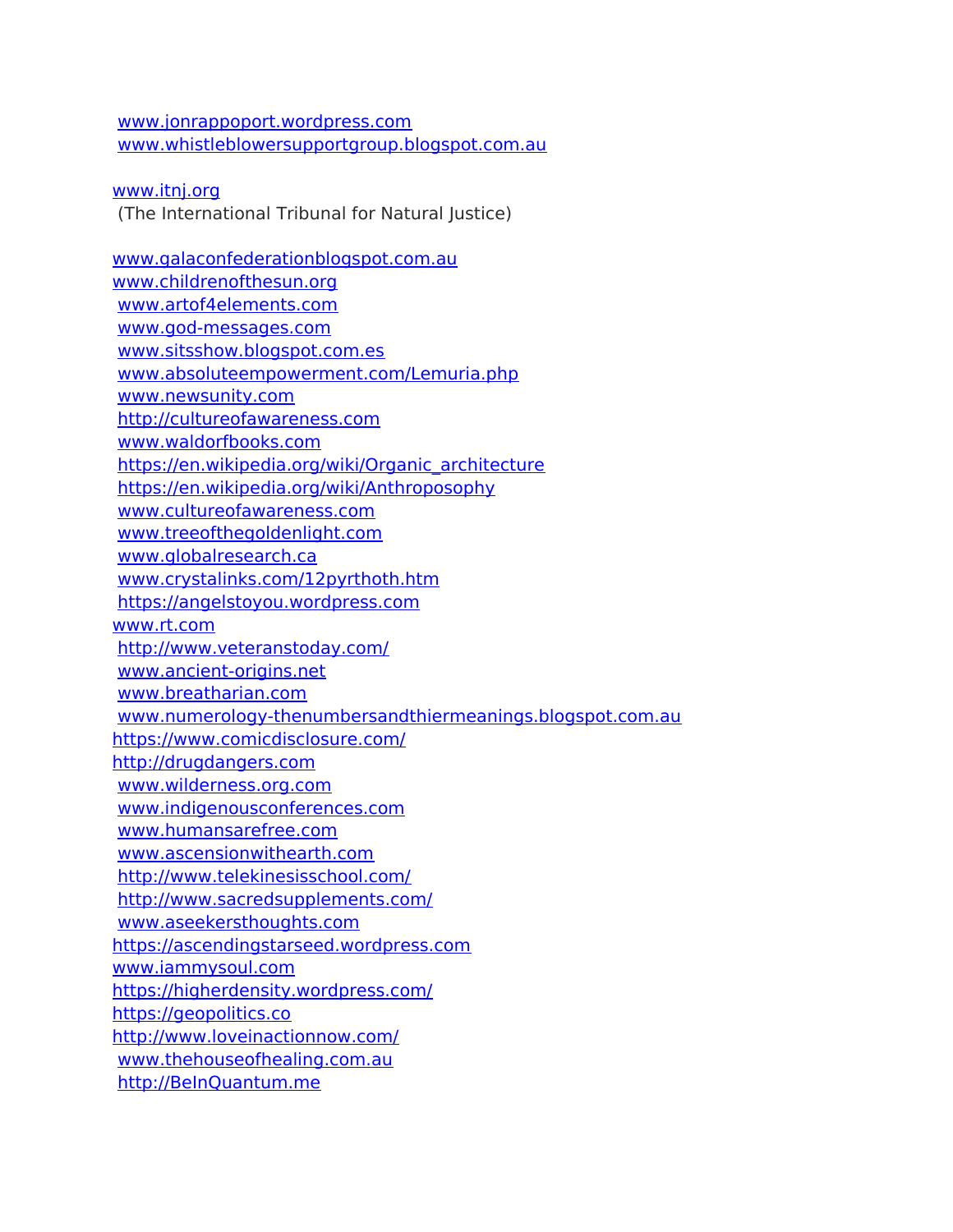www.jonrappoport.wordpress.com
www.whistleblowersupportgroup.blogspot.com.au

www.itnj.org
(The International Tribunal for Natural Justice)

www.galaconfederationblogspot.com.au
www.childrenofthesun.org
www.artof4elements.com
www.god-messages.com
www.sitsshow.blogspot.com.es
www.absoluteempowerment.com/Lemuria.php
www.newsunity.com
http://cultureofawareness.com
www.waldorfbooks.com
https://en.wikipedia.org/wiki/Organic_architecture
https://en.wikipedia.org/wiki/Anthroposophy
www.cultureofawareness.com
www.treeofthegoldenlight.com
www.globalresearch.ca
www.crystalinks.com/12pyrthoth.htm
https://angelstoyou.wordpress.com
www.rt.com
http://www.veteranstoday.com/
www.ancient-origins.net
www.breatharian.com
www.numerology-thenumbersandthiermeanings.blogspot.com.au
https://www.comicdisclosure.com/
http://drugdangers.com
www.wilderness.org.com
www.indigenousconferences.com
www.humansarefree.com
www.ascensionwithearth.com
http://www.telekinesisschool.com/
http://www.sacredsupplements.com/
www.aseekersthoughts.com
https://ascendingstarseed.wordpress.com
www.iammysoul.com
https://higherdensity.wordpress.com/
https://geopolitics.co
http://www.loveinactionnow.com/
www.thehouseofhealing.com.au
http://BeInQuantum.me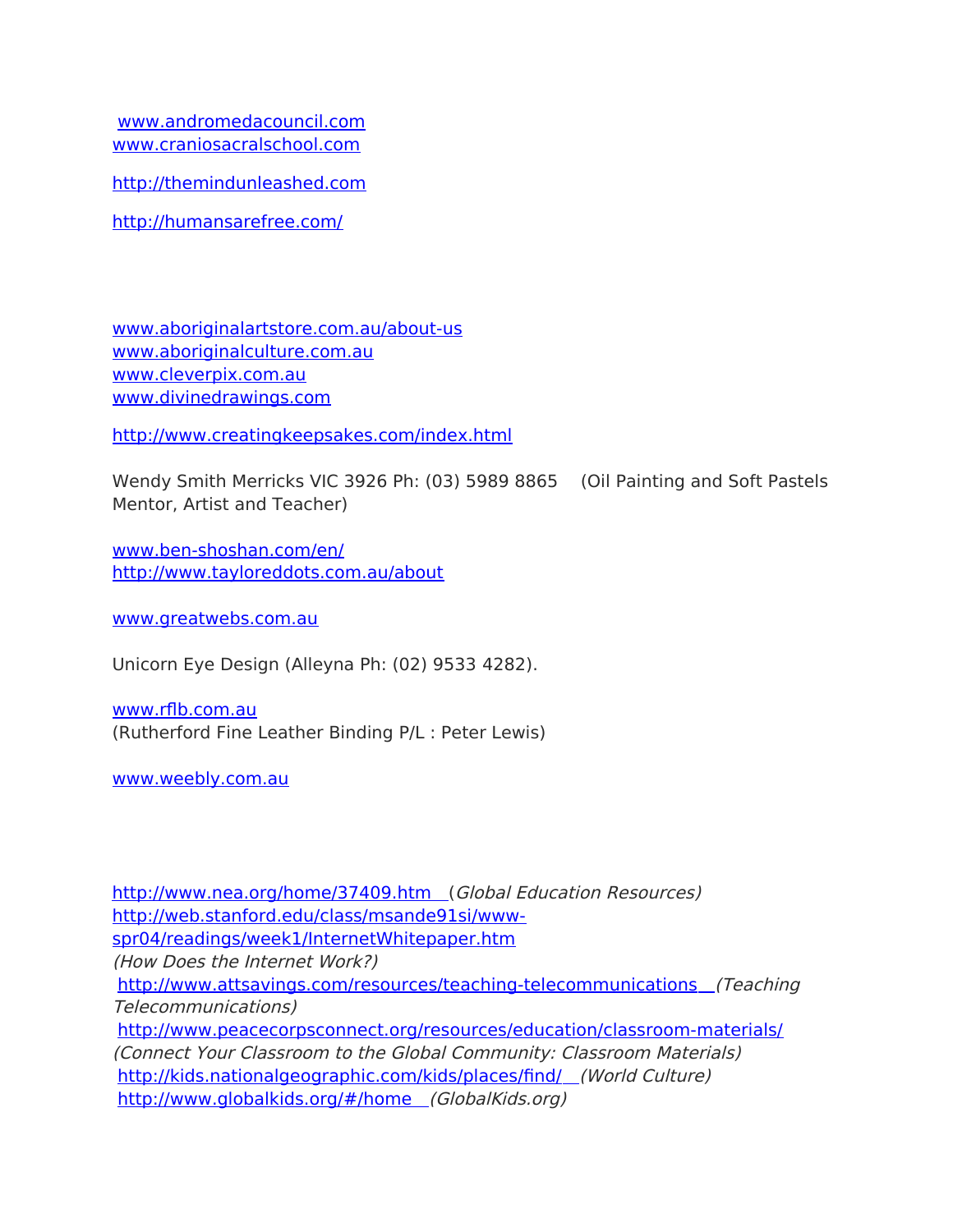www.andromedacouncil.com
www.craniosacralschool.com

http://themindunleashed.com

http://humansarefree.com/

www.aboriginalartstore.com.au/about-us
www.aboriginalculture.com.au
www.cleverpix.com.au
www.divinedrawings.com

http://www.creatingkeepsakes.com/index.html

Wendy Smith Merricks VIC 3926 Ph: (03) 5989 8865 (Oil Painting and Soft Pastels Mentor, Artist and Teacher)

www.ben-shoshan.com/en/
http://www.tayloreddots.com.au/about

www.greatwebs.com.au

Unicorn Eye Design (Alleyna Ph: (02) 9533 4282).

www.rflb.com.au
(Rutherford Fine Leather Binding P/L : Peter Lewis)

www.weebly.com.au

http://www.nea.org/home/37409.htm (*Global Education Resources)*
http://web.stanford.edu/class/msande91si/www-spr04/readings/week1/InternetWhitepaper.htm
*(How Does the Internet Work?)*
http://www.attsavings.com/resources/teaching-telecommunications *(Teaching Telecommunications)*
http://www.peacecorpsconnect.org/resources/education/classroom-materials/
*(Connect Your Classroom to the Global Community: Classroom Materials)*
http://kids.nationalgeographic.com/kids/places/find/ *(World Culture)*
http://www.globalkids.org/#/home *(GlobalKids.org)*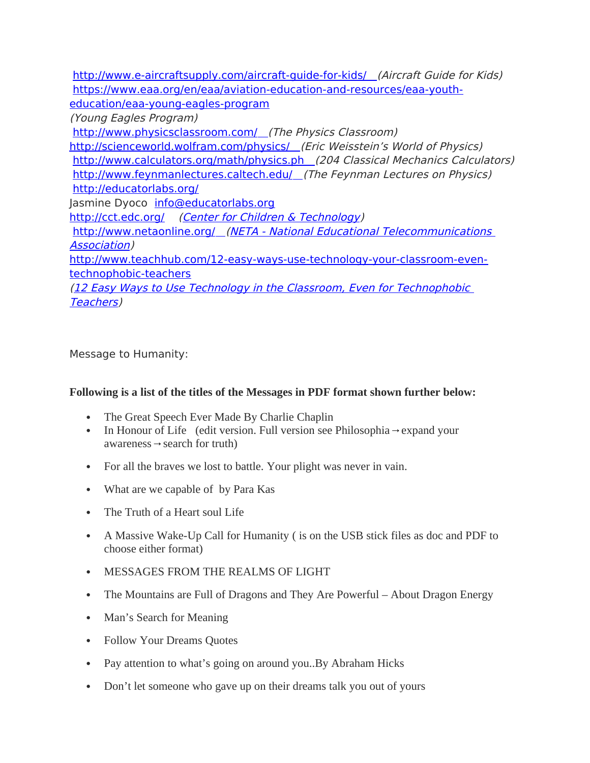http://www.e-aircraftsupply.com/aircraft-guide-for-kids/ *(Aircraft Guide for Kids)*
https://www.eaa.org/en/eaa/aviation-education-and-resources/eaa-youth-education/eaa-young-eagles-program
*(Young Eagles Program)*
http://www.physicsclassroom.com/ *(The Physics Classroom)*
http://scienceworld.wolfram.com/physics/ *(Eric Weisstein's World of Physics)*
http://www.calculators.org/math/physics.ph *(204 Classical Mechanics Calculators)*
http://www.feynmanlectures.caltech.edu/ *(The Feynman Lectures on Physics)*
http://educatorlabs.org/
Jasmine Dyoco info@educatorlabs.org
http://cct.edc.org/ *(Center for Children & Technology)*
http://www.netaonline.org/ *(NETA - National Educational Telecommunications Association)*
http://www.teachhub.com/12-easy-ways-use-technology-your-classroom-even-technophobic-teachers
*(12 Easy Ways to Use Technology in the Classroom, Even for Technophobic Teachers)*

Message to Humanity:

**Following is a list of the titles of the Messages in PDF format shown further below:**

- The Great Speech Ever Made By Charlie Chaplin
- In Honour of Life (edit version. Full version see Philosophia→expand your awareness→search for truth)
- For all the braves we lost to battle. Your plight was never in vain.
- What are we capable of by Para Kas
- The Truth of a Heart soul Life
- A Massive Wake-Up Call for Humanity ( is on the USB stick files as doc and PDF to choose either format)
- MESSAGES FROM THE REALMS OF LIGHT
- The Mountains are Full of Dragons and They Are Powerful – About Dragon Energy
- Man's Search for Meaning
- Follow Your Dreams Quotes
- Pay attention to what's going on around you..By Abraham Hicks
- Don't let someone who gave up on their dreams talk you out of yours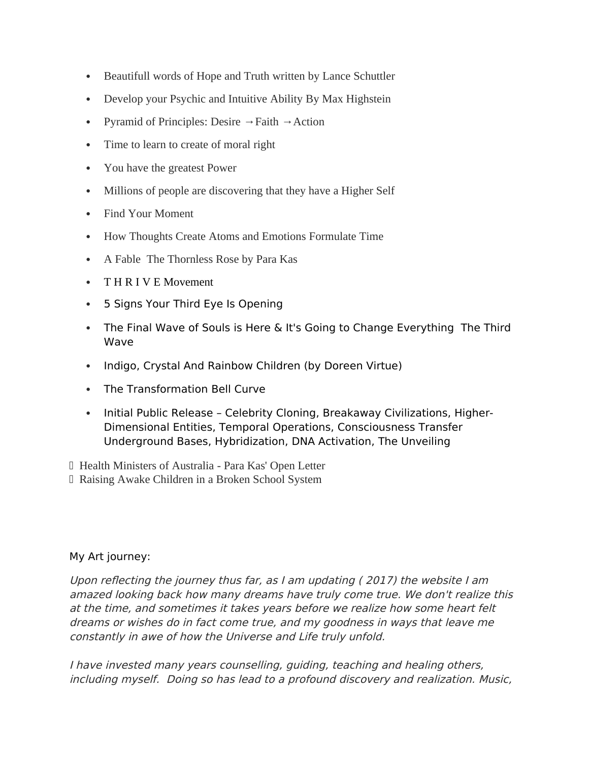- Beautifull words of Hope and Truth written by Lance Schuttler
- Develop your Psychic and Intuitive Ability By Max Highstein
- Pyramid of Principles: Desire →Faith →Action
- Time to learn to create of moral right
- You have the greatest Power
- Millions of people are discovering that they have a Higher Self
- Find Your Moment
- How Thoughts Create Atoms and Emotions Formulate Time
- A Fable  The Thornless Rose by Para Kas
- T H R I V E Movement
- 5 Signs Your Third Eye Is Opening
- The Final Wave of Souls is Here & It's Going to Change Everything  The Third Wave
- Indigo, Crystal And Rainbow Children (by Doreen Virtue)
- The Transformation Bell Curve
- Initial Public Release – Celebrity Cloning, Breakaway Civilizations, Higher-Dimensional Entities, Temporal Operations, Consciousness Transfer Underground Bases, Hybridization, DNA Activation, The Unveiling

- Health Ministers of Australia - Para Kas' Open Letter
- Raising Awake Children in a Broken School System

My Art journey:

*Upon reflecting the journey thus far, as I am updating ( 2017) the website I am amazed looking back how many dreams have truly come true. We don't realize this at the time, and sometimes it takes years before we realize how some heart felt dreams or wishes do in fact come true, and my goodness in ways that leave me constantly in awe of how the Universe and Life truly unfold.*

*I have invested many years counselling, guiding, teaching and healing others, including myself.  Doing so has lead to a profound discovery and realization. Music,*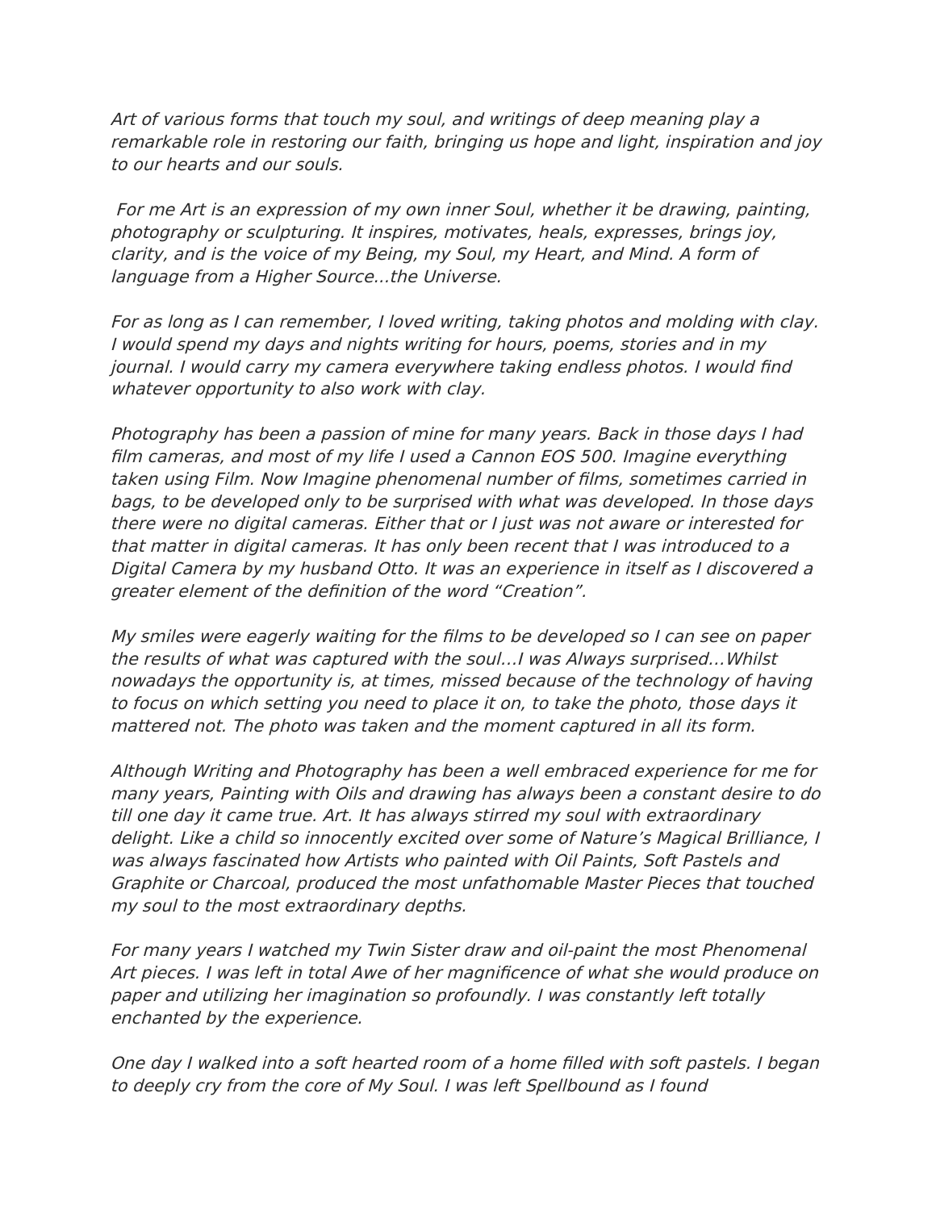*Art of various forms that touch my soul, and writings of deep meaning play a remarkable role in restoring our faith, bringing us hope and light, inspiration and joy to our hearts and our souls.*

*For me Art is an expression of my own inner Soul, whether it be drawing, painting, photography or sculpturing. It inspires, motivates, heals, expresses, brings joy, clarity, and is the voice of my Being, my Soul, my Heart, and Mind. A form of language from a Higher Source...the Universe.*

*For as long as I can remember, I loved writing, taking photos and molding with clay. I would spend my days and nights writing for hours, poems, stories and in my journal. I would carry my camera everywhere taking endless photos. I would find whatever opportunity to also work with clay.*

*Photography has been a passion of mine for many years. Back in those days I had film cameras, and most of my life I used a Cannon EOS 500. Imagine everything taken using Film. Now Imagine phenomenal number of films, sometimes carried in bags, to be developed only to be surprised with what was developed. In those days there were no digital cameras. Either that or I just was not aware or interested for that matter in digital cameras. It has only been recent that I was introduced to a Digital Camera by my husband Otto. It was an experience in itself as I discovered a greater element of the definition of the word "Creation".*

*My smiles were eagerly waiting for the films to be developed so I can see on paper the results of what was captured with the soul...I was Always surprised...Whilst nowadays the opportunity is, at times, missed because of the technology of having to focus on which setting you need to place it on, to take the photo, those days it mattered not. The photo was taken and the moment captured in all its form.*

*Although Writing and Photography has been a well embraced experience for me for many years, Painting with Oils and drawing has always been a constant desire to do till one day it came true. Art. It has always stirred my soul with extraordinary delight. Like a child so innocently excited over some of Nature's Magical Brilliance, I was always fascinated how Artists who painted with Oil Paints, Soft Pastels and Graphite or Charcoal, produced the most unfathomable Master Pieces that touched my soul to the most extraordinary depths.*

*For many years I watched my Twin Sister draw and oil-paint the most Phenomenal Art pieces. I was left in total Awe of her magnificence of what she would produce on paper and utilizing her imagination so profoundly. I was constantly left totally enchanted by the experience.*

*One day I walked into a soft hearted room of a home filled with soft pastels. I began to deeply cry from the core of My Soul. I was left Spellbound as I found*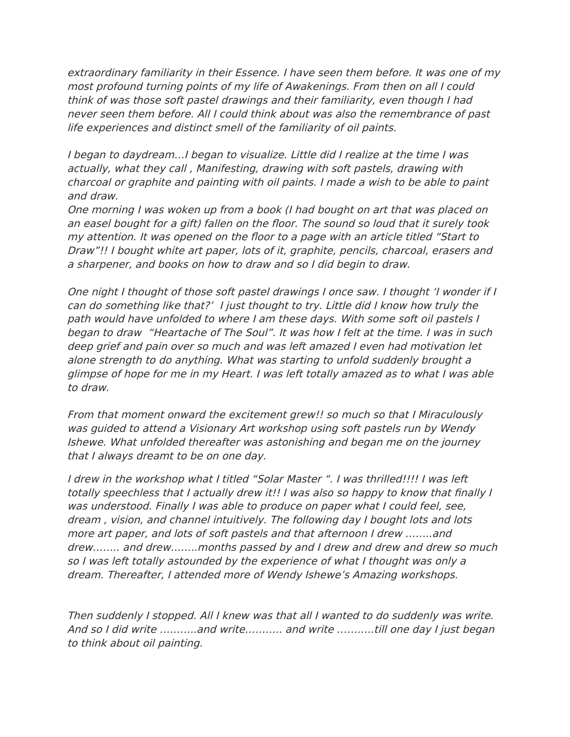*extraordinary familiarity in their Essence. I have seen them before. It was one of my most profound turning points of my life of Awakenings. From then on all I could think of was those soft pastel drawings and their familiarity, even though I had never seen them before. All I could think about was also the remembrance of past life experiences and distinct smell of the familiarity of oil paints.*

*I began to daydream…I began to visualize. Little did I realize at the time I was actually, what they call , Manifesting, drawing with soft pastels, drawing with charcoal or graphite and painting with oil paints. I made a wish to be able to paint and draw.*
*One morning I was woken up from a book (I had bought on art that was placed on an easel bought for a gift) fallen on the floor. The sound so loud that it surely took my attention. It was opened on the floor to a page with an article titled "Start to Draw"!! I bought white art paper, lots of it, graphite, pencils, charcoal, erasers and a sharpener, and books on how to draw and so I did begin to draw.*

*One night I thought of those soft pastel drawings I once saw. I thought 'I wonder if I can do something like that?' I just thought to try. Little did I know how truly the path would have unfolded to where I am these days. With some soft oil pastels I began to draw "Heartache of The Soul". It was how I felt at the time. I was in such deep grief and pain over so much and was left amazed I even had motivation let alone strength to do anything. What was starting to unfold suddenly brought a glimpse of hope for me in my Heart. I was left totally amazed as to what I was able to draw.*

*From that moment onward the excitement grew!! so much so that I Miraculously was guided to attend a Visionary Art workshop using soft pastels run by Wendy Ishewe. What unfolded thereafter was astonishing and began me on the journey that I always dreamt to be on one day.*

*I drew in the workshop what I titled "Solar Master ". I was thrilled!!!! I was left totally speechless that I actually drew it!! I was also so happy to know that finally I was understood. Finally I was able to produce on paper what I could feel, see, dream , vision, and channel intuitively. The following day I bought lots and lots more art paper, and lots of soft pastels and that afternoon I drew ……..and drew…….. and drew……..months passed by and I drew and drew and drew so much so I was left totally astounded by the experience of what I thought was only a dream. Thereafter, I attended more of Wendy Ishewe's Amazing workshops.*

*Then suddenly I stopped. All I knew was that all I wanted to do suddenly was write. And so I did write ………..and write……….. and write ………..till one day I just began to think about oil painting.*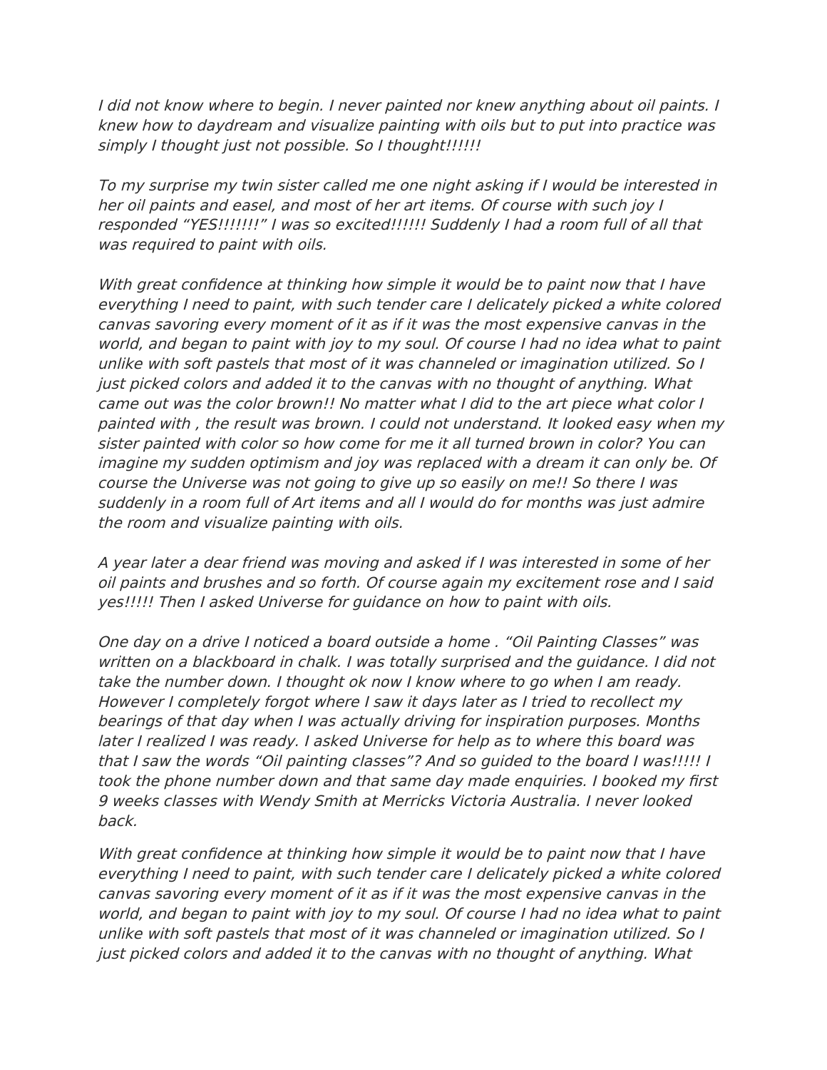*I did not know where to begin. I never painted nor knew anything about oil paints. I knew how to daydream and visualize painting with oils but to put into practice was simply I thought just not possible. So I thought!!!!!!*

*To my surprise my twin sister called me one night asking if I would be interested in her oil paints and easel, and most of her art items. Of course with such joy I responded "YES!!!!!!!" I was so excited!!!!!! Suddenly I had a room full of all that was required to paint with oils.*

*With great confidence at thinking how simple it would be to paint now that I have everything I need to paint, with such tender care I delicately picked a white colored canvas savoring every moment of it as if it was the most expensive canvas in the world, and began to paint with joy to my soul. Of course I had no idea what to paint unlike with soft pastels that most of it was channeled or imagination utilized. So I just picked colors and added it to the canvas with no thought of anything. What came out was the color brown!! No matter what I did to the art piece what color I painted with , the result was brown. I could not understand. It looked easy when my sister painted with color so how come for me it all turned brown in color? You can imagine my sudden optimism and joy was replaced with a dream it can only be. Of course the Universe was not going to give up so easily on me!! So there I was suddenly in a room full of Art items and all I would do for months was just admire the room and visualize painting with oils.*

*A year later a dear friend was moving and asked if I was interested in some of her oil paints and brushes and so forth. Of course again my excitement rose and I said yes!!!!! Then I asked Universe for guidance on how to paint with oils.*

*One day on a drive I noticed a board outside a home . "Oil Painting Classes" was written on a blackboard in chalk. I was totally surprised and the guidance. I did not take the number down. I thought ok now I know where to go when I am ready. However I completely forgot where I saw it days later as I tried to recollect my bearings of that day when I was actually driving for inspiration purposes. Months later I realized I was ready. I asked Universe for help as to where this board was that I saw the words "Oil painting classes"? And so guided to the board I was!!!!! I took the phone number down and that same day made enquiries. I booked my first 9 weeks classes with Wendy Smith at Merricks Victoria Australia. I never looked back.*

*With great confidence at thinking how simple it would be to paint now that I have everything I need to paint, with such tender care I delicately picked a white colored canvas savoring every moment of it as if it was the most expensive canvas in the world, and began to paint with joy to my soul. Of course I had no idea what to paint unlike with soft pastels that most of it was channeled or imagination utilized. So I just picked colors and added it to the canvas with no thought of anything. What*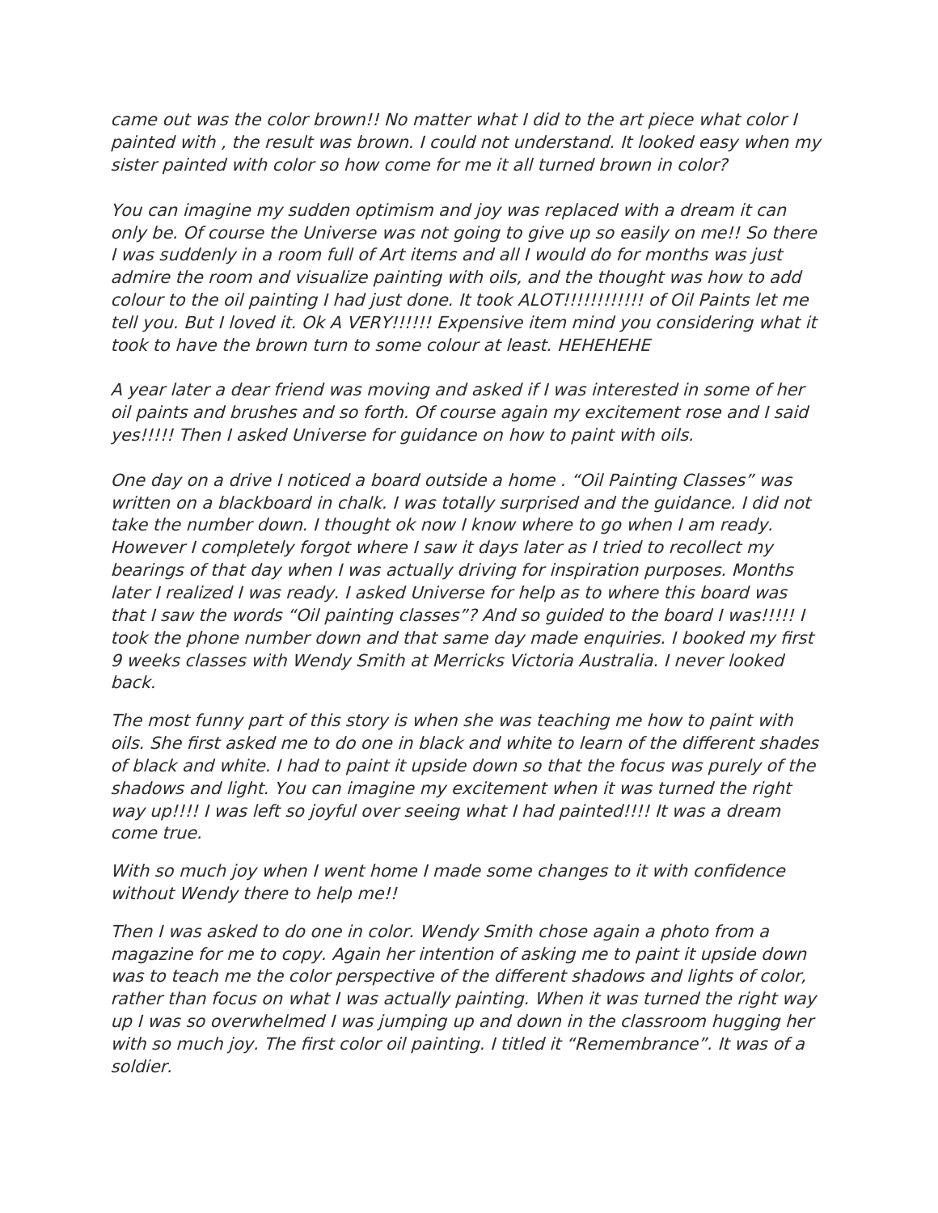*came out was the color brown!! No matter what I did to the art piece what color I painted with , the result was brown. I could not understand. It looked easy when my sister painted with color so how come for me it all turned brown in color?*

*You can imagine my sudden optimism and joy was replaced with a dream it can only be. Of course the Universe was not going to give up so easily on me!! So there I was suddenly in a room full of Art items and all I would do for months was just admire the room and visualize painting with oils, and the thought was how to add colour to the oil painting I had just done. It took ALOT!!!!!!!!!!!! of Oil Paints let me tell you. But I loved it. Ok A VERY!!!!!! Expensive item mind you considering what it took to have the brown turn to some colour at least. HEHEHEHE*

*A year later a dear friend was moving and asked if I was interested in some of her oil paints and brushes and so forth. Of course again my excitement rose and I said yes!!!!! Then I asked Universe for guidance on how to paint with oils.*

*One day on a drive I noticed a board outside a home . "Oil Painting Classes" was written on a blackboard in chalk. I was totally surprised and the guidance. I did not take the number down. I thought ok now I know where to go when I am ready. However I completely forgot where I saw it days later as I tried to recollect my bearings of that day when I was actually driving for inspiration purposes. Months later I realized I was ready. I asked Universe for help as to where this board was that I saw the words "Oil painting classes"? And so guided to the board I was!!!!! I took the phone number down and that same day made enquiries. I booked my first 9 weeks classes with Wendy Smith at Merricks Victoria Australia. I never looked back.*

*The most funny part of this story is when she was teaching me how to paint with oils. She first asked me to do one in black and white to learn of the different shades of black and white. I had to paint it upside down so that the focus was purely of the shadows and light. You can imagine my excitement when it was turned the right way up!!!! I was left so joyful over seeing what I had painted!!!! It was a dream come true.*

*With so much joy when I went home I made some changes to it with confidence without Wendy there to help me!!*

*Then I was asked to do one in color. Wendy Smith chose again a photo from a magazine for me to copy. Again her intention of asking me to paint it upside down was to teach me the color perspective of the different shadows and lights of color, rather than focus on what I was actually painting. When it was turned the right way up I was so overwhelmed I was jumping up and down in the classroom hugging her with so much joy. The first color oil painting. I titled it "Remembrance". It was of a soldier.*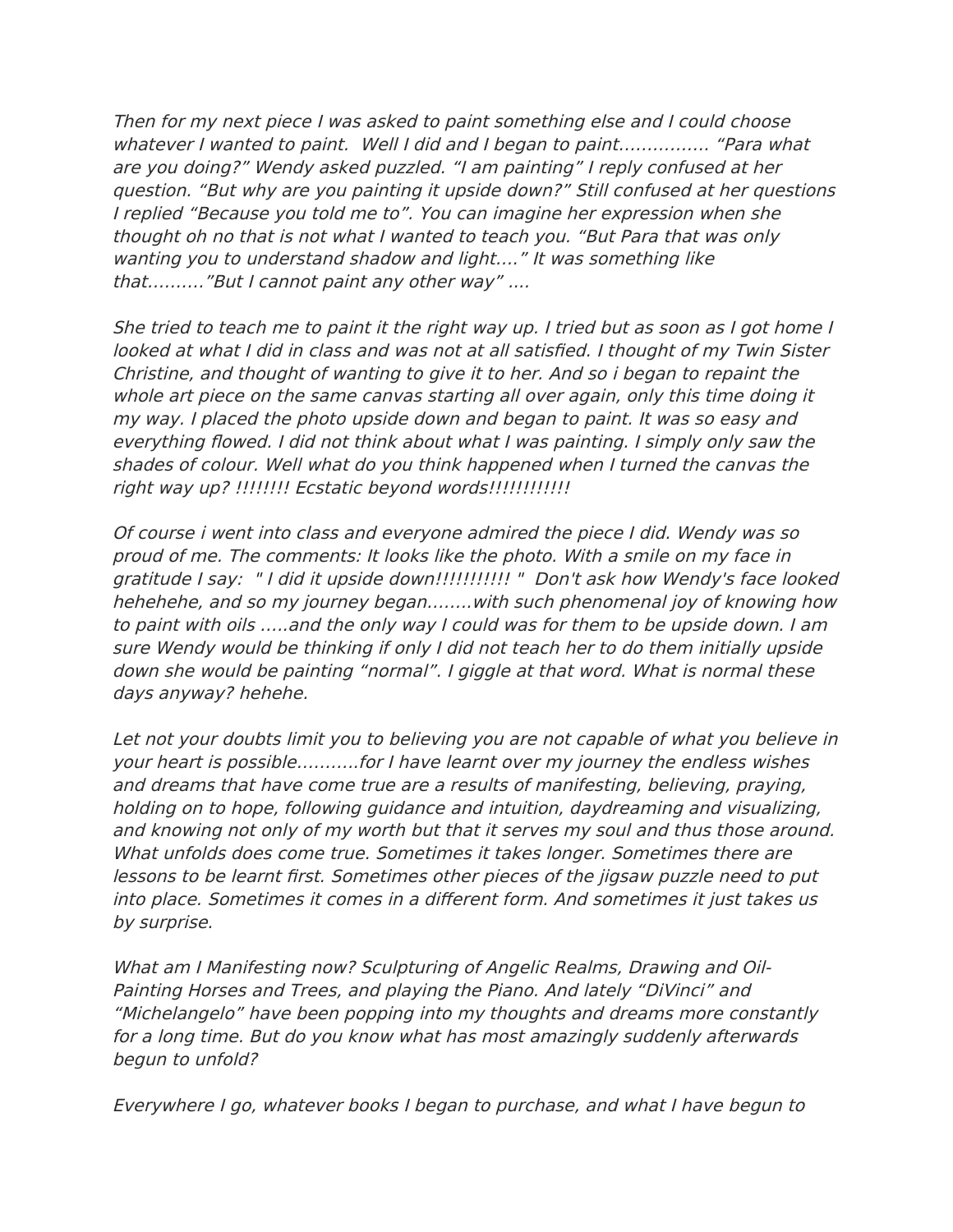*Then for my next piece I was asked to paint something else and I could choose whatever I wanted to paint. Well I did and I began to paint……………. "Para what are you doing?" Wendy asked puzzled. "I am painting" I reply confused at her question. "But why are you painting it upside down?" Still confused at her questions I replied "Because you told me to". You can imagine her expression when she thought oh no that is not what I wanted to teach you. "But Para that was only wanting you to understand shadow and light…." It was something like that………."But I cannot paint any other way" ….*

*She tried to teach me to paint it the right way up. I tried but as soon as I got home I looked at what I did in class and was not at all satisfied. I thought of my Twin Sister Christine, and thought of wanting to give it to her. And so i began to repaint the whole art piece on the same canvas starting all over again, only this time doing it my way. I placed the photo upside down and began to paint. It was so easy and everything flowed. I did not think about what I was painting. I simply only saw the shades of colour. Well what do you think happened when I turned the canvas the right way up? !!!!!!!! Ecstatic beyond words!!!!!!!!!!!!*

*Of course i went into class and everyone admired the piece I did. Wendy was so proud of me. The comments: It looks like the photo. With a smile on my face in gratitude I say: " I did it upside down!!!!!!!!!!! " Don't ask how Wendy's face looked hehehehe, and so my journey began……..with such phenomenal joy of knowing how to paint with oils …..and the only way I could was for them to be upside down. I am sure Wendy would be thinking if only I did not teach her to do them initially upside down she would be painting "normal". I giggle at that word. What is normal these days anyway? hehehe.*

*Let not your doubts limit you to believing you are not capable of what you believe in your heart is possible………..for I have learnt over my journey the endless wishes and dreams that have come true are a results of manifesting, believing, praying, holding on to hope, following guidance and intuition, daydreaming and visualizing, and knowing not only of my worth but that it serves my soul and thus those around. What unfolds does come true. Sometimes it takes longer. Sometimes there are lessons to be learnt first. Sometimes other pieces of the jigsaw puzzle need to put into place. Sometimes it comes in a different form. And sometimes it just takes us by surprise.*

*What am I Manifesting now? Sculpturing of Angelic Realms, Drawing and Oil-Painting Horses and Trees, and playing the Piano. And lately "DiVinci" and "Michelangelo" have been popping into my thoughts and dreams more constantly for a long time. But do you know what has most amazingly suddenly afterwards begun to unfold?*

*Everywhere I go, whatever books I began to purchase, and what I have begun to*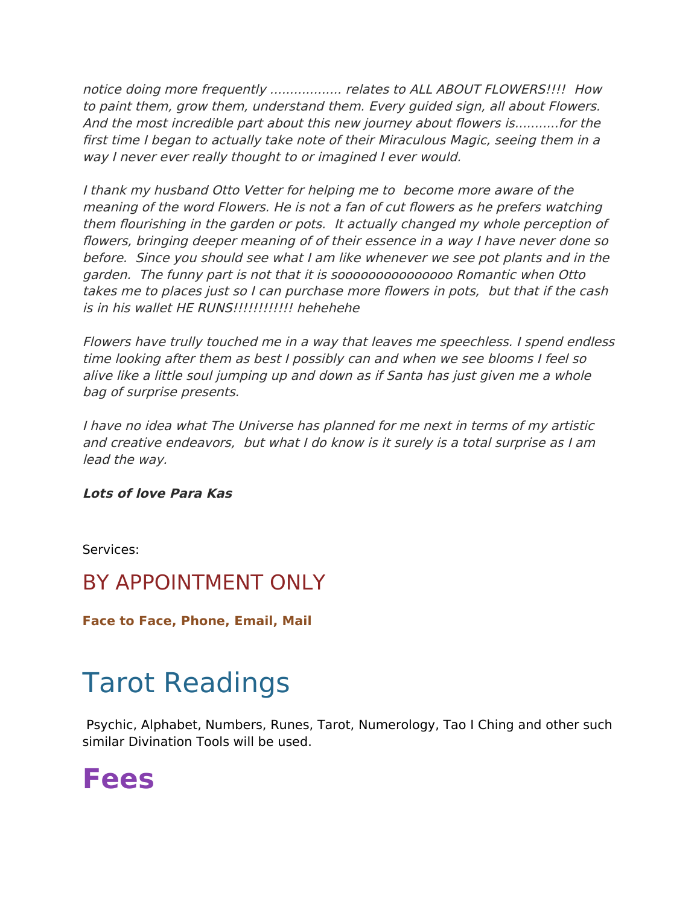*notice doing more frequently .................. relates to ALL ABOUT FLOWERS!!!! How to paint them, grow them, understand them. Every guided sign, all about Flowers. And the most incredible part about this new journey about flowers is...........for the first time I began to actually take note of their Miraculous Magic, seeing them in a way I never ever really thought to or imagined I ever would.*

*I thank my husband Otto Vetter for helping me to become more aware of the meaning of the word Flowers. He is not a fan of cut flowers as he prefers watching them flourishing in the garden or pots. It actually changed my whole perception of flowers, bringing deeper meaning of of their essence in a way I have never done so before. Since you should see what I am like whenever we see pot plants and in the garden. The funny part is not that it is soooooooooooooo Romantic when Otto takes me to places just so I can purchase more flowers in pots, but that if the cash is in his wallet HE RUNS!!!!!!!!!!!! hehehehe*

*Flowers have trully touched me in a way that leaves me speechless. I spend endless time looking after them as best I possibly can and when we see blooms I feel so alive like a little soul jumping up and down as if Santa has just given me a whole bag of surprise presents.*

*I have no idea what The Universe has planned for me next in terms of my artistic and creative endeavors, but what I do know is it surely is a total surprise as I am lead the way.*

***Lots of love Para Kas***

Services:

## BY APPOINTMENT ONLY

**Face to Face, Phone, Email, Mail**

# Tarot Readings

Psychic, Alphabet, Numbers, Runes, Tarot, Numerology, Tao I Ching and other such similar Divination Tools will be used.

# Fees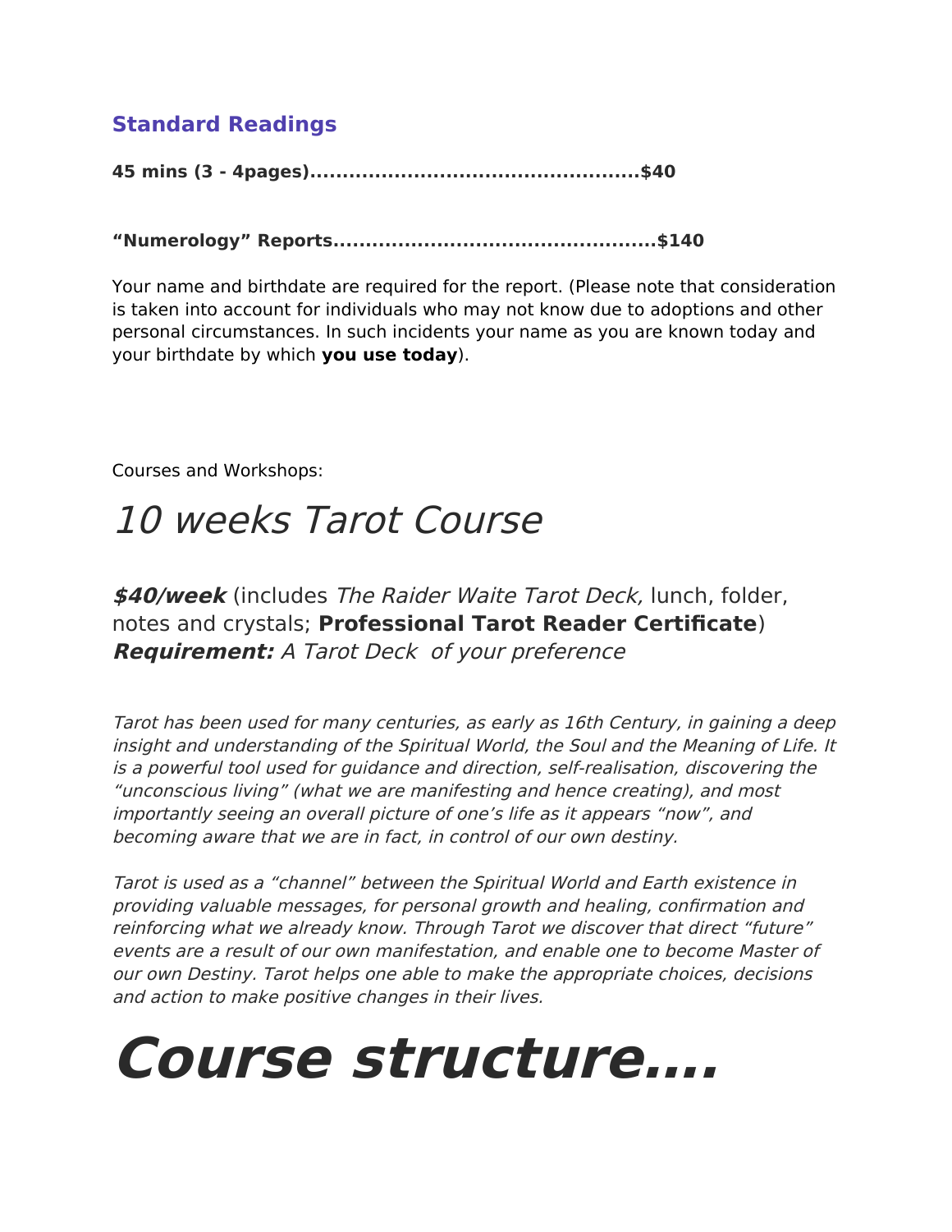### Standard Readings

**45 mins (3 - 4pages)..................................................$40**

**“Numerology” Reports.................................................$140**

Your name and birthdate are required for the report. (Please note that consideration is taken into account for individuals who may not know due to adoptions and other personal circumstances. In such incidents your name as you are known today and your birthdate by which **you use today**).

Courses and Workshops:

# *10 weeks Tarot Course*

***$40/week*** (includes *The Raider Waite Tarot Deck,* lunch, folder, notes and crystals; **Professional Tarot Reader Certificate**)
***Requirement:*** *A Tarot Deck of your preference*

*Tarot has been used for many centuries, as early as 16th Century, in gaining a deep insight and understanding of the Spiritual World, the Soul and the Meaning of Life. It is a powerful tool used for guidance and direction, self-realisation, discovering the “unconscious living” (what we are manifesting and hence creating), and most importantly seeing an overall picture of one’s life as it appears “now”, and becoming aware that we are in fact, in control of our own destiny.*

*Tarot is used as a “channel” between the Spiritual World and Earth existence in providing valuable messages, for personal growth and healing, confirmation and reinforcing what we already know. Through Tarot we discover that direct “future” events are a result of our own manifestation, and enable one to become Master of our own Destiny. Tarot helps one able to make the appropriate choices, decisions and action to make positive changes in their lives.*

# ***Course structure….***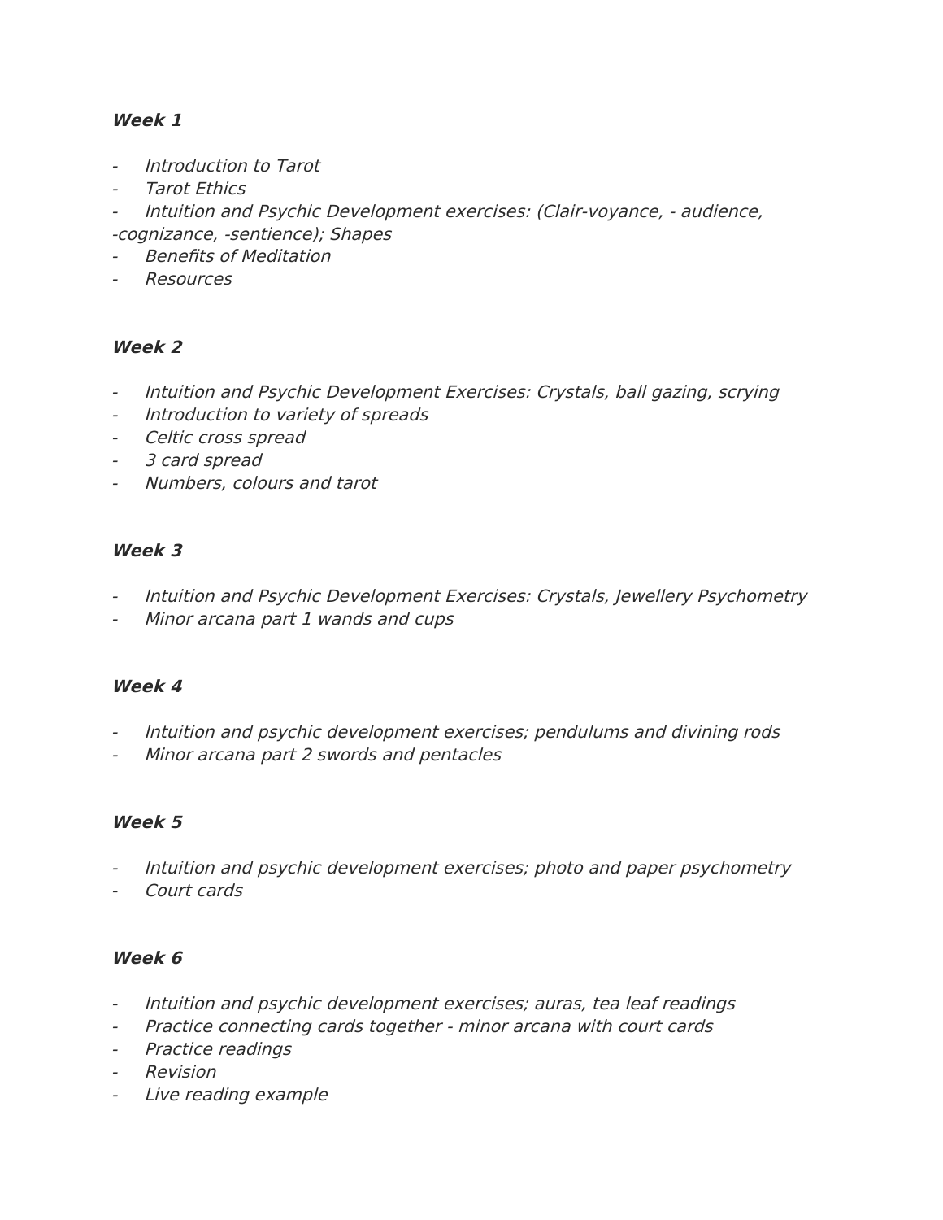***Week 1***

- *Introduction to Tarot*
- *Tarot Ethics*
- *Intuition and Psychic Development exercises: (Clair-voyance, - audience, -cognizance, -sentience); Shapes*
- *Benefits of Meditation*
- *Resources*

***Week 2***

- *Intuition and Psychic Development Exercises: Crystals, ball gazing, scrying*
- *Introduction to variety of spreads*
- *Celtic cross spread*
- *3 card spread*
- *Numbers, colours and tarot*

***Week 3***

- *Intuition and Psychic Development Exercises: Crystals, Jewellery Psychometry*
- *Minor arcana part 1 wands and cups*

***Week 4***

- *Intuition and psychic development exercises; pendulums and divining rods*
- *Minor arcana part 2 swords and pentacles*

***Week 5***

- *Intuition and psychic development exercises; photo and paper psychometry*
- *Court cards*

***Week 6***

- *Intuition and psychic development exercises; auras, tea leaf readings*
- *Practice connecting cards together - minor arcana with court cards*
- *Practice readings*
- *Revision*
- *Live reading example*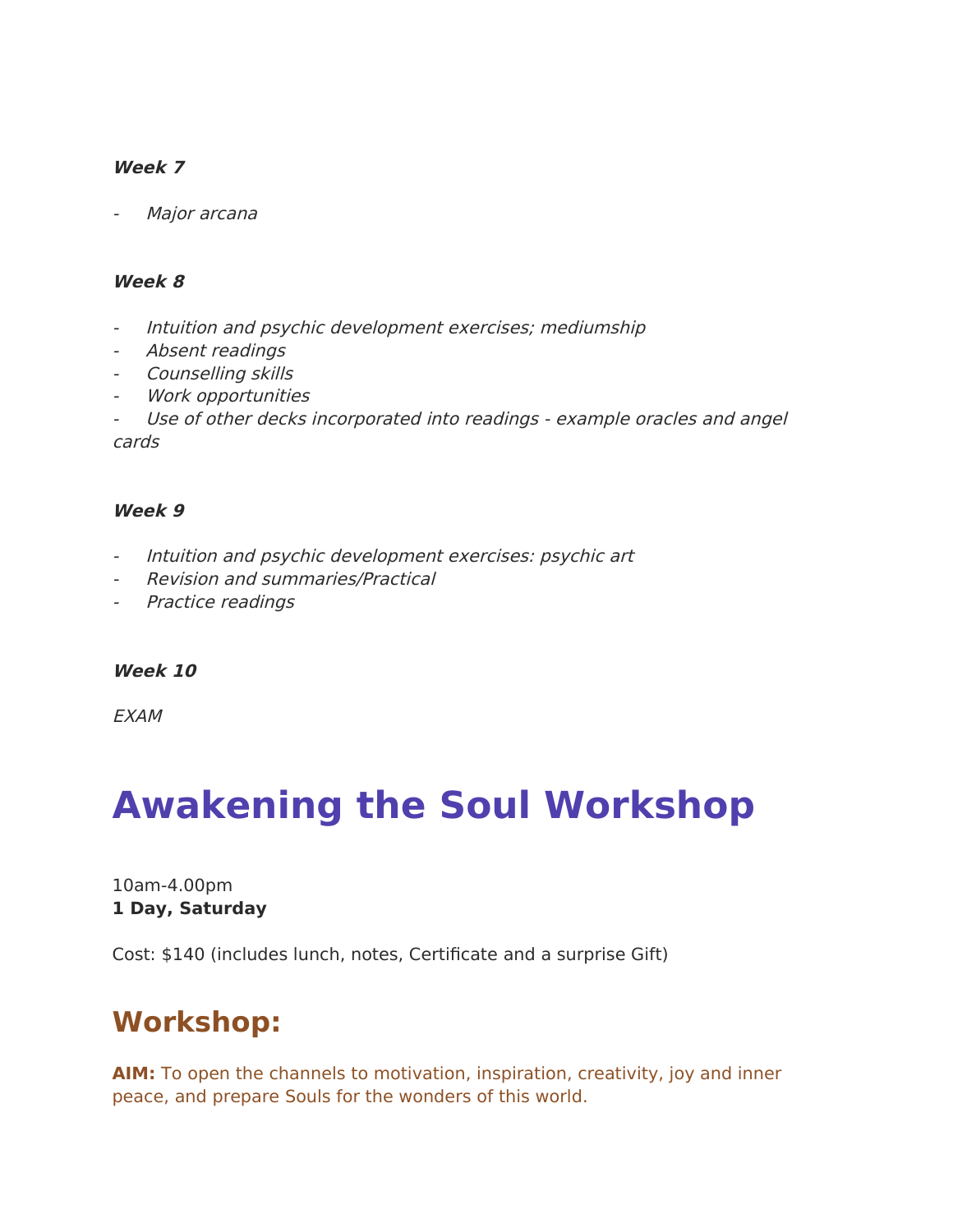***Week 7***

- *Major arcana*

***Week 8***

- *Intuition and psychic development exercises; mediumship*
- *Absent readings*
- *Counselling skills*
- *Work opportunities*
- *Use of other decks incorporated into readings - example oracles and angel cards*

***Week 9***

- *Intuition and psychic development exercises: psychic art*
- *Revision and summaries/Practical*
- *Practice readings*

***Week 10***

*EXAM*

# Awakening the Soul Workshop

10am-4.00pm
**1 Day, Saturday**

Cost: $140 (includes lunch, notes, Certificate and a surprise Gift)

## Workshop:

**AIM:** To open the channels to motivation, inspiration, creativity, joy and inner peace, and prepare Souls for the wonders of this world.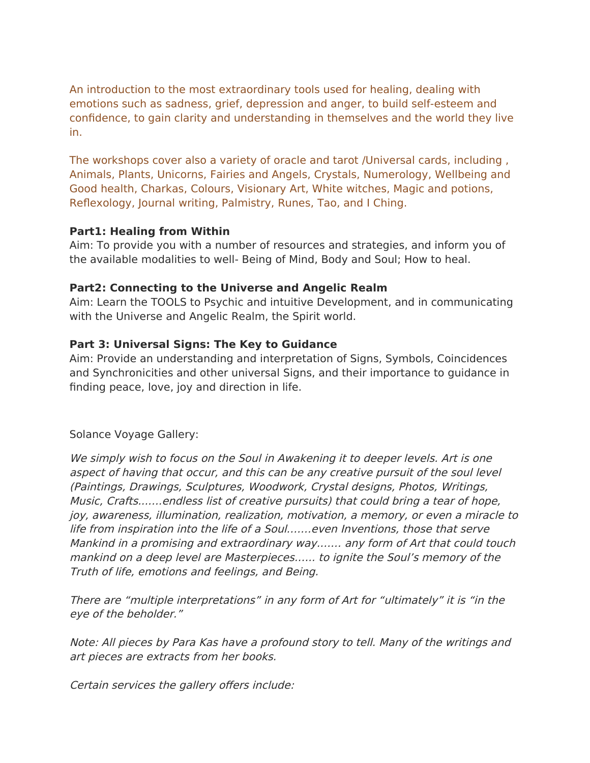An introduction to the most extraordinary tools used for healing, dealing with emotions such as sadness, grief, depression and anger, to build self-esteem and confidence, to gain clarity and understanding in themselves and the world they live in.

The workshops cover also a variety of oracle and tarot /Universal cards, including , Animals, Plants, Unicorns, Fairies and Angels, Crystals, Numerology, Wellbeing and Good health, Charkas, Colours, Visionary Art, White witches, Magic and potions, Reflexology, Journal writing, Palmistry, Runes, Tao, and I Ching.

**Part1: Healing from Within**
Aim: To provide you with a number of resources and strategies, and inform you of the available modalities to well- Being of Mind, Body and Soul; How to heal.

**Part2: Connecting to the Universe and Angelic Realm**
Aim: Learn the TOOLS to Psychic and intuitive Development, and in communicating with the Universe and Angelic Realm, the Spirit world.

**Part 3: Universal Signs: The Key to Guidance**
Aim: Provide an understanding and interpretation of Signs, Symbols, Coincidences and Synchronicities and other universal Signs, and their importance to guidance in finding peace, love, joy and direction in life.

Solance Voyage Gallery:

*We simply wish to focus on the Soul in Awakening it to deeper levels. Art is one aspect of having that occur, and this can be any creative pursuit of the soul level (Paintings, Drawings, Sculptures, Woodwork, Crystal designs, Photos, Writings, Music, Crafts…….endless list of creative pursuits) that could bring a tear of hope, joy, awareness, illumination, realization, motivation, a memory, or even a miracle to life from inspiration into the life of a Soul…….even Inventions, those that serve Mankind in a promising and extraordinary way……. any form of Art that could touch mankind on a deep level are Masterpieces…… to ignite the Soul's memory of the Truth of life, emotions and feelings, and Being.*

*There are "multiple interpretations" in any form of Art for "ultimately" it is "in the eye of the beholder."*

*Note: All pieces by Para Kas have a profound story to tell. Many of the writings and art pieces are extracts from her books.*

*Certain services the gallery offers include:*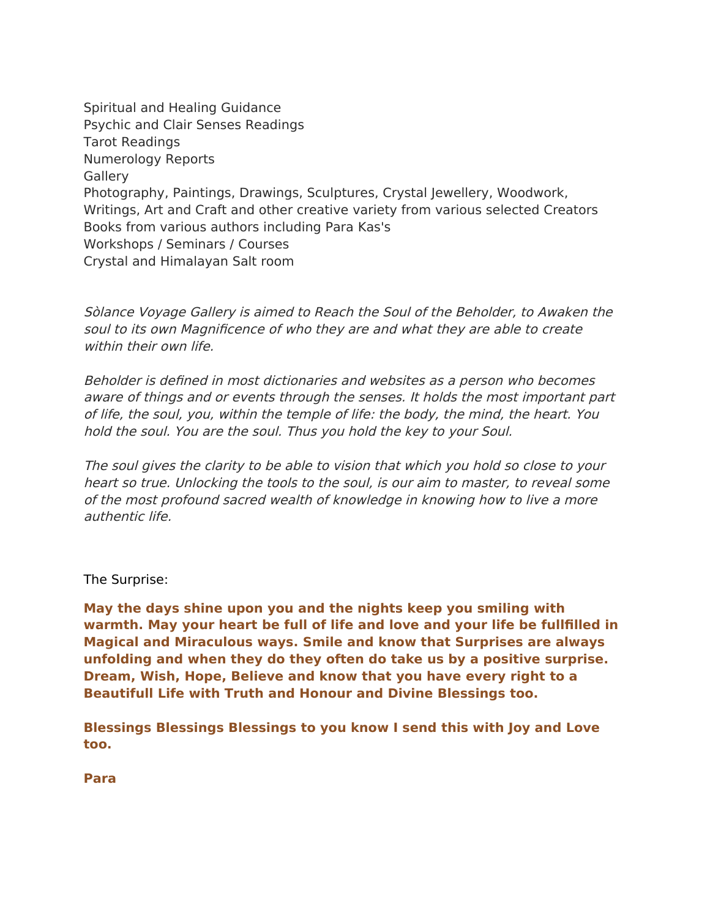Spiritual and Healing Guidance
Psychic and Clair Senses Readings
Tarot Readings
Numerology Reports
Gallery
Photography, Paintings, Drawings, Sculptures, Crystal Jewellery, Woodwork, Writings, Art and Craft and other creative variety from various selected Creators
Books from various authors including Para Kas's
Workshops / Seminars / Courses
Crystal and Himalayan Salt room

*Sòlance Voyage Gallery is aimed to Reach the Soul of the Beholder, to Awaken the soul to its own Magnificence of who they are and what they are able to create within their own life.*

*Beholder is defined in most dictionaries and websites as a person who becomes aware of things and or events through the senses. It holds the most important part of life, the soul, you, within the temple of life: the body, the mind, the heart. You hold the soul. You are the soul. Thus you hold the key to your Soul.*

*The soul gives the clarity to be able to vision that which you hold so close to your heart so true. Unlocking the tools to the soul, is our aim to master, to reveal some of the most profound sacred wealth of knowledge in knowing how to live a more authentic life.*

The Surprise:

**May the days shine upon you and the nights keep you smiling with warmth. May your heart be full of life and love and your life be fullfilled in Magical and Miraculous ways. Smile and know that Surprises are always unfolding and when they do they often do take us by a positive surprise. Dream, Wish, Hope, Believe and know that you have every right to a Beautifull Life with Truth and Honour and Divine Blessings too.**

**Blessings Blessings Blessings to you know I send this with Joy and Love too.**

**Para**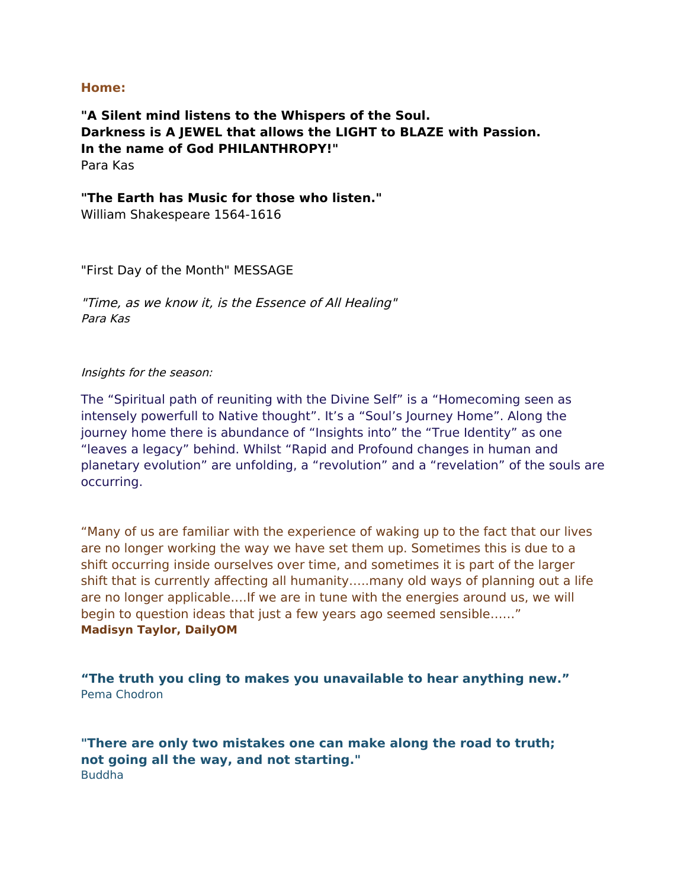**Home:**

**"A Silent mind listens to the Whispers of the Soul.
Darkness is A JEWEL that allows the LIGHT to BLAZE with Passion.
In the name of God PHILANTHROPY!"**
Para Kas

**"The Earth has Music for those who listen."**
William Shakespeare 1564-1616

"First Day of the Month" MESSAGE

*"Time, as we know it, is the Essence of All Healing"*
*Para Kas*

*Insights for the season:*

The “Spiritual path of reuniting with the Divine Self” is a “Homecoming seen as intensely powerfull to Native thought”. It’s a “Soul’s Journey Home”. Along the journey home there is abundance of “Insights into” the “True Identity” as one “leaves a legacy” behind. Whilst “Rapid and Profound changes in human and planetary evolution” are unfolding, a “revolution” and a “revelation” of the souls are occurring.

“Many of us are familiar with the experience of waking up to the fact that our lives are no longer working the way we have set them up. Sometimes this is due to a shift occurring inside ourselves over time, and sometimes it is part of the larger shift that is currently affecting all humanity…..many old ways of planning out a life are no longer applicable….If we are in tune with the energies around us, we will begin to question ideas that just a few years ago seemed sensible……”
**Madisyn Taylor, DailyOM**

**“The truth you cling to makes you unavailable to hear anything new.”**
Pema Chodron

**"There are only two mistakes one can make along the road to truth;
not going all the way, and not starting."**
Buddha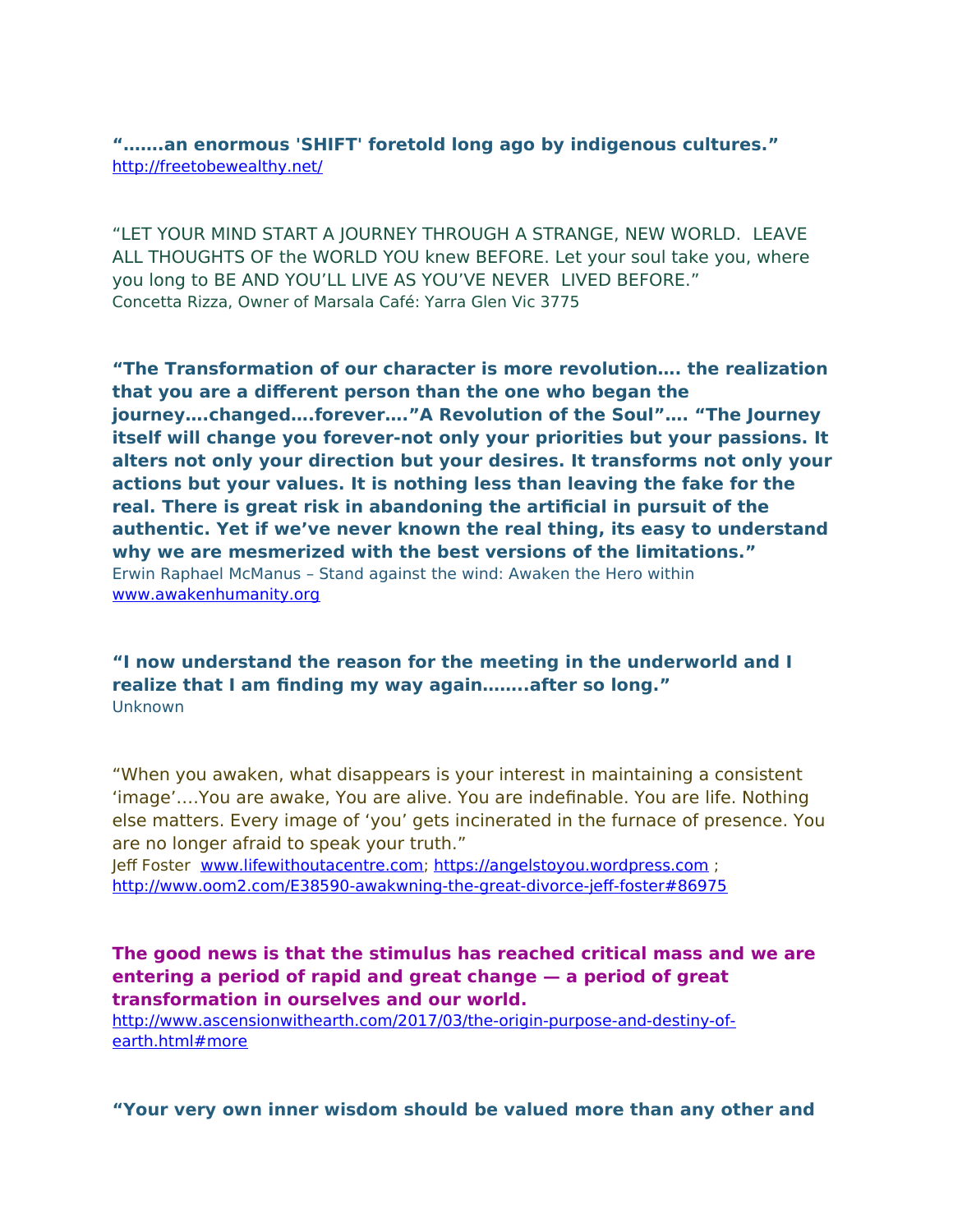**“…….an enormous 'SHIFT' foretold long ago by indigenous cultures.”**
http://freetobewealthy.net/

“LET YOUR MIND START A JOURNEY THROUGH A STRANGE, NEW WORLD. LEAVE ALL THOUGHTS OF the WORLD YOU knew BEFORE. Let your soul take you, where you long to BE AND YOU’LL LIVE AS YOU’VE NEVER LIVED BEFORE.”
Concetta Rizza, Owner of Marsala Café: Yarra Glen Vic 3775

**“The Transformation of our character is more revolution…. the realization that you are a different person than the one who began the journey….changed….forever….”A Revolution of the Soul”…. “The Journey itself will change you forever-not only your priorities but your passions. It alters not only your direction but your desires. It transforms not only your actions but your values. It is nothing less than leaving the fake for the real. There is great risk in abandoning the artificial in pursuit of the authentic. Yet if we’ve never known the real thing, its easy to understand why we are mesmerized with the best versions of the limitations.”**
Erwin Raphael McManus – Stand against the wind: Awaken the Hero within
www.awakenhumanity.org

**“I now understand the reason for the meeting in the underworld and I realize that I am finding my way again……..after so long.”**
Unknown

“When you awaken, what disappears is your interest in maintaining a consistent ‘image’….You are awake, You are alive. You are indefinable. You are life. Nothing else matters. Every image of ‘you’ gets incinerated in the furnace of presence. You are no longer afraid to speak your truth.”
Jeff Foster www.lifewithoutacentre.com; https://angelstoyou.wordpress.com ; http://www.oom2.com/E38590-awakwning-the-great-divorce-jeff-foster#86975

**The good news is that the stimulus has reached critical mass and we are entering a period of rapid and great change — a period of great transformation in ourselves and our world.**
http://www.ascensionwithearth.com/2017/03/the-origin-purpose-and-destiny-of-earth.html#more

**“Your very own inner wisdom should be valued more than any other and**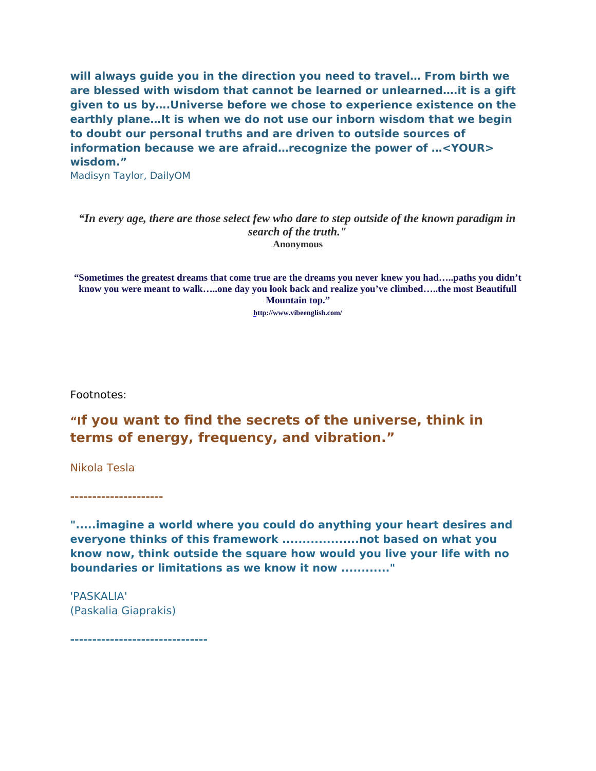**will always guide you in the direction you need to travel… From birth we are blessed with wisdom that cannot be learned or unlearned….it is a gift given to us by….Universe before we chose to experience existence on the earthly plane…It is when we do not use our inborn wisdom that we begin to doubt our personal truths and are driven to outside sources of information because we are afraid…recognize the power of …<YOUR> wisdom."**
Madisyn Taylor, DailyOM

***"In every age, there are those select few who dare to step outside of the known paradigm in search of the truth."***
**Anonymous**

**"Sometimes the greatest dreams that come true are the dreams you never knew you had…..paths you didn't know you were meant to walk…..one day you look back and realize you've climbed…..the most Beautifull Mountain top."**
**http://www.vibeenglish.com/**

Footnotes:

**"If you want to find the secrets of the universe, think in terms of energy, frequency, and vibration."**

Nikola Tesla

**--------------------**

**".....imagine a world where you could do anything your heart desires and everyone thinks of this framework ...................not based on what you know now, think outside the square how would you live your life with no boundaries or limitations as we know it now ............"**

'PASKALIA'
(Paskalia Giaprakis)

**------------------------------**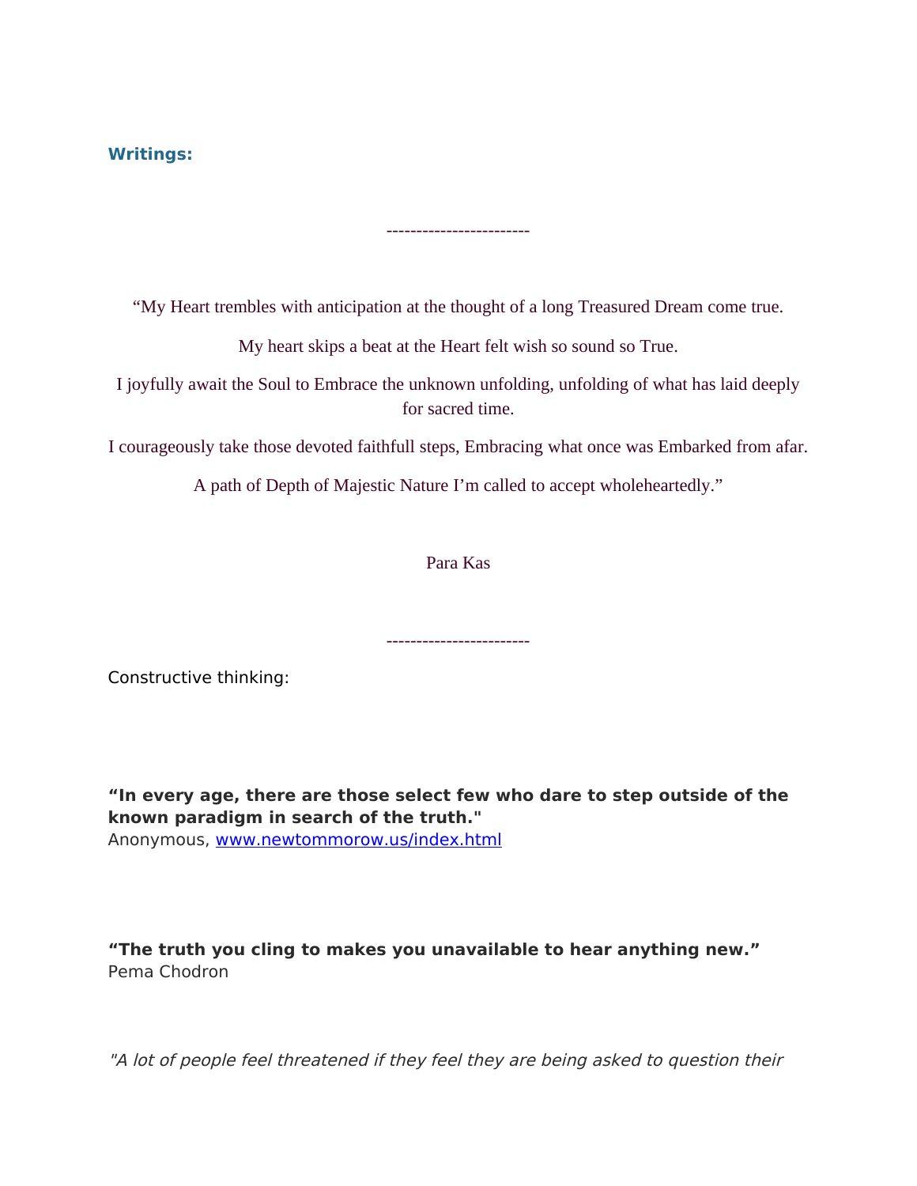**Writings:**

------------------------

“My Heart trembles with anticipation at the thought of a long Treasured Dream come true.

My heart skips a beat at the Heart felt wish so sound so True.

I joyfully await the Soul to Embrace the unknown unfolding, unfolding of what has laid deeply for sacred time.

I courageously take those devoted faithfull steps, Embracing what once was Embarked from afar.

A path of Depth of Majestic Nature I’m called to accept wholeheartedly.”

Para Kas

------------------------

Constructive thinking:

**“In every age, there are those select few who dare to step outside of the known paradigm in search of the truth."**
Anonymous, [www.newtommorow.us/index.html](www.newtommorow.us/index.html)

**“The truth you cling to makes you unavailable to hear anything new.”**
Pema Chodron

*"A lot of people feel threatened if they feel they are being asked to question their*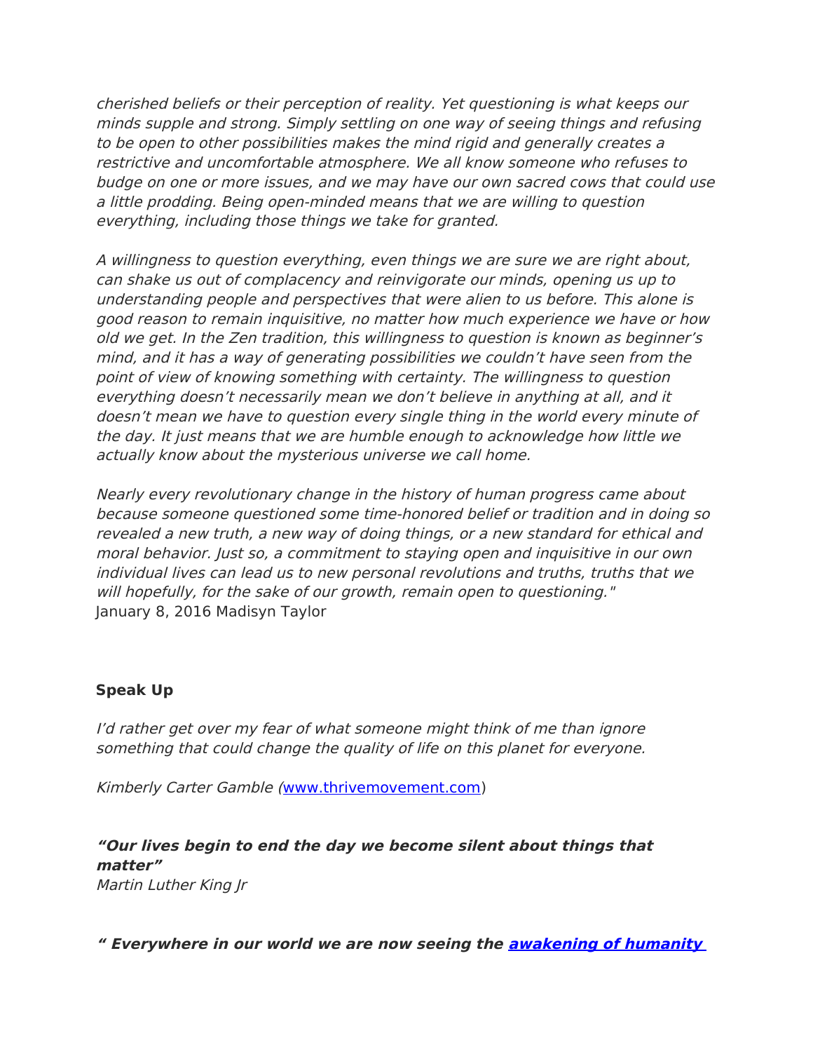*cherished beliefs or their perception of reality. Yet questioning is what keeps our minds supple and strong. Simply settling on one way of seeing things and refusing to be open to other possibilities makes the mind rigid and generally creates a restrictive and uncomfortable atmosphere. We all know someone who refuses to budge on one or more issues, and we may have our own sacred cows that could use a little prodding. Being open-minded means that we are willing to question everything, including those things we take for granted.*

*A willingness to question everything, even things we are sure we are right about, can shake us out of complacency and reinvigorate our minds, opening us up to understanding people and perspectives that were alien to us before. This alone is good reason to remain inquisitive, no matter how much experience we have or how old we get. In the Zen tradition, this willingness to question is known as beginner's mind, and it has a way of generating possibilities we couldn't have seen from the point of view of knowing something with certainty. The willingness to question everything doesn't necessarily mean we don't believe in anything at all, and it doesn't mean we have to question every single thing in the world every minute of the day. It just means that we are humble enough to acknowledge how little we actually know about the mysterious universe we call home.*

*Nearly every revolutionary change in the history of human progress came about because someone questioned some time-honored belief or tradition and in doing so revealed a new truth, a new way of doing things, or a new standard for ethical and moral behavior. Just so, a commitment to staying open and inquisitive in our own individual lives can lead us to new personal revolutions and truths, truths that we will hopefully, for the sake of our growth, remain open to questioning."*
January 8, 2016 Madisyn Taylor

**Speak Up**

*I'd rather get over my fear of what someone might think of me than ignore something that could change the quality of life on this planet for everyone.*

*Kimberly Carter Gamble (*[www.thrivemovement.com](www.thrivemovement.com))

***"Our lives begin to end the day we become silent about things that matter"***
*Martin Luther King Jr*

***" Everywhere in our world we are now seeing the [awakening of humanity](awakening of humanity)***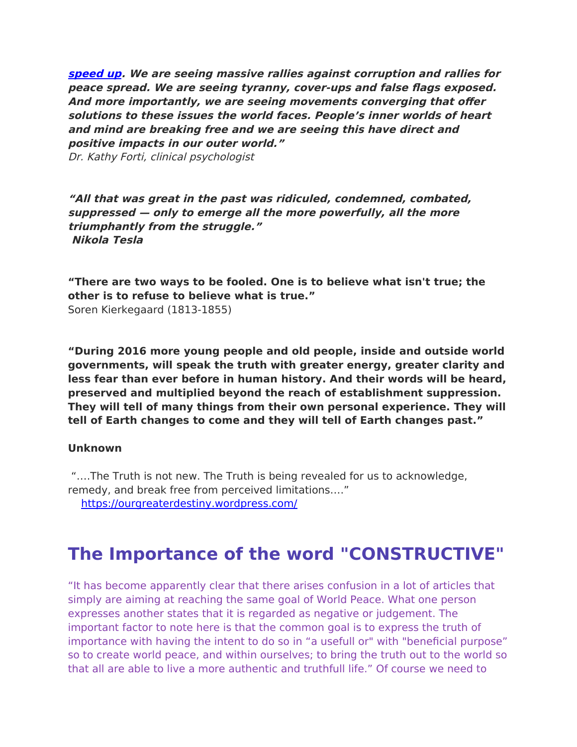***[speed up](#). We are seeing massive rallies against corruption and rallies for peace spread. We are seeing tyranny, cover-ups and false flags exposed. And more importantly, we are seeing movements converging that offer solutions to these issues the world faces. People's inner worlds of heart and mind are breaking free and we are seeing this have direct and positive impacts in our outer world."***
*Dr. Kathy Forti, clinical psychologist*

***"All that was great in the past was ridiculed, condemned, combated, suppressed — only to emerge all the more powerfully, all the more triumphantly from the struggle."***
***Nikola Tesla***

**"There are two ways to be fooled. One is to believe what isn't true; the other is to refuse to believe what is true."**
Soren Kierkegaard (1813-1855)

**"During 2016 more young people and old people, inside and outside world governments, will speak the truth with greater energy, greater clarity and less fear than ever before in human history. And their words will be heard, preserved and multiplied beyond the reach of establishment suppression. They will tell of many things from their own personal experience. They will tell of Earth changes to come and they will tell of Earth changes past."**

**Unknown**

"….The Truth is not new. The Truth is being revealed for us to acknowledge, remedy, and break free from perceived limitations…."
[https://ourgreaterdestiny.wordpress.com/](https://ourgreaterdestiny.wordpress.com/)

# The Importance of the word "CONSTRUCTIVE"

"It has become apparently clear that there arises confusion in a lot of articles that simply are aiming at reaching the same goal of World Peace. What one person expresses another states that it is regarded as negative or judgement. The important factor to note here is that the common goal is to express the truth of importance with having the intent to do so in "a usefull or" with "beneficial purpose" so to create world peace, and within ourselves; to bring the truth out to the world so that all are able to live a more authentic and truthfull life." Of course we need to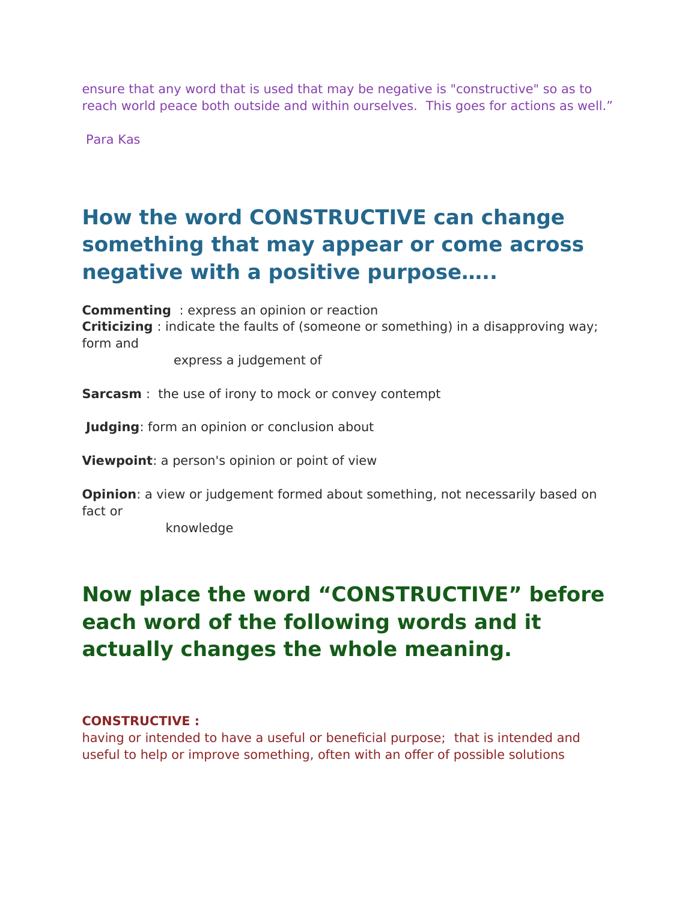ensure that any word that is used that may be negative is "constructive" so as to reach world peace both outside and within ourselves. This goes for actions as well."

Para Kas

## How the word CONSTRUCTIVE can change something that may appear or come across negative with a positive purpose…..

**Commenting** : express an opinion or reaction
**Criticizing** : indicate the faults of (someone or something) in a disapproving way; form and express a judgement of

**Sarcasm** : the use of irony to mock or convey contempt

**Judging**: form an opinion or conclusion about

**Viewpoint**: a person's opinion or point of view

**Opinion**: a view or judgement formed about something, not necessarily based on fact or knowledge

## Now place the word "CONSTRUCTIVE" before each word of the following words and it actually changes the whole meaning.

**CONSTRUCTIVE :**
having or intended to have a useful or beneficial purpose; that is intended and useful to help or improve something, often with an offer of possible solutions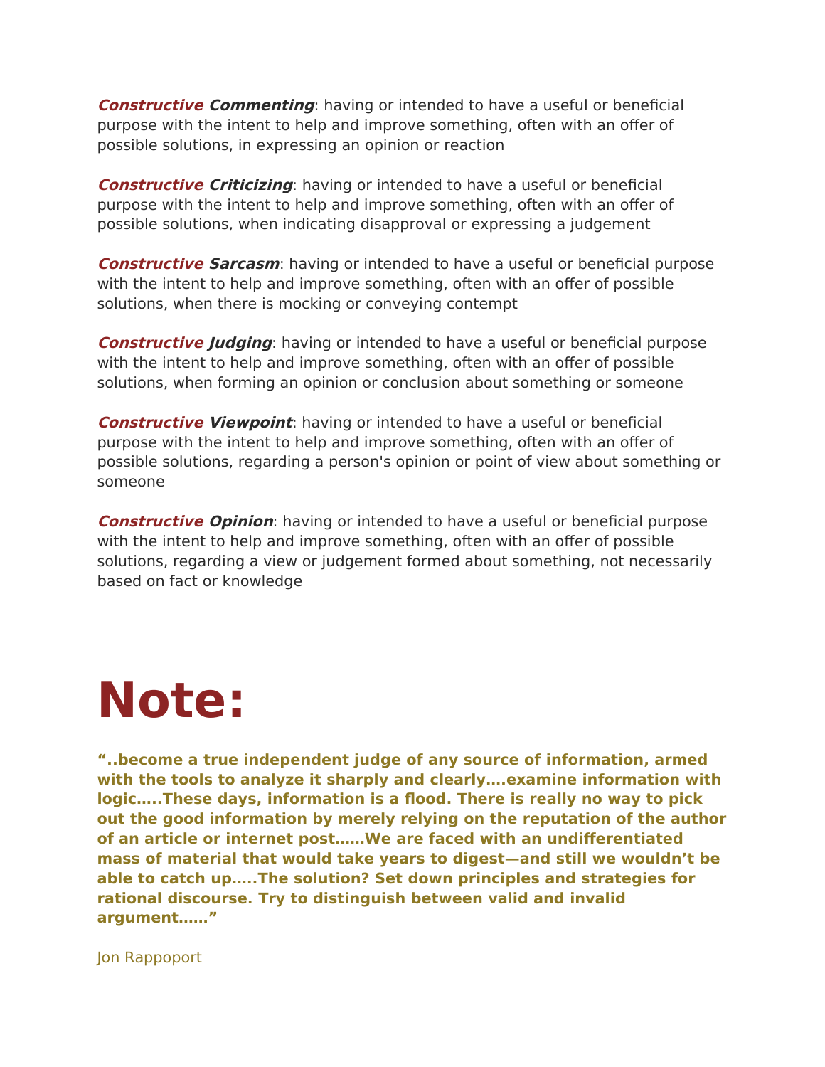***Constructive Commenting***: having or intended to have a useful or beneficial purpose with the intent to help and improve something, often with an offer of possible solutions, in expressing an opinion or reaction

***Constructive Criticizing***: having or intended to have a useful or beneficial purpose with the intent to help and improve something, often with an offer of possible solutions, when indicating disapproval or expressing a judgement

***Constructive Sarcasm***: having or intended to have a useful or beneficial purpose with the intent to help and improve something, often with an offer of possible solutions, when there is mocking or conveying contempt

***Constructive Judging***: having or intended to have a useful or beneficial purpose with the intent to help and improve something, often with an offer of possible solutions, when forming an opinion or conclusion about something or someone

***Constructive Viewpoint***: having or intended to have a useful or beneficial purpose with the intent to help and improve something, often with an offer of possible solutions, regarding a person's opinion or point of view about something or someone

***Constructive Opinion***: having or intended to have a useful or beneficial purpose with the intent to help and improve something, often with an offer of possible solutions, regarding a view or judgement formed about something, not necessarily based on fact or knowledge

# Note:

**"..become a true independent judge of any source of information, armed with the tools to analyze it sharply and clearly….examine information with logic…..These days, information is a flood. There is really no way to pick out the good information by merely relying on the reputation of the author of an article or internet post……We are faced with an undifferentiated mass of material that would take years to digest—and still we wouldn't be able to catch up…..The solution? Set down principles and strategies for rational discourse. Try to distinguish between valid and invalid argument……"**

Jon Rappoport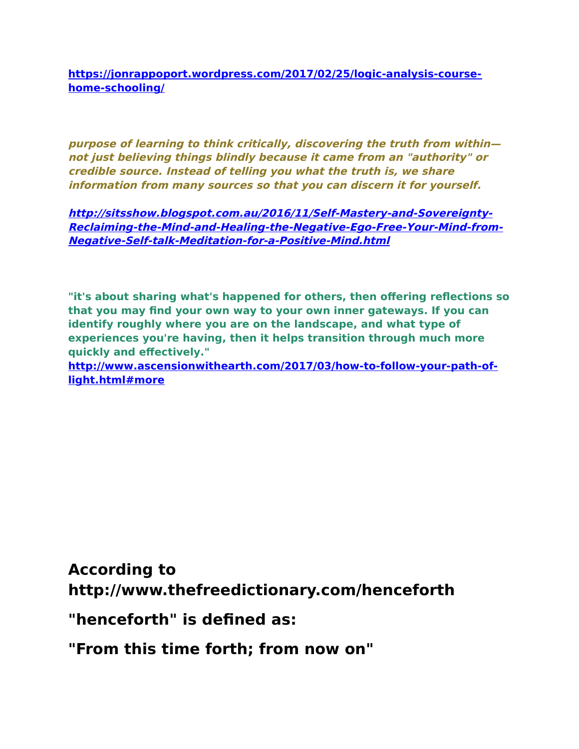**https://jonrappoport.wordpress.com/2017/02/25/logic-analysis-course-home-schooling/**

***purpose of learning to think critically, discovering the truth from within—not just believing things blindly because it came from an "authority" or credible source. Instead of telling you what the truth is, we share information from many sources so that you can discern it for yourself.***

***http://sitsshow.blogspot.com.au/2016/11/Self-Mastery-and-Sovereignty-Reclaiming-the-Mind-and-Healing-the-Negative-Ego-Free-Your-Mind-from-Negative-Self-talk-Meditation-for-a-Positive-Mind.html***

**"it's about sharing what's happened for others, then offering reflections so that you may find your own way to your own inner gateways. If you can identify roughly where you are on the landscape, and what type of experiences you're having, then it helps transition through much more quickly and effectively."**
**http://www.ascensionwithearth.com/2017/03/how-to-follow-your-path-of-light.html#more**

**According to http://www.thefreedictionary.com/henceforth**

**"henceforth" is defined as:**

**"From this time forth; from now on"**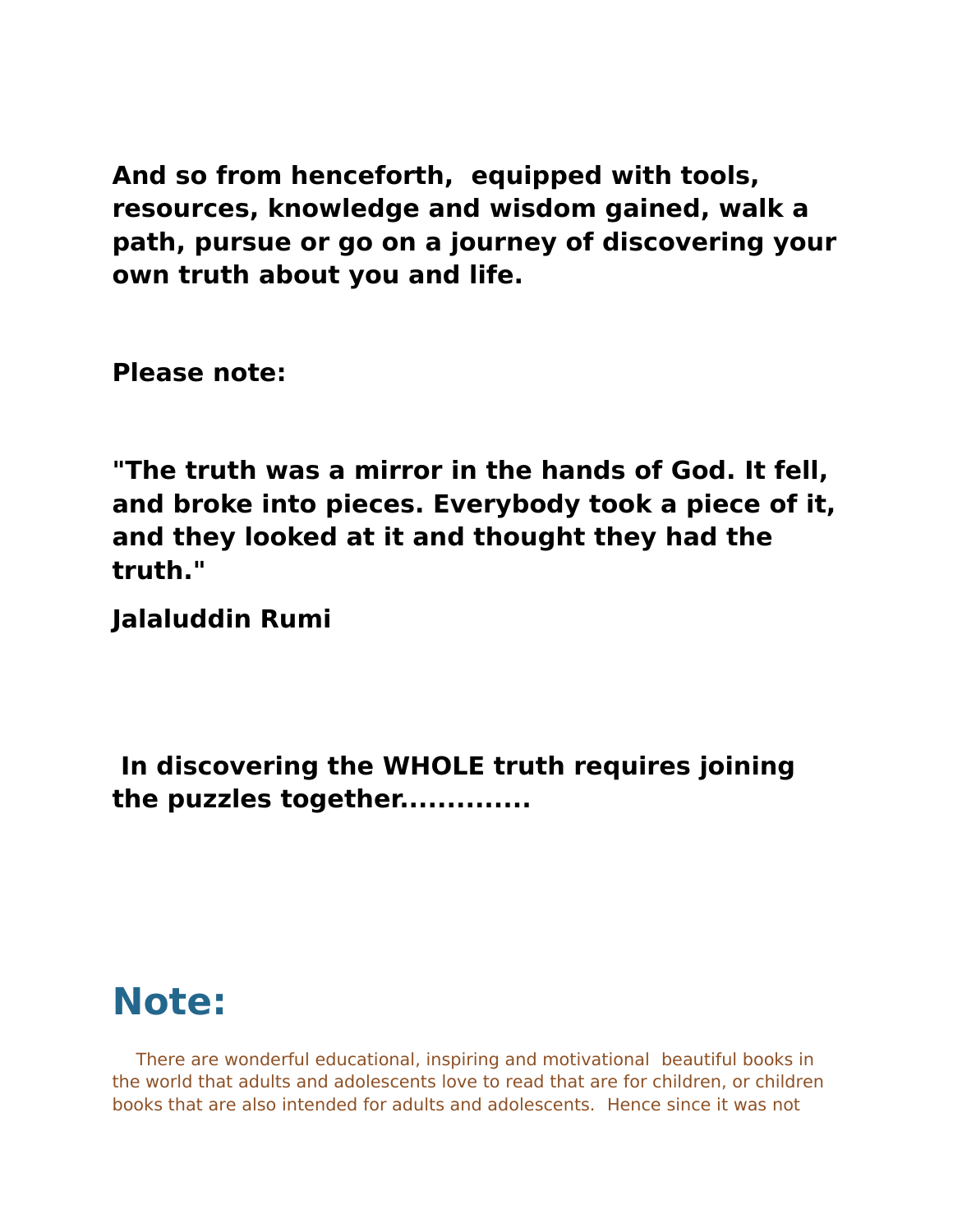**And so from henceforth, equipped with tools, resources, knowledge and wisdom gained, walk a path, pursue or go on a journey of discovering your own truth about you and life.**

**Please note:**

**"The truth was a mirror in the hands of God. It fell, and broke into pieces. Everybody took a piece of it, and they looked at it and thought they had the truth."**

**Jalaluddin Rumi**

**In discovering the WHOLE truth requires joining the puzzles together..............**

# Note:

There are wonderful educational, inspiring and motivational beautiful books in the world that adults and adolescents love to read that are for children, or children books that are also intended for adults and adolescents. Hence since it was not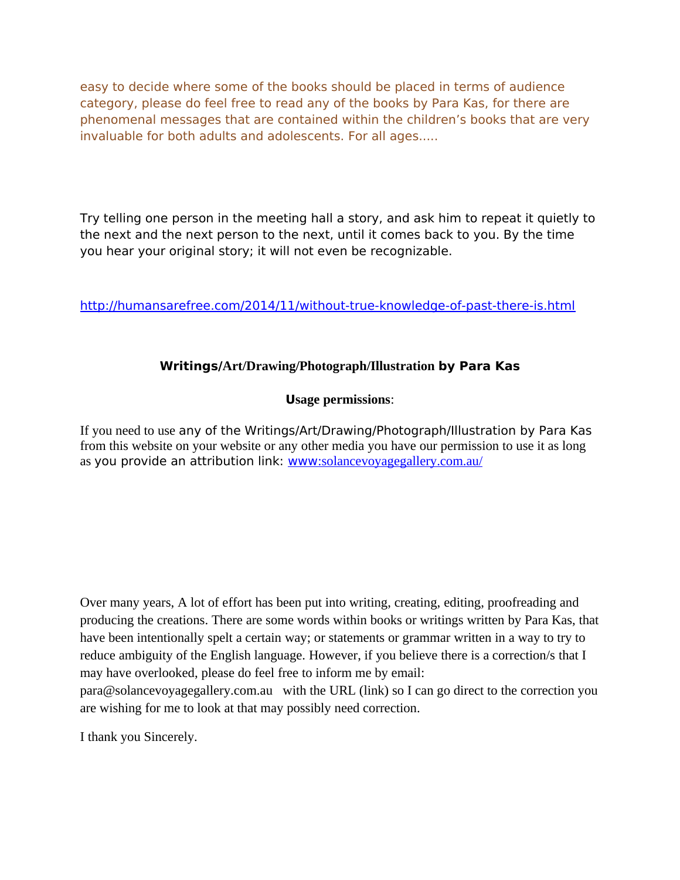easy to decide where some of the books should be placed in terms of audience category, please do feel free to read any of the books by Para Kas, for there are phenomenal messages that are contained within the children's books that are very invaluable for both adults and adolescents. For all ages.....

Try telling one person in the meeting hall a story, and ask him to repeat it quietly to the next and the next person to the next, until it comes back to you. By the time you hear your original story; it will not even be recognizable.

http://humansarefree.com/2014/11/without-true-knowledge-of-past-there-is.html

**Writings/Art/Drawing/Photograph/Illustration by Para Kas**

**Usage permissions**:

If you need to use any of the Writings/Art/Drawing/Photograph/Illustration by Para Kas from this website on your website or any other media you have our permission to use it as long as you provide an attribution link: www:solancevoyagegallery.com.au/

Over many years, A lot of effort has been put into writing, creating, editing, proofreading and producing the creations. There are some words within books or writings written by Para Kas, that have been intentionally spelt a certain way; or statements or grammar written in a way to try to reduce ambiguity of the English language. However, if you believe there is a correction/s that I may have overlooked, please do feel free to inform me by email: para@solancevoyagegallery.com.au with the URL (link) so I can go direct to the correction you are wishing for me to look at that may possibly need correction.

I thank you Sincerely.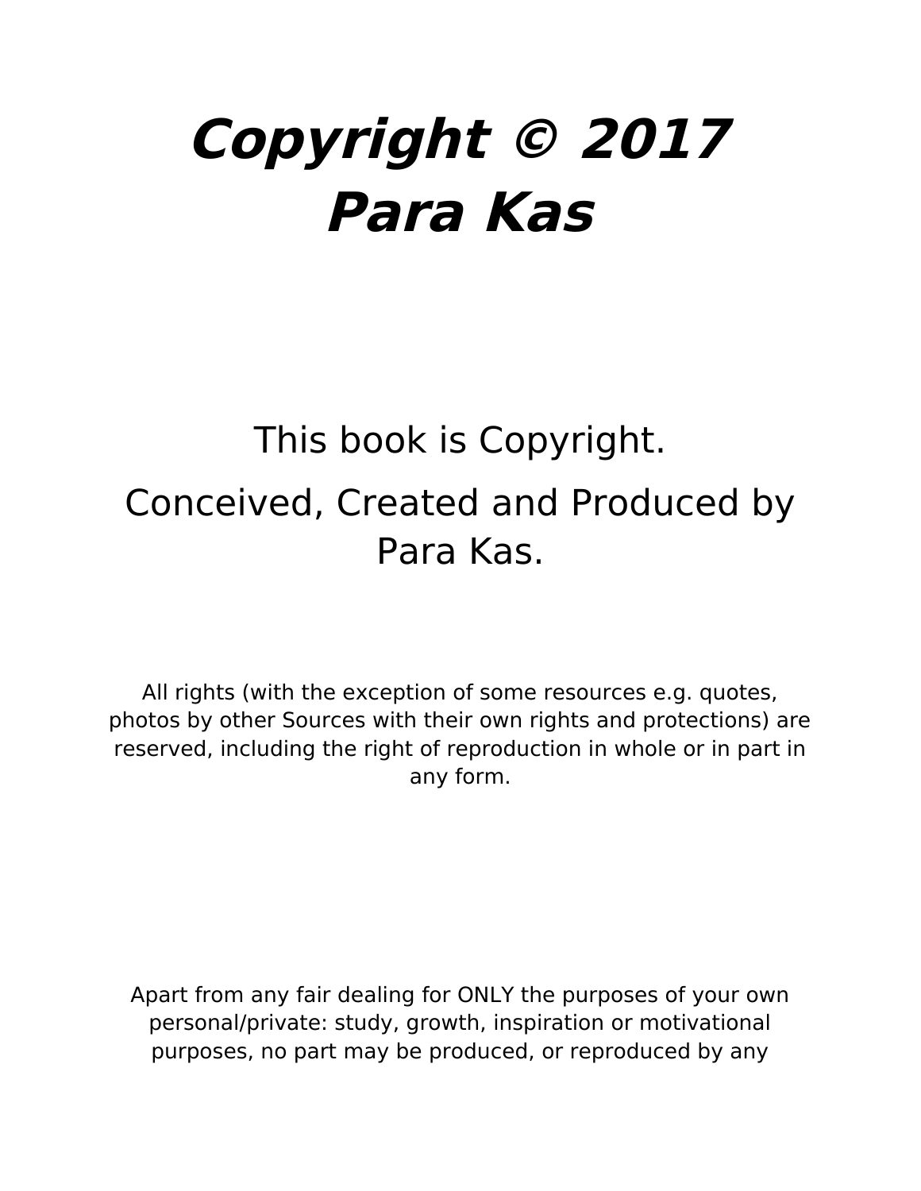# ***Copyright © 2017 Para Kas***

This book is Copyright.

Conceived, Created and Produced by Para Kas.

All rights (with the exception of some resources e.g. quotes, photos by other Sources with their own rights and protections) are reserved, including the right of reproduction in whole or in part in any form.

Apart from any fair dealing for ONLY the purposes of your own personal/private: study, growth, inspiration or motivational purposes, no part may be produced, or reproduced by any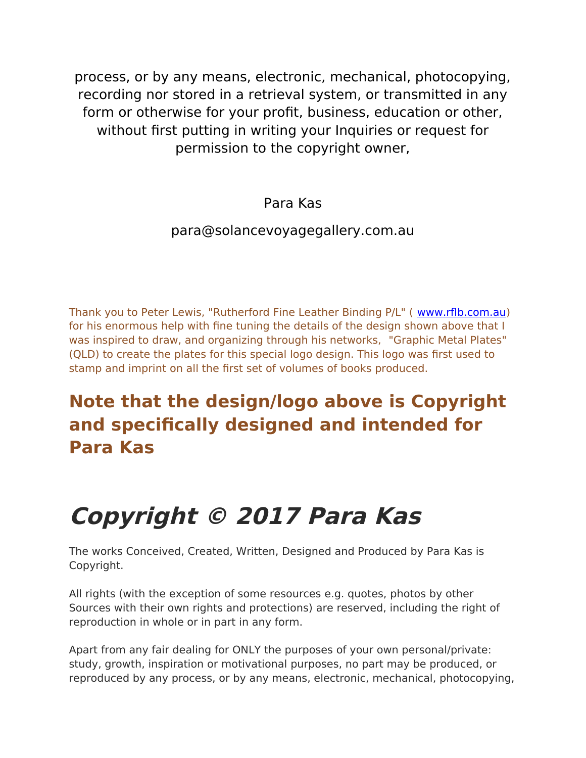process, or by any means, electronic, mechanical, photocopying, recording nor stored in a retrieval system, or transmitted in any form or otherwise for your profit, business, education or other, without first putting in writing your Inquiries or request for permission to the copyright owner,

Para Kas

para@solancevoyagegallery.com.au

Thank you to Peter Lewis, "Rutherford Fine Leather Binding P/L" ( www.rflb.com.au) for his enormous help with fine tuning the details of the design shown above that I was inspired to draw, and organizing through his networks, "Graphic Metal Plates" (QLD) to create the plates for this special logo design. This logo was first used to stamp and imprint on all the first set of volumes of books produced.

## Note that the design/logo above is Copyright and specifically designed and intended for Para Kas

# *Copyright © 2017 Para Kas*

The works Conceived, Created, Written, Designed and Produced by Para Kas is Copyright.

All rights (with the exception of some resources e.g. quotes, photos by other Sources with their own rights and protections) are reserved, including the right of reproduction in whole or in part in any form.

Apart from any fair dealing for ONLY the purposes of your own personal/private: study, growth, inspiration or motivational purposes, no part may be produced, or reproduced by any process, or by any means, electronic, mechanical, photocopying,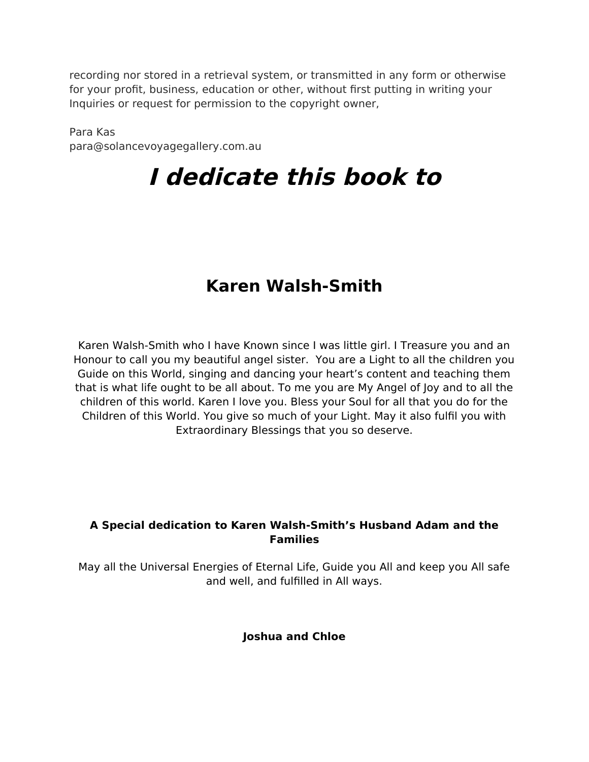recording nor stored in a retrieval system, or transmitted in any form or otherwise for your profit, business, education or other, without first putting in writing your Inquiries or request for permission to the copyright owner,

Para Kas
para@solancevoyagegallery.com.au

# *I dedicate this book to*

## Karen Walsh-Smith

Karen Walsh-Smith who I have Known since I was little girl. I Treasure you and an Honour to call you my beautiful angel sister. You are a Light to all the children you Guide on this World, singing and dancing your heart's content and teaching them that is what life ought to be all about. To me you are My Angel of Joy and to all the children of this world. Karen I love you. Bless your Soul for all that you do for the Children of this World. You give so much of your Light. May it also fulfil you with Extraordinary Blessings that you so deserve.

**A Special dedication to Karen Walsh-Smith's Husband Adam and the Families**

May all the Universal Energies of Eternal Life, Guide you All and keep you All safe and well, and fulfilled in All ways.

**Joshua and Chloe**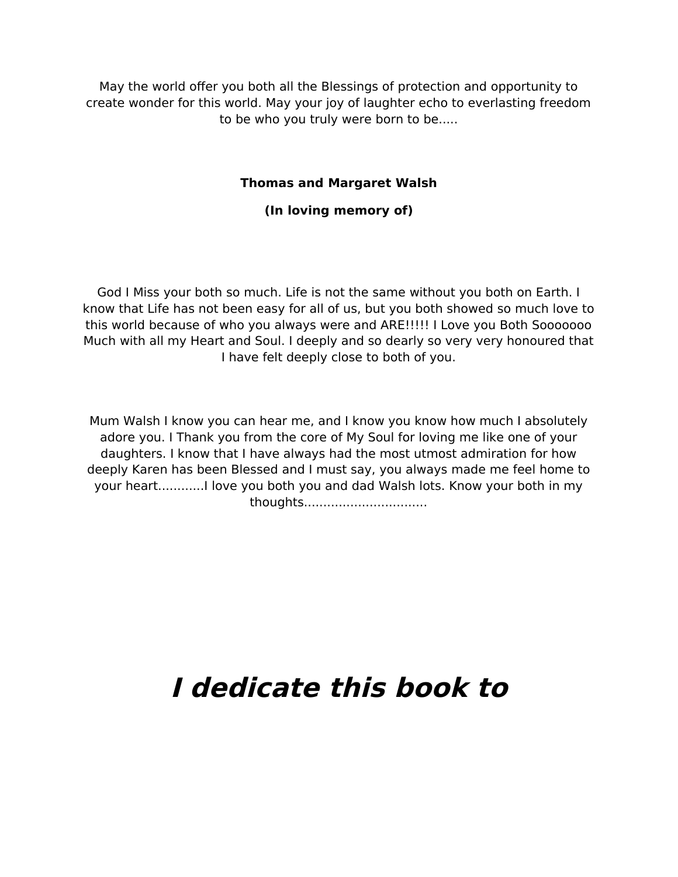May the world offer you both all the Blessings of protection and opportunity to create wonder for this world. May your joy of laughter echo to everlasting freedom to be who you truly were born to be.....

**Thomas and Margaret Walsh**

**(In loving memory of)**

God I Miss your both so much. Life is not the same without you both on Earth. I know that Life has not been easy for all of us, but you both showed so much love to this world because of who you always were and ARE!!!!! I Love you Both Sooooooo Much with all my Heart and Soul. I deeply and so dearly so very very honoured that I have felt deeply close to both of you.

Mum Walsh I know you can hear me, and I know you know how much I absolutely adore you. I Thank you from the core of My Soul for loving me like one of your daughters. I know that I have always had the most utmost admiration for how deeply Karen has been Blessed and I must say, you always made me feel home to your heart............I love you both you and dad Walsh lots. Know your both in my thoughts................................

# ***I dedicate this book to***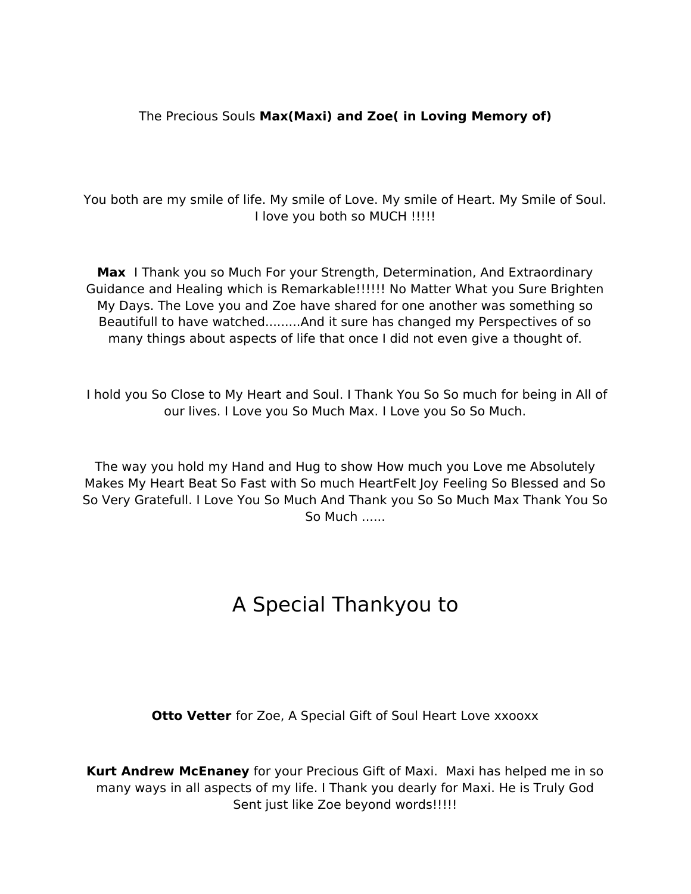The Precious Souls **Max(Maxi) and Zoe( in Loving Memory of)**

You both are my smile of life. My smile of Love. My smile of Heart. My Smile of Soul. I love you both so MUCH !!!!!

**Max** I Thank you so Much For your Strength, Determination, And Extraordinary Guidance and Healing which is Remarkable!!!!!! No Matter What you Sure Brighten My Days. The Love you and Zoe have shared for one another was something so Beautifull to have watched.........And it sure has changed my Perspectives of so many things about aspects of life that once I did not even give a thought of.

I hold you So Close to My Heart and Soul. I Thank You So So much for being in All of our lives. I Love you So Much Max. I Love you So So Much.

The way you hold my Hand and Hug to show How much you Love me Absolutely Makes My Heart Beat So Fast with So much HeartFelt Joy Feeling So Blessed and So So Very Gratefull. I Love You So Much And Thank you So So Much Max Thank You So So Much ......

# A Special Thankyou to

**Otto Vetter** for Zoe, A Special Gift of Soul Heart Love xxooxx

**Kurt Andrew McEnaney** for your Precious Gift of Maxi. Maxi has helped me in so many ways in all aspects of my life. I Thank you dearly for Maxi. He is Truly God Sent just like Zoe beyond words!!!!!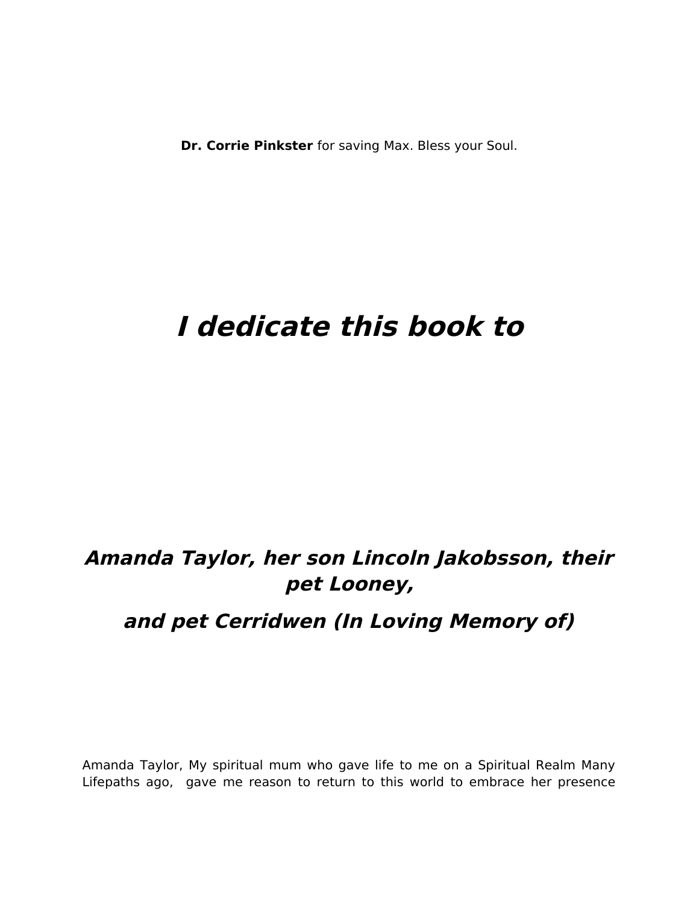**Dr. Corrie Pinkster** for saving Max. Bless your Soul.

# *I dedicate this book to*

## *Amanda Taylor, her son Lincoln Jakobsson, their pet Looney,*

## *and pet Cerridwen (In Loving Memory of)*

Amanda Taylor, My spiritual mum who gave life to me on a Spiritual Realm Many Lifepaths ago, gave me reason to return to this world to embrace her presence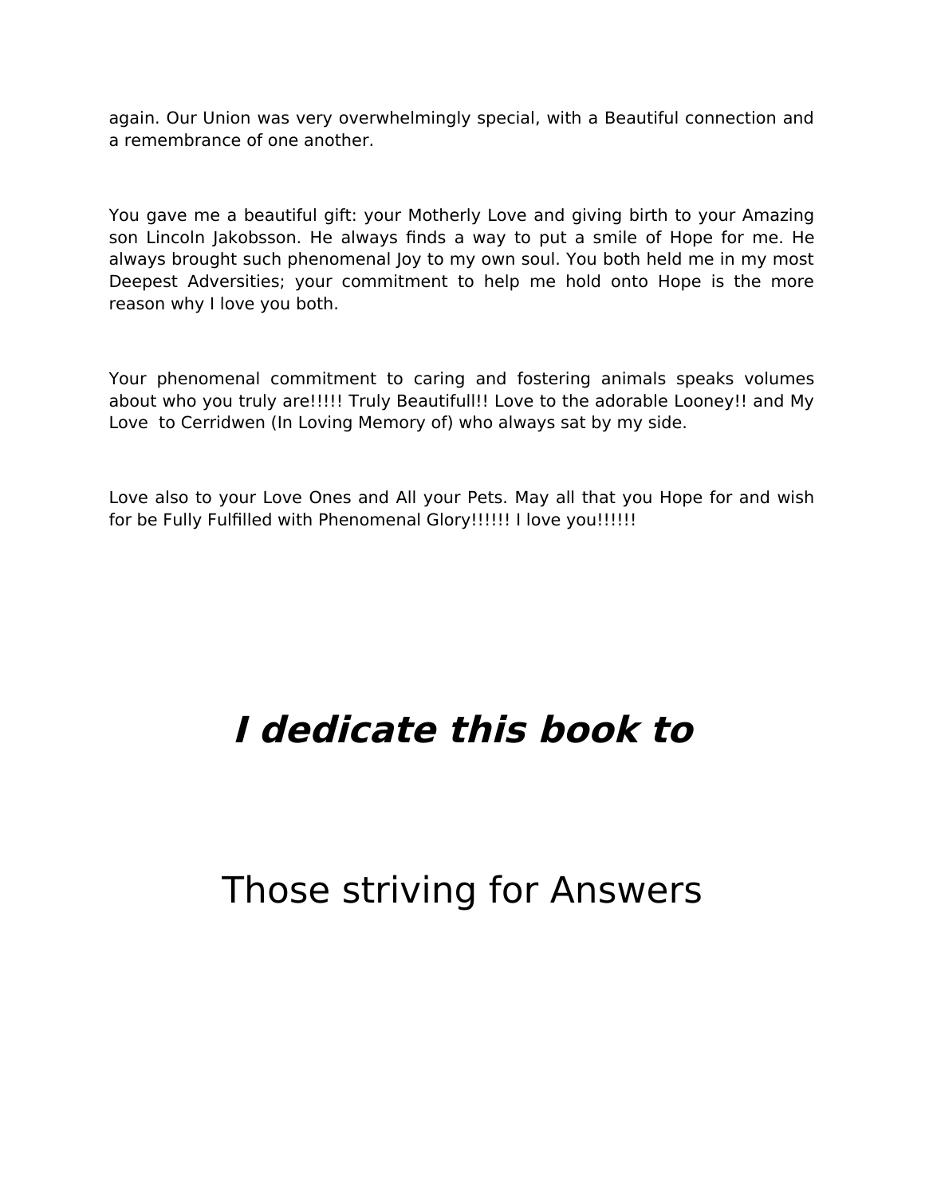again. Our Union was very overwhelmingly special, with a Beautiful connection and a remembrance of one another.

You gave me a beautiful gift: your Motherly Love and giving birth to your Amazing son Lincoln Jakobsson. He always finds a way to put a smile of Hope for me. He always brought such phenomenal Joy to my own soul. You both held me in my most Deepest Adversities; your commitment to help me hold onto Hope is the more reason why I love you both.

Your phenomenal commitment to caring and fostering animals speaks volumes about who you truly are!!!!! Truly Beautifull!! Love to the adorable Looney!! and My Love to Cerridwen (In Loving Memory of) who always sat by my side.

Love also to your Love Ones and All your Pets. May all that you Hope for and wish for be Fully Fulfilled with Phenomenal Glory!!!!!! I love you!!!!!!

# ***I dedicate this book to***

# Those striving for Answers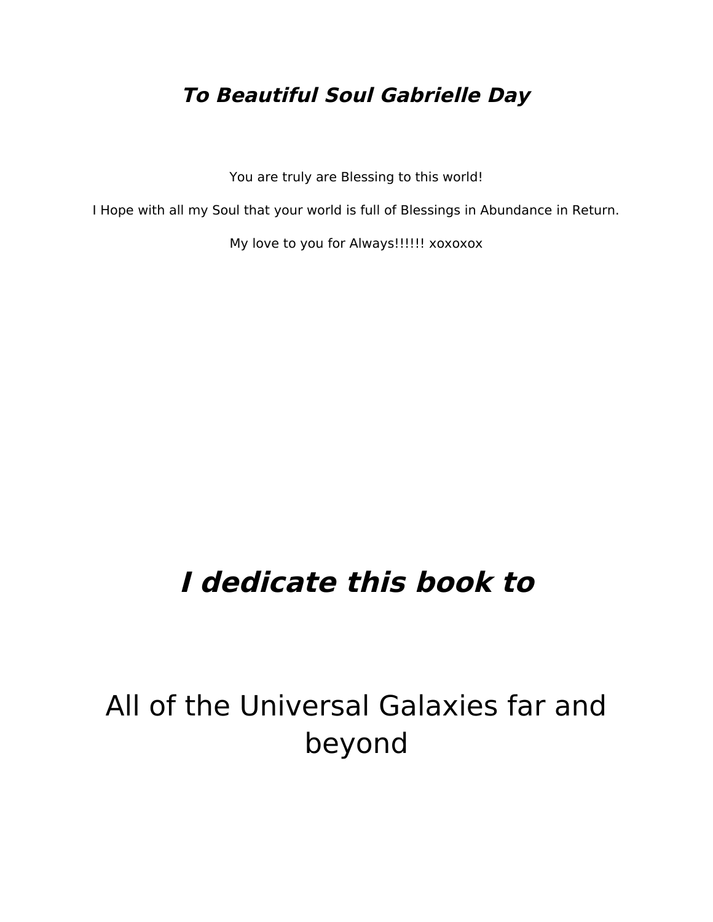***To Beautiful Soul Gabrielle Day***

You are truly are Blessing to this world!

I Hope with all my Soul that your world is full of Blessings in Abundance in Return.

My love to you for Always!!!!!! xoxoxox

# ***I dedicate this book to***

## All of the Universal Galaxies far and beyond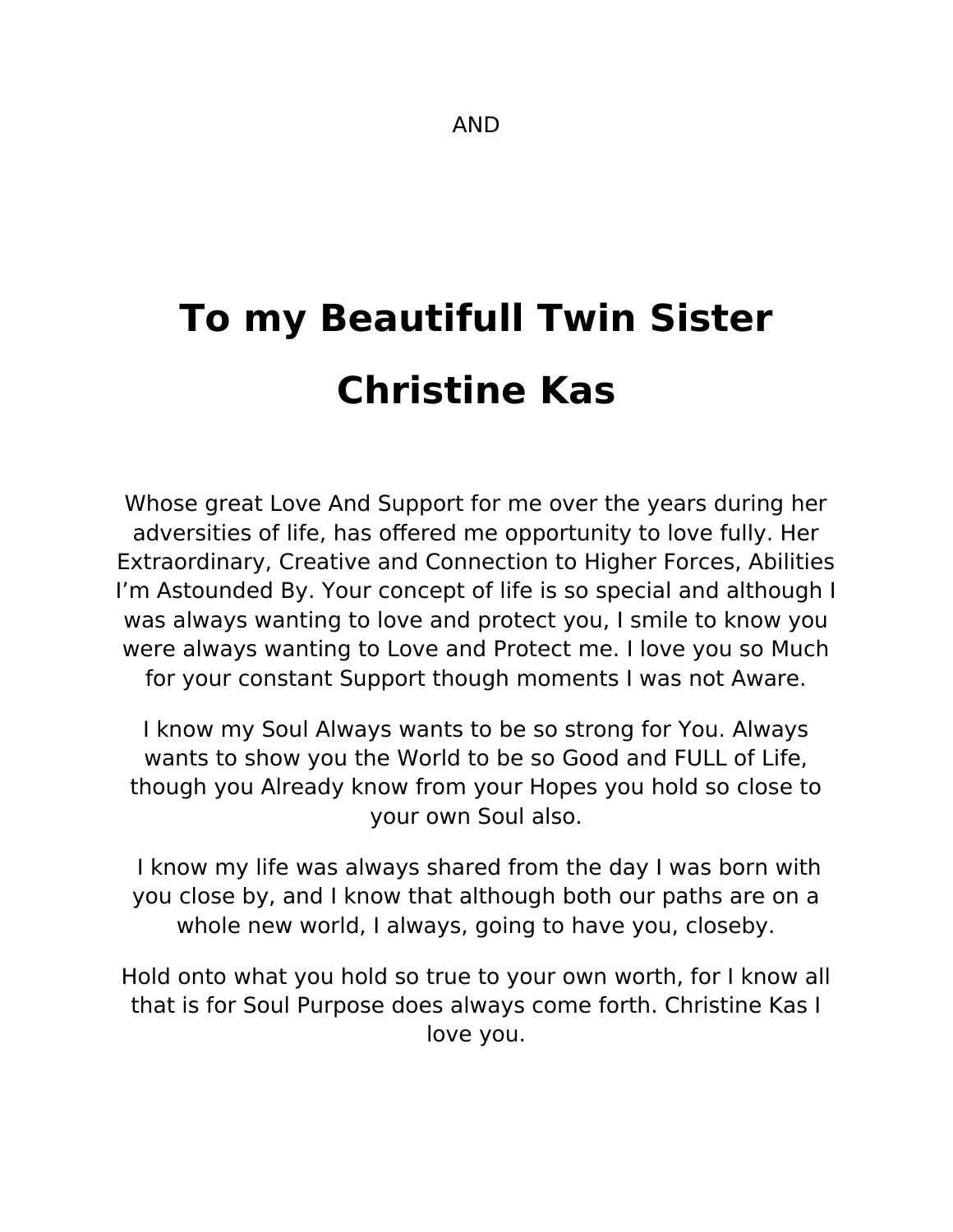AND

# To my Beautifull Twin Sister

# Christine Kas

Whose great Love And Support for me over the years during her adversities of life, has offered me opportunity to love fully. Her Extraordinary, Creative and Connection to Higher Forces, Abilities I'm Astounded By. Your concept of life is so special and although I was always wanting to love and protect you, I smile to know you were always wanting to Love and Protect me. I love you so Much for your constant Support though moments I was not Aware.

I know my Soul Always wants to be so strong for You. Always wants to show you the World to be so Good and FULL of Life, though you Already know from your Hopes you hold so close to your own Soul also.

I know my life was always shared from the day I was born with you close by, and I know that although both our paths are on a whole new world, I always, going to have you, closeby.

Hold onto what you hold so true to your own worth, for I know all that is for Soul Purpose does always come forth. Christine Kas I love you.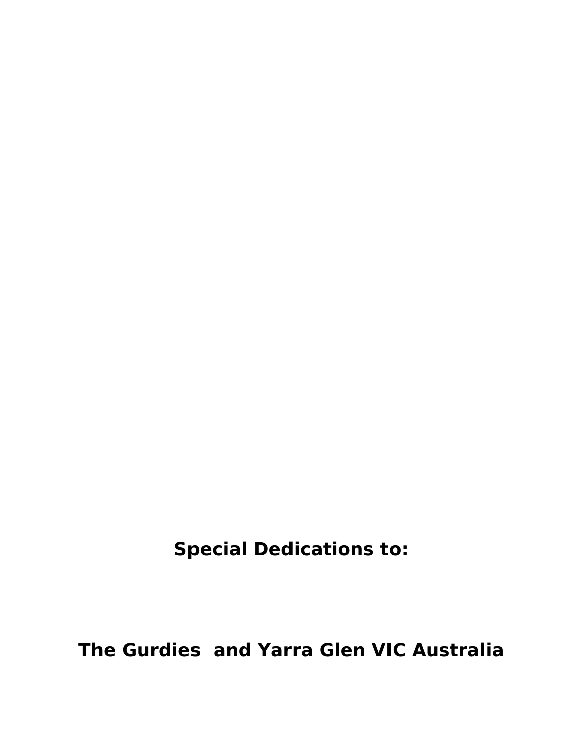**Special Dedications to:**

**The Gurdies  and Yarra Glen VIC Australia**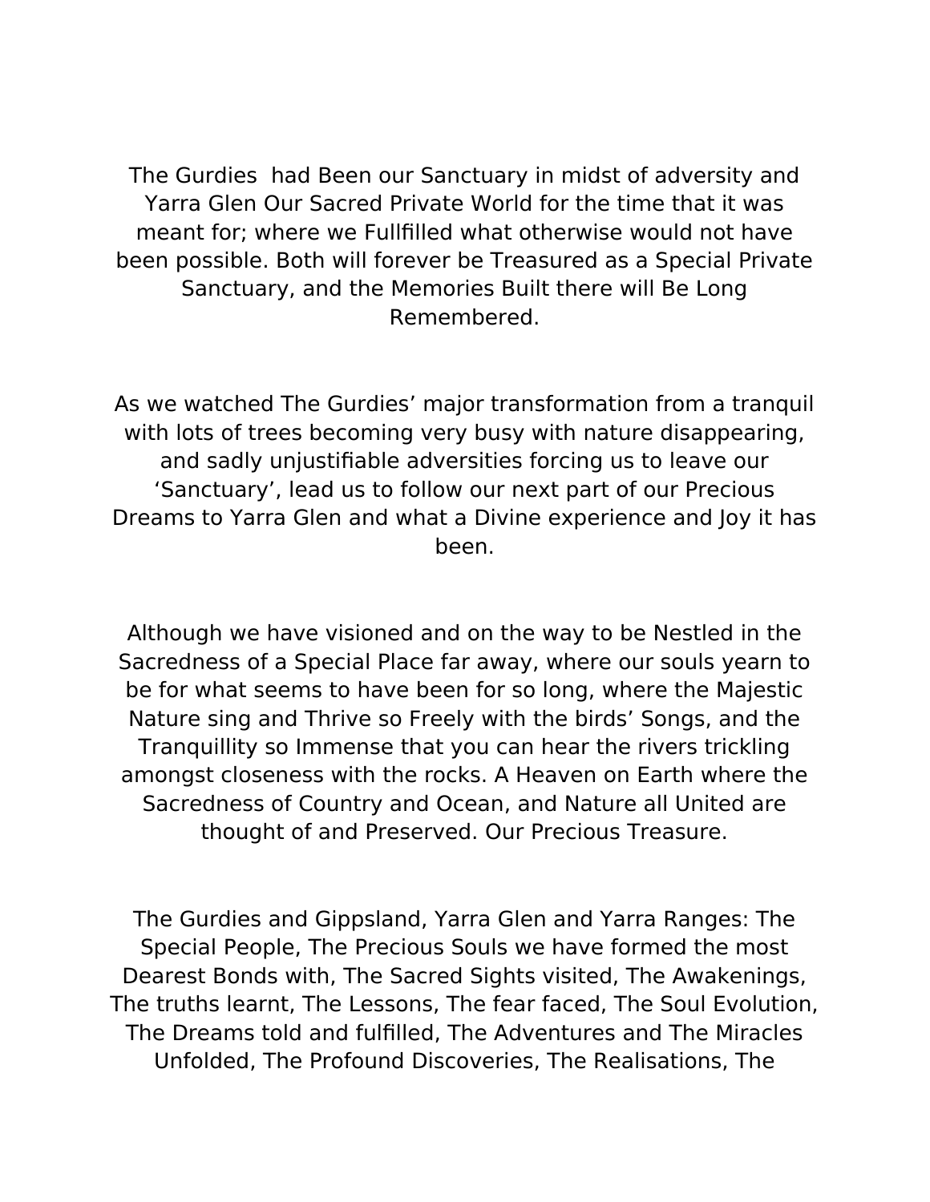The Gurdies had Been our Sanctuary in midst of adversity and Yarra Glen Our Sacred Private World for the time that it was meant for; where we Fullfilled what otherwise would not have been possible. Both will forever be Treasured as a Special Private Sanctuary, and the Memories Built there will Be Long Remembered.

As we watched The Gurdies' major transformation from a tranquil with lots of trees becoming very busy with nature disappearing, and sadly unjustifiable adversities forcing us to leave our 'Sanctuary', lead us to follow our next part of our Precious Dreams to Yarra Glen and what a Divine experience and Joy it has been.

Although we have visioned and on the way to be Nestled in the Sacredness of a Special Place far away, where our souls yearn to be for what seems to have been for so long, where the Majestic Nature sing and Thrive so Freely with the birds' Songs, and the Tranquillity so Immense that you can hear the rivers trickling amongst closeness with the rocks. A Heaven on Earth where the Sacredness of Country and Ocean, and Nature all United are thought of and Preserved. Our Precious Treasure.

The Gurdies and Gippsland, Yarra Glen and Yarra Ranges: The Special People, The Precious Souls we have formed the most Dearest Bonds with, The Sacred Sights visited, The Awakenings, The truths learnt, The Lessons, The fear faced, The Soul Evolution, The Dreams told and fulfilled, The Adventures and The Miracles Unfolded, The Profound Discoveries, The Realisations, The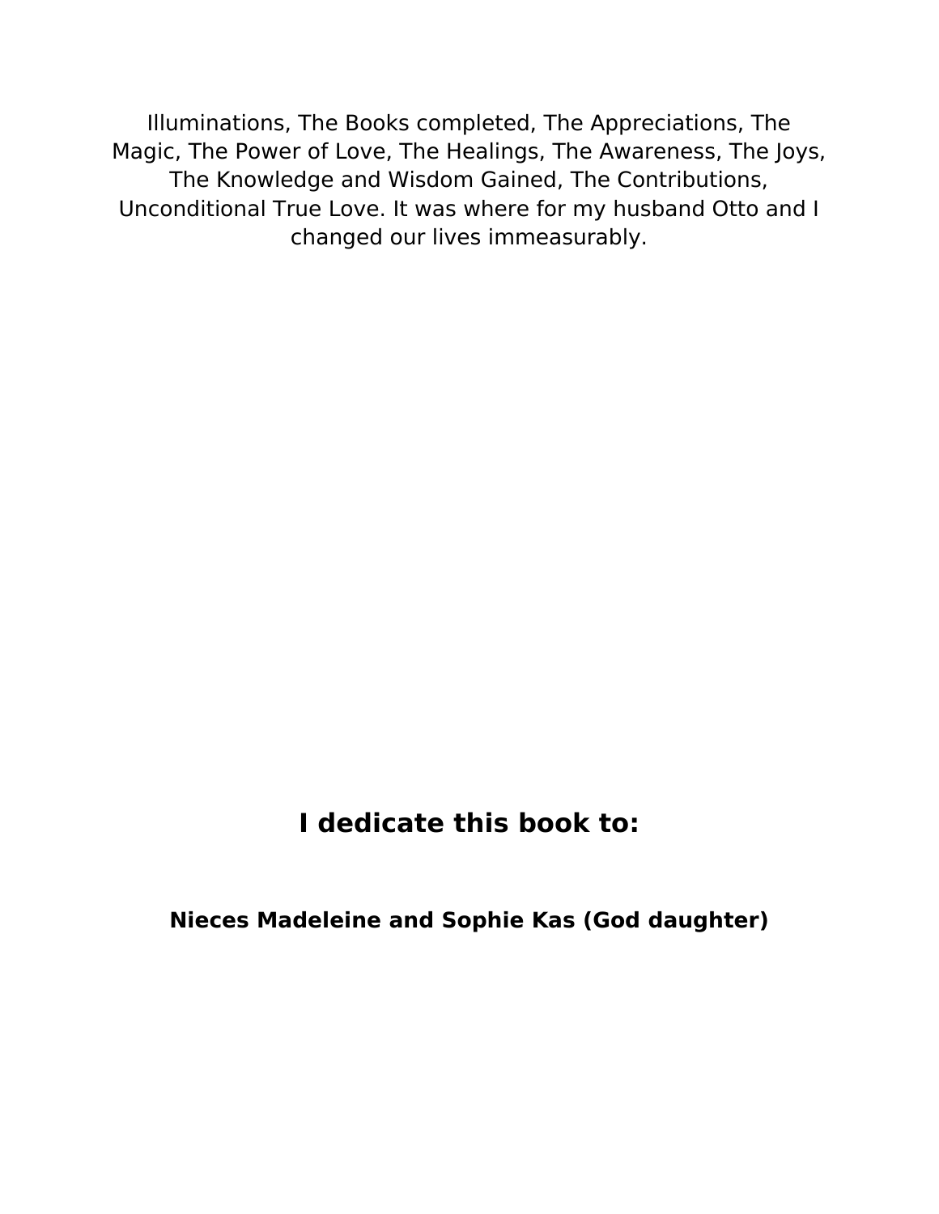Illuminations, The Books completed, The Appreciations, The Magic, The Power of Love, The Healings, The Awareness, The Joys, The Knowledge and Wisdom Gained, The Contributions, Unconditional True Love. It was where for my husband Otto and I changed our lives immeasurably.

## I dedicate this book to:

**Nieces Madeleine and Sophie Kas (God daughter)**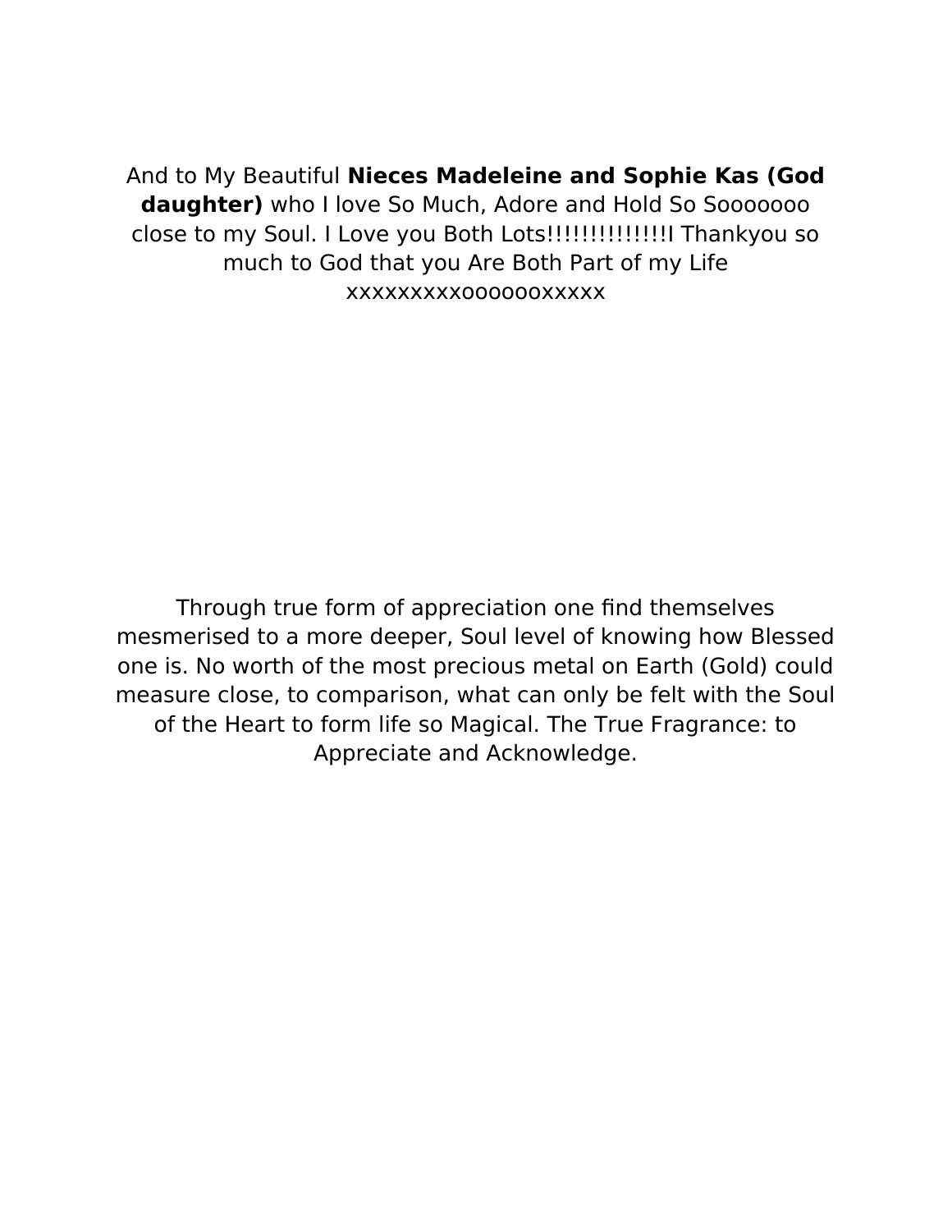And to My Beautiful **Nieces Madeleine and Sophie Kas (God daughter)** who I love So Much, Adore and Hold So Sooooooo close to my Soul. I Love you Both Lots!!!!!!!!!!!!!!I Thankyou so much to God that you Are Both Part of my Life xxxxxxxxxooooooxxxxx

Through true form of appreciation one find themselves mesmerised to a more deeper, Soul level of knowing how Blessed one is. No worth of the most precious metal on Earth (Gold) could measure close, to comparison, what can only be felt with the Soul of the Heart to form life so Magical. The True Fragrance: to Appreciate and Acknowledge.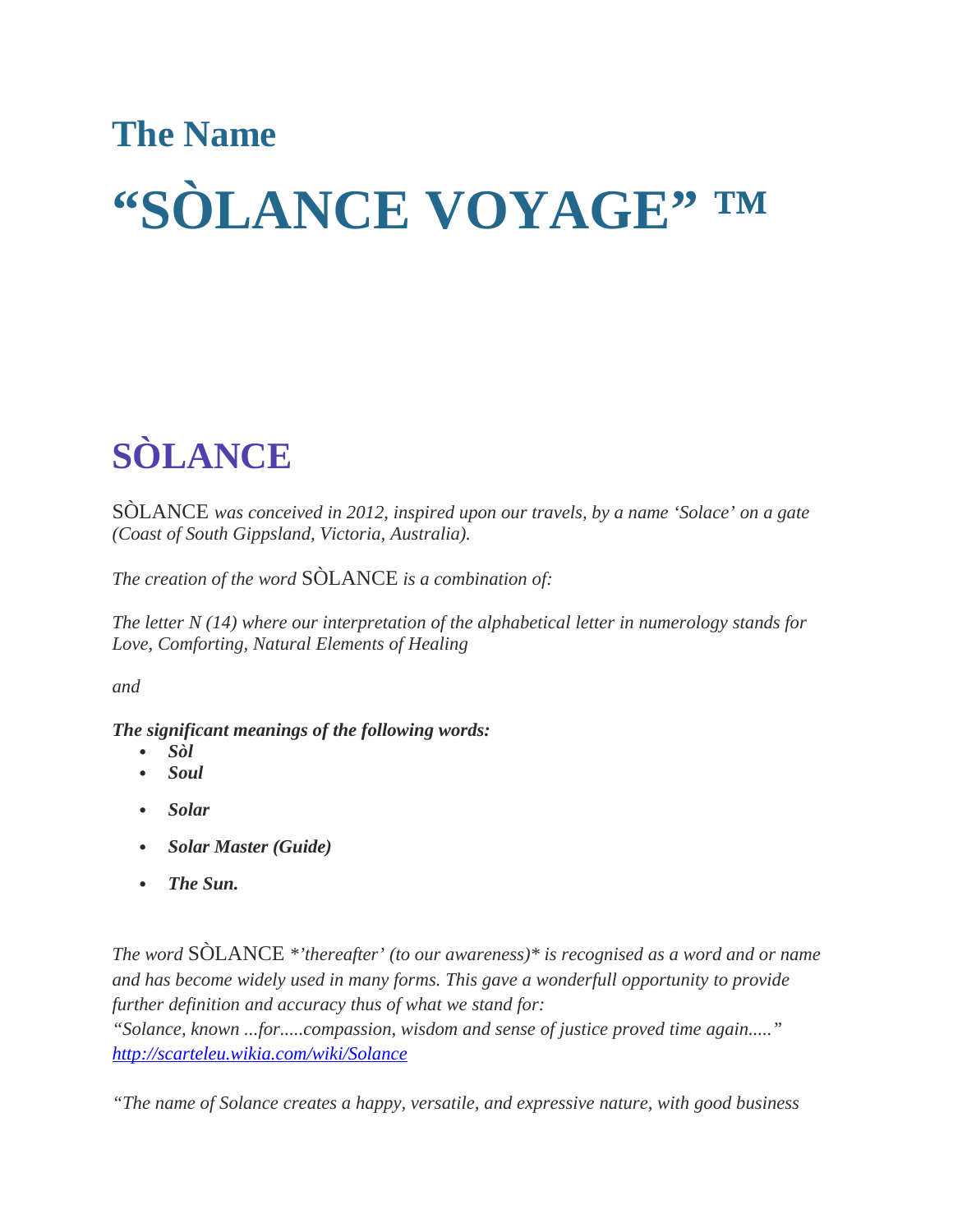# The Name

# "SÒLANCE VOYAGE" ™

## SÒLANCE

SÒLANCE *was conceived in 2012, inspired upon our travels, by a name 'Solace' on a gate (Coast of South Gippsland, Victoria, Australia).*

*The creation of the word* SÒLANCE *is a combination of:*

*The letter N (14) where our interpretation of the alphabetical letter in numerology stands for Love, Comforting, Natural Elements of Healing*

*and*

***The significant meanings of the following words:***

- ***Sòl***
- ***Soul***
- ***Solar***
- ***Solar Master (Guide)***
- ***The Sun.***

*The word* SÒLANCE *\*'thereafter' (to our awareness)\* is recognised as a word and or name and has become widely used in many forms. This gave a wonderfull opportunity to provide further definition and accuracy thus of what we stand for:*
*"Solance, known ...for.....compassion, wisdom and sense of justice proved time again....."*
[http://scarteleu.wikia.com/wiki/Solance](http://scarteleu.wikia.com/wiki/Solance)

*"The name of Solance creates a happy, versatile, and expressive nature, with good business*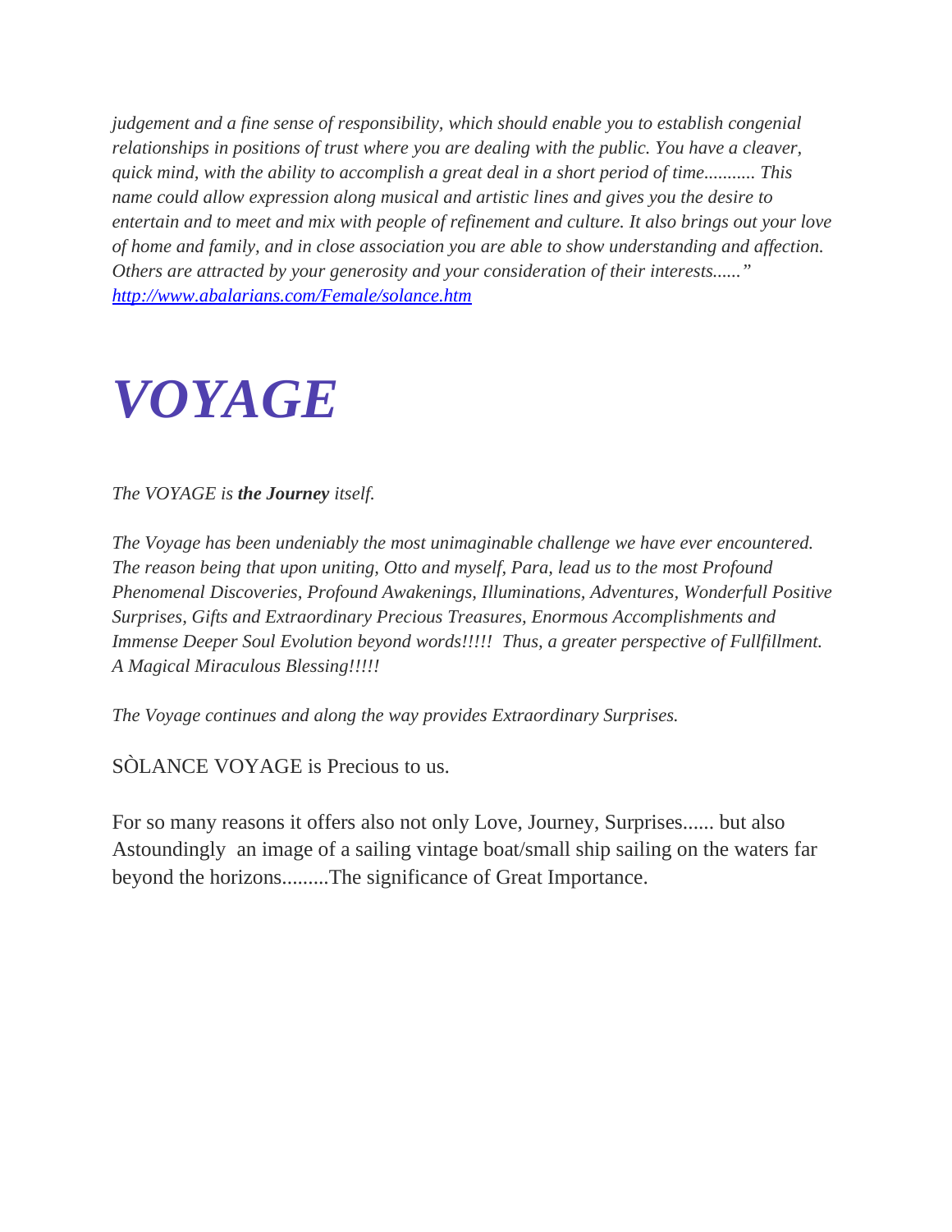*judgement and a fine sense of responsibility, which should enable you to establish congenial relationships in positions of trust where you are dealing with the public. You have a cleaver, quick mind, with the ability to accomplish a great deal in a short period of time........... This name could allow expression along musical and artistic lines and gives you the desire to entertain and to meet and mix with people of refinement and culture. It also brings out your love of home and family, and in close association you are able to show understanding and affection. Others are attracted by your generosity and your consideration of their interests......"*
[http://www.abalarians.com/Female/solance.htm](http://www.abalarians.com/Female/solance.htm)

# *VOYAGE*

*The VOYAGE is **the Journey** itself.*

*The Voyage has been undeniably the most unimaginable challenge we have ever encountered. The reason being that upon uniting, Otto and myself, Para, lead us to the most Profound Phenomenal Discoveries, Profound Awakenings, Illuminations, Adventures, Wonderfull Positive Surprises, Gifts and Extraordinary Precious Treasures, Enormous Accomplishments and Immense Deeper Soul Evolution beyond words!!!!! Thus, a greater perspective of Fullfillment. A Magical Miraculous Blessing!!!!!*

*The Voyage continues and along the way provides Extraordinary Surprises.*

SÒLANCE VOYAGE is Precious to us.

For so many reasons it offers also not only Love, Journey, Surprises...... but also Astoundingly an image of a sailing vintage boat/small ship sailing on the waters far beyond the horizons.........The significance of Great Importance.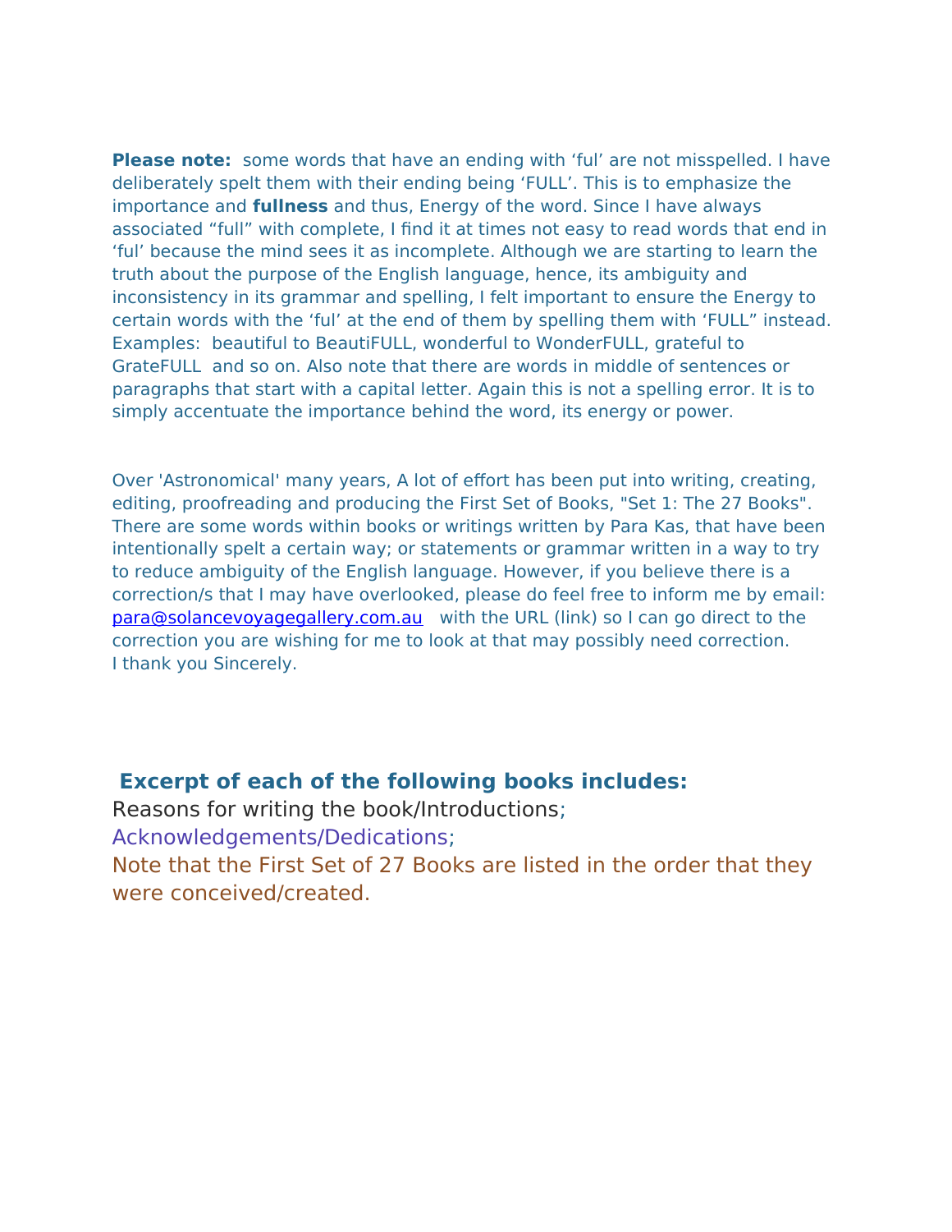**Please note:** some words that have an ending with 'ful' are not misspelled. I have deliberately spelt them with their ending being 'FULL'. This is to emphasize the importance and **fullness** and thus, Energy of the word. Since I have always associated "full" with complete, I find it at times not easy to read words that end in 'ful' because the mind sees it as incomplete. Although we are starting to learn the truth about the purpose of the English language, hence, its ambiguity and inconsistency in its grammar and spelling, I felt important to ensure the Energy to certain words with the 'ful' at the end of them by spelling them with 'FULL" instead. Examples: beautiful to BeautiFULL, wonderful to WonderFULL, grateful to GrateFULL and so on. Also note that there are words in middle of sentences or paragraphs that start with a capital letter. Again this is not a spelling error. It is to simply accentuate the importance behind the word, its energy or power.

Over 'Astronomical' many years, A lot of effort has been put into writing, creating, editing, proofreading and producing the First Set of Books, "Set 1: The 27 Books". There are some words within books or writings written by Para Kas, that have been intentionally spelt a certain way; or statements or grammar written in a way to try to reduce ambiguity of the English language. However, if you believe there is a correction/s that I may have overlooked, please do feel free to inform me by email: para@solancevoyagegallery.com.au with the URL (link) so I can go direct to the correction you are wishing for me to look at that may possibly need correction.
I thank you Sincerely.

### Excerpt of each of the following books includes:

Reasons for writing the book/Introductions;
Acknowledgements/Dedications;
Note that the First Set of 27 Books are listed in the order that they were conceived/created.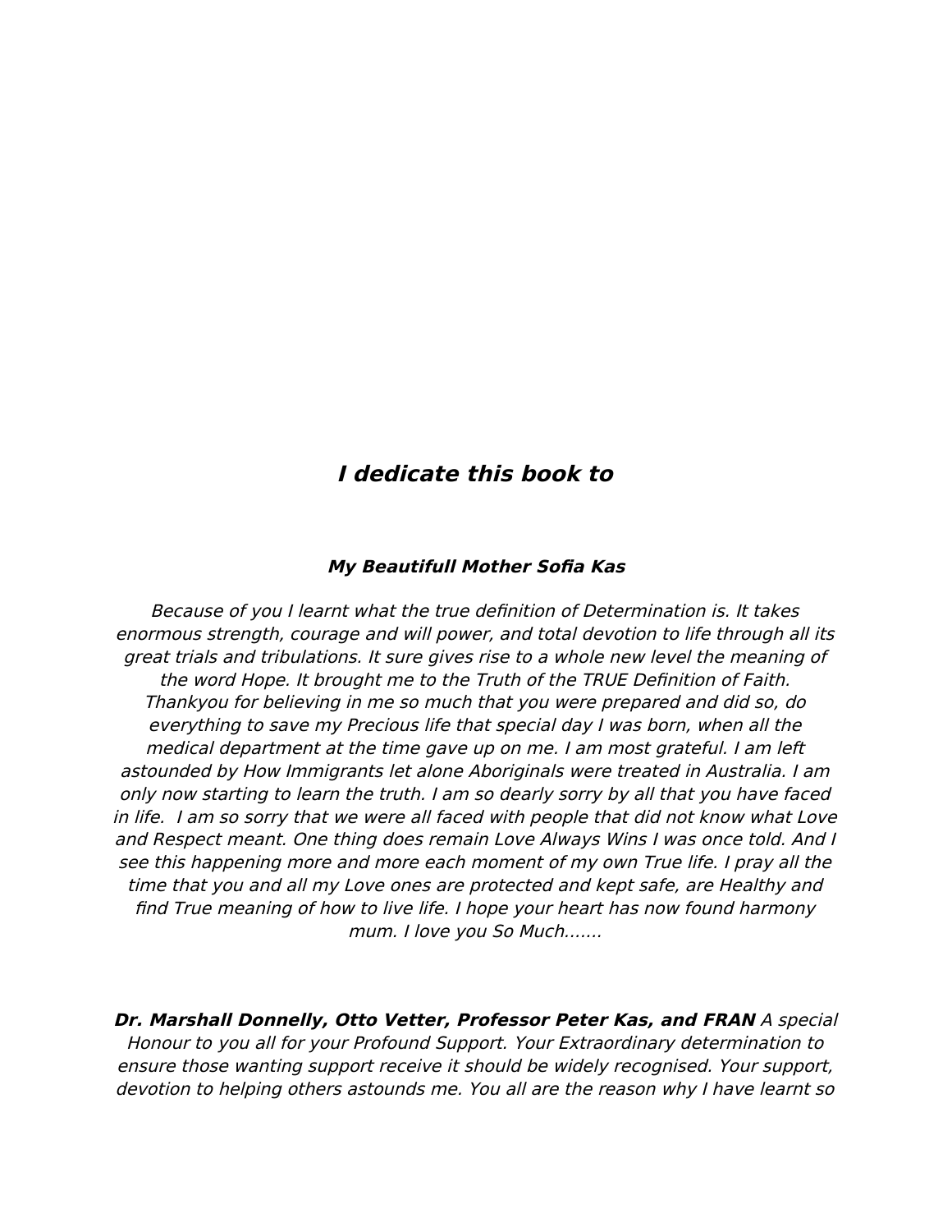## *I dedicate this book to*

***My Beautifull Mother Sofia Kas***

*Because of you I learnt what the true definition of Determination is. It takes enormous strength, courage and will power, and total devotion to life through all its great trials and tribulations. It sure gives rise to a whole new level the meaning of the word Hope. It brought me to the Truth of the TRUE Definition of Faith. Thankyou for believing in me so much that you were prepared and did so, do everything to save my Precious life that special day I was born, when all the medical department at the time gave up on me. I am most grateful. I am left astounded by How Immigrants let alone Aboriginals were treated in Australia. I am only now starting to learn the truth. I am so dearly sorry by all that you have faced in life. I am so sorry that we were all faced with people that did not know what Love and Respect meant. One thing does remain Love Always Wins I was once told. And I see this happening more and more each moment of my own True life. I pray all the time that you and all my Love ones are protected and kept safe, are Healthy and find True meaning of how to live life. I hope your heart has now found harmony mum. I love you So Much.......*

***Dr. Marshall Donnelly, Otto Vetter, Professor Peter Kas, and FRAN*** *A special Honour to you all for your Profound Support. Your Extraordinary determination to ensure those wanting support receive it should be widely recognised. Your support, devotion to helping others astounds me. You all are the reason why I have learnt so*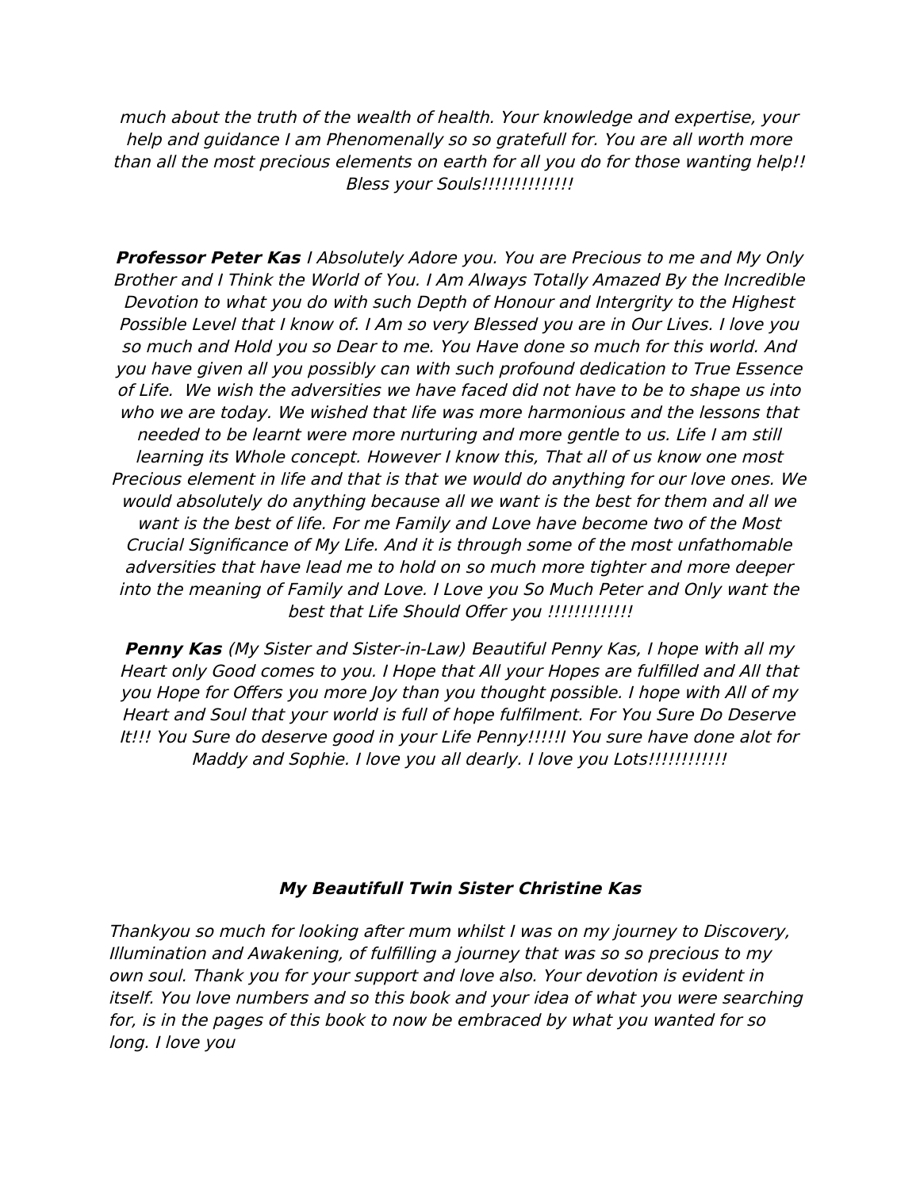*much about the truth of the wealth of health. Your knowledge and expertise, your help and guidance I am Phenomenally so so gratefull for. You are all worth more than all the most precious elements on earth for all you do for those wanting help!! Bless your Souls!!!!!!!!!!!!!!*

***Professor Peter Kas*** *I Absolutely Adore you. You are Precious to me and My Only Brother and I Think the World of You. I Am Always Totally Amazed By the Incredible Devotion to what you do with such Depth of Honour and Intergrity to the Highest Possible Level that I know of. I Am so very Blessed you are in Our Lives. I love you so much and Hold you so Dear to me. You Have done so much for this world. And you have given all you possibly can with such profound dedication to True Essence of Life. We wish the adversities we have faced did not have to be to shape us into who we are today. We wished that life was more harmonious and the lessons that needed to be learnt were more nurturing and more gentle to us. Life I am still learning its Whole concept. However I know this, That all of us know one most Precious element in life and that is that we would do anything for our love ones. We would absolutely do anything because all we want is the best for them and all we want is the best of life. For me Family and Love have become two of the Most Crucial Significance of My Life. And it is through some of the most unfathomable adversities that have lead me to hold on so much more tighter and more deeper into the meaning of Family and Love. I Love you So Much Peter and Only want the best that Life Should Offer you !!!!!!!!!!!!!*

***Penny Kas*** *(My Sister and Sister-in-Law) Beautiful Penny Kas, I hope with all my Heart only Good comes to you. I Hope that All your Hopes are fulfilled and All that you Hope for Offers you more Joy than you thought possible. I hope with All of my Heart and Soul that your world is full of hope fulfilment. For You Sure Do Deserve It!!! You Sure do deserve good in your Life Penny!!!!!I You sure have done alot for Maddy and Sophie. I love you all dearly. I love you Lots!!!!!!!!!!!!*

***My Beautifull Twin Sister Christine Kas***

*Thankyou so much for looking after mum whilst I was on my journey to Discovery, Illumination and Awakening, of fulfilling a journey that was so so precious to my own soul. Thank you for your support and love also. Your devotion is evident in itself. You love numbers and so this book and your idea of what you were searching for, is in the pages of this book to now be embraced by what you wanted for so long. I love you*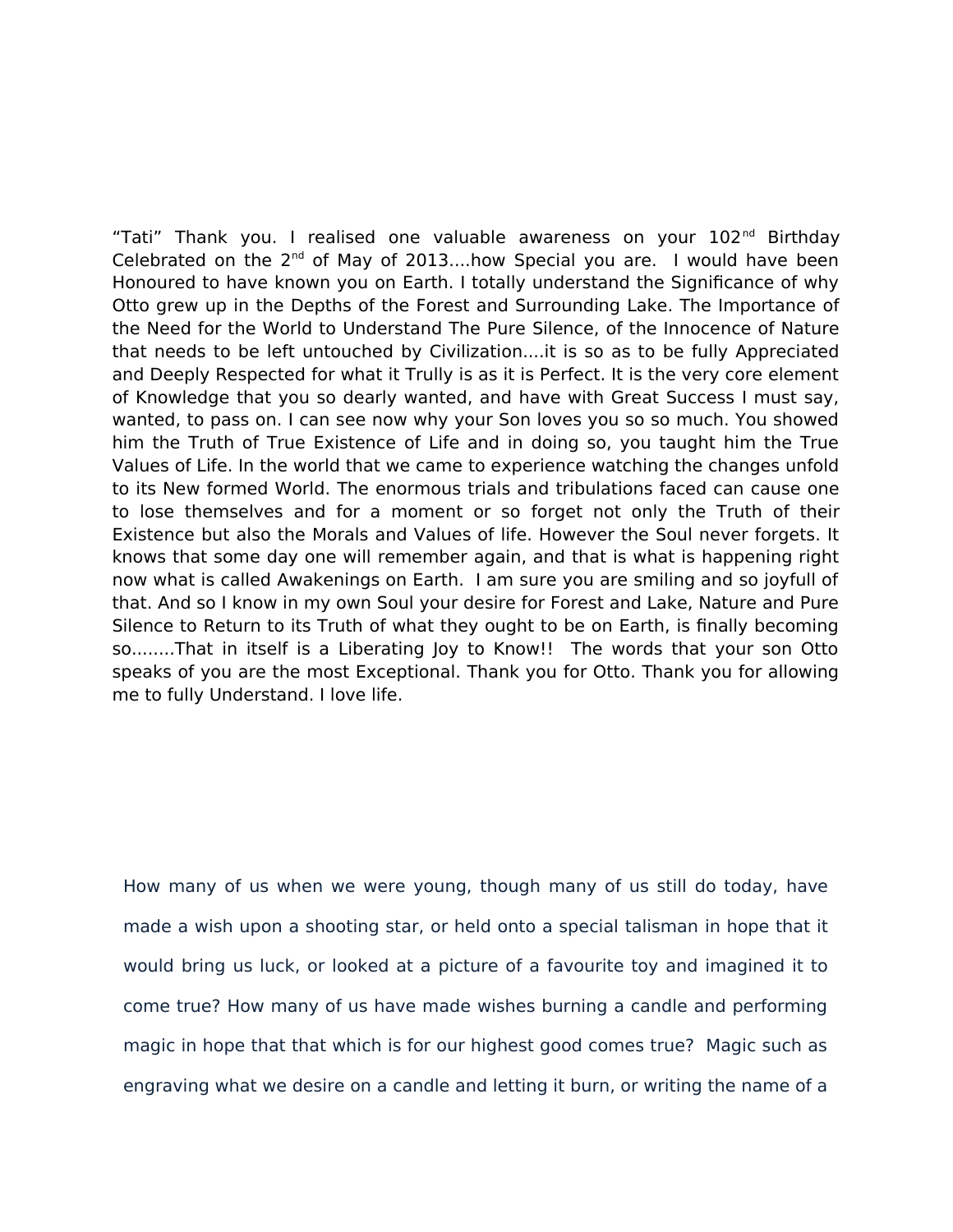"Tati" Thank you. I realised one valuable awareness on your 102nd Birthday Celebrated on the 2nd of May of 2013....how Special you are. I would have been Honoured to have known you on Earth. I totally understand the Significance of why Otto grew up in the Depths of the Forest and Surrounding Lake. The Importance of the Need for the World to Understand The Pure Silence, of the Innocence of Nature that needs to be left untouched by Civilization....it is so as to be fully Appreciated and Deeply Respected for what it Trully is as it is Perfect. It is the very core element of Knowledge that you so dearly wanted, and have with Great Success I must say, wanted, to pass on. I can see now why your Son loves you so so much. You showed him the Truth of True Existence of Life and in doing so, you taught him the True Values of Life. In the world that we came to experience watching the changes unfold to its New formed World. The enormous trials and tribulations faced can cause one to lose themselves and for a moment or so forget not only the Truth of their Existence but also the Morals and Values of life. However the Soul never forgets. It knows that some day one will remember again, and that is what is happening right now what is called Awakenings on Earth. I am sure you are smiling and so joyfull of that. And so I know in my own Soul your desire for Forest and Lake, Nature and Pure Silence to Return to its Truth of what they ought to be on Earth, is finally becoming so........That in itself is a Liberating Joy to Know!! The words that your son Otto speaks of you are the most Exceptional. Thank you for Otto. Thank you for allowing me to fully Understand. I love life.

How many of us when we were young, though many of us still do today, have made a wish upon a shooting star, or held onto a special talisman in hope that it would bring us luck, or looked at a picture of a favourite toy and imagined it to come true? How many of us have made wishes burning a candle and performing magic in hope that that which is for our highest good comes true? Magic such as engraving what we desire on a candle and letting it burn, or writing the name of a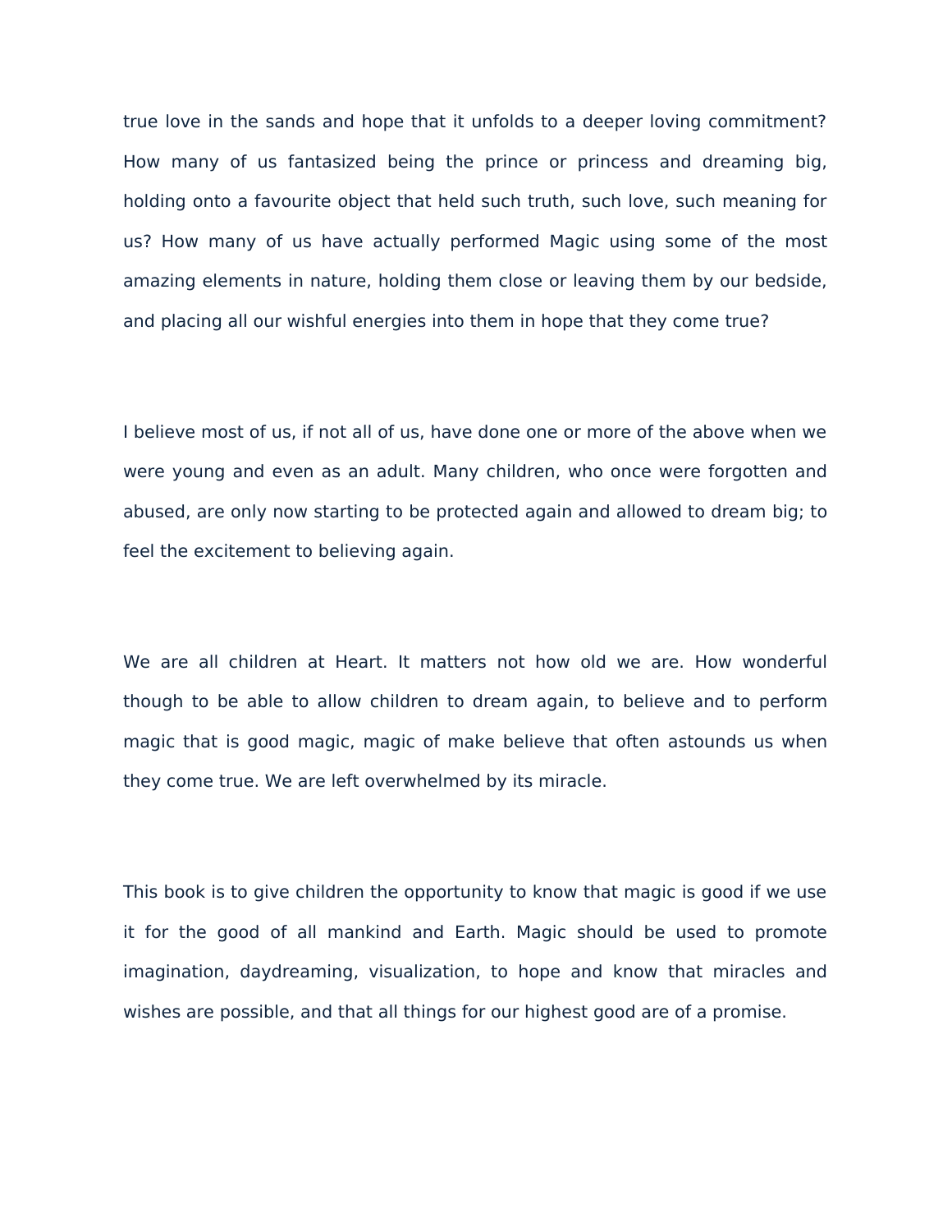true love in the sands and hope that it unfolds to a deeper loving commitment? How many of us fantasized being the prince or princess and dreaming big, holding onto a favourite object that held such truth, such love, such meaning for us? How many of us have actually performed Magic using some of the most amazing elements in nature, holding them close or leaving them by our bedside, and placing all our wishful energies into them in hope that they come true?

I believe most of us, if not all of us, have done one or more of the above when we were young and even as an adult. Many children, who once were forgotten and abused, are only now starting to be protected again and allowed to dream big; to feel the excitement to believing again.

We are all children at Heart. It matters not how old we are. How wonderful though to be able to allow children to dream again, to believe and to perform magic that is good magic, magic of make believe that often astounds us when they come true. We are left overwhelmed by its miracle.

This book is to give children the opportunity to know that magic is good if we use it for the good of all mankind and Earth. Magic should be used to promote imagination, daydreaming, visualization, to hope and know that miracles and wishes are possible, and that all things for our highest good are of a promise.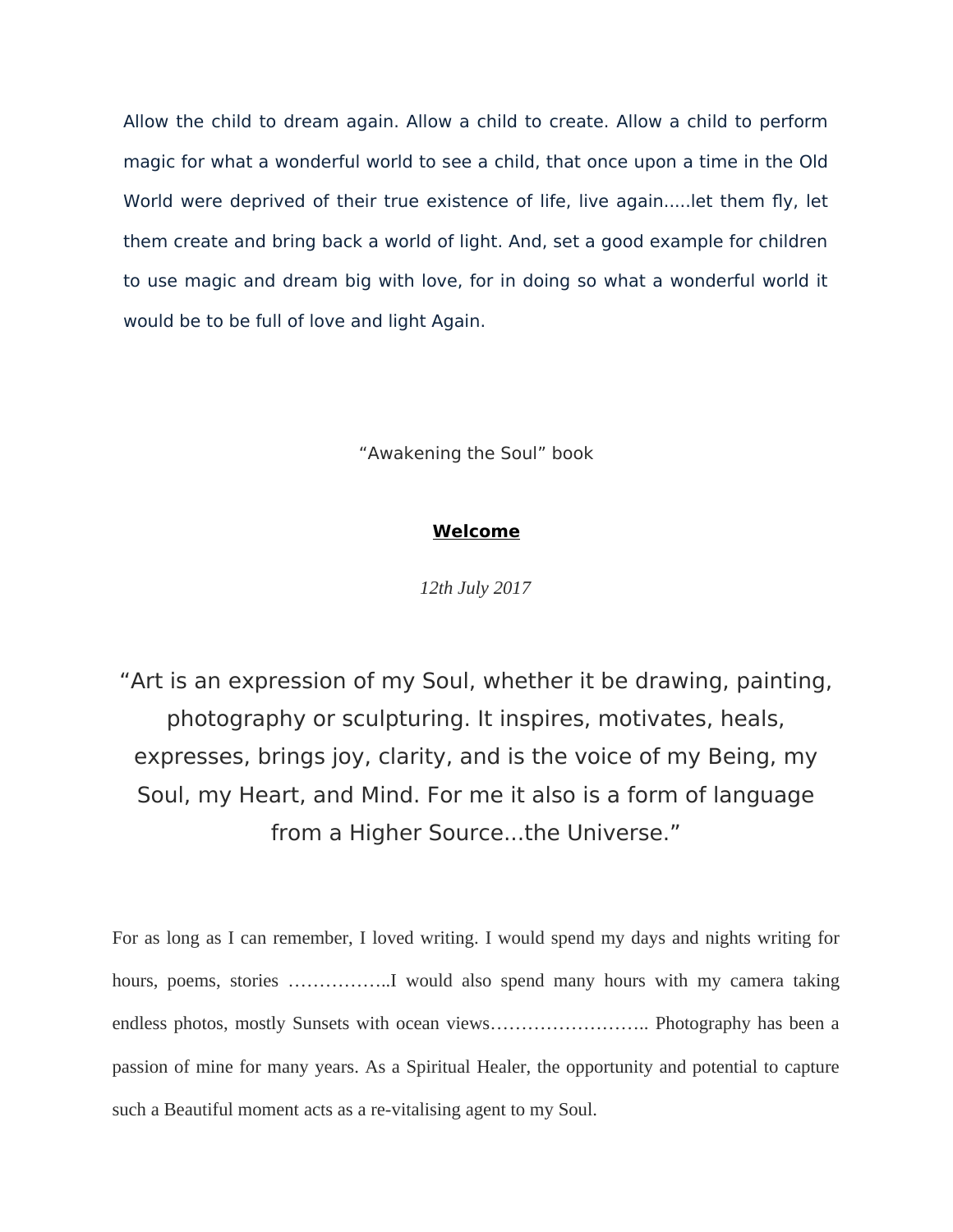Allow the child to dream again. Allow a child to create. Allow a child to perform magic for what a wonderful world to see a child, that once upon a time in the Old World were deprived of their true existence of life, live again.....let them fly, let them create and bring back a world of light. And, set a good example for children to use magic and dream big with love, for in doing so what a wonderful world it would be to be full of love and light Again.

“Awakening the Soul” book

**Welcome**

*12th July 2017*

“Art is an expression of my Soul, whether it be drawing, painting, photography or sculpturing. It inspires, motivates, heals, expresses, brings joy, clarity, and is the voice of my Being, my Soul, my Heart, and Mind. For me it also is a form of language from a Higher Source...the Universe.”

For as long as I can remember, I loved writing. I would spend my days and nights writing for hours, poems, stories ……………..I would also spend many hours with my camera taking endless photos, mostly Sunsets with ocean views…………………….. Photography has been a passion of mine for many years. As a Spiritual Healer, the opportunity and potential to capture such a Beautiful moment acts as a re-vitalising agent to my Soul.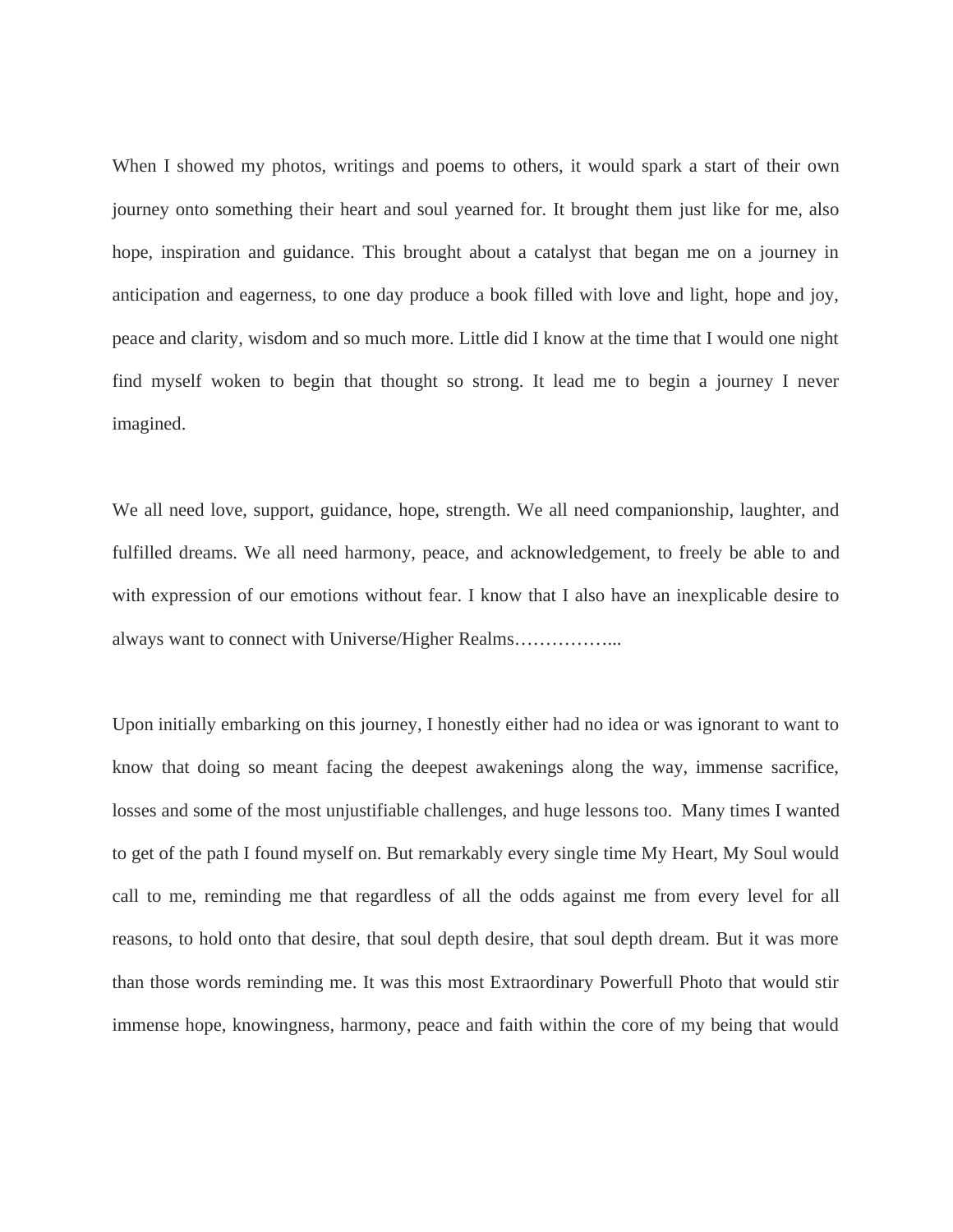When I showed my photos, writings and poems to others, it would spark a start of their own journey onto something their heart and soul yearned for. It brought them just like for me, also hope, inspiration and guidance. This brought about a catalyst that began me on a journey in anticipation and eagerness, to one day produce a book filled with love and light, hope and joy, peace and clarity, wisdom and so much more. Little did I know at the time that I would one night find myself woken to begin that thought so strong. It lead me to begin a journey I never imagined.

We all need love, support, guidance, hope, strength. We all need companionship, laughter, and fulfilled dreams. We all need harmony, peace, and acknowledgement, to freely be able to and with expression of our emotions without fear. I know that I also have an inexplicable desire to always want to connect with Universe/Higher Realms……………...

Upon initially embarking on this journey, I honestly either had no idea or was ignorant to want to know that doing so meant facing the deepest awakenings along the way, immense sacrifice, losses and some of the most unjustifiable challenges, and huge lessons too. Many times I wanted to get of the path I found myself on. But remarkably every single time My Heart, My Soul would call to me, reminding me that regardless of all the odds against me from every level for all reasons, to hold onto that desire, that soul depth desire, that soul depth dream. But it was more than those words reminding me. It was this most Extraordinary Powerfull Photo that would stir immense hope, knowingness, harmony, peace and faith within the core of my being that would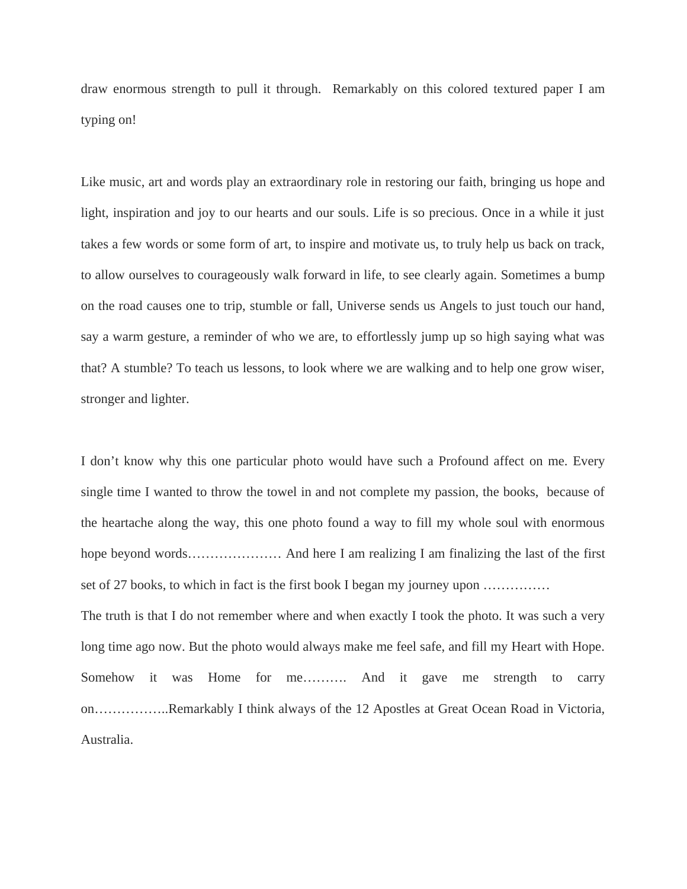draw enormous strength to pull it through.  Remarkably on this colored textured paper I am typing on!

Like music, art and words play an extraordinary role in restoring our faith, bringing us hope and light, inspiration and joy to our hearts and our souls. Life is so precious. Once in a while it just takes a few words or some form of art, to inspire and motivate us, to truly help us back on track, to allow ourselves to courageously walk forward in life, to see clearly again. Sometimes a bump on the road causes one to trip, stumble or fall, Universe sends us Angels to just touch our hand, say a warm gesture, a reminder of who we are, to effortlessly jump up so high saying what was that? A stumble? To teach us lessons, to look where we are walking and to help one grow wiser, stronger and lighter.

I don't know why this one particular photo would have such a Profound affect on me. Every single time I wanted to throw the towel in and not complete my passion, the books,  because of the heartache along the way, this one photo found a way to fill my whole soul with enormous hope beyond words………………… And here I am realizing I am finalizing the last of the first set of 27 books, to which in fact is the first book I began my journey upon ……………

The truth is that I do not remember where and when exactly I took the photo. It was such a very long time ago now. But the photo would always make me feel safe, and fill my Heart with Hope. Somehow it was Home for me………. And it gave me strength to carry on……………..Remarkably I think always of the 12 Apostles at Great Ocean Road in Victoria, Australia.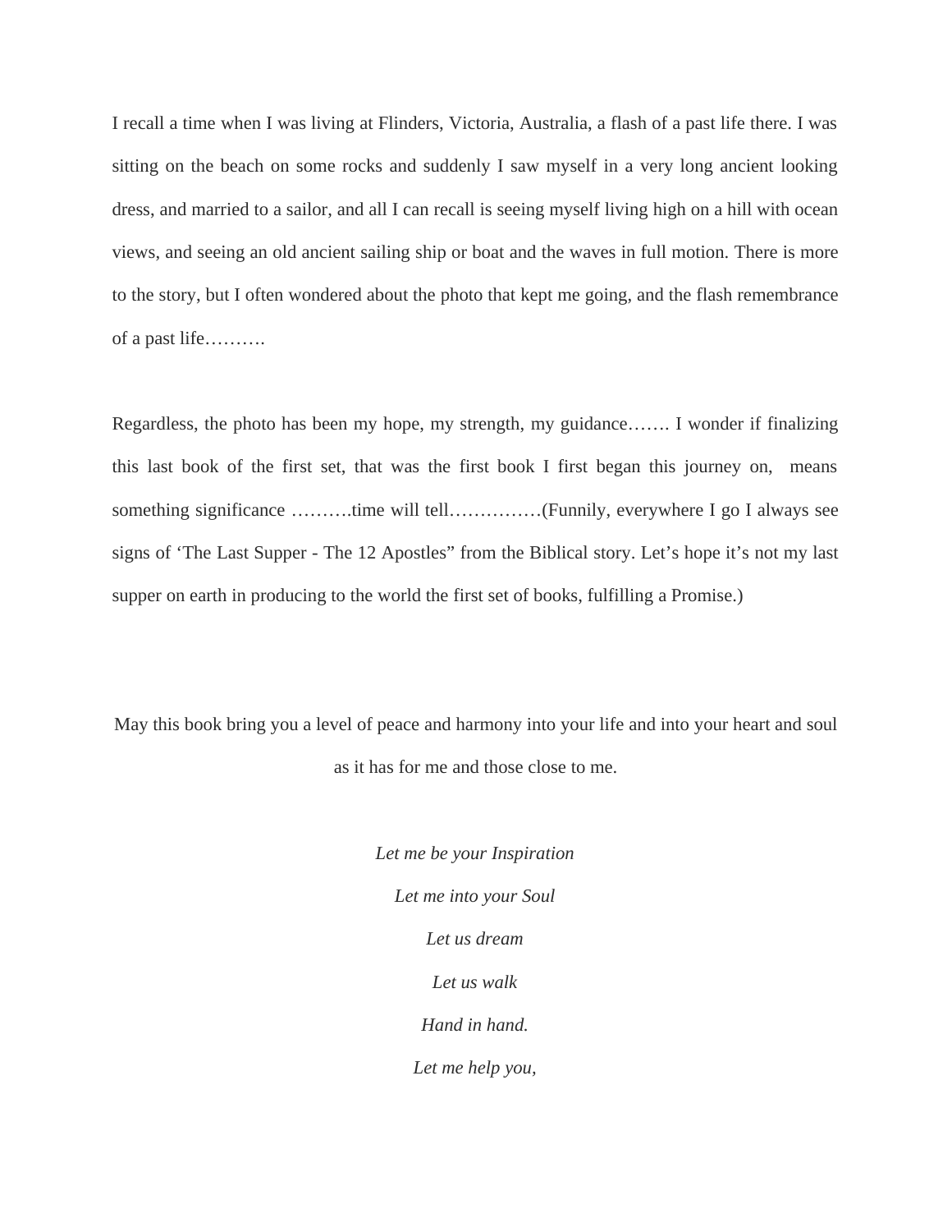I recall a time when I was living at Flinders, Victoria, Australia, a flash of a past life there. I was sitting on the beach on some rocks and suddenly I saw myself in a very long ancient looking dress, and married to a sailor, and all I can recall is seeing myself living high on a hill with ocean views, and seeing an old ancient sailing ship or boat and the waves in full motion. There is more to the story, but I often wondered about the photo that kept me going, and the flash remembrance of a past life……….

Regardless, the photo has been my hope, my strength, my guidance……. I wonder if finalizing this last book of the first set, that was the first book I first began this journey on, means something significance ……….time will tell……………(Funnily, everywhere I go I always see signs of 'The Last Supper - The 12 Apostles" from the Biblical story. Let's hope it's not my last supper on earth in producing to the world the first set of books, fulfilling a Promise.)

May this book bring you a level of peace and harmony into your life and into your heart and soul as it has for me and those close to me.

*Let me be your Inspiration*

*Let me into your Soul*

*Let us dream*

*Let us walk*

*Hand in hand.*

*Let me help you,*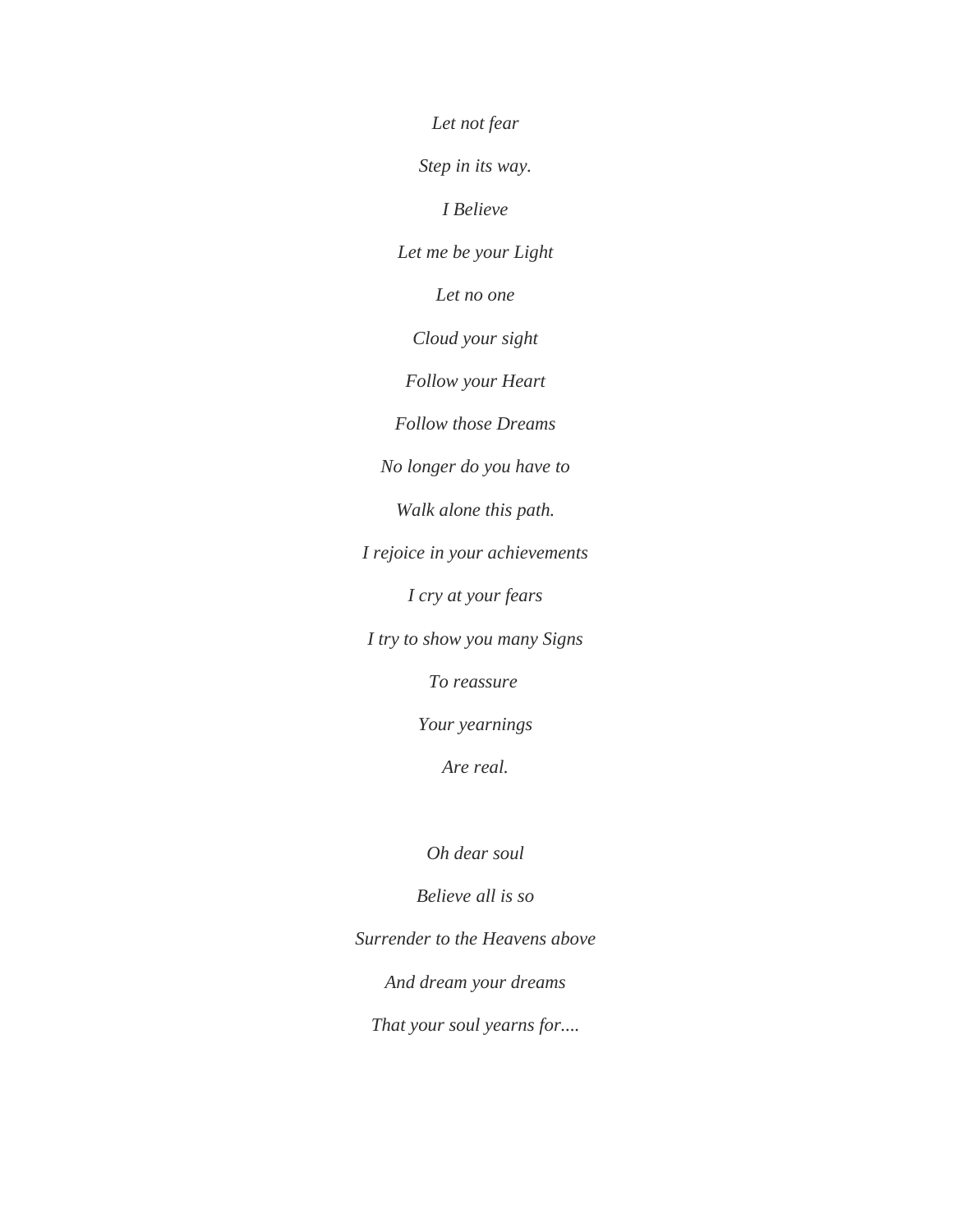*Let not fear*

*Step in its way.*

*I Believe*

*Let me be your Light*

*Let no one*

*Cloud your sight*

*Follow your Heart*

*Follow those Dreams*

*No longer do you have to*

*Walk alone this path.*

*I rejoice in your achievements*

*I cry at your fears*

*I try to show you many Signs*

*To reassure*

*Your yearnings*

*Are real.*

*Oh dear soul*

*Believe all is so*

*Surrender to the Heavens above*

*And dream your dreams*

*That your soul yearns for....*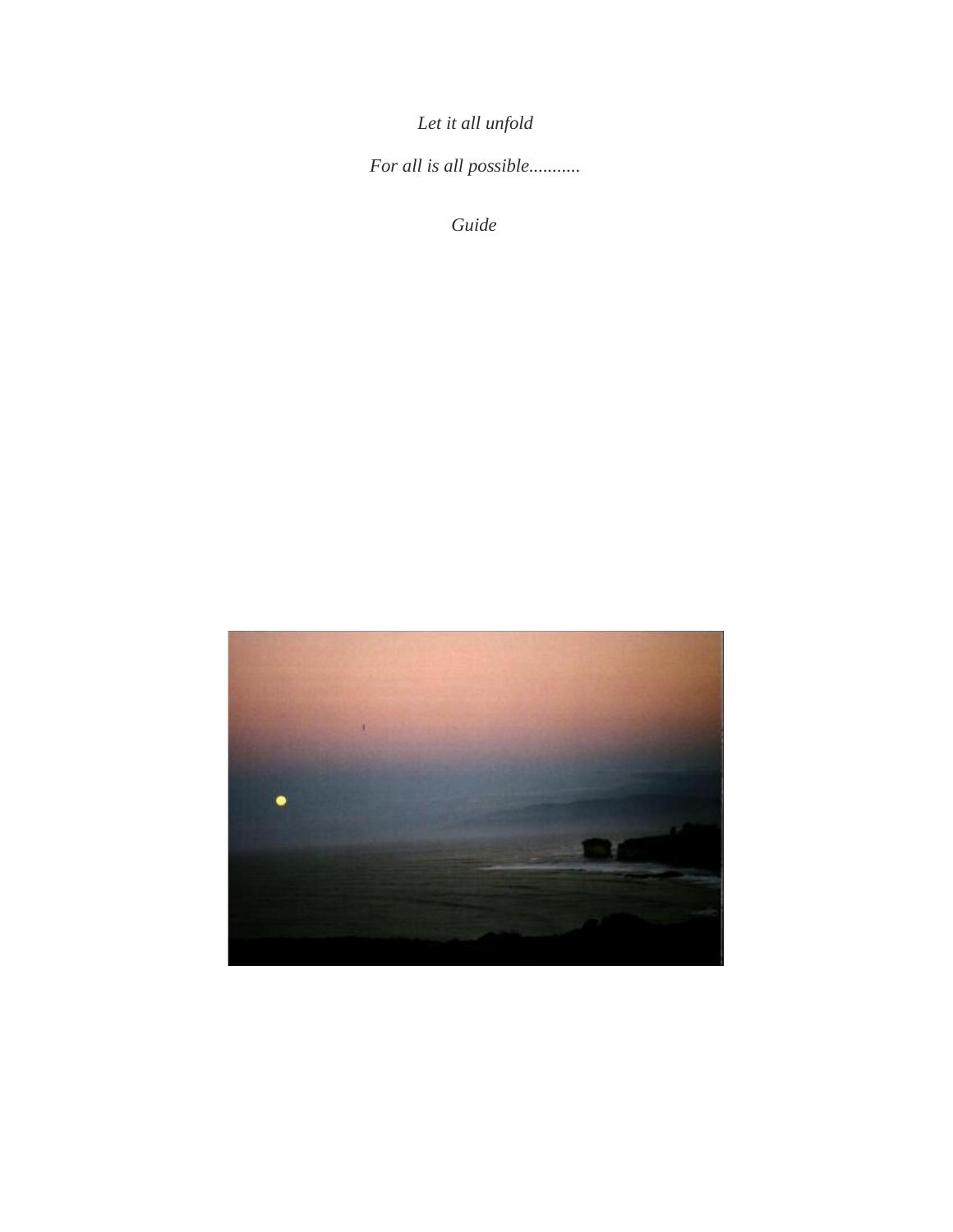*Let it all unfold*

*For all is all possible...........*

*Guide*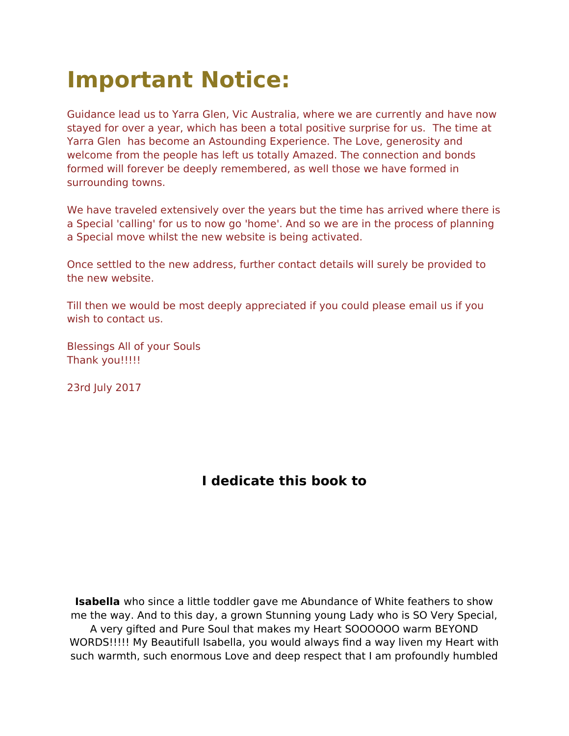# Important Notice:

Guidance lead us to Yarra Glen, Vic Australia, where we are currently and have now stayed for over a year, which has been a total positive surprise for us.  The time at Yarra Glen  has become an Astounding Experience. The Love, generosity and welcome from the people has left us totally Amazed. The connection and bonds formed will forever be deeply remembered, as well those we have formed in surrounding towns.

We have traveled extensively over the years but the time has arrived where there is a Special 'calling' for us to now go 'home'. And so we are in the process of planning a Special move whilst the new website is being activated.

Once settled to the new address, further contact details will surely be provided to the new website.

Till then we would be most deeply appreciated if you could please email us if you wish to contact us.

Blessings All of your Souls
Thank you!!!!!

23rd July 2017

**I dedicate this book to**

**Isabella** who since a little toddler gave me Abundance of White feathers to show me the way. And to this day, a grown Stunning young Lady who is SO Very Special, A very gifted and Pure Soul that makes my Heart SOOOOOO warm BEYOND WORDS!!!!! My Beautifull Isabella, you would always find a way liven my Heart with such warmth, such enormous Love and deep respect that I am profoundly humbled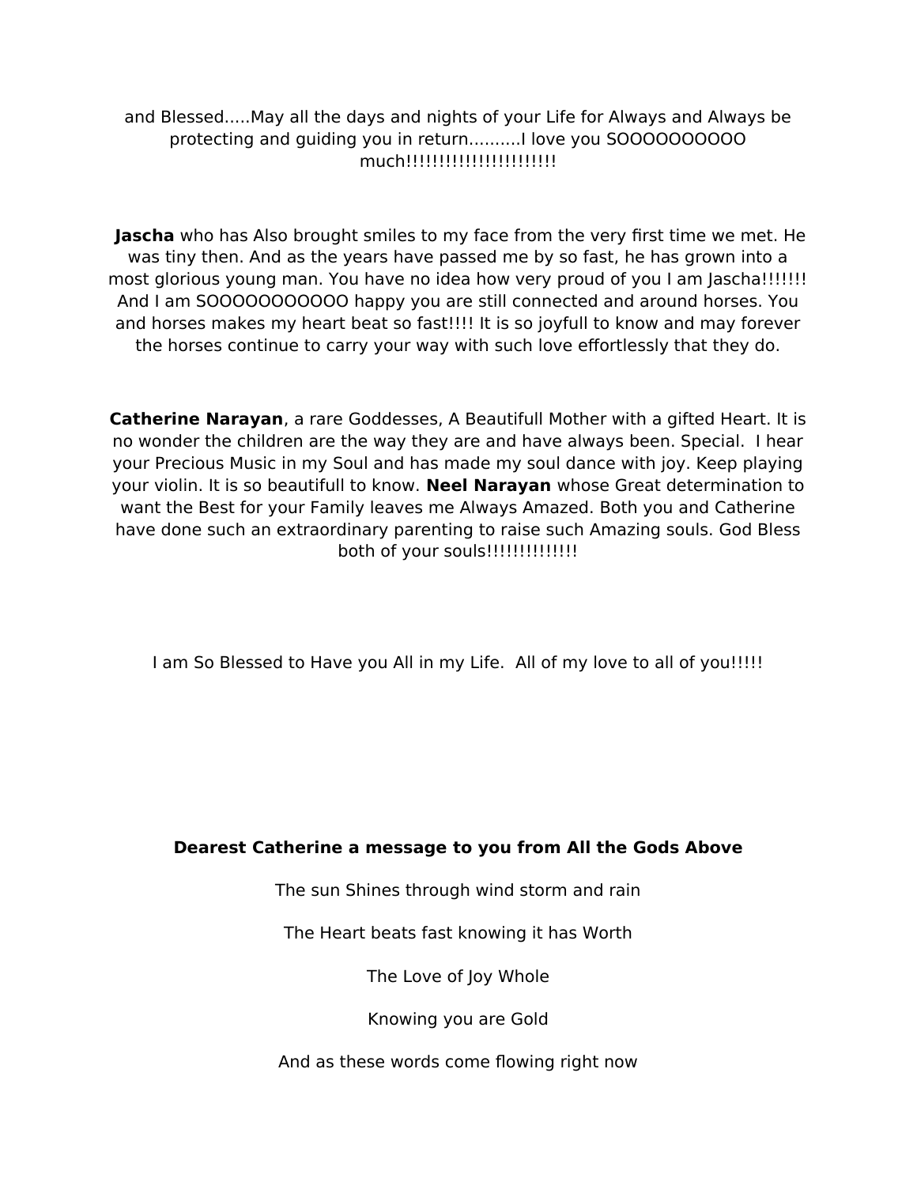and Blessed.....May all the days and nights of your Life for Always and Always be protecting and guiding you in return..........I love you SOOOOOOOOOO much!!!!!!!!!!!!!!!!!!!!!!

**Jascha** who has Also brought smiles to my face from the very first time we met. He was tiny then. And as the years have passed me by so fast, he has grown into a most glorious young man. You have no idea how very proud of you I am Jascha!!!!!!! And I am SOOOOOOOOOOO happy you are still connected and around horses. You and horses makes my heart beat so fast!!!! It is so joyfull to know and may forever the horses continue to carry your way with such love effortlessly that they do.

**Catherine Narayan**, a rare Goddesses, A Beautifull Mother with a gifted Heart. It is no wonder the children are the way they are and have always been. Special. I hear your Precious Music in my Soul and has made my soul dance with joy. Keep playing your violin. It is so beautifull to know. **Neel Narayan** whose Great determination to want the Best for your Family leaves me Always Amazed. Both you and Catherine have done such an extraordinary parenting to raise such Amazing souls. God Bless both of your souls!!!!!!!!!!!!!!

I am So Blessed to Have you All in my Life. All of my love to all of you!!!!!

**Dearest Catherine a message to you from All the Gods Above**

The sun Shines through wind storm and rain

The Heart beats fast knowing it has Worth

The Love of Joy Whole

Knowing you are Gold

And as these words come flowing right now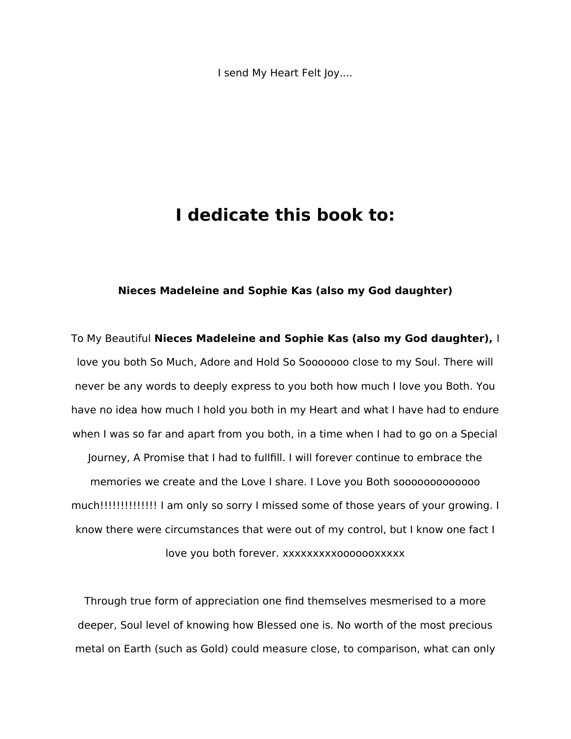I send My Heart Felt Joy....

# I dedicate this book to:

**Nieces Madeleine and Sophie Kas (also my God daughter)**

To My Beautiful **Nieces Madeleine and Sophie Kas (also my God daughter),** I love you both So Much, Adore and Hold So Sooooooo close to my Soul. There will never be any words to deeply express to you both how much I love you Both. You have no idea how much I hold you both in my Heart and what I have had to endure when I was so far and apart from you both, in a time when I had to go on a Special Journey, A Promise that I had to fullfill. I will forever continue to embrace the memories we create and the Love I share. I Love you Both sooooooooooooo much!!!!!!!!!!!!!! I am only so sorry I missed some of those years of your growing. I know there were circumstances that were out of my control, but I know one fact I love you both forever. xxxxxxxxxoooooоxxxxx

Through true form of appreciation one find themselves mesmerised to a more deeper, Soul level of knowing how Blessed one is. No worth of the most precious metal on Earth (such as Gold) could measure close, to comparison, what can only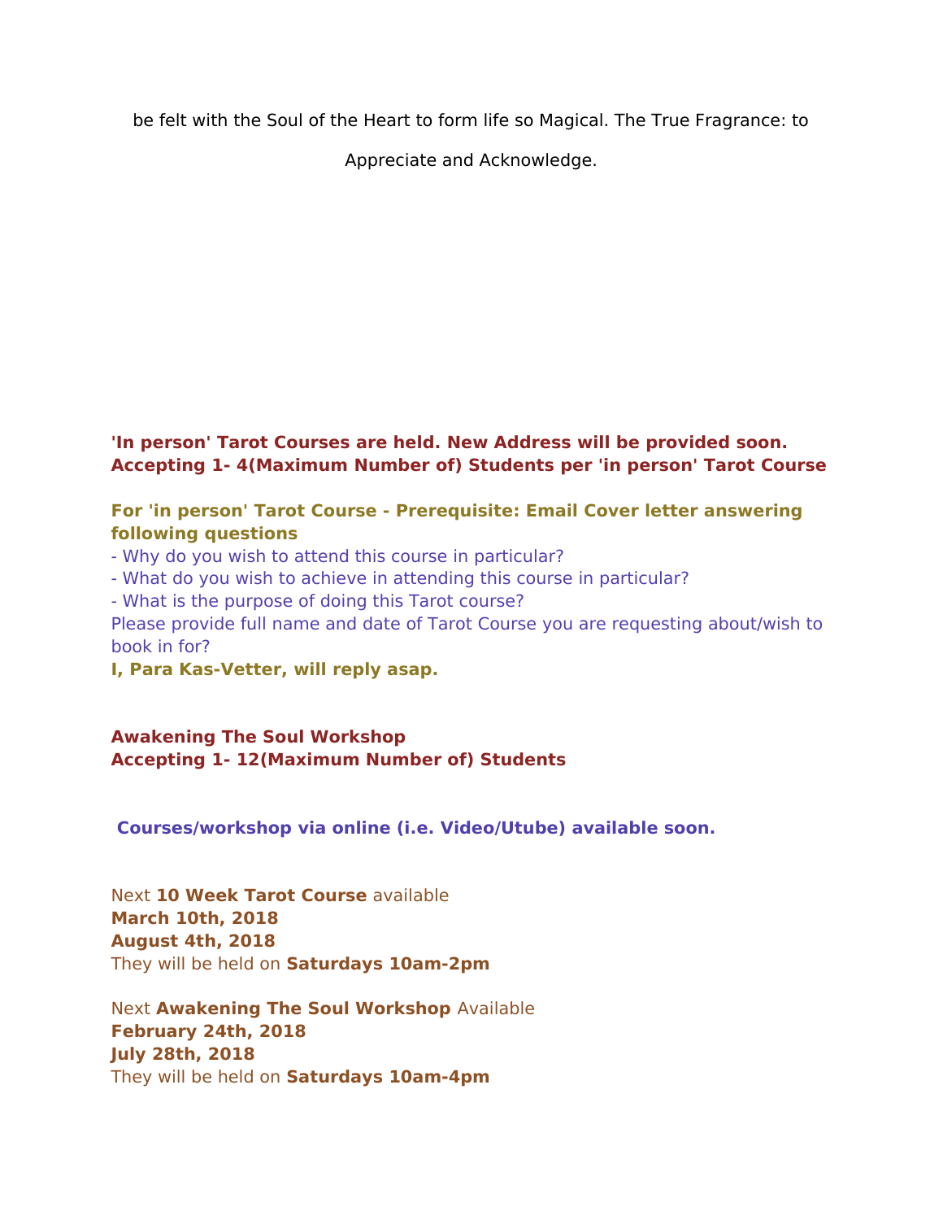be felt with the Soul of the Heart to form life so Magical. The True Fragrance: to

Appreciate and Acknowledge.

**'In person' Tarot Courses are held. New Address will be provided soon.**
**Accepting 1- 4(Maximum Number of) Students per 'in person' Tarot Course**

**For 'in person' Tarot Course - Prerequisite: Email Cover letter answering following questions**
- Why do you wish to attend this course in particular?
- What do you wish to achieve in attending this course in particular?
- What is the purpose of doing this Tarot course?

Please provide full name and date of Tarot Course you are requesting about/wish to book in for?
**I, Para Kas-Vetter, will reply asap.**

**Awakening The Soul Workshop**
**Accepting 1- 12(Maximum Number of) Students**

**Courses/workshop via online (i.e. Video/Utube) available soon.**

Next **10 Week Tarot Course** available
**March 10th, 2018**
**August 4th, 2018**
They will be held on **Saturdays 10am-2pm**

Next **Awakening The Soul Workshop** Available
**February 24th, 2018**
**July 28th, 2018**
They will be held on **Saturdays 10am-4pm**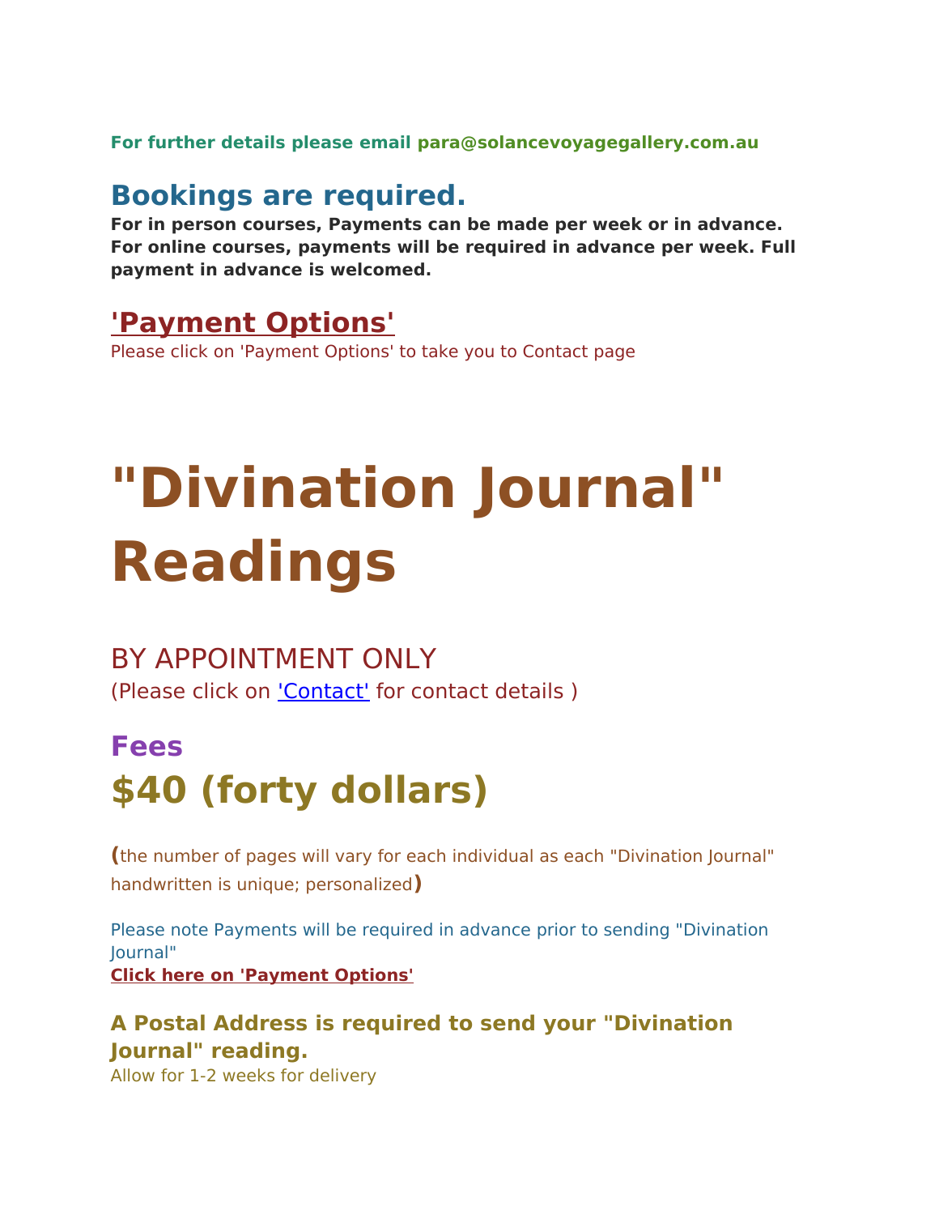**For further details please email para@solancevoyagegallery.com.au**

## Bookings are required.

**For in person courses, Payments can be made per week or in advance. For online courses, payments will be required in advance per week. Full payment in advance is welcomed.**

## 'Payment Options'

Please click on 'Payment Options' to take you to Contact page

# "Divination Journal" Readings

BY APPOINTMENT ONLY

(Please click on 'Contact' for contact details )

## Fees

# $40 (forty dollars)

**(**the number of pages will vary for each individual as each "Divination Journal" handwritten is unique; personalized**)**

Please note Payments will be required in advance prior to sending "Divination Journal"

**Click here on 'Payment Options'**

### A Postal Address is required to send your "Divination Journal" reading.

Allow for 1-2 weeks for delivery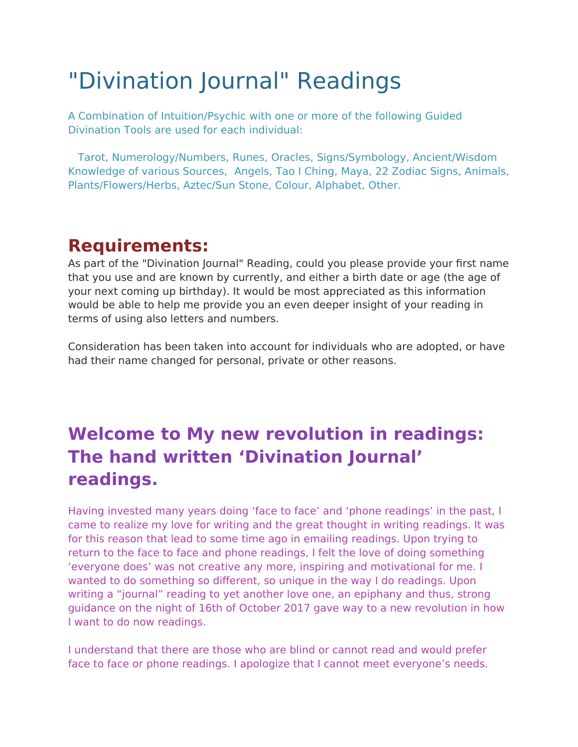# "Divination Journal" Readings

A Combination of Intuition/Psychic with one or more of the following Guided Divination Tools are used for each individual:

Tarot, Numerology/Numbers, Runes, Oracles, Signs/Symbology, Ancient/Wisdom Knowledge of various Sources, Angels, Tao I Ching, Maya, 22 Zodiac Signs, Animals, Plants/Flowers/Herbs, Aztec/Sun Stone, Colour, Alphabet, Other.

## Requirements:

As part of the "Divination Journal" Reading, could you please provide your first name that you use and are known by currently, and either a birth date or age (the age of your next coming up birthday). It would be most appreciated as this information would be able to help me provide you an even deeper insight of your reading in terms of using also letters and numbers.

Consideration has been taken into account for individuals who are adopted, or have had their name changed for personal, private or other reasons.

## Welcome to My new revolution in readings: The hand written 'Divination Journal' readings.

Having invested many years doing 'face to face' and 'phone readings' in the past, I came to realize my love for writing and the great thought in writing readings. It was for this reason that lead to some time ago in emailing readings. Upon trying to return to the face to face and phone readings, I felt the love of doing something 'everyone does' was not creative any more, inspiring and motivational for me. I wanted to do something so different, so unique in the way I do readings. Upon writing a "journal" reading to yet another love one, an epiphany and thus, strong guidance on the night of 16th of October 2017 gave way to a new revolution in how I want to do now readings.

I understand that there are those who are blind or cannot read and would prefer face to face or phone readings. I apologize that I cannot meet everyone's needs.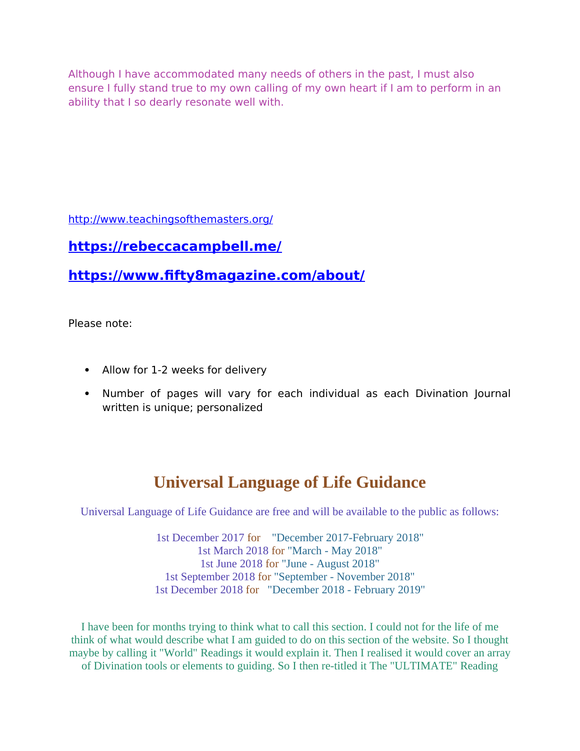Although I have accommodated many needs of others in the past, I must also ensure I fully stand true to my own calling of my own heart if I am to perform in an ability that I so dearly resonate well with.

http://www.teachingsofthemasters.org/

**https://rebeccacampbell.me/**

**https://www.fifty8magazine.com/about/**

Please note:

- Allow for 1-2 weeks for delivery
- Number of pages will vary for each individual as each Divination Journal written is unique; personalized

## Universal Language of Life Guidance

Universal Language of Life Guidance are free and will be available to the public as follows:

1st December 2017 for "December 2017-February 2018"
1st March 2018 for "March - May 2018"
1st June 2018 for "June - August 2018"
1st September 2018 for "September - November 2018"
1st December 2018 for "December 2018 - February 2019"

I have been for months trying to think what to call this section. I could not for the life of me think of what would describe what I am guided to do on this section of the website. So I thought maybe by calling it "World" Readings it would explain it. Then I realised it would cover an array of Divination tools or elements to guiding. So I then re-titled it The "ULTIMATE" Reading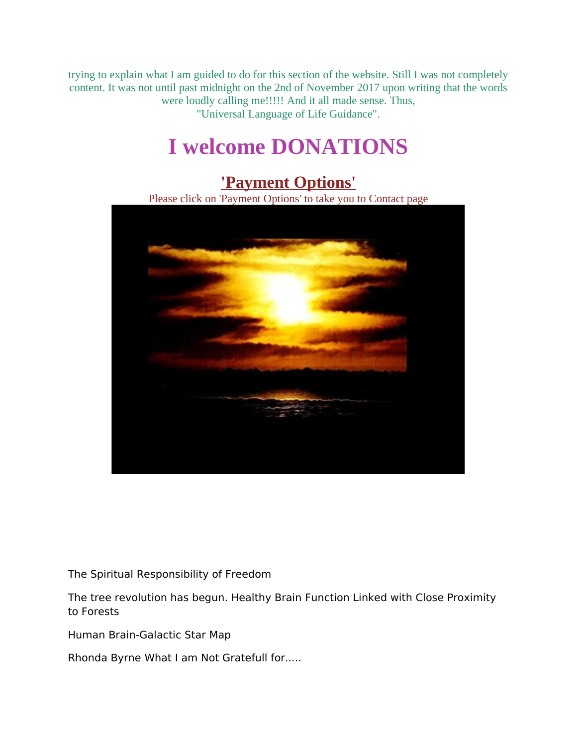trying to explain what I am guided to do for this section of the website. Still I was not completely content. It was not until past midnight on the 2nd of November 2017 upon writing that the words were loudly calling me!!!!! And it all made sense. Thus, "Universal Language of Life Guidance".

# I welcome DONATIONS

## 'Payment Options'

Please click on 'Payment Options' to take you to Contact page

The Spiritual Responsibility of Freedom

The tree revolution has begun. Healthy Brain Function Linked with Close Proximity to Forests

Human Brain-Galactic Star Map

Rhonda Byrne What I am Not Gratefull for.....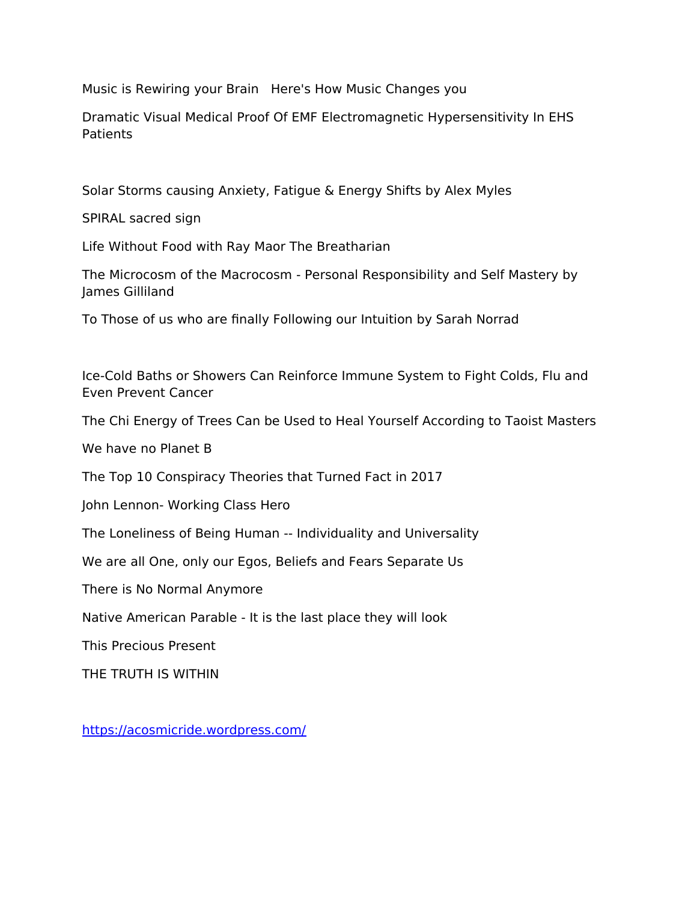Music is Rewiring your Brain   Here's How Music Changes you

Dramatic Visual Medical Proof Of EMF Electromagnetic Hypersensitivity In EHS Patients

Solar Storms causing Anxiety, Fatigue & Energy Shifts by Alex Myles

SPIRAL sacred sign

Life Without Food with Ray Maor The Breatharian

The Microcosm of the Macrocosm - Personal Responsibility and Self Mastery by James Gilliland

To Those of us who are finally Following our Intuition by Sarah Norrad

Ice-Cold Baths or Showers Can Reinforce Immune System to Fight Colds, Flu and Even Prevent Cancer

The Chi Energy of Trees Can be Used to Heal Yourself According to Taoist Masters

We have no Planet B

The Top 10 Conspiracy Theories that Turned Fact in 2017

John Lennon- Working Class Hero

The Loneliness of Being Human -- Individuality and Universality

We are all One, only our Egos, Beliefs and Fears Separate Us

There is No Normal Anymore

Native American Parable - It is the last place they will look

This Precious Present

THE TRUTH IS WITHIN

https://acosmicride.wordpress.com/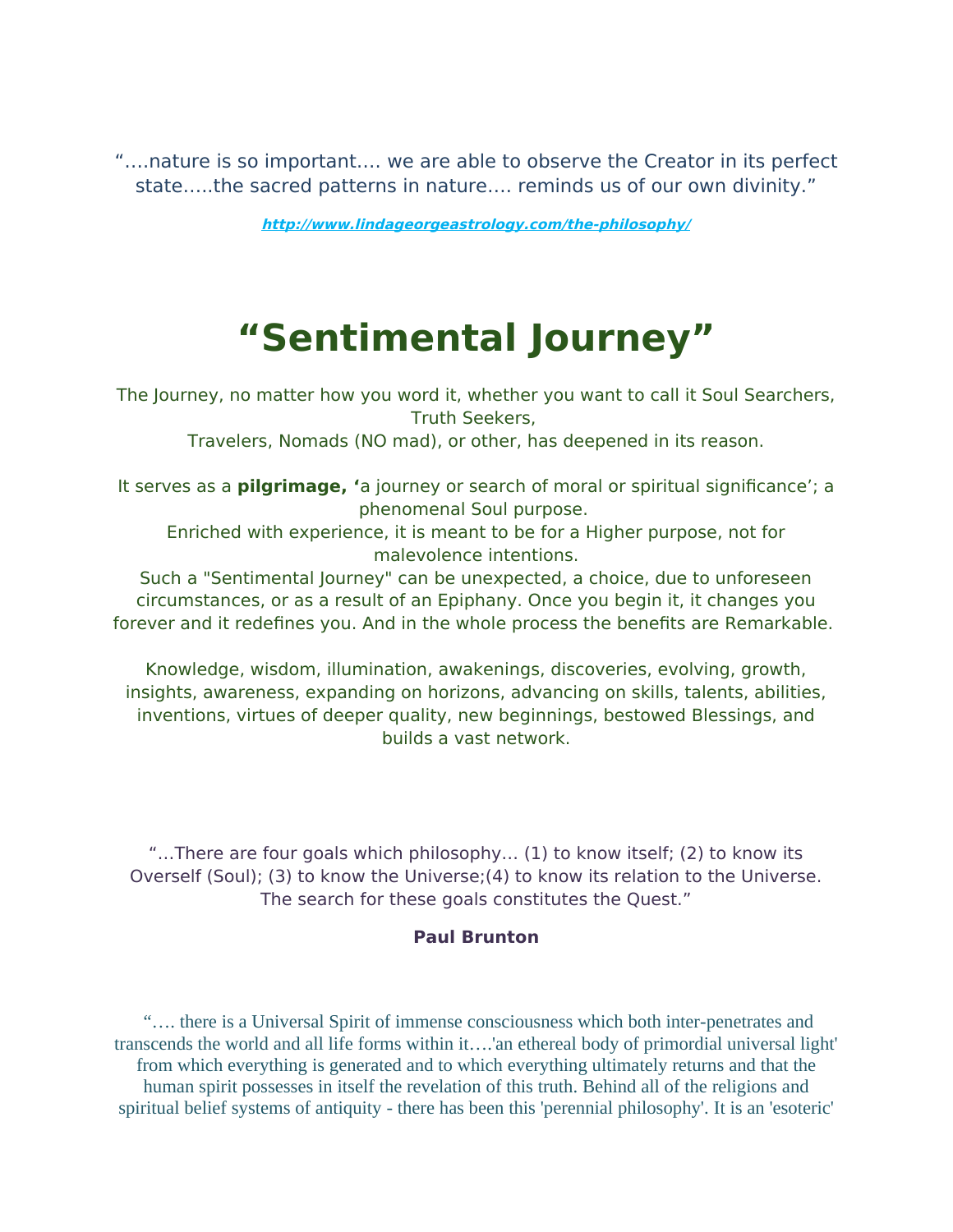"….nature is so important…. we are able to observe the Creator in its perfect state…..the sacred patterns in nature…. reminds us of our own divinity."

***http://www.lindageorgeastrology.com/the-philosophy/***

# "Sentimental Journey"

The Journey, no matter how you word it, whether you want to call it Soul Searchers, Truth Seekers,
Travelers, Nomads (NO mad), or other, has deepened in its reason.

It serves as a **pilgrimage, '**a journey or search of moral or spiritual significance'; a phenomenal Soul purpose.
Enriched with experience, it is meant to be for a Higher purpose, not for malevolence intentions.
Such a "Sentimental Journey" can be unexpected, a choice, due to unforeseen circumstances, or as a result of an Epiphany. Once you begin it, it changes you forever and it redefines you. And in the whole process the benefits are Remarkable.

Knowledge, wisdom, illumination, awakenings, discoveries, evolving, growth, insights, awareness, expanding on horizons, advancing on skills, talents, abilities, inventions, virtues of deeper quality, new beginnings, bestowed Blessings, and builds a vast network.

"…There are four goals which philosophy… (1) to know itself; (2) to know its Overself (Soul); (3) to know the Universe;(4) to know its relation to the Universe. The search for these goals constitutes the Quest."

**Paul Brunton**

"…. there is a Universal Spirit of immense consciousness which both inter-penetrates and transcends the world and all life forms within it….'an ethereal body of primordial universal light' from which everything is generated and to which everything ultimately returns and that the human spirit possesses in itself the revelation of this truth. Behind all of the religions and spiritual belief systems of antiquity - there has been this 'perennial philosophy'. It is an 'esoteric'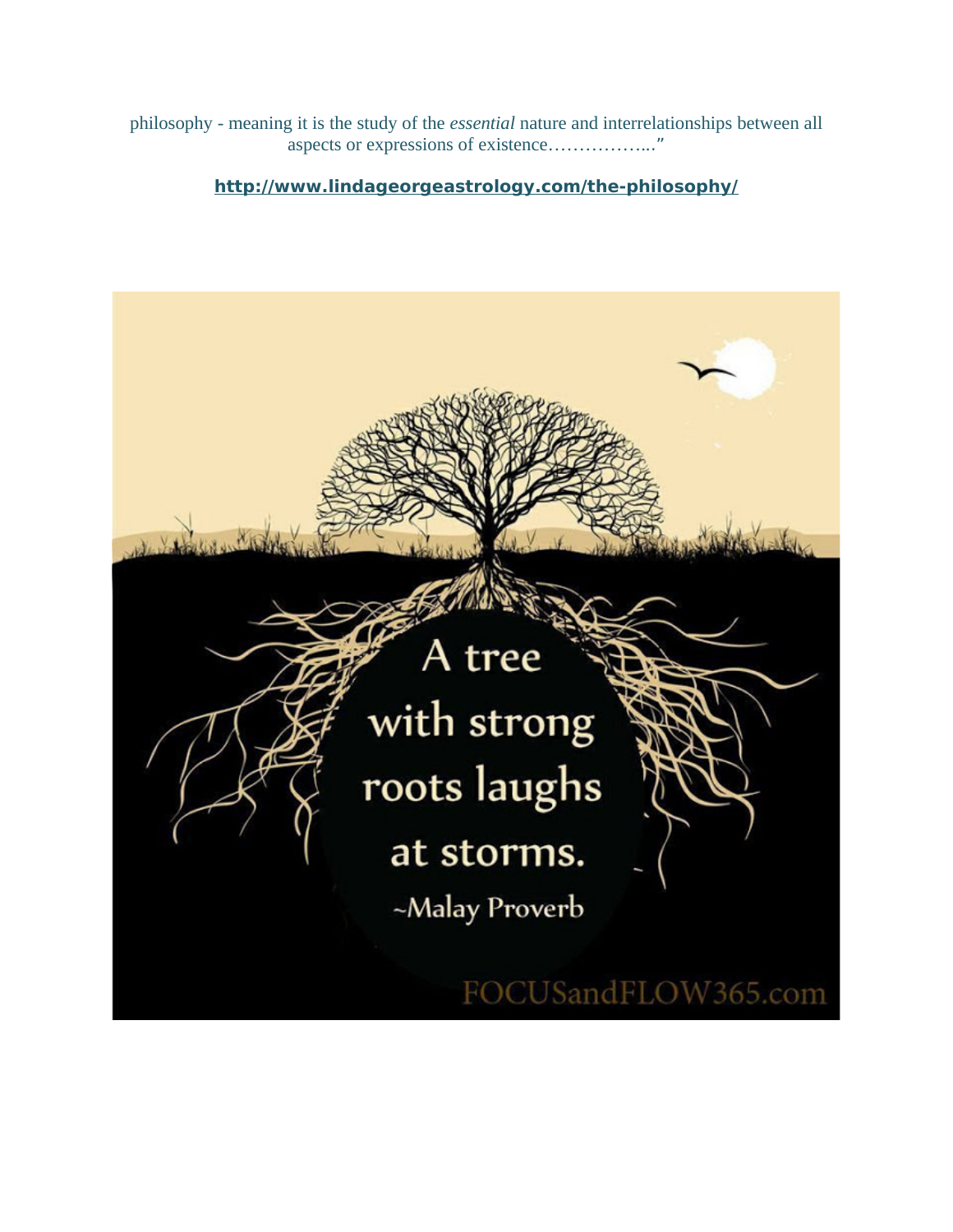philosophy - meaning it is the study of the *essential* nature and interrelationships between all aspects or expressions of existence……………...”

**http://www.lindageorgeastrology.com/the-philosophy/**

A tree with strong roots laughs at storms.

~Malay Proverb

FOCUSandFLOW365.com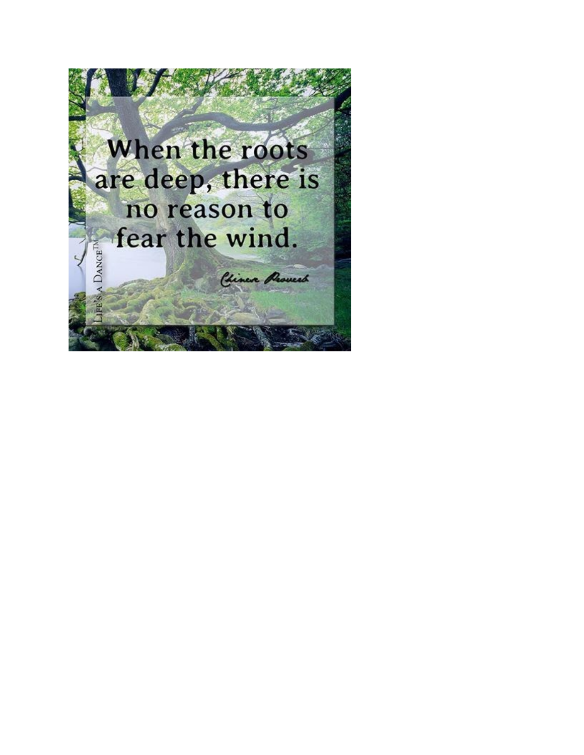When the roots are deep, there is no reason to fear the wind.

Chinese Proverb

LIFE'S A DANCE™